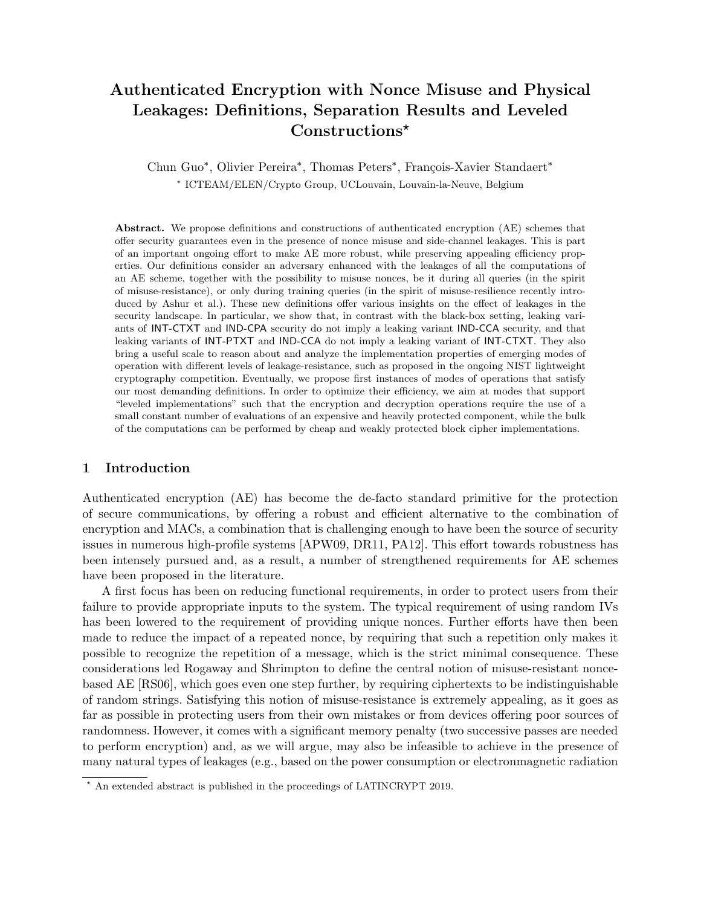# Authenticated Encryption with Nonce Misuse and Physical Leakages: Definitions, Separation Results and Leveled Constructions*

Chun Guo*, Olivier Pereira*, Thomas Peters*, François-Xavier Standaert*

* ICTEAM/ELEN/Crypto Group, UCLouvain, Louvain-la-Neuve, Belgium

**Abstract.** We propose definitions and constructions of authenticated encryption (AE) schemes that offer security guarantees even in the presence of nonce misuse and side-channel leakages. This is part of an important ongoing effort to make AE more robust, while preserving appealing efficiency properties. Our definitions consider an adversary enhanced with the leakages of all the computations of an AE scheme, together with the possibility to misuse nonces, be it during all queries (in the spirit of misuse-resistance), or only during training queries (in the spirit of misuse-resilience recently introduced by Ashur et al.). These new definitions offer various insights on the effect of leakages in the security landscape. In particular, we show that, in contrast with the black-box setting, leaking variants of INT-CTXT and IND-CPA security do not imply a leaking variant IND-CCA security, and that leaking variants of INT-PTXT and IND-CCA do not imply a leaking variant of INT-CTXT. They also bring a useful scale to reason about and analyze the implementation properties of emerging modes of operation with different levels of leakage-resistance, such as proposed in the ongoing NIST lightweight cryptography competition. Eventually, we propose first instances of modes of operations that satisfy our most demanding definitions. In order to optimize their efficiency, we aim at modes that support "leveled implementations" such that the encryption and decryption operations require the use of a small constant number of evaluations of an expensive and heavily protected component, while the bulk of the computations can be performed by cheap and weakly protected block cipher implementations.

## 1 Introduction

Authenticated encryption (AE) has become the de-facto standard primitive for the protection of secure communications, by offering a robust and efficient alternative to the combination of encryption and MACs, a combination that is challenging enough to have been the source of security issues in numerous high-profile systems [APW09, DR11, PA12]. This effort towards robustness has been intensely pursued and, as a result, a number of strengthened requirements for AE schemes have been proposed in the literature.

A first focus has been on reducing functional requirements, in order to protect users from their failure to provide appropriate inputs to the system. The typical requirement of using random IVs has been lowered to the requirement of providing unique nonces. Further efforts have then been made to reduce the impact of a repeated nonce, by requiring that such a repetition only makes it possible to recognize the repetition of a message, which is the strict minimal consequence. These considerations led Rogaway and Shrimpton to define the central notion of misuse-resistant nonce-based AE [RS06], which goes even one step further, by requiring ciphertexts to be indistinguishable of random strings. Satisfying this notion of misuse-resistance is extremely appealing, as it goes as far as possible in protecting users from their own mistakes or from devices offering poor sources of randomness. However, it comes with a significant memory penalty (two successive passes are needed to perform encryption) and, as we will argue, may also be infeasible to achieve in the presence of many natural types of leakages (e.g., based on the power consumption or electronmagnetic radiation

* An extended abstract is published in the proceedings of LATINCRYPT 2019.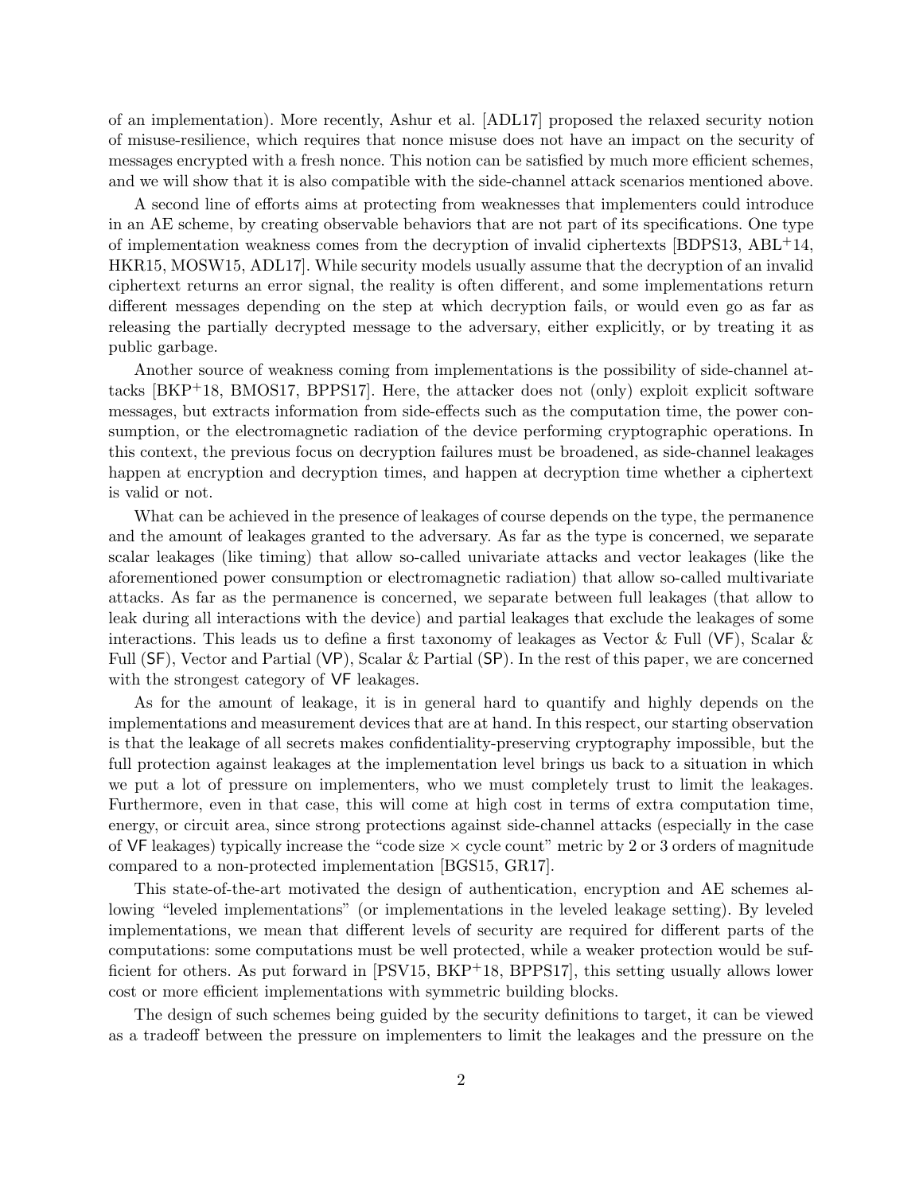of an implementation). More recently, Ashur et al. [ADL17] proposed the relaxed security notion of misuse-resilience, which requires that nonce misuse does not have an impact on the security of messages encrypted with a fresh nonce. This notion can be satisfied by much more efficient schemes, and we will show that it is also compatible with the side-channel attack scenarios mentioned above.

A second line of efforts aims at protecting from weaknesses that implementers could introduce in an AE scheme, by creating observable behaviors that are not part of its specifications. One type of implementation weakness comes from the decryption of invalid ciphertexts [BDPS13, ABL+14, HKR15, MOSW15, ADL17]. While security models usually assume that the decryption of an invalid ciphertext returns an error signal, the reality is often different, and some implementations return different messages depending on the step at which decryption fails, or would even go as far as releasing the partially decrypted message to the adversary, either explicitly, or by treating it as public garbage.

Another source of weakness coming from implementations is the possibility of side-channel attacks [BKP+18, BMOS17, BPPS17]. Here, the attacker does not (only) exploit explicit software messages, but extracts information from side-effects such as the computation time, the power consumption, or the electromagnetic radiation of the device performing cryptographic operations. In this context, the previous focus on decryption failures must be broadened, as side-channel leakages happen at encryption and decryption times, and happen at decryption time whether a ciphertext is valid or not.

What can be achieved in the presence of leakages of course depends on the type, the permanence and the amount of leakages granted to the adversary. As far as the type is concerned, we separate scalar leakages (like timing) that allow so-called univariate attacks and vector leakages (like the aforementioned power consumption or electromagnetic radiation) that allow so-called multivariate attacks. As far as the permanence is concerned, we separate between full leakages (that allow to leak during all interactions with the device) and partial leakages that exclude the leakages of some interactions. This leads us to define a first taxonomy of leakages as Vector & Full (VF), Scalar & Full (SF), Vector and Partial (VP), Scalar & Partial (SP). In the rest of this paper, we are concerned with the strongest category of VF leakages.

As for the amount of leakage, it is in general hard to quantify and highly depends on the implementations and measurement devices that are at hand. In this respect, our starting observation is that the leakage of all secrets makes confidentiality-preserving cryptography impossible, but the full protection against leakages at the implementation level brings us back to a situation in which we put a lot of pressure on implementers, who we must completely trust to limit the leakages. Furthermore, even in that case, this will come at high cost in terms of extra computation time, energy, or circuit area, since strong protections against side-channel attacks (especially in the case of VF leakages) typically increase the "code size × cycle count" metric by 2 or 3 orders of magnitude compared to a non-protected implementation [BGS15, GR17].

This state-of-the-art motivated the design of authentication, encryption and AE schemes allowing "leveled implementations" (or implementations in the leveled leakage setting). By leveled implementations, we mean that different levels of security are required for different parts of the computations: some computations must be well protected, while a weaker protection would be sufficient for others. As put forward in [PSV15, BKP+18, BPPS17], this setting usually allows lower cost or more efficient implementations with symmetric building blocks.

The design of such schemes being guided by the security definitions to target, it can be viewed as a tradeoff between the pressure on implementers to limit the leakages and the pressure on the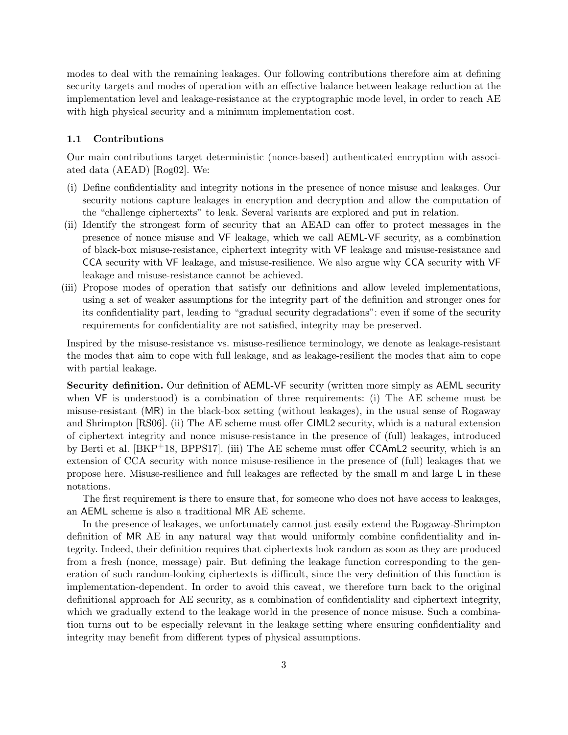modes to deal with the remaining leakages. Our following contributions therefore aim at defining security targets and modes of operation with an effective balance between leakage reduction at the implementation level and leakage-resistance at the cryptographic mode level, in order to reach AE with high physical security and a minimum implementation cost.

### 1.1 Contributions

Our main contributions target deterministic (nonce-based) authenticated encryption with associated data (AEAD) [Rog02]. We:

(i) Define confidentiality and integrity notions in the presence of nonce misuse and leakages. Our security notions capture leakages in encryption and decryption and allow the computation of the "challenge ciphertexts" to leak. Several variants are explored and put in relation.

(ii) Identify the strongest form of security that an AEAD can offer to protect messages in the presence of nonce misuse and VF leakage, which we call AEML-VF security, as a combination of black-box misuse-resistance, ciphertext integrity with VF leakage and misuse-resistance and CCA security with VF leakage, and misuse-resilience. We also argue why CCA security with VF leakage and misuse-resistance cannot be achieved.

(iii) Propose modes of operation that satisfy our definitions and allow leveled implementations, using a set of weaker assumptions for the integrity part of the definition and stronger ones for its confidentiality part, leading to "gradual security degradations": even if some of the security requirements for confidentiality are not satisfied, integrity may be preserved.

Inspired by the misuse-resistance vs. misuse-resilience terminology, we denote as leakage-resistant the modes that aim to cope with full leakage, and as leakage-resilient the modes that aim to cope with partial leakage.

**Security definition.** Our definition of AEML-VF security (written more simply as AEML security when VF is understood) is a combination of three requirements: (i) The AE scheme must be misuse-resistant (MR) in the black-box setting (without leakages), in the usual sense of Rogaway and Shrimpton [RS06]. (ii) The AE scheme must offer CIML2 security, which is a natural extension of ciphertext integrity and nonce misuse-resistance in the presence of (full) leakages, introduced by Berti et al. [BKP+18, BPPS17]. (iii) The AE scheme must offer CCAmL2 security, which is an extension of CCA security with nonce misuse-resilience in the presence of (full) leakages that we propose here. Misuse-resilience and full leakages are reflected by the small m and large L in these notations.

The first requirement is there to ensure that, for someone who does not have access to leakages, an AEML scheme is also a traditional MR AE scheme.

In the presence of leakages, we unfortunately cannot just easily extend the Rogaway-Shrimpton definition of MR AE in any natural way that would uniformly combine confidentiality and integrity. Indeed, their definition requires that ciphertexts look random as soon as they are produced from a fresh (nonce, message) pair. But defining the leakage function corresponding to the generation of such random-looking ciphertexts is difficult, since the very definition of this function is implementation-dependent. In order to avoid this caveat, we therefore turn back to the original definitional approach for AE security, as a combination of confidentiality and ciphertext integrity, which we gradually extend to the leakage world in the presence of nonce misuse. Such a combination turns out to be especially relevant in the leakage setting where ensuring confidentiality and integrity may benefit from different types of physical assumptions.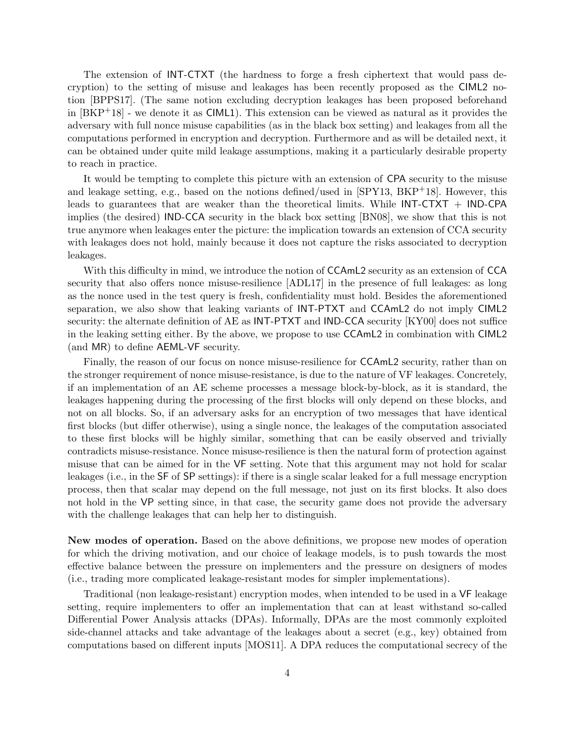The extension of INT-CTXT (the hardness to forge a fresh ciphertext that would pass decryption) to the setting of misuse and leakages has been recently proposed as the CIML2 notion [BPPS17]. (The same notion excluding decryption leakages has been proposed beforehand in [BKP+18] - we denote it as CIML1). This extension can be viewed as natural as it provides the adversary with full nonce misuse capabilities (as in the black box setting) and leakages from all the computations performed in encryption and decryption. Furthermore and as will be detailed next, it can be obtained under quite mild leakage assumptions, making it a particularly desirable property to reach in practice.

It would be tempting to complete this picture with an extension of CPA security to the misuse and leakage setting, e.g., based on the notions defined/used in [SPY13, BKP+18]. However, this leads to guarantees that are weaker than the theoretical limits. While INT-CTXT + IND-CPA implies (the desired) IND-CCA security in the black box setting [BN08], we show that this is not true anymore when leakages enter the picture: the implication towards an extension of CCA security with leakages does not hold, mainly because it does not capture the risks associated to decryption leakages.

With this difficulty in mind, we introduce the notion of CCAmL2 security as an extension of CCA security that also offers nonce misuse-resilience [ADL17] in the presence of full leakages: as long as the nonce used in the test query is fresh, confidentiality must hold. Besides the aforementioned separation, we also show that leaking variants of INT-PTXT and CCAmL2 do not imply CIML2 security: the alternate definition of AE as INT-PTXT and IND-CCA security [KY00] does not suffice in the leaking setting either. By the above, we propose to use CCAmL2 in combination with CIML2 (and MR) to define AEML-VF security.

Finally, the reason of our focus on nonce misuse-resilience for CCAmL2 security, rather than on the stronger requirement of nonce misuse-resistance, is due to the nature of VF leakages. Concretely, if an implementation of an AE scheme processes a message block-by-block, as it is standard, the leakages happening during the processing of the first blocks will only depend on these blocks, and not on all blocks. So, if an adversary asks for an encryption of two messages that have identical first blocks (but differ otherwise), using a single nonce, the leakages of the computation associated to these first blocks will be highly similar, something that can be easily observed and trivially contradicts misuse-resistance. Nonce misuse-resilience is then the natural form of protection against misuse that can be aimed for in the VF setting. Note that this argument may not hold for scalar leakages (i.e., in the SF of SP settings): if there is a single scalar leaked for a full message encryption process, then that scalar may depend on the full message, not just on its first blocks. It also does not hold in the VP setting since, in that case, the security game does not provide the adversary with the challenge leakages that can help her to distinguish.

**New modes of operation.** Based on the above definitions, we propose new modes of operation for which the driving motivation, and our choice of leakage models, is to push towards the most effective balance between the pressure on implementers and the pressure on designers of modes (i.e., trading more complicated leakage-resistant modes for simpler implementations).

Traditional (non leakage-resistant) encryption modes, when intended to be used in a VF leakage setting, require implementers to offer an implementation that can at least withstand so-called Differential Power Analysis attacks (DPAs). Informally, DPAs are the most commonly exploited side-channel attacks and take advantage of the leakages about a secret (e.g., key) obtained from computations based on different inputs [MOS11]. A DPA reduces the computational secrecy of the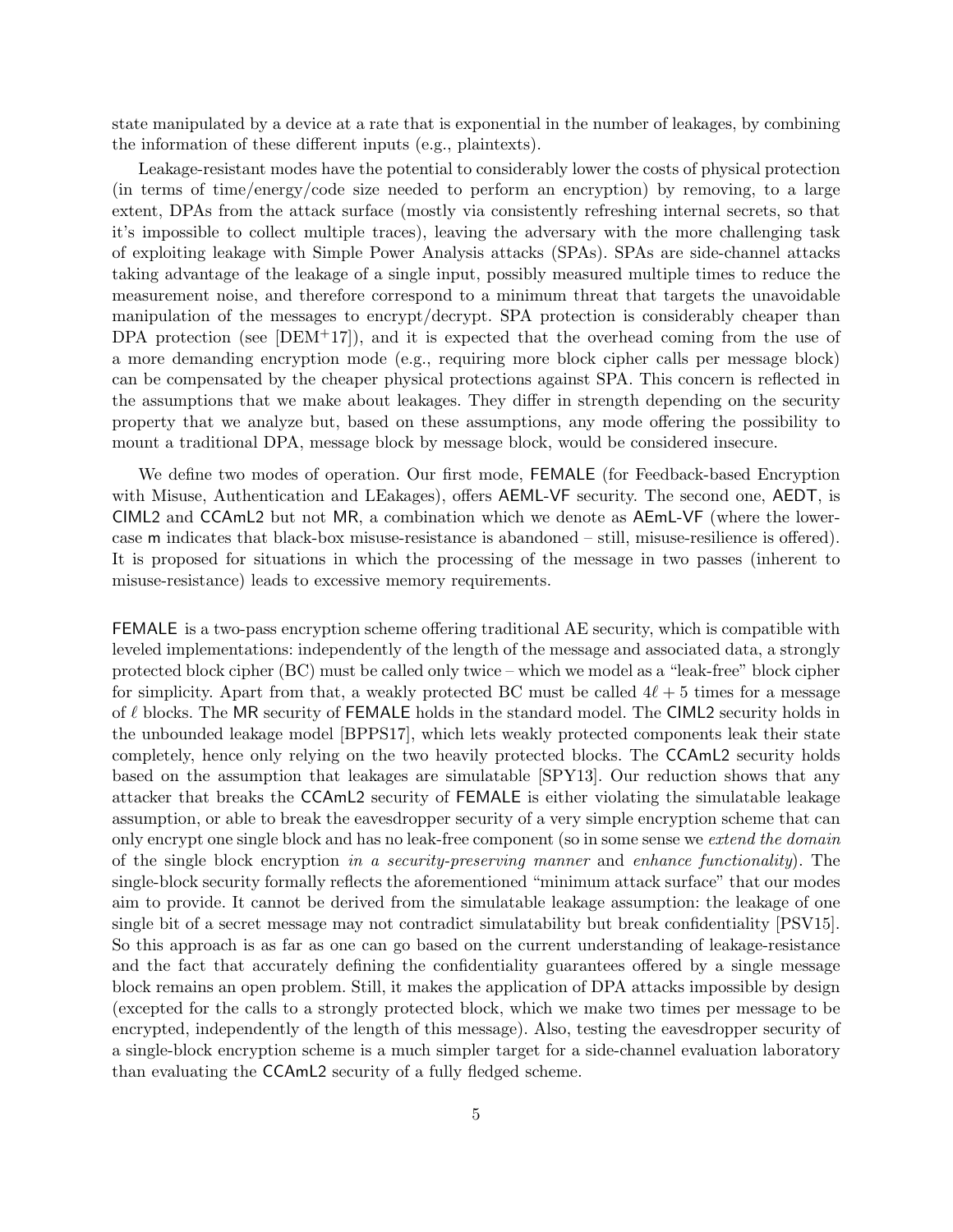state manipulated by a device at a rate that is exponential in the number of leakages, by combining the information of these different inputs (e.g., plaintexts).

Leakage-resistant modes have the potential to considerably lower the costs of physical protection (in terms of time/energy/code size needed to perform an encryption) by removing, to a large extent, DPAs from the attack surface (mostly via consistently refreshing internal secrets, so that it's impossible to collect multiple traces), leaving the adversary with the more challenging task of exploiting leakage with Simple Power Analysis attacks (SPAs). SPAs are side-channel attacks taking advantage of the leakage of a single input, possibly measured multiple times to reduce the measurement noise, and therefore correspond to a minimum threat that targets the unavoidable manipulation of the messages to encrypt/decrypt. SPA protection is considerably cheaper than DPA protection (see [DEM+17]), and it is expected that the overhead coming from the use of a more demanding encryption mode (e.g., requiring more block cipher calls per message block) can be compensated by the cheaper physical protections against SPA. This concern is reflected in the assumptions that we make about leakages. They differ in strength depending on the security property that we analyze but, based on these assumptions, any mode offering the possibility to mount a traditional DPA, message block by message block, would be considered insecure.

We define two modes of operation. Our first mode, FEMALE (for Feedback-based Encryption with Misuse, Authentication and LEakages), offers AEML-VF security. The second one, AEDT, is CIML2 and CCAmL2 but not MR, a combination which we denote as AEmL-VF (where the lower-case m indicates that black-box misuse-resistance is abandoned – still, misuse-resilience is offered). It is proposed for situations in which the processing of the message in two passes (inherent to misuse-resistance) leads to excessive memory requirements.

FEMALE is a two-pass encryption scheme offering traditional AE security, which is compatible with leveled implementations: independently of the length of the message and associated data, a strongly protected block cipher (BC) must be called only twice – which we model as a "leak-free" block cipher for simplicity. Apart from that, a weakly protected BC must be called $4\ell + 5$ times for a message of $\ell$ blocks. The MR security of FEMALE holds in the standard model. The CIML2 security holds in the unbounded leakage model [BPPS17], which lets weakly protected components leak their state completely, hence only relying on the two heavily protected blocks. The CCAmL2 security holds based on the assumption that leakages are simulatable [SPY13]. Our reduction shows that any attacker that breaks the CCAmL2 security of FEMALE is either violating the simulatable leakage assumption, or able to break the eavesdropper security of a very simple encryption scheme that can only encrypt one single block and has no leak-free component (so in some sense we *extend the domain* of the single block encryption *in a security-preserving manner* and *enhance functionality*). The single-block security formally reflects the aforementioned "minimum attack surface" that our modes aim to provide. It cannot be derived from the simulatable leakage assumption: the leakage of one single bit of a secret message may not contradict simulatability but break confidentiality [PSV15]. So this approach is as far as one can go based on the current understanding of leakage-resistance and the fact that accurately defining the confidentiality guarantees offered by a single message block remains an open problem. Still, it makes the application of DPA attacks impossible by design (excepted for the calls to a strongly protected block, which we make two times per message to be encrypted, independently of the length of this message). Also, testing the eavesdropper security of a single-block encryption scheme is a much simpler target for a side-channel evaluation laboratory than evaluating the CCAmL2 security of a fully fledged scheme.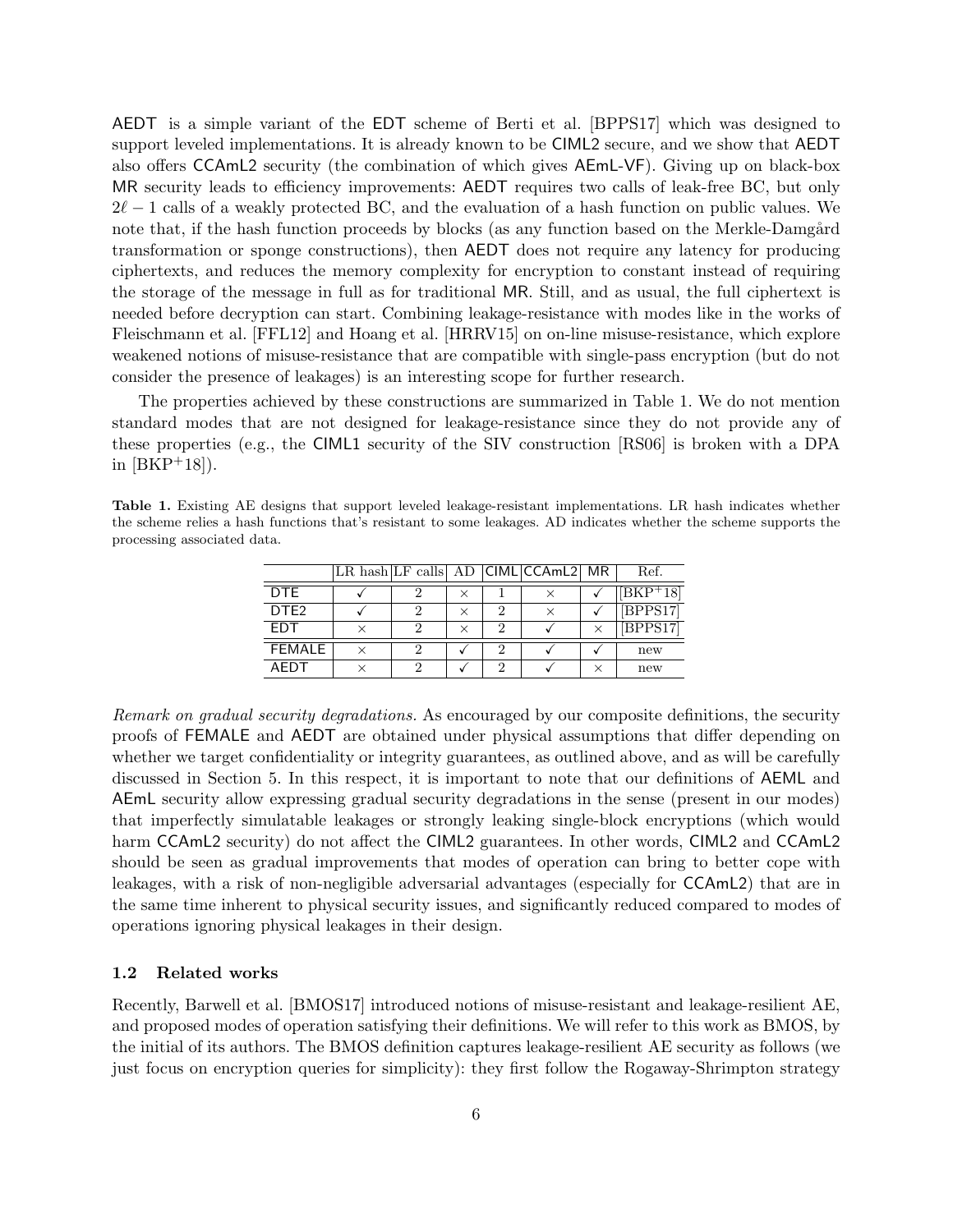AEDT is a simple variant of the EDT scheme of Berti et al. [BPPS17] which was designed to support leveled implementations. It is already known to be CIML2 secure, and we show that AEDT also offers CCAmL2 security (the combination of which gives AEmL-VF). Giving up on black-box MR security leads to efficiency improvements: AEDT requires two calls of leak-free BC, but only $2\ell - 1$ calls of a weakly protected BC, and the evaluation of a hash function on public values. We note that, if the hash function proceeds by blocks (as any function based on the Merkle-Damgård transformation or sponge constructions), then AEDT does not require any latency for producing ciphertexts, and reduces the memory complexity for encryption to constant instead of requiring the storage of the message in full as for traditional MR. Still, and as usual, the full ciphertext is needed before decryption can start. Combining leakage-resistance with modes like in the works of Fleischmann et al. [FFL12] and Hoang et al. [HRRV15] on on-line misuse-resistance, which explore weakened notions of misuse-resistance that are compatible with single-pass encryption (but do not consider the presence of leakages) is an interesting scope for further research.

The properties achieved by these constructions are summarized in Table 1. We do not mention standard modes that are not designed for leakage-resistance since they do not provide any of these properties (e.g., the CIML1 security of the SIV construction [RS06] is broken with a DPA in [BKP+18]).

**Table 1.** Existing AE designs that support leveled leakage-resistant implementations. LR hash indicates whether the scheme relies a hash functions that's resistant to some leakages. AD indicates whether the scheme supports the processing associated data.

| | LR hash | LF calls | AD | CIML | CCAmL2 | MR | Ref. |
|---|---|---|---|---|---|---|---|
| DTE | ✓ | 2 | × | 1 | × | ✓ | [BKP+18] |
| DTE2 | ✓ | 2 | × | 2 | × | ✓ | [BPPS17] |
| EDT | × | 2 | × | 2 | ✓ | × | [BPPS17] |
| FEMALE | × | 2 | ✓ | 2 | ✓ | ✓ | new |
| AEDT | × | 2 | ✓ | 2 | ✓ | × | new |

*Remark on gradual security degradations.* As encouraged by our composite definitions, the security proofs of FEMALE and AEDT are obtained under physical assumptions that differ depending on whether we target confidentiality or integrity guarantees, as outlined above, and as will be carefully discussed in Section 5. In this respect, it is important to note that our definitions of AEML and AEmL security allow expressing gradual security degradations in the sense (present in our modes) that imperfectly simulatable leakages or strongly leaking single-block encryptions (which would harm CCAmL2 security) do not affect the CIML2 guarantees. In other words, CIML2 and CCAmL2 should be seen as gradual improvements that modes of operation can bring to better cope with leakages, with a risk of non-negligible adversarial advantages (especially for CCAmL2) that are in the same time inherent to physical security issues, and significantly reduced compared to modes of operations ignoring physical leakages in their design.

### 1.2 Related works

Recently, Barwell et al. [BMOS17] introduced notions of misuse-resistant and leakage-resilient AE, and proposed modes of operation satisfying their definitions. We will refer to this work as BMOS, by the initial of its authors. The BMOS definition captures leakage-resilient AE security as follows (we just focus on encryption queries for simplicity): they first follow the Rogaway-Shrimpton strategy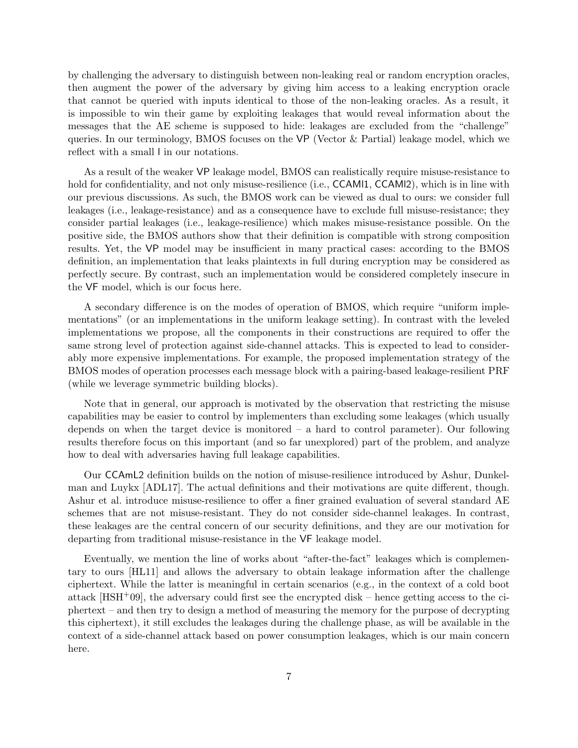by challenging the adversary to distinguish between non-leaking real or random encryption oracles, then augment the power of the adversary by giving him access to a leaking encryption oracle that cannot be queried with inputs identical to those of the non-leaking oracles. As a result, it is impossible to win their game by exploiting leakages that would reveal information about the messages that the AE scheme is supposed to hide: leakages are excluded from the "challenge" queries. In our terminology, BMOS focuses on the VP (Vector & Partial) leakage model, which we reflect with a small l in our notations.

As a result of the weaker VP leakage model, BMOS can realistically require misuse-resistance to hold for confidentiality, and not only misuse-resilience (i.e., CCAMl1, CCAMl2), which is in line with our previous discussions. As such, the BMOS work can be viewed as dual to ours: we consider full leakages (i.e., leakage-resistance) and as a consequence have to exclude full misuse-resistance; they consider partial leakages (i.e., leakage-resilience) which makes misuse-resistance possible. On the positive side, the BMOS authors show that their definition is compatible with strong composition results. Yet, the VP model may be insufficient in many practical cases: according to the BMOS definition, an implementation that leaks plaintexts in full during encryption may be considered as perfectly secure. By contrast, such an implementation would be considered completely insecure in the VF model, which is our focus here.

A secondary difference is on the modes of operation of BMOS, which require "uniform implementations" (or an implementations in the uniform leakage setting). In contrast with the leveled implementations we propose, all the components in their constructions are required to offer the same strong level of protection against side-channel attacks. This is expected to lead to considerably more expensive implementations. For example, the proposed implementation strategy of the BMOS modes of operation processes each message block with a pairing-based leakage-resilient PRF (while we leverage symmetric building blocks).

Note that in general, our approach is motivated by the observation that restricting the misuse capabilities may be easier to control by implementers than excluding some leakages (which usually depends on when the target device is monitored – a hard to control parameter). Our following results therefore focus on this important (and so far unexplored) part of the problem, and analyze how to deal with adversaries having full leakage capabilities.

Our CCAmL2 definition builds on the notion of misuse-resilience introduced by Ashur, Dunkelman and Luykx [ADL17]. The actual definitions and their motivations are quite different, though. Ashur et al. introduce misuse-resilience to offer a finer grained evaluation of several standard AE schemes that are not misuse-resistant. They do not consider side-channel leakages. In contrast, these leakages are the central concern of our security definitions, and they are our motivation for departing from traditional misuse-resistance in the VF leakage model.

Eventually, we mention the line of works about "after-the-fact" leakages which is complementary to ours [HL11] and allows the adversary to obtain leakage information after the challenge ciphertext. While the latter is meaningful in certain scenarios (e.g., in the context of a cold boot attack [HSH+09], the adversary could first see the encrypted disk – hence getting access to the ciphertext – and then try to design a method of measuring the memory for the purpose of decrypting this ciphertext), it still excludes the leakages during the challenge phase, as will be available in the context of a side-channel attack based on power consumption leakages, which is our main concern here.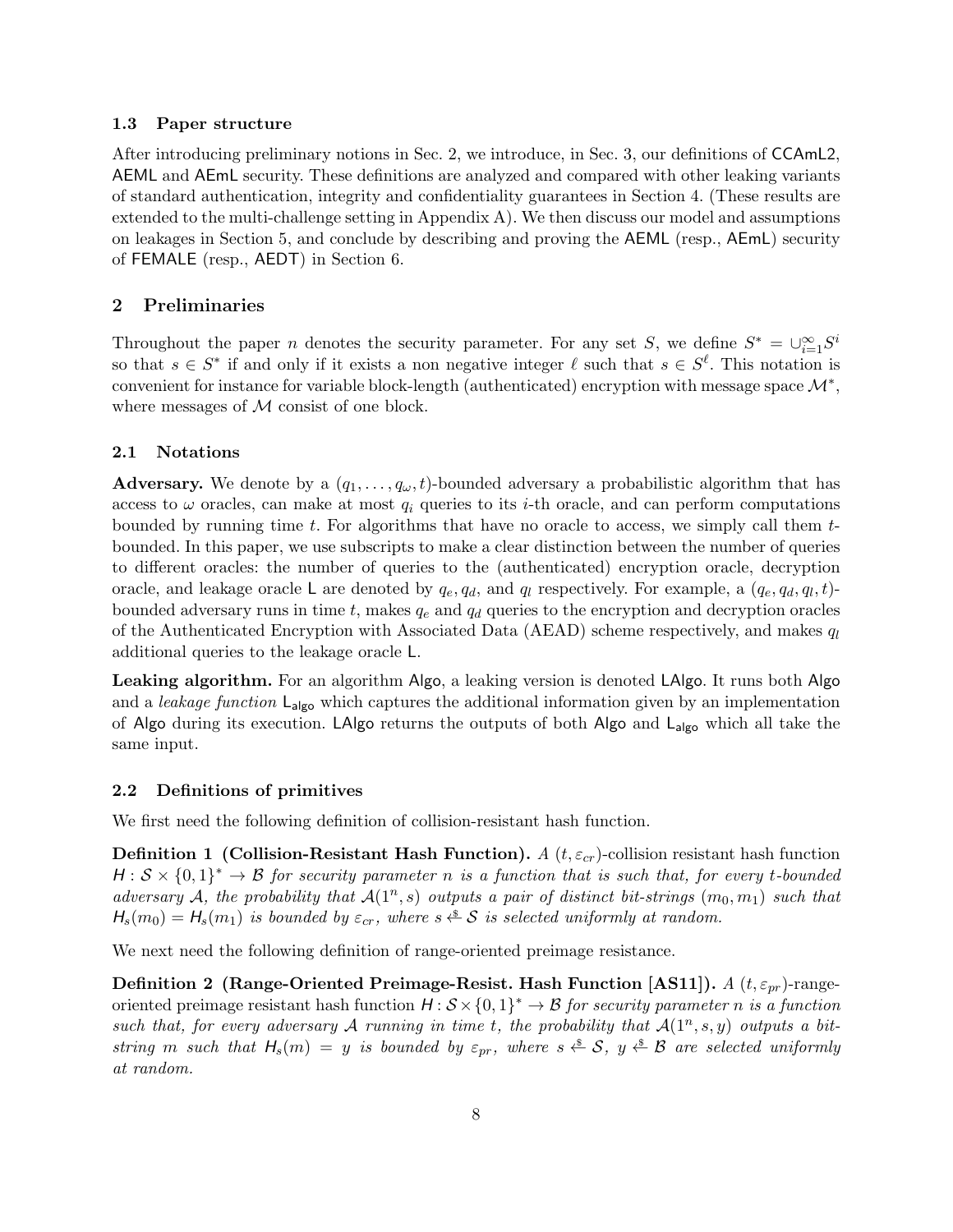### 1.3 Paper structure

After introducing preliminary notions in Sec. 2, we introduce, in Sec. 3, our definitions of CCAmL2, AEML and AEmL security. These definitions are analyzed and compared with other leaking variants of standard authentication, integrity and confidentiality guarantees in Section 4. (These results are extended to the multi-challenge setting in Appendix A). We then discuss our model and assumptions on leakages in Section 5, and conclude by describing and proving the AEML (resp., AEmL) security of FEMALE (resp., AEDT) in Section 6.

## 2 Preliminaries

Throughout the paper $n$ denotes the security parameter. For any set $S$, we define $S^* = \cup_{i=1}^{\infty} S^i$ so that $s \in S^*$ if and only if it exists a non negative integer $\ell$ such that $s \in S^\ell$. This notation is convenient for instance for variable block-length (authenticated) encryption with message space $\mathcal{M}^*$, where messages of $\mathcal{M}$ consist of one block.

### 2.1 Notations

**Adversary.** We denote by a $(q_1, \ldots, q_\omega, t)$-bounded adversary a probabilistic algorithm that has access to $\omega$ oracles, can make at most $q_i$ queries to its $i$-th oracle, and can perform computations bounded by running time $t$. For algorithms that have no oracle to access, we simply call them $t$-bounded. In this paper, we use subscripts to make a clear distinction between the number of queries to different oracles: the number of queries to the (authenticated) encryption oracle, decryption oracle, and leakage oracle $\mathsf{L}$ are denoted by $q_e, q_d$, and $q_l$ respectively. For example, a $(q_e, q_d, q_l, t)$-bounded adversary runs in time $t$, makes $q_e$ and $q_d$ queries to the encryption and decryption oracles of the Authenticated Encryption with Associated Data (AEAD) scheme respectively, and makes $q_l$ additional queries to the leakage oracle $\mathsf{L}$.

**Leaking algorithm.** For an algorithm Algo, a leaking version is denoted LAlgo. It runs both Algo and a *leakage function* $\mathsf{L}_{\mathsf{algo}}$ which captures the additional information given by an implementation of Algo during its execution. LAlgo returns the outputs of both Algo and $\mathsf{L}_{\mathsf{algo}}$ which all take the same input.

### 2.2 Definitions of primitives

We first need the following definition of collision-resistant hash function.

**Definition 1 (Collision-Resistant Hash Function).** *A $(t, \varepsilon_{cr})$-collision resistant hash function $\mathsf{H} : \mathcal{S} \times \{0,1\}^* \to \mathcal{B}$ for security parameter $n$ is a function that is such that, for every $t$-bounded adversary $\mathcal{A}$, the probability that $\mathcal{A}(1^n, s)$ outputs a pair of distinct bit-strings $(m_0, m_1)$ such that $\mathsf{H}_s(m_0) = \mathsf{H}_s(m_1)$ is bounded by $\varepsilon_{cr}$, where $s \xleftarrow{\$} \mathcal{S}$ is selected uniformly at random.*

We next need the following definition of range-oriented preimage resistance.

**Definition 2 (Range-Oriented Preimage-Resist. Hash Function [AS11]).** *A $(t, \varepsilon_{pr})$-range-oriented preimage resistant hash function $\mathsf{H} : \mathcal{S} \times \{0,1\}^* \to \mathcal{B}$ for security parameter $n$ is a function such that, for every adversary $\mathcal{A}$ running in time $t$, the probability that $\mathcal{A}(1^n, s, y)$ outputs a bit-string $m$ such that $\mathsf{H}_s(m) = y$ is bounded by $\varepsilon_{pr}$, where $s \xleftarrow{\$} \mathcal{S}$, $y \xleftarrow{\$} \mathcal{B}$ are selected uniformly at random.*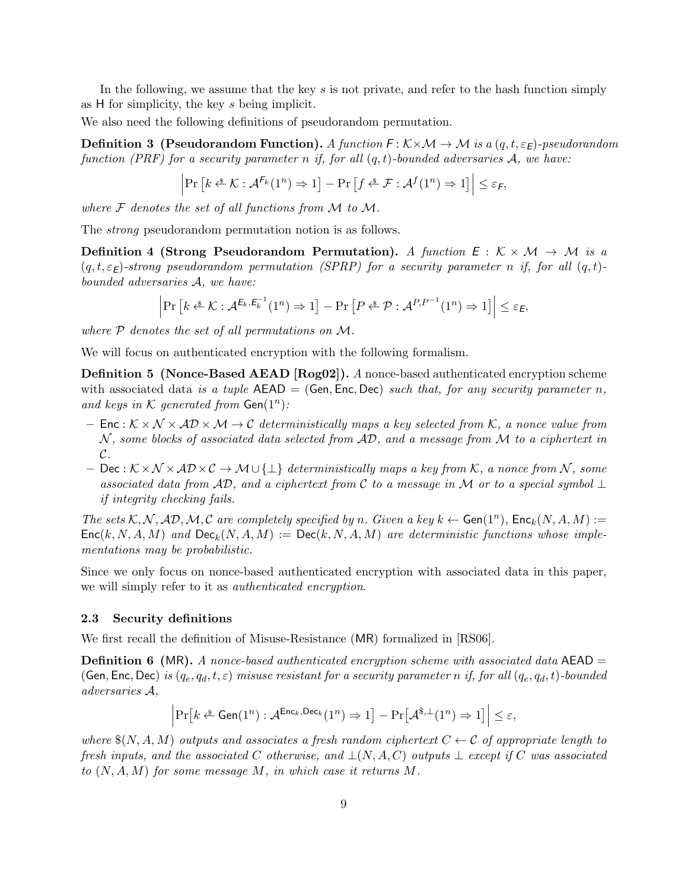In the following, we assume that the key $s$ is not private, and refer to the hash function simply as $\mathsf{H}$ for simplicity, the key $s$ being implicit.

We also need the following definitions of pseudorandom permutation.

**Definition 3 (Pseudorandom Function).** *A function $\mathsf{F} : \mathcal{K} \times \mathcal{M} \to \mathcal{M}$ is a $(q, t, \varepsilon_{\mathsf{E}})$-pseudorandom function (PRF) for a security parameter $n$ if, for all $(q, t)$-bounded adversaries $\mathcal{A}$, we have:*

$$\left| \Pr\left[k \xleftarrow{\$} \mathcal{K} : \mathcal{A}^{\mathsf{F}_k}(1^n) \Rightarrow 1\right] - \Pr\left[f \xleftarrow{\$} \mathcal{F} : \mathcal{A}^{f}(1^n) \Rightarrow 1\right] \right| \leq \varepsilon_{\mathsf{F}},$$

*where $\mathcal{F}$ denotes the set of all functions from $\mathcal{M}$ to $\mathcal{M}$.*

The *strong* pseudorandom permutation notion is as follows.

**Definition 4 (Strong Pseudorandom Permutation).** *A function $\mathsf{E} : \mathcal{K} \times \mathcal{M} \to \mathcal{M}$ is a $(q, t, \varepsilon_{\mathsf{E}})$-strong pseudorandom permutation (SPRP) for a security parameter $n$ if, for all $(q, t)$-bounded adversaries $\mathcal{A}$, we have:*

$$\left| \Pr\left[k \xleftarrow{\$} \mathcal{K} : \mathcal{A}^{\mathsf{E}_k, \mathsf{E}_k^{-1}}(1^n) \Rightarrow 1\right] - \Pr\left[P \xleftarrow{\$} \mathcal{P} : \mathcal{A}^{P, P^{-1}}(1^n) \Rightarrow 1\right] \right| \leq \varepsilon_{\mathsf{E}},$$

*where $\mathcal{P}$ denotes the set of all permutations on $\mathcal{M}$.*

We will focus on authenticated encryption with the following formalism.

**Definition 5 (Nonce-Based AEAD [Rog02]).** *A* nonce-based authenticated encryption scheme with associated data *is a tuple* $\mathsf{AEAD} = (\mathsf{Gen}, \mathsf{Enc}, \mathsf{Dec})$ *such that, for any security parameter $n$, and keys in $\mathcal{K}$ generated from $\mathsf{Gen}(1^n)$:*

- $\mathsf{Enc} : \mathcal{K} \times \mathcal{N} \times \mathcal{AD} \times \mathcal{M} \to \mathcal{C}$ *deterministically maps a key selected from $\mathcal{K}$, a nonce value from $\mathcal{N}$, some blocks of associated data selected from $\mathcal{AD}$, and a message from $\mathcal{M}$ to a ciphertext in $\mathcal{C}$.*
- $\mathsf{Dec} : \mathcal{K} \times \mathcal{N} \times \mathcal{AD} \times \mathcal{C} \to \mathcal{M} \cup \{\perp\}$ *deterministically maps a key from $\mathcal{K}$, a nonce from $\mathcal{N}$, some associated data from $\mathcal{AD}$, and a ciphertext from $\mathcal{C}$ to a message in $\mathcal{M}$ or to a special symbol $\perp$ if integrity checking fails.*

*The sets $\mathcal{K}, \mathcal{N}, \mathcal{AD}, \mathcal{M}, \mathcal{C}$ are completely specified by $n$. Given a key $k \leftarrow \mathsf{Gen}(1^n)$, $\mathsf{Enc}_k(N, A, M) := \mathsf{Enc}(k, N, A, M)$ and $\mathsf{Dec}_k(N, A, M) := \mathsf{Dec}(k, N, A, M)$ are deterministic functions whose implementations may be probabilistic.*

Since we only focus on nonce-based authenticated encryption with associated data in this paper, we will simply refer to it as *authenticated encryption*.

### 2.3 Security definitions

We first recall the definition of Misuse-Resistance ($\mathsf{MR}$) formalized in [RS06].

**Definition 6 ($\mathsf{MR}$).** *A nonce-based authenticated encryption scheme with associated data $\mathsf{AEAD} = (\mathsf{Gen}, \mathsf{Enc}, \mathsf{Dec})$ is $(q_e, q_d, t, \varepsilon)$ misuse resistant for a security parameter $n$ if, for all $(q_e, q_d, t)$-bounded adversaries $\mathcal{A}$,*

$$\left| \Pr\left[k \xleftarrow{\$} \mathsf{Gen}(1^n) : \mathcal{A}^{\mathsf{Enc}_k, \mathsf{Dec}_k}(1^n) \Rightarrow 1\right] - \Pr\left[\mathcal{A}^{\$, \perp}(1^n) \Rightarrow 1\right] \right| \leq \varepsilon,$$

*where $\$(N, A, M)$ outputs and associates a fresh random ciphertext $C \leftarrow \mathcal{C}$ of appropriate length to fresh inputs, and the associated $C$ otherwise, and $\perp(N, A, C)$ outputs $\perp$ except if $C$ was associated to $(N, A, M)$ for some message $M$, in which case it returns $M$.*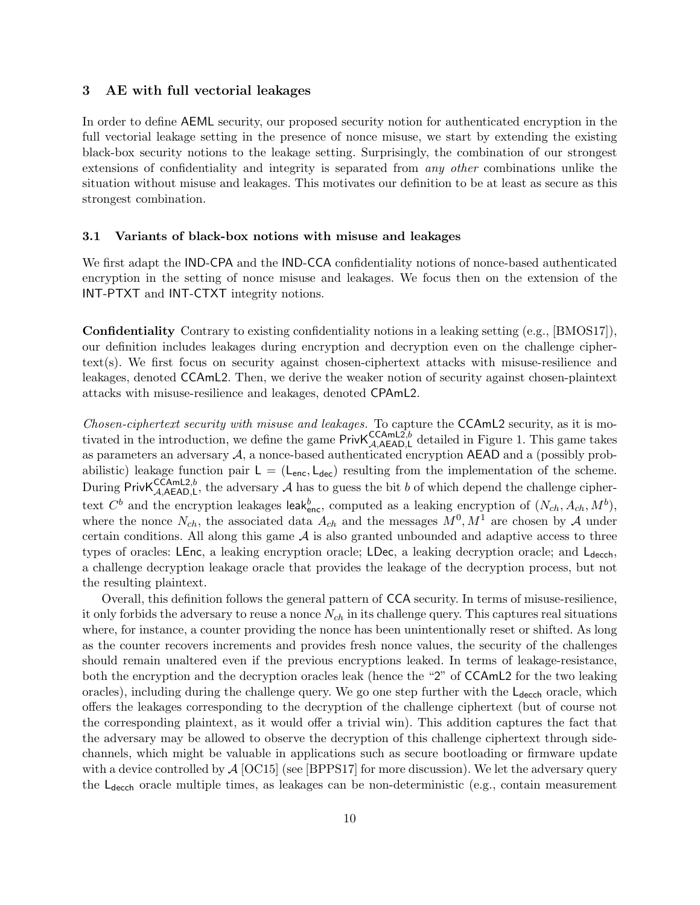## 3 AE with full vectorial leakages

In order to define AEML security, our proposed security notion for authenticated encryption in the full vectorial leakage setting in the presence of nonce misuse, we start by extending the existing black-box security notions to the leakage setting. Surprisingly, the combination of our strongest extensions of confidentiality and integrity is separated from *any other* combinations unlike the situation without misuse and leakages. This motivates our definition to be at least as secure as this strongest combination.

### 3.1 Variants of black-box notions with misuse and leakages

We first adapt the IND-CPA and the IND-CCA confidentiality notions of nonce-based authenticated encryption in the setting of nonce misuse and leakages. We focus then on the extension of the INT-PTXT and INT-CTXT integrity notions.

**Confidentiality** Contrary to existing confidentiality notions in a leaking setting (e.g., [BMOS17]), our definition includes leakages during encryption and decryption even on the challenge ciphertext(s). We first focus on security against chosen-ciphertext attacks with misuse-resilience and leakages, denoted CCAmL2. Then, we derive the weaker notion of security against chosen-plaintext attacks with misuse-resilience and leakages, denoted CPAmL2.

*Chosen-ciphertext security with misuse and leakages.* To capture the CCAmL2 security, as it is motivated in the introduction, we define the game $\mathsf{PrivK}^{\mathsf{CCAmL2},b}_{\mathcal{A},\mathsf{AEAD},\mathsf{L}}$ detailed in Figure 1. This game takes as parameters an adversary $\mathcal{A}$, a nonce-based authenticated encryption AEAD and a (possibly probabilistic) leakage function pair $\mathsf{L} = (\mathsf{L}_{\mathsf{enc}}, \mathsf{L}_{\mathsf{dec}})$ resulting from the implementation of the scheme. During $\mathsf{PrivK}^{\mathsf{CCAmL2},b}_{\mathcal{A},\mathsf{AEAD},\mathsf{L}}$, the adversary $\mathcal{A}$ has to guess the bit $b$ of which depend the challenge ciphertext $C^b$ and the encryption leakages $\mathsf{leak}^b_{\mathsf{enc}}$, computed as a leaking encryption of $(N_{ch}, A_{ch}, M^b)$, where the nonce $N_{ch}$, the associated data $A_{ch}$ and the messages $M^0, M^1$ are chosen by $\mathcal{A}$ under certain conditions. All along this game $\mathcal{A}$ is also granted unbounded and adaptive access to three types of oracles: LEnc, a leaking encryption oracle; LDec, a leaking decryption oracle; and $\mathsf{L}_{\mathsf{decch}}$, a challenge decryption leakage oracle that provides the leakage of the decryption process, but not the resulting plaintext.

Overall, this definition follows the general pattern of CCA security. In terms of misuse-resilience, it only forbids the adversary to reuse a nonce $N_{ch}$ in its challenge query. This captures real situations where, for instance, a counter providing the nonce has been unintentionally reset or shifted. As long as the counter recovers increments and provides fresh nonce values, the security of the challenges should remain unaltered even if the previous encryptions leaked. In terms of leakage-resistance, both the encryption and the decryption oracles leak (hence the "2" of CCAmL2 for the two leaking oracles), including during the challenge query. We go one step further with the $\mathsf{L}_{\mathsf{decch}}$ oracle, which offers the leakages corresponding to the decryption of the challenge ciphertext (but of course not the corresponding plaintext, as it would offer a trivial win). This addition captures the fact that the adversary may be allowed to observe the decryption of this challenge ciphertext through side-channels, which might be valuable in applications such as secure bootloading or firmware update with a device controlled by $\mathcal{A}$ [OC15] (see [BPPS17] for more discussion). We let the adversary query the $\mathsf{L}_{\mathsf{decch}}$ oracle multiple times, as leakages can be non-deterministic (e.g., contain measurement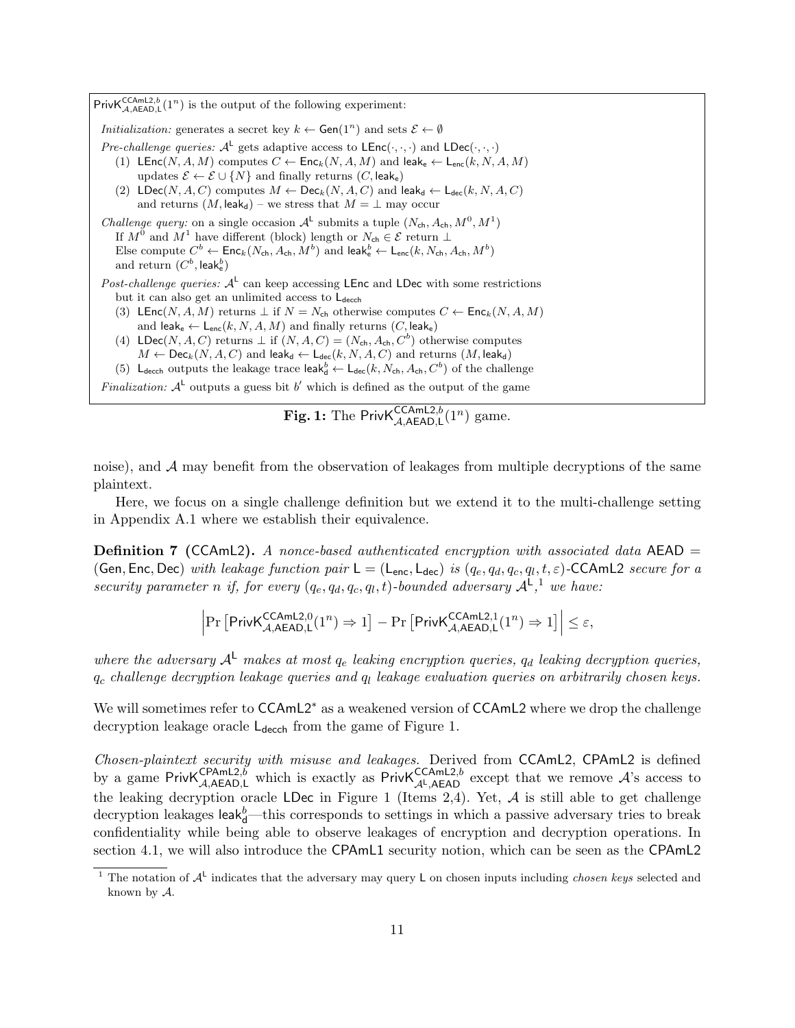$\mathsf{PrivK}^{\mathsf{CCAmL2},b}_{\mathcal{A},\mathsf{AEAD},\mathsf{L}}(1^n)$ is the output of the following experiment:

*Initialization:* generates a secret key $k \leftarrow \mathsf{Gen}(1^n)$ and sets $\mathcal{E} \leftarrow \emptyset$

*Pre-challenge queries:* $\mathcal{A}^{\mathsf{L}}$ gets adaptive access to $\mathsf{LEnc}(\cdot,\cdot,\cdot)$ and $\mathsf{LDec}(\cdot,\cdot,\cdot)$

1. $\mathsf{LEnc}(N, A, M)$ computes $C \leftarrow \mathsf{Enc}_k(N, A, M)$ and $\mathsf{leak_e} \leftarrow \mathsf{L_{enc}}(k, N, A, M)$ updates $\mathcal{E} \leftarrow \mathcal{E} \cup \{N\}$ and finally returns $(C, \mathsf{leak_e})$
2. $\mathsf{LDec}(N, A, C)$ computes $M \leftarrow \mathsf{Dec}_k(N, A, C)$ and $\mathsf{leak_d} \leftarrow \mathsf{L_{dec}}(k, N, A, C)$ and returns $(M, \mathsf{leak_d})$ – we stress that $M = \bot$ may occur

*Challenge query:* on a single occasion $\mathcal{A}^{\mathsf{L}}$ submits a tuple $(N_{\mathsf{ch}}, A_{\mathsf{ch}}, M^0, M^1)$
If $M^0$ and $M^1$ have different (block) length or $N_{\mathsf{ch}} \in \mathcal{E}$ return $\bot$
Else compute $C^b \leftarrow \mathsf{Enc}_k(N_{\mathsf{ch}}, A_{\mathsf{ch}}, M^b)$ and $\mathsf{leak}^b_{\mathsf{e}} \leftarrow \mathsf{L_{enc}}(k, N_{\mathsf{ch}}, A_{\mathsf{ch}}, M^b)$
and return $(C^b, \mathsf{leak}^b_{\mathsf{e}})$

*Post-challenge queries:* $\mathcal{A}^{\mathsf{L}}$ can keep accessing $\mathsf{LEnc}$ and $\mathsf{LDec}$ with some restrictions but it can also get an unlimited access to $\mathsf{L_{decch}}$

3. $\mathsf{LEnc}(N, A, M)$ returns $\bot$ if $N = N_{\mathsf{ch}}$ otherwise computes $C \leftarrow \mathsf{Enc}_k(N, A, M)$ and $\mathsf{leak_e} \leftarrow \mathsf{L_{enc}}(k, N, A, M)$ and finally returns $(C, \mathsf{leak_e})$
4. $\mathsf{LDec}(N, A, C)$ returns $\bot$ if $(N, A, C) = (N_{\mathsf{ch}}, A_{\mathsf{ch}}, C^b)$ otherwise computes $M \leftarrow \mathsf{Dec}_k(N, A, C)$ and $\mathsf{leak_d} \leftarrow \mathsf{L_{dec}}(k, N, A, C)$ and returns $(M, \mathsf{leak_d})$
5. $\mathsf{L_{decch}}$ outputs the leakage trace $\mathsf{leak}^b_{\mathsf{d}} \leftarrow \mathsf{L_{dec}}(k, N_{\mathsf{ch}}, A_{\mathsf{ch}}, C^b)$ of the challenge

*Finalization:* $\mathcal{A}^{\mathsf{L}}$ outputs a guess bit $b'$ which is defined as the output of the game

**Fig. 1:** The $\mathsf{PrivK}^{\mathsf{CCAmL2},b}_{\mathcal{A},\mathsf{AEAD},\mathsf{L}}(1^n)$ game.

noise), and $\mathcal{A}$ may benefit from the observation of leakages from multiple decryptions of the same plaintext.

Here, we focus on a single challenge definition but we extend it to the multi-challenge setting in Appendix A.1 where we establish their equivalence.

**Definition 7** ($\mathsf{CCAmL2}$). *A nonce-based authenticated encryption with associated data $\mathsf{AEAD} = (\mathsf{Gen}, \mathsf{Enc}, \mathsf{Dec})$ with leakage function pair $\mathsf{L} = (\mathsf{L_{enc}}, \mathsf{L_{dec}})$ is $(q_e, q_d, q_c, q_l, t, \varepsilon)$-$\mathsf{CCAmL2}$ secure for a security parameter $n$ if, for every $(q_e, q_d, q_c, q_l, t)$-bounded adversary $\mathcal{A}^{\mathsf{L}}$,[1] we have:*

$$\left| \Pr\left[\mathsf{PrivK}^{\mathsf{CCAmL2},0}_{\mathcal{A},\mathsf{AEAD},\mathsf{L}}(1^n) \Rightarrow 1\right] - \Pr\left[\mathsf{PrivK}^{\mathsf{CCAmL2},1}_{\mathcal{A},\mathsf{AEAD},\mathsf{L}}(1^n) \Rightarrow 1\right] \right| \leq \varepsilon,$$

*where the adversary $\mathcal{A}^{\mathsf{L}}$ makes at most $q_e$ leaking encryption queries, $q_d$ leaking decryption queries, $q_c$ challenge decryption leakage queries and $q_l$ leakage evaluation queries on arbitrarily chosen keys.*

We will sometimes refer to $\mathsf{CCAmL2}^*$ as a weakened version of $\mathsf{CCAmL2}$ where we drop the challenge decryption leakage oracle $\mathsf{L_{decch}}$ from the game of Figure 1.

*Chosen-plaintext security with misuse and leakages.* Derived from $\mathsf{CCAmL2}$, $\mathsf{CPAmL2}$ is defined by a game $\mathsf{PrivK}^{\mathsf{CPAmL2},b}_{\mathcal{A},\mathsf{AEAD},\mathsf{L}}$ which is exactly as $\mathsf{PrivK}^{\mathsf{CCAmL2},b}_{\mathcal{A}^{\mathsf{L}},\mathsf{AEAD}}$ except that we remove $\mathcal{A}$'s access to the leaking decryption oracle $\mathsf{LDec}$ in Figure 1 (Items 2,4). Yet, $\mathcal{A}$ is still able to get challenge decryption leakages $\mathsf{leak}^b_{\mathsf{d}}$—this corresponds to settings in which a passive adversary tries to break confidentiality while being able to observe leakages of encryption and decryption operations. In section 4.1, we will also introduce the $\mathsf{CPAmL1}$ security notion, which can be seen as the $\mathsf{CPAmL2}$

[1] The notation of $\mathcal{A}^{\mathsf{L}}$ indicates that the adversary may query $\mathsf{L}$ on chosen inputs including *chosen keys* selected and known by $\mathcal{A}$.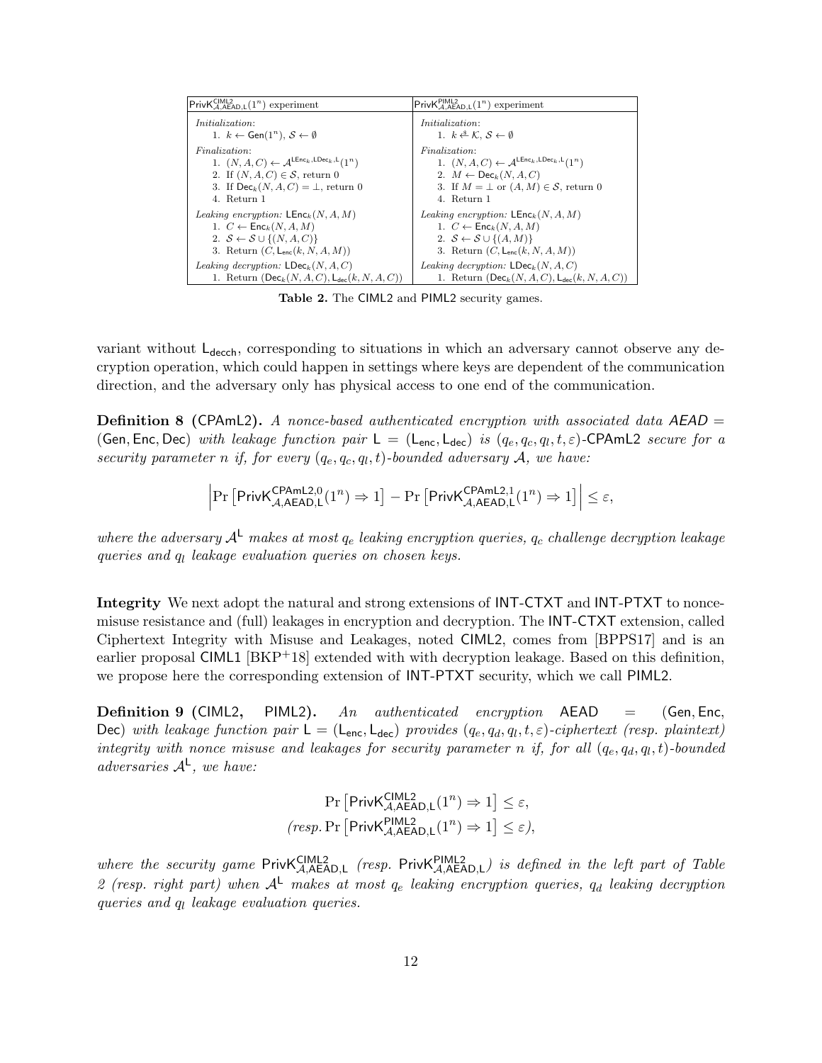| $\mathsf{PrivK}^{\mathsf{CIML2}}_{\mathcal{A},\mathsf{AEAD},\mathsf{L}}(1^n)$ experiment | $\mathsf{PrivK}^{\mathsf{PIML2}}_{\mathcal{A},\mathsf{AEAD},\mathsf{L}}(1^n)$ experiment |
|---|---|
| *Initialization:*<br>1. $k \leftarrow \mathsf{Gen}(1^n)$, $\mathcal{S} \leftarrow \emptyset$ | *Initialization:*<br>1. $k \xleftarrow{\$} \mathcal{K}$, $\mathcal{S} \leftarrow \emptyset$ |
| *Finalization:*<br>1. $(N, A, C) \leftarrow \mathcal{A}^{\mathsf{LEnc}_k,\mathsf{LDec}_k,\mathsf{L}}(1^n)$<br>2. If $(N, A, C) \in \mathcal{S}$, return 0<br>3. If $\mathsf{Dec}_k(N, A, C) = \perp$, return 0<br>4. Return 1 | *Finalization:*<br>1. $(N, A, C) \leftarrow \mathcal{A}^{\mathsf{LEnc}_k,\mathsf{LDec}_k,\mathsf{L}}(1^n)$<br>2. $M \leftarrow \mathsf{Dec}_k(N, A, C)$<br>3. If $M = \perp$ or $(A, M) \in \mathcal{S}$, return 0<br>4. Return 1 |
| *Leaking encryption:* $\mathsf{LEnc}_k(N, A, M)$<br>1. $C \leftarrow \mathsf{Enc}_k(N, A, M)$<br>2. $\mathcal{S} \leftarrow \mathcal{S} \cup \{(N, A, C)\}$<br>3. Return $(C, \mathsf{L}_{\mathsf{enc}}(k, N, A, M))$ | *Leaking encryption:* $\mathsf{LEnc}_k(N, A, M)$<br>1. $C \leftarrow \mathsf{Enc}_k(N, A, M)$<br>2. $\mathcal{S} \leftarrow \mathcal{S} \cup \{(A, M)\}$<br>3. Return $(C, \mathsf{L}_{\mathsf{enc}}(k, N, A, M))$ |
| *Leaking decryption:* $\mathsf{LDec}_k(N, A, C)$<br>1. Return $(\mathsf{Dec}_k(N, A, C), \mathsf{L}_{\mathsf{dec}}(k, N, A, C))$ | *Leaking decryption:* $\mathsf{LDec}_k(N, A, C)$<br>1. Return $(\mathsf{Dec}_k(N, A, C), \mathsf{L}_{\mathsf{dec}}(k, N, A, C))$ |

**Table 2.** The CIML2 and PIML2 security games.

variant without $\mathsf{L}_{\mathsf{decch}}$, corresponding to situations in which an adversary cannot observe any decryption operation, which could happen in settings where keys are dependent of the communication direction, and the adversary only has physical access to one end of the communication.

**Definition 8 (CPAmL2).** *A nonce-based authenticated encryption with associated data $AEAD = (\mathsf{Gen}, \mathsf{Enc}, \mathsf{Dec})$ with leakage function pair $\mathsf{L} = (\mathsf{L}_{\mathsf{enc}}, \mathsf{L}_{\mathsf{dec}})$ is $(q_e, q_c, q_l, t, \varepsilon)$-CPAmL2 secure for a security parameter $n$ if, for every $(q_e, q_c, q_l, t)$-bounded adversary $\mathcal{A}$, we have:*

$$\left| \Pr\left[\mathsf{PrivK}^{\mathsf{CPAmL2},0}_{\mathcal{A},\mathsf{AEAD},\mathsf{L}}(1^n) \Rightarrow 1\right] - \Pr\left[\mathsf{PrivK}^{\mathsf{CPAmL2},1}_{\mathcal{A},\mathsf{AEAD},\mathsf{L}}(1^n) \Rightarrow 1\right] \right| \leq \varepsilon,$$

*where the adversary $\mathcal{A}^{\mathsf{L}}$ makes at most $q_e$ leaking encryption queries, $q_c$ challenge decryption leakage queries and $q_l$ leakage evaluation queries on chosen keys.*

**Integrity** We next adopt the natural and strong extensions of INT-CTXT and INT-PTXT to nonce-misuse resistance and (full) leakages in encryption and decryption. The INT-CTXT extension, called Ciphertext Integrity with Misuse and Leakages, noted CIML2, comes from [BPPS17] and is an earlier proposal CIML1 [BKP+18] extended with with decryption leakage. Based on this definition, we propose here the corresponding extension of INT-PTXT security, which we call PIML2.

**Definition 9 (CIML2, PIML2).** *An authenticated encryption $\mathsf{AEAD} = (\mathsf{Gen}, \mathsf{Enc}, \mathsf{Dec})$ with leakage function pair $\mathsf{L} = (\mathsf{L}_{\mathsf{enc}}, \mathsf{L}_{\mathsf{dec}})$ provides $(q_e, q_d, q_l, t, \varepsilon)$-ciphertext (resp. plaintext) integrity with nonce misuse and leakages for security parameter $n$ if, for all $(q_e, q_d, q_l, t)$-bounded adversaries $\mathcal{A}^{\mathsf{L}}$, we have:*

$$\Pr\left[\mathsf{PrivK}^{\mathsf{CIML2}}_{\mathcal{A},\mathsf{AEAD},\mathsf{L}}(1^n) \Rightarrow 1\right] \leq \varepsilon,$$
$$(\textit{resp.} \Pr\left[\mathsf{PrivK}^{\mathsf{PIML2}}_{\mathcal{A},\mathsf{AEAD},\mathsf{L}}(1^n) \Rightarrow 1\right] \leq \varepsilon),$$

*where the security game $\mathsf{PrivK}^{\mathsf{CIML2}}_{\mathcal{A},\mathsf{AEAD},\mathsf{L}}$ (resp. $\mathsf{PrivK}^{\mathsf{PIML2}}_{\mathcal{A},\mathsf{AEAD},\mathsf{L}}$) is defined in the left part of Table 2 (resp. right part) when $\mathcal{A}^{\mathsf{L}}$ makes at most $q_e$ leaking encryption queries, $q_d$ leaking decryption queries and $q_l$ leakage evaluation queries.*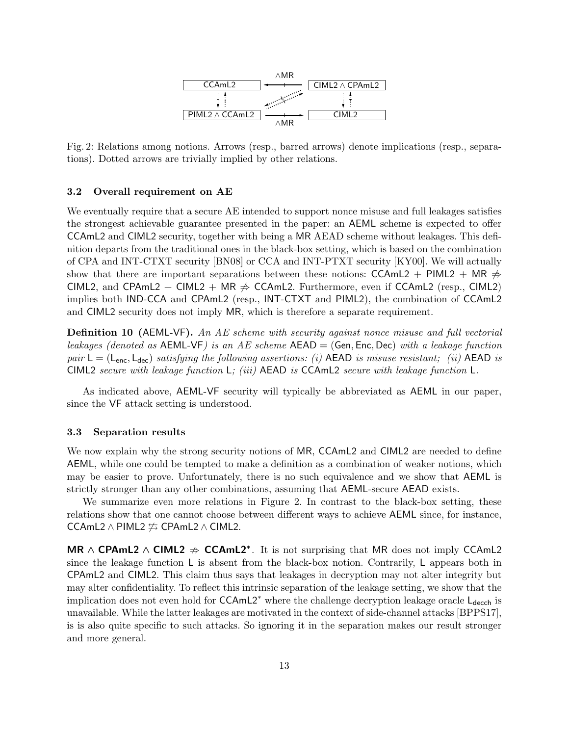Fig. 2: Relations among notions. Arrows (resp., barred arrows) denote implications (resp., separations). Dotted arrows are trivially implied by other relations.

### 3.2 Overall requirement on AE

We eventually require that a secure AE intended to support nonce misuse and full leakages satisfies the strongest achievable guarantee presented in the paper: an AEML scheme is expected to offer CCAmL2 and CIML2 security, together with being a MR AEAD scheme without leakages. This definition departs from the traditional ones in the black-box setting, which is based on the combination of CPA and INT-CTXT security [BN08] or CCA and INT-PTXT security [KY00]. We will actually show that there are important separations between these notions: CCAmL2 + PIML2 + MR $\not\Rightarrow$ CIML2, and CPAmL2 + CIML2 + MR $\not\Rightarrow$ CCAmL2. Furthermore, even if CCAmL2 (resp., CIML2) implies both IND-CCA and CPAmL2 (resp., INT-CTXT and PIML2), the combination of CCAmL2 and CIML2 security does not imply MR, which is therefore a separate requirement.

**Definition 10** (AEML-VF)**.** *An AE scheme with security against nonce misuse and full vectorial leakages (denoted as* AEML-VF*) is an AE scheme* AEAD = (Gen, Enc, Dec) *with a leakage function pair* $\mathsf{L} = (\mathsf{L}_{\mathsf{enc}}, \mathsf{L}_{\mathsf{dec}})$ *satisfying the following assertions: (i)* AEAD *is misuse resistant; (ii)* AEAD *is* CIML2 *secure with leakage function* L*; (iii)* AEAD *is* CCAmL2 *secure with leakage function* L*.*

As indicated above, AEML-VF security will typically be abbreviated as AEML in our paper, since the VF attack setting is understood.

### 3.3 Separation results

We now explain why the strong security notions of MR, CCAmL2 and CIML2 are needed to define AEML, while one could be tempted to make a definition as a combination of weaker notions, which may be easier to prove. Unfortunately, there is no such equivalence and we show that AEML is strictly stronger than any other combinations, assuming that AEML-secure AEAD exists.

We summarize even more relations in Figure 2. In contrast to the black-box setting, these relations show that one cannot choose between different ways to achieve AEML since, for instance, CCAmL2 $\wedge$ PIML2 $\not\Leftrightarrow$ CPAmL2 $\wedge$ CIML2.

**MR $\wedge$ CPAmL2 $\wedge$ CIML2 $\not\Rightarrow$ CCAmL2\*.** It is not surprising that MR does not imply CCAmL2 since the leakage function L is absent from the black-box notion. Contrarily, L appears both in CPAmL2 and CIML2. This claim thus says that leakages in decryption may not alter integrity but may alter confidentiality. To reflect this intrinsic separation of the leakage setting, we show that the implication does not even hold for CCAmL2\* where the challenge decryption leakage oracle $\mathsf{L}_{\mathsf{decch}}$ is unavailable. While the latter leakages are motivated in the context of side-channel attacks [BPPS17], is is also quite specific to such attacks. So ignoring it in the separation makes our result stronger and more general.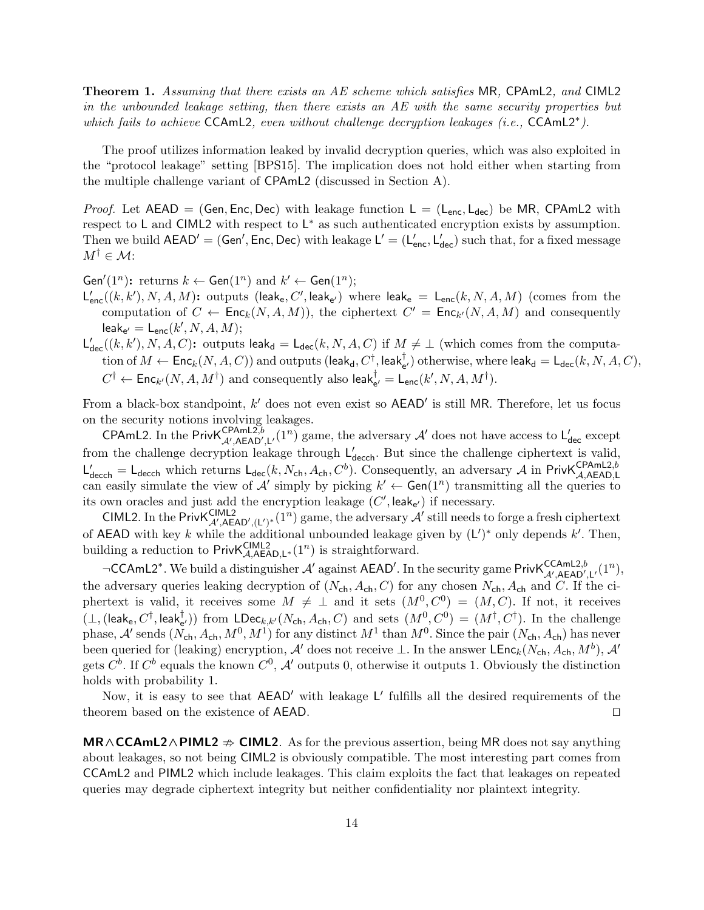**Theorem 1.** *Assuming that there exists an AE scheme which satisfies* MR*,* CPAmL2*, and* CIML2 *in the unbounded leakage setting, then there exists an AE with the same security properties but which fails to achieve* CCAmL2*, even without challenge decryption leakages (i.e.,* CCAmL2$^*$*).*

The proof utilizes information leaked by invalid decryption queries, which was also exploited in the "protocol leakage" setting [BPS15]. The implication does not hold either when starting from the multiple challenge variant of CPAmL2 (discussed in Section A).

*Proof.* Let $\mathsf{AEAD} = (\mathsf{Gen}, \mathsf{Enc}, \mathsf{Dec})$ with leakage function $\mathsf{L} = (\mathsf{L}_{\mathsf{enc}}, \mathsf{L}_{\mathsf{dec}})$ be MR, CPAmL2 with respect to L and CIML2 with respect to $\mathsf{L}^*$ as such authenticated encryption exists by assumption. Then we build $\mathsf{AEAD}' = (\mathsf{Gen}', \mathsf{Enc}, \mathsf{Dec})$ with leakage $\mathsf{L}' = (\mathsf{L}'_{\mathsf{enc}}, \mathsf{L}'_{\mathsf{dec}})$ such that, for a fixed message $M^\dagger \in \mathcal{M}$:

$\mathsf{Gen}'(1^n)$**:** returns $k \leftarrow \mathsf{Gen}(1^n)$ and $k' \leftarrow \mathsf{Gen}(1^n)$;

$\mathsf{L}'_{\mathsf{enc}}((k,k'), N, A, M)$**:** outputs $(\mathsf{leak}_{\mathsf{e}}, C', \mathsf{leak}_{\mathsf{e}'})$ where $\mathsf{leak}_{\mathsf{e}} = \mathsf{L}_{\mathsf{enc}}(k, N, A, M)$ (comes from the computation of $C \leftarrow \mathsf{Enc}_k(N, A, M)$), the ciphertext $C' = \mathsf{Enc}_{k'}(N, A, M)$ and consequently $\mathsf{leak}_{\mathsf{e}'} = \mathsf{L}_{\mathsf{enc}}(k', N, A, M)$;

$\mathsf{L}'_{\mathsf{dec}}((k,k'), N, A, C)$**:** outputs $\mathsf{leak}_{\mathsf{d}} = \mathsf{L}_{\mathsf{dec}}(k, N, A, C)$ if $M \neq \perp$ (which comes from the computation of $M \leftarrow \mathsf{Enc}_k(N, A, C)$) and outputs $(\mathsf{leak}_{\mathsf{d}}, C^\dagger, \mathsf{leak}^\dagger_{\mathsf{e}'})$ otherwise, where $\mathsf{leak}_{\mathsf{d}} = \mathsf{L}_{\mathsf{dec}}(k, N, A, C)$, $C^\dagger \leftarrow \mathsf{Enc}_{k'}(N, A, M^\dagger)$ and consequently also $\mathsf{leak}^\dagger_{\mathsf{e}'} = \mathsf{L}_{\mathsf{enc}}(k', N, A, M^\dagger)$.

From a black-box standpoint, $k'$ does not even exist so $\mathsf{AEAD}'$ is still MR. Therefore, let us focus on the security notions involving leakages.

CPAmL2. In the $\mathsf{PrivK}^{\mathsf{CPAmL2},b}_{\mathcal{A}',\mathsf{AEAD}',\mathsf{L}'}(1^n)$ game, the adversary $\mathcal{A}'$ does not have access to $\mathsf{L}'_{\mathsf{dec}}$ except from the challenge decryption leakage through $\mathsf{L}'_{\mathsf{decch}}$. But since the challenge ciphertext is valid, $\mathsf{L}'_{\mathsf{decch}} = \mathsf{L}_{\mathsf{decch}}$ which returns $\mathsf{L}_{\mathsf{dec}}(k, N_{\mathsf{ch}}, A_{\mathsf{ch}}, C^b)$. Consequently, an adversary $\mathcal{A}$ in $\mathsf{PrivK}^{\mathsf{CPAmL2},b}_{\mathcal{A},\mathsf{AEAD},\mathsf{L}}$ can easily simulate the view of $\mathcal{A}'$ simply by picking $k' \leftarrow \mathsf{Gen}(1^n)$ transmitting all the queries to its own oracles and just add the encryption leakage $(C', \mathsf{leak}_{\mathsf{e}'})$ if necessary.

CIML2. In the $\mathsf{PrivK}^{\mathsf{CIML2}}_{\mathcal{A}',\mathsf{AEAD}',(\mathsf{L}')^*}(1^n)$ game, the adversary $\mathcal{A}'$ still needs to forge a fresh ciphertext of AEAD with key $k$ while the additional unbounded leakage given by $(\mathsf{L}')^*$ only depends $k'$. Then, building a reduction to $\mathsf{PrivK}^{\mathsf{CIML2}}_{\mathcal{A},\mathsf{AEAD},\mathsf{L}^*}(1^n)$ is straightforward.

$\neg$CCAmL2$^*$. We build a distinguisher $\mathcal{A}'$ against $\mathsf{AEAD}'$. In the security game $\mathsf{PrivK}^{\mathsf{CCAmL2},b}_{\mathcal{A}',\mathsf{AEAD}',\mathsf{L}'}(1^n)$, the adversary queries leaking decryption of $(N_{\mathsf{ch}}, A_{\mathsf{ch}}, C)$ for any chosen $N_{\mathsf{ch}}, A_{\mathsf{ch}}$ and $C$. If the ciphertext is valid, it receives some $M \neq \perp$ and it sets $(M^0, C^0) = (M, C)$. If not, it receives $(\perp, (\mathsf{leak}_{\mathsf{e}}, C^\dagger, \mathsf{leak}^\dagger_{\mathsf{e}'}))$ from $\mathsf{LDec}_{k,k'}(N_{\mathsf{ch}}, A_{\mathsf{ch}}, C)$ and sets $(M^0, C^0) = (M^\dagger, C^\dagger)$. In the challenge phase, $\mathcal{A}'$ sends $(N_{\mathsf{ch}}, A_{\mathsf{ch}}, M^0, M^1)$ for any distinct $M^1$ than $M^0$. Since the pair $(N_{\mathsf{ch}}, A_{\mathsf{ch}})$ has never been queried for (leaking) encryption, $\mathcal{A}'$ does not receive $\perp$. In the answer $\mathsf{LEnc}_k(N_{\mathsf{ch}}, A_{\mathsf{ch}}, M^b)$, $\mathcal{A}'$ gets $C^b$. If $C^b$ equals the known $C^0$, $\mathcal{A}'$ outputs 0, otherwise it outputs 1. Obviously the distinction holds with probability 1.

Now, it is easy to see that $\mathsf{AEAD}'$ with leakage $\mathsf{L}'$ fulfills all the desired requirements of the theorem based on the existence of AEAD. $\square$

**MR$\wedge$CCAmL2$\wedge$PIML2 $\not\Rightarrow$ CIML2**. As for the previous assertion, being MR does not say anything about leakages, so not being CIML2 is obviously compatible. The most interesting part comes from CCAmL2 and PIML2 which include leakages. This claim exploits the fact that leakages on repeated queries may degrade ciphertext integrity but neither confidentiality nor plaintext integrity.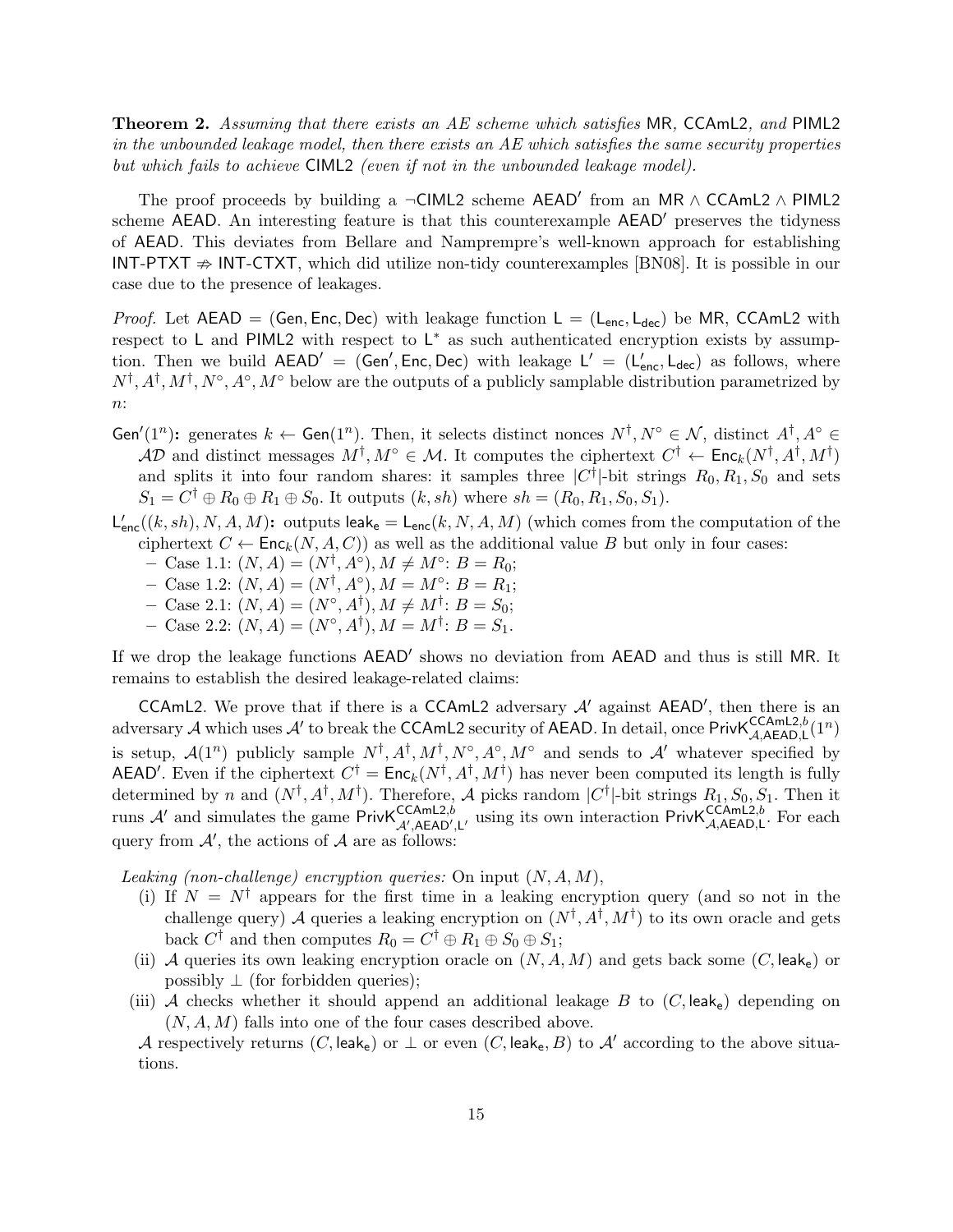**Theorem 2.** *Assuming that there exists an AE scheme which satisfies* MR*,* CCAmL2*, and* PIML2 *in the unbounded leakage model, then there exists an AE which satisfies the same security properties but which fails to achieve* CIML2 *(even if not in the unbounded leakage model).*

The proof proceeds by building a $\neg$CIML2 scheme $\mathsf{AEAD}'$ from an MR $\wedge$ CCAmL2 $\wedge$ PIML2 scheme AEAD. An interesting feature is that this counterexample $\mathsf{AEAD}'$ preserves the tidyness of AEAD. This deviates from Bellare and Namprempre's well-known approach for establishing INT-PTXT $\not\Rightarrow$ INT-CTXT, which did utilize non-tidy counterexamples [BN08]. It is possible in our case due to the presence of leakages.

*Proof.* Let $\mathsf{AEAD} = (\mathsf{Gen}, \mathsf{Enc}, \mathsf{Dec})$ with leakage function $\mathsf{L} = (\mathsf{L}_{\mathsf{enc}}, \mathsf{L}_{\mathsf{dec}})$ be MR, CCAmL2 with respect to L and PIML2 with respect to $\mathsf{L}^*$ as such authenticated encryption exists by assumption. Then we build $\mathsf{AEAD}' = (\mathsf{Gen}', \mathsf{Enc}, \mathsf{Dec})$ with leakage $\mathsf{L}' = (\mathsf{L}'_{\mathsf{enc}}, \mathsf{L}_{\mathsf{dec}})$ as follows, where $N^\dagger, A^\dagger, M^\dagger, N^\circ, A^\circ, M^\circ$ below are the outputs of a publicly samplable distribution parametrized by $n$:

$\mathsf{Gen}'(1^n)$**:** generates $k \leftarrow \mathsf{Gen}(1^n)$. Then, it selects distinct nonces $N^\dagger, N^\circ \in \mathcal{N}$, distinct $A^\dagger, A^\circ \in \mathcal{AD}$ and distinct messages $M^\dagger, M^\circ \in \mathcal{M}$. It computes the ciphertext $C^\dagger \leftarrow \mathsf{Enc}_k(N^\dagger, A^\dagger, M^\dagger)$ and splits it into four random shares: it samples three $|C^\dagger|$-bit strings $R_0, R_1, S_0$ and sets $S_1 = C^\dagger \oplus R_0 \oplus R_1 \oplus S_0$. It outputs $(k, sh)$ where $sh = (R_0, R_1, S_0, S_1)$.

$\mathsf{L}'_{\mathsf{enc}}((k, sh), N, A, M)$**:** outputs $\mathsf{leak_e} = \mathsf{L}_{\mathsf{enc}}(k, N, A, M)$ (which comes from the computation of the ciphertext $C \leftarrow \mathsf{Enc}_k(N, A, C)$) as well as the additional value $B$ but only in four cases:
- Case 1.1: $(N, A) = (N^\dagger, A^\circ), M \neq M^\circ$: $B = R_0$;
- Case 1.2: $(N, A) = (N^\dagger, A^\circ), M = M^\circ$: $B = R_1$;
- Case 2.1: $(N, A) = (N^\circ, A^\dagger), M \neq M^\dagger$: $B = S_0$;
- Case 2.2: $(N, A) = (N^\circ, A^\dagger), M = M^\dagger$: $B = S_1$.

If we drop the leakage functions $\mathsf{AEAD}'$ shows no deviation from AEAD and thus is still MR. It remains to establish the desired leakage-related claims:

CCAmL2. We prove that if there is a CCAmL2 adversary $\mathcal{A}'$ against $\mathsf{AEAD}'$, then there is an adversary $\mathcal{A}$ which uses $\mathcal{A}'$ to break the CCAmL2 security of AEAD. In detail, once $\mathsf{PrivK}^{\mathsf{CCAmL2},b}_{\mathcal{A},\mathsf{AEAD},\mathsf{L}}(1^n)$ is setup, $\mathcal{A}(1^n)$ publicly sample $N^\dagger, A^\dagger, M^\dagger, N^\circ, A^\circ, M^\circ$ and sends to $\mathcal{A}'$ whatever specified by $\mathsf{AEAD}'$. Even if the ciphertext $C^\dagger = \mathsf{Enc}_k(N^\dagger, A^\dagger, M^\dagger)$ has never been computed its length is fully determined by $n$ and $(N^\dagger, A^\dagger, M^\dagger)$. Therefore, $\mathcal{A}$ picks random $|C^\dagger|$-bit strings $R_1, S_0, S_1$. Then it runs $\mathcal{A}'$ and simulates the game $\mathsf{PrivK}^{\mathsf{CCAmL2},b}_{\mathcal{A}',\mathsf{AEAD}',\mathsf{L}'}$ using its own interaction $\mathsf{PrivK}^{\mathsf{CCAmL2},b}_{\mathcal{A},\mathsf{AEAD},\mathsf{L}}$. For each query from $\mathcal{A}'$, the actions of $\mathcal{A}$ are as follows:

*Leaking (non-challenge) encryption queries:* On input $(N, A, M)$,

(i) If $N = N^\dagger$ appears for the first time in a leaking encryption query (and so not in the challenge query) $\mathcal{A}$ queries a leaking encryption on $(N^\dagger, A^\dagger, M^\dagger)$ to its own oracle and gets back $C^\dagger$ and then computes $R_0 = C^\dagger \oplus R_1 \oplus S_0 \oplus S_1$;

(ii) $\mathcal{A}$ queries its own leaking encryption oracle on $(N, A, M)$ and gets back some $(C, \mathsf{leak_e})$ or possibly $\perp$ (for forbidden queries);

(iii) $\mathcal{A}$ checks whether it should append an additional leakage $B$ to $(C, \mathsf{leak_e})$ depending on $(N, A, M)$ falls into one of the four cases described above.

$\mathcal{A}$ respectively returns $(C, \mathsf{leak_e})$ or $\perp$ or even $(C, \mathsf{leak_e}, B)$ to $\mathcal{A}'$ according to the above situations.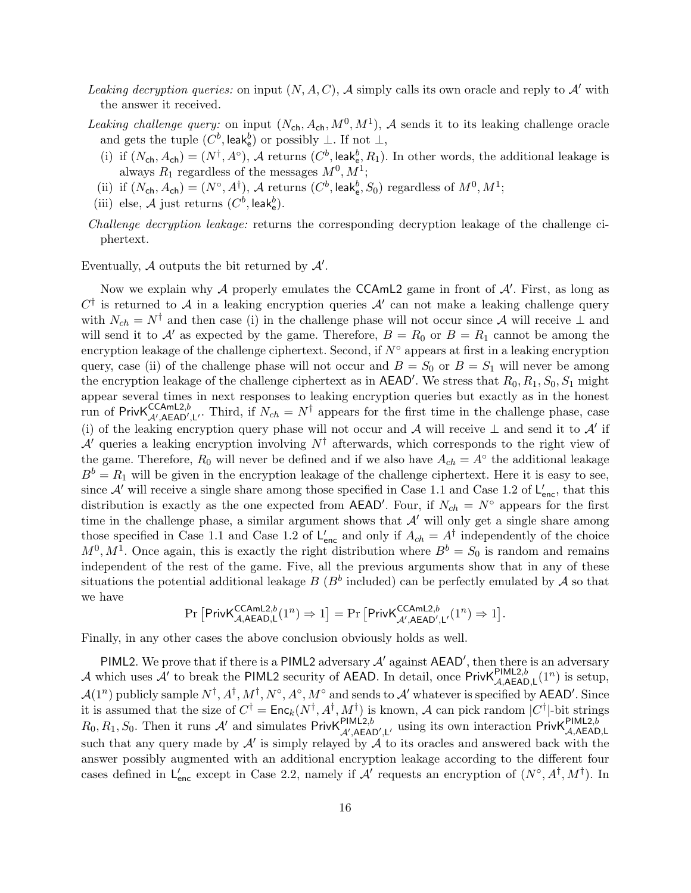*Leaking decryption queries:* on input $(N, A, C)$, $\mathcal{A}$ simply calls its own oracle and reply to $\mathcal{A}'$ with the answer it received.

*Leaking challenge query:* on input $(N_{\mathsf{ch}}, A_{\mathsf{ch}}, M^0, M^1)$, $\mathcal{A}$ sends it to its leaking challenge oracle and gets the tuple $(C^b, \mathsf{leak}_{\mathsf{e}}^b)$ or possibly $\perp$. If not $\perp$,

(i) if $(N_{\mathsf{ch}}, A_{\mathsf{ch}}) = (N^\dagger, A^\circ)$, $\mathcal{A}$ returns $(C^b, \mathsf{leak}_{\mathsf{e}}^b, R_1)$. In other words, the additional leakage is always $R_1$ regardless of the messages $M^0, M^1$;

(ii) if $(N_{\mathsf{ch}}, A_{\mathsf{ch}}) = (N^\circ, A^\dagger)$, $\mathcal{A}$ returns $(C^b, \mathsf{leak}_{\mathsf{e}}^b, S_0)$ regardless of $M^0, M^1$;

(iii) else, $\mathcal{A}$ just returns $(C^b, \mathsf{leak}_{\mathsf{e}}^b)$.

*Challenge decryption leakage:* returns the corresponding decryption leakage of the challenge ciphertext.

Eventually, $\mathcal{A}$ outputs the bit returned by $\mathcal{A}'$.

Now we explain why $\mathcal{A}$ properly emulates the $\mathsf{CCAmL2}$ game in front of $\mathcal{A}'$. First, as long as $C^\dagger$ is returned to $\mathcal{A}$ in a leaking encryption queries $\mathcal{A}'$ can not make a leaking challenge query with $N_{ch} = N^\dagger$ and then case (i) in the challenge phase will not occur since $\mathcal{A}$ will receive $\perp$ and will send it to $\mathcal{A}'$ as expected by the game. Therefore, $B = R_0$ or $B = R_1$ cannot be among the encryption leakage of the challenge ciphertext. Second, if $N^\circ$ appears at first in a leaking encryption query, case (ii) of the challenge phase will not occur and $B = S_0$ or $B = S_1$ will never be among the encryption leakage of the challenge ciphertext as in $\mathsf{AEAD}'$. We stress that $R_0, R_1, S_0, S_1$ might appear several times in next responses to leaking encryption queries but exactly as in the honest run of $\mathsf{PrivK}^{\mathsf{CCAmL2},b}_{\mathcal{A}',\mathsf{AEAD}',\mathsf{L}'}$. Third, if $N_{ch} = N^\dagger$ appears for the first time in the challenge phase, case (i) of the leaking encryption query phase will not occur and $\mathcal{A}$ will receive $\perp$ and send it to $\mathcal{A}'$ if $\mathcal{A}'$ queries a leaking encryption involving $N^\dagger$ afterwards, which corresponds to the right view of the game. Therefore, $R_0$ will never be defined and if we also have $A_{ch} = A^\circ$ the additional leakage $B^b = R_1$ will be given in the encryption leakage of the challenge ciphertext. Here it is easy to see, since $\mathcal{A}'$ will receive a single share among those specified in Case 1.1 and Case 1.2 of $\mathsf{L}'_{\mathsf{enc}}$, that this distribution is exactly as the one expected from $\mathsf{AEAD}'$. Four, if $N_{ch} = N^\circ$ appears for the first time in the challenge phase, a similar argument shows that $\mathcal{A}'$ will only get a single share among those specified in Case 1.1 and Case 1.2 of $\mathsf{L}'_{\mathsf{enc}}$ and only if $A_{ch} = A^\dagger$ independently of the choice $M^0, M^1$. Once again, this is exactly the right distribution where $B^b = S_0$ is random and remains independent of the rest of the game. Five, all the previous arguments show that in any of these situations the potential additional leakage $B$ ($B^b$ included) can be perfectly emulated by $\mathcal{A}$ so that we have

$$\Pr\left[\mathsf{PrivK}^{\mathsf{CCAmL2},b}_{\mathcal{A},\mathsf{AEAD},\mathsf{L}}(1^n) \Rightarrow 1\right] = \Pr\left[\mathsf{PrivK}^{\mathsf{CCAmL2},b}_{\mathcal{A}',\mathsf{AEAD}',\mathsf{L}'}(1^n) \Rightarrow 1\right].$$

Finally, in any other cases the above conclusion obviously holds as well.

$\mathsf{PIML2}$. We prove that if there is a $\mathsf{PIML2}$ adversary $\mathcal{A}'$ against $\mathsf{AEAD}'$, then there is an adversary $\mathcal{A}$ which uses $\mathcal{A}'$ to break the $\mathsf{PIML2}$ security of $\mathsf{AEAD}$. In detail, once $\mathsf{PrivK}^{\mathsf{PIML2},b}_{\mathcal{A},\mathsf{AEAD},\mathsf{L}}(1^n)$ is setup, $\mathcal{A}(1^n)$ publicly sample $N^\dagger, A^\dagger, M^\dagger, N^\circ, A^\circ, M^\circ$ and sends to $\mathcal{A}'$ whatever is specified by $\mathsf{AEAD}'$. Since it is assumed that the size of $C^\dagger = \mathsf{Enc}_k(N^\dagger, A^\dagger, M^\dagger)$ is known, $\mathcal{A}$ can pick random $|C^\dagger|$-bit strings $R_0, R_1, S_0$. Then it runs $\mathcal{A}'$ and simulates $\mathsf{PrivK}^{\mathsf{PIML2},b}_{\mathcal{A}',\mathsf{AEAD}',\mathsf{L}'}$ using its own interaction $\mathsf{PrivK}^{\mathsf{PIML2},b}_{\mathcal{A},\mathsf{AEAD},\mathsf{L}}$ such that any query made by $\mathcal{A}'$ is simply relayed by $\mathcal{A}$ to its oracles and answered back with the answer possibly augmented with an additional encryption leakage according to the different four cases defined in $\mathsf{L}'_{\mathsf{enc}}$ except in Case 2.2, namely if $\mathcal{A}'$ requests an encryption of $(N^\circ, A^\dagger, M^\dagger)$. In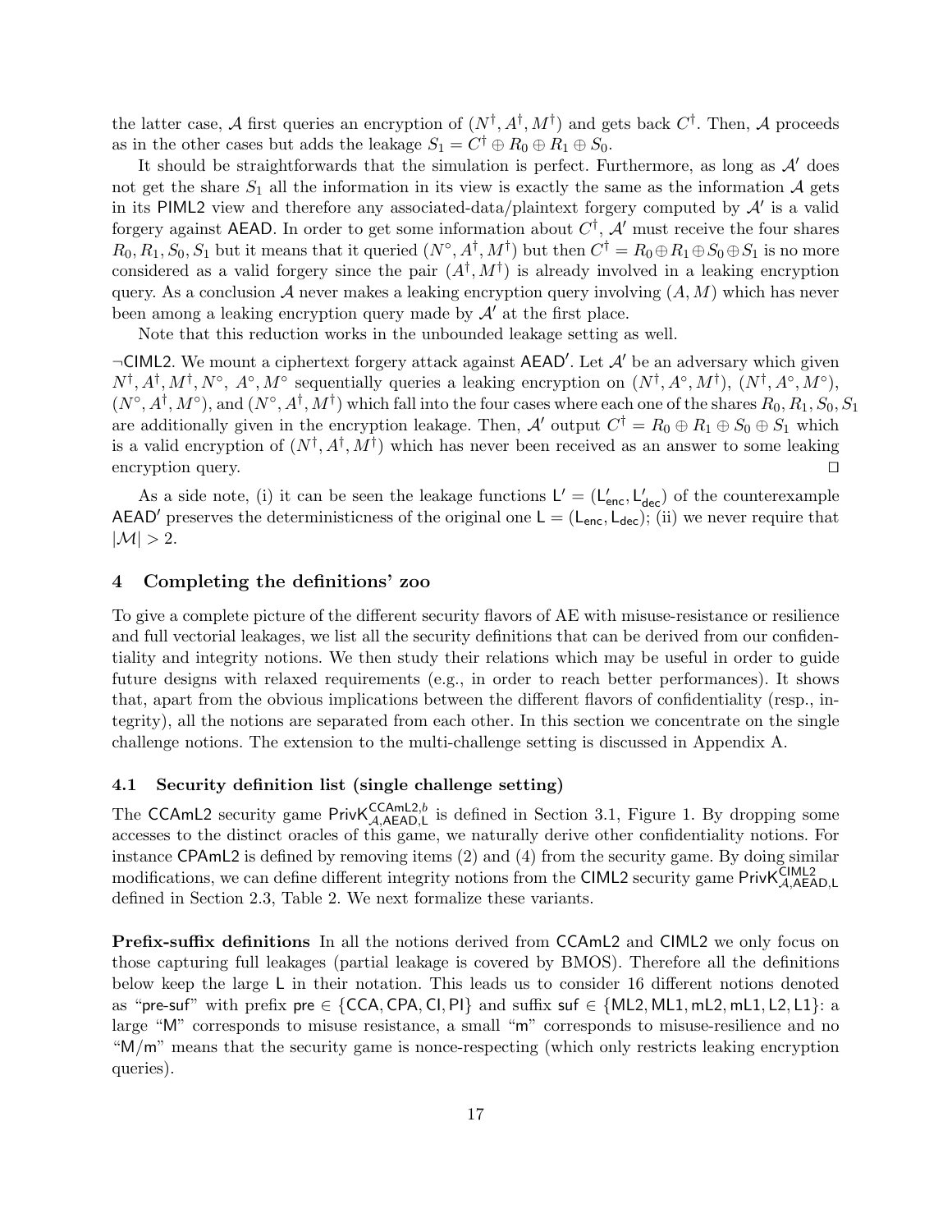the latter case, $\mathcal{A}$ first queries an encryption of $(N^\dagger, A^\dagger, M^\dagger)$ and gets back $C^\dagger$. Then, $\mathcal{A}$ proceeds as in the other cases but adds the leakage $S_1 = C^\dagger \oplus R_0 \oplus R_1 \oplus S_0$.

It should be straightforwards that the simulation is perfect. Furthermore, as long as $\mathcal{A}'$ does not get the share $S_1$ all the information in its view is exactly the same as the information $\mathcal{A}$ gets in its $\mathsf{PIML2}$ view and therefore any associated-data/plaintext forgery computed by $\mathcal{A}'$ is a valid forgery against $\mathsf{AEAD}$. In order to get some information about $C^\dagger$, $\mathcal{A}'$ must receive the four shares $R_0, R_1, S_0, S_1$ but it means that it queried $(N^\circ, A^\dagger, M^\dagger)$ but then $C^\dagger = R_0 \oplus R_1 \oplus S_0 \oplus S_1$ is no more considered as a valid forgery since the pair $(A^\dagger, M^\dagger)$ is already involved in a leaking encryption query. As a conclusion $\mathcal{A}$ never makes a leaking encryption query involving $(A, M)$ which has never been among a leaking encryption query made by $\mathcal{A}'$ at the first place.

Note that this reduction works in the unbounded leakage setting as well.

$\neg\mathsf{CIML2}$. We mount a ciphertext forgery attack against $\mathsf{AEAD}'$. Let $\mathcal{A}'$ be an adversary which given $N^\dagger, A^\dagger, M^\dagger, N^\circ, A^\circ, M^\circ$ sequentially queries a leaking encryption on $(N^\dagger, A^\circ, M^\dagger)$, $(N^\dagger, A^\circ, M^\circ)$, $(N^\circ, A^\dagger, M^\circ)$, and $(N^\circ, A^\dagger, M^\dagger)$ which fall into the four cases where each one of the shares $R_0, R_1, S_0, S_1$ are additionally given in the encryption leakage. Then, $\mathcal{A}'$ output $C^\dagger = R_0 \oplus R_1 \oplus S_0 \oplus S_1$ which is a valid encryption of $(N^\dagger, A^\dagger, M^\dagger)$ which has never been received as an answer to some leaking encryption query. $\square$

As a side note, (i) it can be seen the leakage functions $\mathsf{L}' = (\mathsf{L}'_{\mathsf{enc}}, \mathsf{L}'_{\mathsf{dec}})$ of the counterexample $\mathsf{AEAD}'$ preserves the deterministicness of the original one $\mathsf{L} = (\mathsf{L}_{\mathsf{enc}}, \mathsf{L}_{\mathsf{dec}})$; (ii) we never require that $|\mathcal{M}| > 2$.

## 4 Completing the definitions' zoo

To give a complete picture of the different security flavors of AE with misuse-resistance or resilience and full vectorial leakages, we list all the security definitions that can be derived from our confidentiality and integrity notions. We then study their relations which may be useful in order to guide future designs with relaxed requirements (e.g., in order to reach better performances). It shows that, apart from the obvious implications between the different flavors of confidentiality (resp., integrity), all the notions are separated from each other. In this section we concentrate on the single challenge notions. The extension to the multi-challenge setting is discussed in Appendix A.

### 4.1 Security definition list (single challenge setting)

The $\mathsf{CCAmL2}$ security game $\mathsf{PrivK}^{\mathsf{CCAmL2},b}_{\mathcal{A},\mathsf{AEAD},\mathsf{L}}$ is defined in Section 3.1, Figure 1. By dropping some accesses to the distinct oracles of this game, we naturally derive other confidentiality notions. For instance $\mathsf{CPAmL2}$ is defined by removing items (2) and (4) from the security game. By doing similar modifications, we can define different integrity notions from the $\mathsf{CIML2}$ security game $\mathsf{PrivK}^{\mathsf{CIML2}}_{\mathcal{A},\mathsf{AEAD},\mathsf{L}}$ defined in Section 2.3, Table 2. We next formalize these variants.

**Prefix-suffix definitions** In all the notions derived from $\mathsf{CCAmL2}$ and $\mathsf{CIML2}$ we only focus on those capturing full leakages (partial leakage is covered by BMOS). Therefore all the definitions below keep the large $\mathsf{L}$ in their notation. This leads us to consider 16 different notions denoted as "pre-suf" with prefix $\mathsf{pre} \in \{\mathsf{CCA}, \mathsf{CPA}, \mathsf{CI}, \mathsf{PI}\}$ and suffix $\mathsf{suf} \in \{\mathsf{ML2}, \mathsf{ML1}, \mathsf{mL2}, \mathsf{mL1}, \mathsf{L2}, \mathsf{L1}\}$: a large "M" corresponds to misuse resistance, a small "m" corresponds to misuse-resilience and no "M/m" means that the security game is nonce-respecting (which only restricts leaking encryption queries).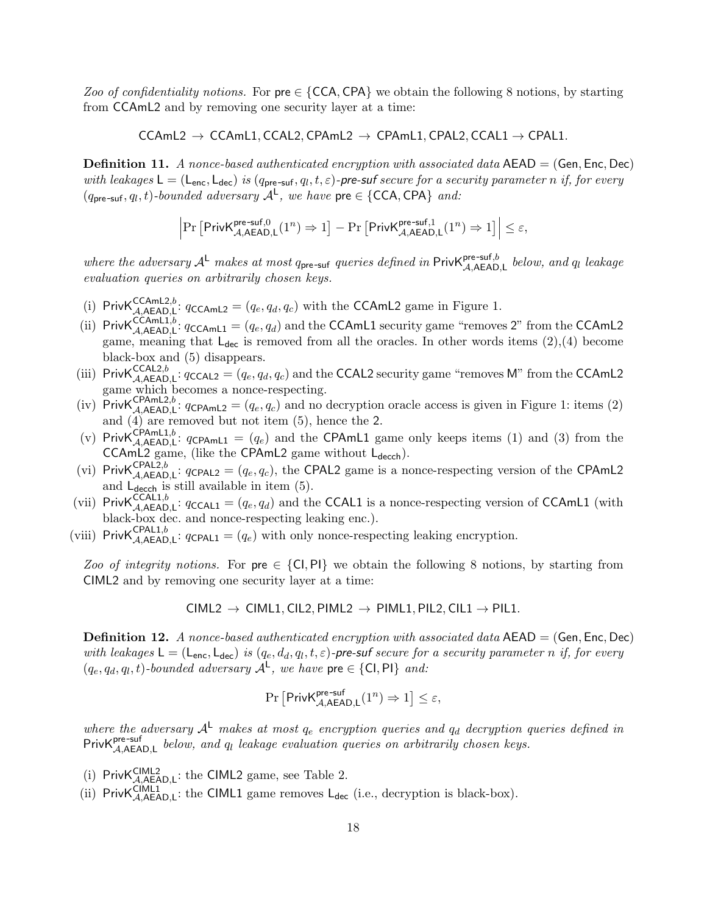*Zoo of confidentiality notions.* For $\mathsf{pre} \in \{\mathsf{CCA}, \mathsf{CPA}\}$ we obtain the following 8 notions, by starting from CCAmL2 and by removing one security layer at a time:

$$\mathsf{CCAmL2} \rightarrow \mathsf{CCAmL1}, \mathsf{CCAL2}, \mathsf{CPAmL2} \rightarrow \mathsf{CPAmL1}, \mathsf{CPAL2}, \mathsf{CCAL1} \rightarrow \mathsf{CPAL1}.$$

**Definition 11.** *A nonce-based authenticated encryption with associated data* $\mathsf{AEAD} = (\mathsf{Gen}, \mathsf{Enc}, \mathsf{Dec})$ *with leakages* $\mathsf{L} = (\mathsf{L}_{\mathsf{enc}}, \mathsf{L}_{\mathsf{dec}})$ *is* $(q_{\mathsf{pre\text{-}suf}}, q_l, t, \varepsilon)$*-**pre-suf** secure for a security parameter $n$ if, for every* $(q_{\mathsf{pre\text{-}suf}}, q_l, t)$*-bounded adversary* $\mathcal{A}^{\mathsf{L}}$*, we have* $\mathsf{pre} \in \{\mathsf{CCA}, \mathsf{CPA}\}$ *and:*

$$\left|\Pr\left[\mathsf{PrivK}^{\mathsf{pre\text{-}suf},0}_{\mathcal{A},\mathsf{AEAD},\mathsf{L}}(1^n) \Rightarrow 1\right] - \Pr\left[\mathsf{PrivK}^{\mathsf{pre\text{-}suf},1}_{\mathcal{A},\mathsf{AEAD},\mathsf{L}}(1^n) \Rightarrow 1\right]\right| \leq \varepsilon,$$

*where the adversary* $\mathcal{A}^{\mathsf{L}}$ *makes at most* $q_{\mathsf{pre\text{-}suf}}$ *queries defined in* $\mathsf{PrivK}^{\mathsf{pre\text{-}suf},b}_{\mathcal{A},\mathsf{AEAD},\mathsf{L}}$ *below, and* $q_l$ *leakage evaluation queries on arbitrarily chosen keys.*

(i) $\mathsf{PrivK}^{\mathsf{CCAmL2},b}_{\mathcal{A},\mathsf{AEAD},\mathsf{L}}$: $q_{\mathsf{CCAmL2}} = (q_e, q_d, q_c)$ with the CCAmL2 game in Figure 1.

(ii) $\mathsf{PrivK}^{\mathsf{CCAmL1},b}_{\mathcal{A},\mathsf{AEAD},\mathsf{L}}$: $q_{\mathsf{CCAmL1}} = (q_e, q_d)$ and the CCAmL1 security game "removes 2" from the CCAmL2 game, meaning that $\mathsf{L}_{\mathsf{dec}}$ is removed from all the oracles. In other words items (2),(4) become black-box and (5) disappears.

(iii) $\mathsf{PrivK}^{\mathsf{CCAL2},b}_{\mathcal{A},\mathsf{AEAD},\mathsf{L}}$: $q_{\mathsf{CCAL2}} = (q_e, q_d, q_c)$ and the CCAL2 security game "removes M" from the CCAmL2 game which becomes a nonce-respecting.

(iv) $\mathsf{PrivK}^{\mathsf{CPAmL2},b}_{\mathcal{A},\mathsf{AEAD},\mathsf{L}}$: $q_{\mathsf{CPAmL2}} = (q_e, q_c)$ and no decryption oracle access is given in Figure 1: items (2) and (4) are removed but not item (5), hence the 2.

(v) $\mathsf{PrivK}^{\mathsf{CPAmL1},b}_{\mathcal{A},\mathsf{AEAD},\mathsf{L}}$: $q_{\mathsf{CPAmL1}} = (q_e)$ and the CPAmL1 game only keeps items (1) and (3) from the CCAmL2 game, (like the CPAmL2 game without $\mathsf{L}_{\mathsf{decch}}$).

(vi) $\mathsf{PrivK}^{\mathsf{CPAL2},b}_{\mathcal{A},\mathsf{AEAD},\mathsf{L}}$: $q_{\mathsf{CPAL2}} = (q_e, q_c)$, the CPAL2 game is a nonce-respecting version of the CPAmL2 and $\mathsf{L}_{\mathsf{decch}}$ is still available in item (5).

(vii) $\mathsf{PrivK}^{\mathsf{CCAL1},b}_{\mathcal{A},\mathsf{AEAD},\mathsf{L}}$: $q_{\mathsf{CCAL1}} = (q_e, q_d)$ and the CCAL1 is a nonce-respecting version of CCAmL1 (with black-box dec. and nonce-respecting leaking enc.).

(viii) $\mathsf{PrivK}^{\mathsf{CPAL1},b}_{\mathcal{A},\mathsf{AEAD},\mathsf{L}}$: $q_{\mathsf{CPAL1}} = (q_e)$ with only nonce-respecting leaking encryption.

*Zoo of integrity notions.* For $\mathsf{pre} \in \{\mathsf{CI}, \mathsf{PI}\}$ we obtain the following 8 notions, by starting from CIML2 and by removing one security layer at a time:

$$\mathsf{CIML2} \rightarrow \mathsf{CIML1}, \mathsf{CIL2}, \mathsf{PIML2} \rightarrow \mathsf{PIML1}, \mathsf{PIL2}, \mathsf{CIL1} \rightarrow \mathsf{PIL1}.$$

**Definition 12.** *A nonce-based authenticated encryption with associated data* $\mathsf{AEAD} = (\mathsf{Gen}, \mathsf{Enc}, \mathsf{Dec})$ *with leakages* $\mathsf{L} = (\mathsf{L}_{\mathsf{enc}}, \mathsf{L}_{\mathsf{dec}})$ *is* $(q_e, d_d, q_l, t, \varepsilon)$*-**pre-suf** secure for a security parameter $n$ if, for every* $(q_e, q_d, q_l, t)$*-bounded adversary* $\mathcal{A}^{\mathsf{L}}$*, we have* $\mathsf{pre} \in \{\mathsf{CI}, \mathsf{PI}\}$ *and:*

$$\Pr\left[\mathsf{PrivK}^{\mathsf{pre\text{-}suf}}_{\mathcal{A},\mathsf{AEAD},\mathsf{L}}(1^n) \Rightarrow 1\right] \leq \varepsilon,$$

*where the adversary* $\mathcal{A}^{\mathsf{L}}$ *makes at most* $q_e$ *encryption queries and* $q_d$ *decryption queries defined in* $\mathsf{PrivK}^{\mathsf{pre\text{-}suf}}_{\mathcal{A},\mathsf{AEAD},\mathsf{L}}$ *below, and* $q_l$ *leakage evaluation queries on arbitrarily chosen keys.*

(i) $\mathsf{PrivK}^{\mathsf{CIML2}}_{\mathcal{A},\mathsf{AEAD},\mathsf{L}}$: the CIML2 game, see Table 2.

(ii) $\mathsf{PrivK}^{\mathsf{CIML1}}_{\mathcal{A},\mathsf{AEAD},\mathsf{L}}$: the CIML1 game removes $\mathsf{L}_{\mathsf{dec}}$ (i.e., decryption is black-box).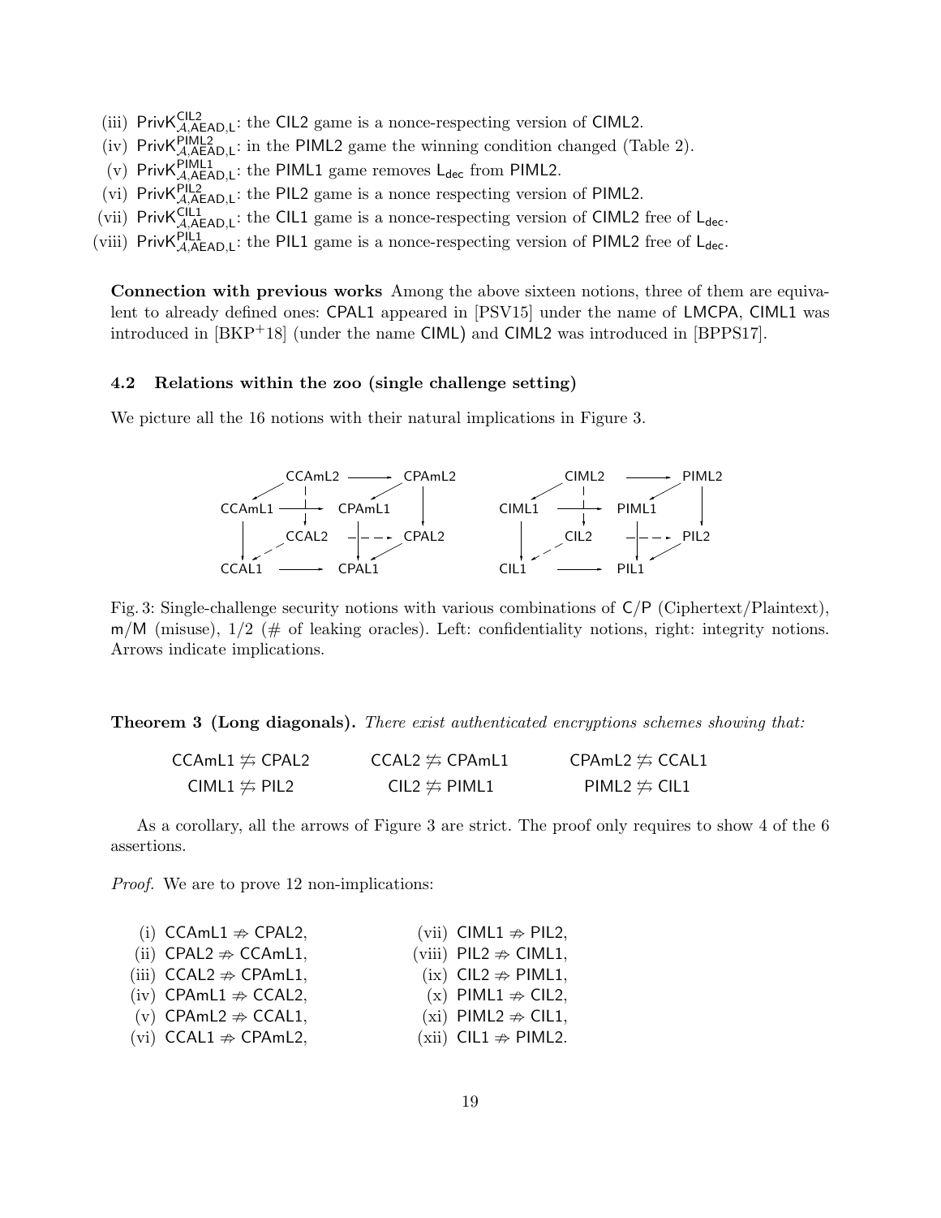(iii) $\mathsf{PrivK}^{\mathsf{CIL2}}_{\mathcal{A},\mathsf{AEAD},\mathsf{L}}$: the CIL2 game is a nonce-respecting version of CIML2.

(iv) $\mathsf{PrivK}^{\mathsf{PIML2}}_{\mathcal{A},\mathsf{AEAD},\mathsf{L}}$: in the PIML2 game the winning condition changed (Table 2).

(v) $\mathsf{PrivK}^{\mathsf{PIML1}}_{\mathcal{A},\mathsf{AEAD},\mathsf{L}}$: the PIML1 game removes $\mathsf{L}_{\mathsf{dec}}$ from PIML2.

(vi) $\mathsf{PrivK}^{\mathsf{PIL2}}_{\mathcal{A},\mathsf{AEAD},\mathsf{L}}$: the PIL2 game is a nonce respecting version of PIML2.

(vii) $\mathsf{PrivK}^{\mathsf{CIL1}}_{\mathcal{A},\mathsf{AEAD},\mathsf{L}}$: the CIL1 game is a nonce-respecting version of CIML2 free of $\mathsf{L}_{\mathsf{dec}}$.

(viii) $\mathsf{PrivK}^{\mathsf{PIL1}}_{\mathcal{A},\mathsf{AEAD},\mathsf{L}}$: the PIL1 game is a nonce-respecting version of PIML2 free of $\mathsf{L}_{\mathsf{dec}}$.

**Connection with previous works** Among the above sixteen notions, three of them are equivalent to already defined ones: CPAL1 appeared in [PSV15] under the name of LMCPA, CIML1 was introduced in [BKP+18] (under the name CIML) and CIML2 was introduced in [BPPS17].

### 4.2 Relations within the zoo (single challenge setting)

We picture all the 16 notions with their natural implications in Figure 3.

Fig. 3: Single-challenge security notions with various combinations of C/P (Ciphertext/Plaintext), m/M (misuse), 1/2 (# of leaking oracles). Left: confidentiality notions, right: integrity notions. Arrows indicate implications.

**Theorem 3 (Long diagonals).** *There exist authenticated encryptions schemes showing that:*

$$\mathsf{CCAmL1} \not\Leftrightarrow \mathsf{CPAL2} \qquad \mathsf{CCAL2} \not\Leftrightarrow \mathsf{CPAmL1} \qquad \mathsf{CPAmL2} \not\Leftrightarrow \mathsf{CCAL1}$$

$$\mathsf{CIML1} \not\Leftrightarrow \mathsf{PIL2} \qquad \mathsf{CIL2} \not\Leftrightarrow \mathsf{PIML1} \qquad \mathsf{PIML2} \not\Leftrightarrow \mathsf{CIL1}$$

As a corollary, all the arrows of Figure 3 are strict. The proof only requires to show 4 of the 6 assertions.

*Proof.* We are to prove 12 non-implications:

(i) $\mathsf{CCAmL1} \not\Rightarrow \mathsf{CPAL2}$,

(ii) $\mathsf{CPAL2} \not\Rightarrow \mathsf{CCAmL1}$,

(iii) $\mathsf{CCAL2} \not\Rightarrow \mathsf{CPAmL1}$,

(iv) $\mathsf{CPAmL1} \not\Rightarrow \mathsf{CCAL2}$,

(v) $\mathsf{CPAmL2} \not\Rightarrow \mathsf{CCAL1}$,

(vi) $\mathsf{CCAL1} \not\Rightarrow \mathsf{CPAmL2}$,

(vii) $\mathsf{CIML1} \not\Rightarrow \mathsf{PIL2}$,

(viii) $\mathsf{PIL2} \not\Rightarrow \mathsf{CIML1}$,

(ix) $\mathsf{CIL2} \not\Rightarrow \mathsf{PIML1}$,

(x) $\mathsf{PIML1} \not\Rightarrow \mathsf{CIL2}$,

(xi) $\mathsf{PIML2} \not\Rightarrow \mathsf{CIL1}$,

(xii) $\mathsf{CIL1} \not\Rightarrow \mathsf{PIML2}$.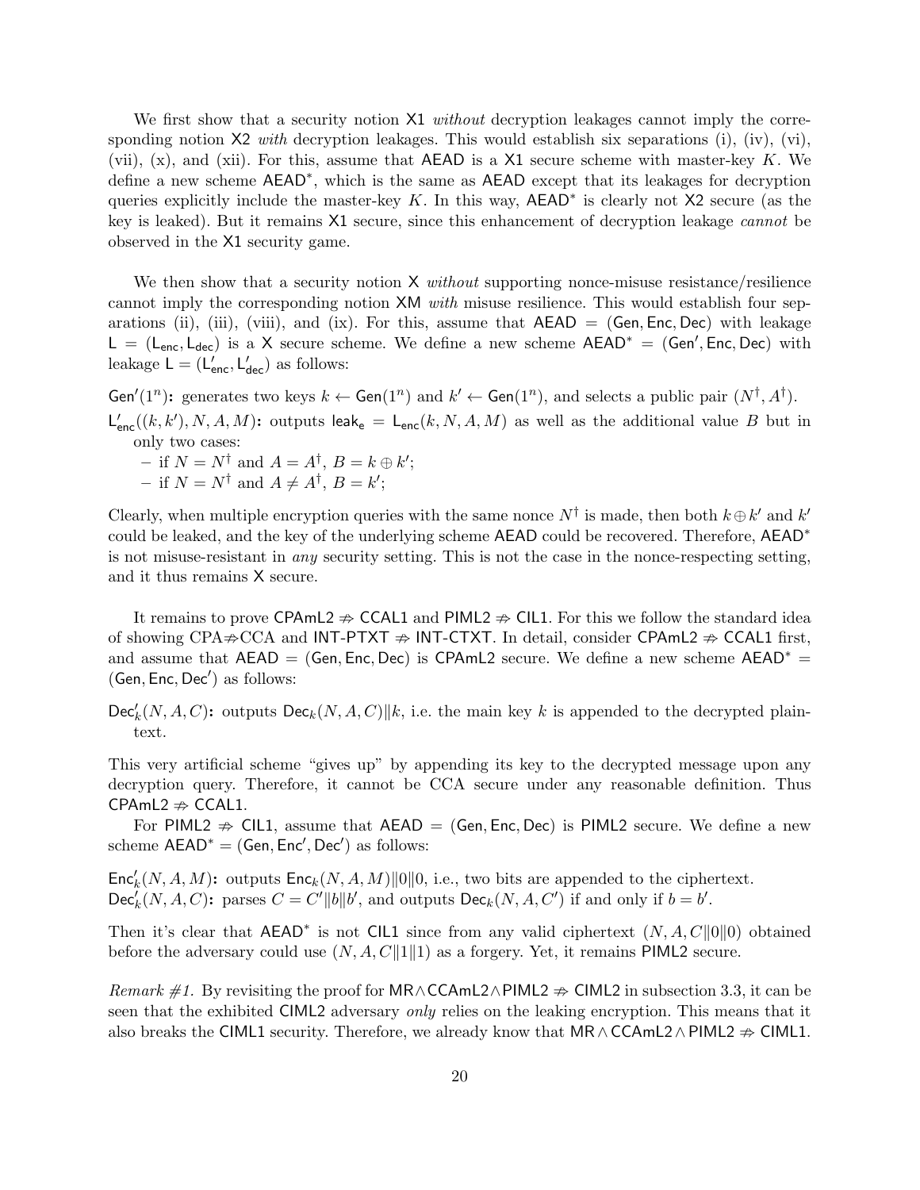We first show that a security notion X1 *without* decryption leakages cannot imply the corresponding notion X2 *with* decryption leakages. This would establish six separations (i), (iv), (vi), (vii), (x), and (xii). For this, assume that AEAD is a X1 secure scheme with master-key $K$. We define a new scheme $\mathsf{AEAD}^*$, which is the same as AEAD except that its leakages for decryption queries explicitly include the master-key $K$. In this way, $\mathsf{AEAD}^*$ is clearly not X2 secure (as the key is leaked). But it remains X1 secure, since this enhancement of decryption leakage *cannot* be observed in the X1 security game.

We then show that a security notion X *without* supporting nonce-misuse resistance/resilience cannot imply the corresponding notion XM *with* misuse resilience. This would establish four separations (ii), (iii), (viii), and (ix). For this, assume that $\mathsf{AEAD} = (\mathsf{Gen}, \mathsf{Enc}, \mathsf{Dec})$ with leakage $\mathsf{L} = (\mathsf{L}_{\mathsf{enc}}, \mathsf{L}_{\mathsf{dec}})$ is a X secure scheme. We define a new scheme $\mathsf{AEAD}^* = (\mathsf{Gen}', \mathsf{Enc}, \mathsf{Dec})$ with leakage $\mathsf{L} = (\mathsf{L}'_{\mathsf{enc}}, \mathsf{L}'_{\mathsf{dec}})$ as follows:

**$\mathsf{Gen}'(1^n)$:** generates two keys $k \leftarrow \mathsf{Gen}(1^n)$ and $k' \leftarrow \mathsf{Gen}(1^n)$, and selects a public pair $(N^\dagger, A^\dagger)$.

**$\mathsf{L}'_{\mathsf{enc}}((k,k'), N, A, M)$:** outputs $\mathsf{leak_e} = \mathsf{L}_{\mathsf{enc}}(k, N, A, M)$ as well as the additional value $B$ but in only two cases:
- if $N = N^\dagger$ and $A = A^\dagger$, $B = k \oplus k'$;
- if $N = N^\dagger$ and $A \neq A^\dagger$, $B = k'$;

Clearly, when multiple encryption queries with the same nonce $N^\dagger$ is made, then both $k \oplus k'$ and $k'$ could be leaked, and the key of the underlying scheme AEAD could be recovered. Therefore, $\mathsf{AEAD}^*$ is not misuse-resistant in *any* security setting. This is not the case in the nonce-respecting setting, and it thus remains X secure.

It remains to prove CPAmL2 $\not\Rightarrow$ CCAL1 and PIML2 $\not\Rightarrow$ CIL1. For this we follow the standard idea of showing CPA$\not\Rightarrow$CCA and INT-PTXT $\not\Rightarrow$ INT-CTXT. In detail, consider CPAmL2 $\not\Rightarrow$ CCAL1 first, and assume that $\mathsf{AEAD} = (\mathsf{Gen}, \mathsf{Enc}, \mathsf{Dec})$ is CPAmL2 secure. We define a new scheme $\mathsf{AEAD}^* = (\mathsf{Gen}, \mathsf{Enc}, \mathsf{Dec}')$ as follows:

**$\mathsf{Dec}'_k(N, A, C)$:** outputs $\mathsf{Dec}_k(N, A, C) \| k$, i.e. the main key $k$ is appended to the decrypted plaintext.

This very artificial scheme "gives up" by appending its key to the decrypted message upon any decryption query. Therefore, it cannot be CCA secure under any reasonable definition. Thus CPAmL2 $\not\Rightarrow$ CCAL1.

For PIML2 $\not\Rightarrow$ CIL1, assume that $\mathsf{AEAD} = (\mathsf{Gen}, \mathsf{Enc}, \mathsf{Dec})$ is PIML2 secure. We define a new scheme $\mathsf{AEAD}^* = (\mathsf{Gen}, \mathsf{Enc}', \mathsf{Dec}')$ as follows:

**$\mathsf{Enc}'_k(N, A, M)$:** outputs $\mathsf{Enc}_k(N, A, M)\|0\|0$, i.e., two bits are appended to the ciphertext.
**$\mathsf{Dec}'_k(N, A, C)$:** parses $C = C'\|b\|b'$, and outputs $\mathsf{Dec}_k(N, A, C')$ if and only if $b = b'$.

Then it's clear that $\mathsf{AEAD}^*$ is not CIL1 since from any valid ciphertext $(N, A, C\|0\|0)$ obtained before the adversary could use $(N, A, C\|1\|1)$ as a forgery. Yet, it remains PIML2 secure.

*Remark #1.* By revisiting the proof for MR$\wedge$CCAmL2$\wedge$PIML2 $\not\Rightarrow$ CIML2 in subsection 3.3, it can be seen that the exhibited CIML2 adversary *only* relies on the leaking encryption. This means that it also breaks the CIML1 security. Therefore, we already know that MR$\wedge$CCAmL2$\wedge$PIML2 $\not\Rightarrow$ CIML1.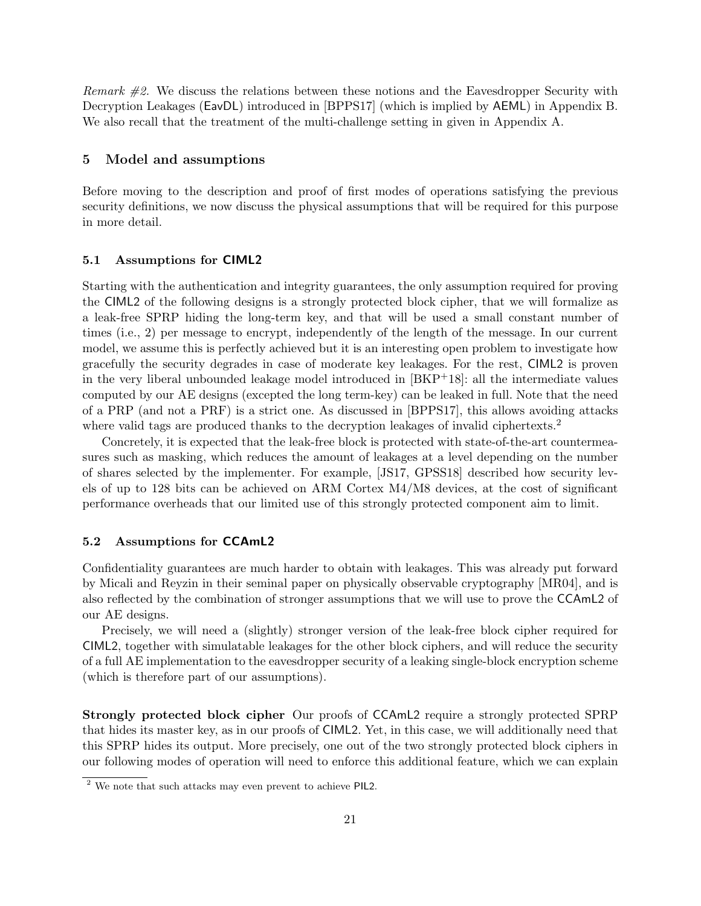*Remark #2.* We discuss the relations between these notions and the Eavesdropper Security with Decryption Leakages (EavDL) introduced in [BPPS17] (which is implied by AEML) in Appendix B. We also recall that the treatment of the multi-challenge setting in given in Appendix A.

## 5 Model and assumptions

Before moving to the description and proof of first modes of operations satisfying the previous security definitions, we now discuss the physical assumptions that will be required for this purpose in more detail.

### 5.1 Assumptions for CIML2

Starting with the authentication and integrity guarantees, the only assumption required for proving the CIML2 of the following designs is a strongly protected block cipher, that we will formalize as a leak-free SPRP hiding the long-term key, and that will be used a small constant number of times (i.e., 2) per message to encrypt, independently of the length of the message. In our current model, we assume this is perfectly achieved but it is an interesting open problem to investigate how gracefully the security degrades in case of moderate key leakages. For the rest, CIML2 is proven in the very liberal unbounded leakage model introduced in [BKP+18]: all the intermediate values computed by our AE designs (excepted the long term-key) can be leaked in full. Note that the need of a PRP (and not a PRF) is a strict one. As discussed in [BPPS17], this allows avoiding attacks where valid tags are produced thanks to the decryption leakages of invalid ciphertexts.[2]

Concretely, it is expected that the leak-free block is protected with state-of-the-art countermeasures such as masking, which reduces the amount of leakages at a level depending on the number of shares selected by the implementer. For example, [JS17, GPSS18] described how security levels of up to 128 bits can be achieved on ARM Cortex M4/M8 devices, at the cost of significant performance overheads that our limited use of this strongly protected component aim to limit.

### 5.2 Assumptions for CCAmL2

Confidentiality guarantees are much harder to obtain with leakages. This was already put forward by Micali and Reyzin in their seminal paper on physically observable cryptography [MR04], and is also reflected by the combination of stronger assumptions that we will use to prove the CCAmL2 of our AE designs.

Precisely, we will need a (slightly) stronger version of the leak-free block cipher required for CIML2, together with simulatable leakages for the other block ciphers, and will reduce the security of a full AE implementation to the eavesdropper security of a leaking single-block encryption scheme (which is therefore part of our assumptions).

**Strongly protected block cipher** Our proofs of CCAmL2 require a strongly protected SPRP that hides its master key, as in our proofs of CIML2. Yet, in this case, we will additionally need that this SPRP hides its output. More precisely, one out of the two strongly protected block ciphers in our following modes of operation will need to enforce this additional feature, which we can explain

[2] We note that such attacks may even prevent to achieve PIL2.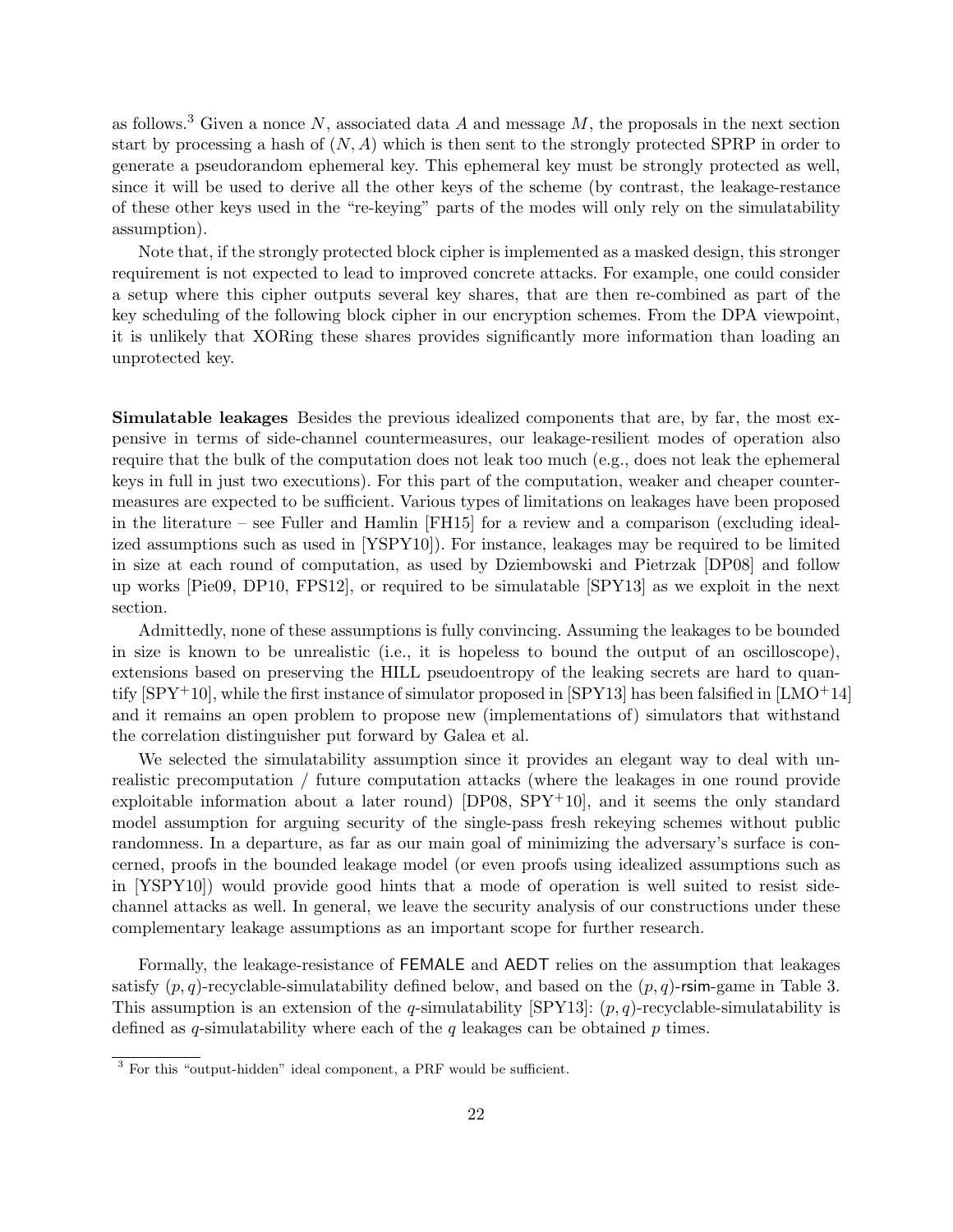as follows.[3] Given a nonce $N$, associated data $A$ and message $M$, the proposals in the next section start by processing a hash of $(N, A)$ which is then sent to the strongly protected SPRP in order to generate a pseudorandom ephemeral key. This ephemeral key must be strongly protected as well, since it will be used to derive all the other keys of the scheme (by contrast, the leakage-restance of these other keys used in the "re-keying" parts of the modes will only rely on the simulatability assumption).

Note that, if the strongly protected block cipher is implemented as a masked design, this stronger requirement is not expected to lead to improved concrete attacks. For example, one could consider a setup where this cipher outputs several key shares, that are then re-combined as part of the key scheduling of the following block cipher in our encryption schemes. From the DPA viewpoint, it is unlikely that XORing these shares provides significantly more information than loading an unprotected key.

**Simulatable leakages** Besides the previous idealized components that are, by far, the most expensive in terms of side-channel countermeasures, our leakage-resilient modes of operation also require that the bulk of the computation does not leak too much (e.g., does not leak the ephemeral keys in full in just two executions). For this part of the computation, weaker and cheaper countermeasures are expected to be sufficient. Various types of limitations on leakages have been proposed in the literature – see Fuller and Hamlin [FH15] for a review and a comparison (excluding idealized assumptions such as used in [YSPY10]). For instance, leakages may be required to be limited in size at each round of computation, as used by Dziembowski and Pietrzak [DP08] and follow up works [Pie09, DP10, FPS12], or required to be simulatable [SPY13] as we exploit in the next section.

Admittedly, none of these assumptions is fully convincing. Assuming the leakages to be bounded in size is known to be unrealistic (i.e., it is hopeless to bound the output of an oscilloscope), extensions based on preserving the HILL pseudoentropy of the leaking secrets are hard to quantify [SPY[+]10], while the first instance of simulator proposed in [SPY13] has been falsified in [LMO[+]14] and it remains an open problem to propose new (implementations of) simulators that withstand the correlation distinguisher put forward by Galea et al.

We selected the simulatability assumption since it provides an elegant way to deal with unrealistic precomputation / future computation attacks (where the leakages in one round provide exploitable information about a later round) [DP08, SPY[+]10], and it seems the only standard model assumption for arguing security of the single-pass fresh rekeying schemes without public randomness. In a departure, as far as our main goal of minimizing the adversary's surface is concerned, proofs in the bounded leakage model (or even proofs using idealized assumptions such as in [YSPY10]) would provide good hints that a mode of operation is well suited to resist side-channel attacks as well. In general, we leave the security analysis of our constructions under these complementary leakage assumptions as an important scope for further research.

Formally, the leakage-resistance of FEMALE and AEDT relies on the assumption that leakages satisfy $(p, q)$-recyclable-simulatability defined below, and based on the $(p, q)$-rsim-game in Table 3. This assumption is an extension of the $q$-simulatability [SPY13]: $(p, q)$-recyclable-simulatability is defined as $q$-simulatability where each of the $q$ leakages can be obtained $p$ times.

[3] For this "output-hidden" ideal component, a PRF would be sufficient.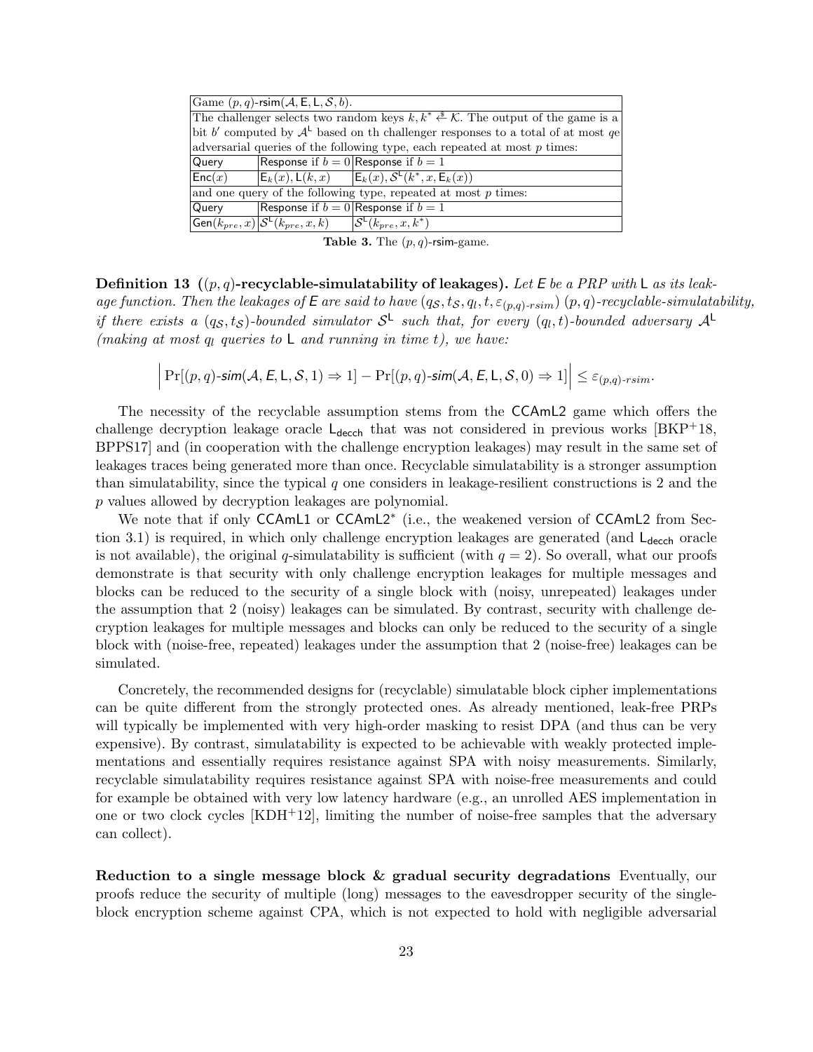| Game $(p,q)$-rsim$(\mathcal{A}, \mathsf{E}, \mathsf{L}, \mathcal{S}, b)$. | | |
|---|---|---|
| The challenger selects two random keys $k, k^* \xleftarrow{\$} \mathcal{K}$. The output of the game is a bit $b'$ computed by $\mathcal{A}^{\mathsf{L}}$ based on th challenger responses to a total of at most $q$e adversarial queries of the following type, each repeated at most $p$ times: | | |
| Query | Response if $b=0$ | Response if $b=1$ |
| $\mathsf{Enc}(x)$ | $\mathsf{E}_k(x), \mathsf{L}(k,x)$ | $\mathsf{E}_k(x), \mathcal{S}^{\mathsf{L}}(k^*, x, \mathsf{E}_k(x))$ |
| and one query of the following type, repeated at most $p$ times: | | |
| Query | Response if $b=0$ | Response if $b=1$ |
| $\mathsf{Gen}(k_{pre}, x)$ | $\mathcal{S}^{\mathsf{L}}(k_{pre}, x, k)$ | $\mathcal{S}^{\mathsf{L}}(k_{pre}, x, k^*)$ |

**Table 3.** The $(p,q)$-rsim-game.

**Definition 13 ($(p,q)$-recyclable-simulatability of leakages).** *Let $\mathsf{E}$ be a PRP with $\mathsf{L}$ as its leakage function. Then the leakages of $\mathsf{E}$ are said to have $(q_{\mathcal{S}}, t_{\mathcal{S}}, q_l, t, \varepsilon_{(p,q)\text{-}rsim})$ $(p,q)$-recyclable-simulatability, if there exists a $(q_{\mathcal{S}}, t_{\mathcal{S}})$-bounded simulator $\mathcal{S}^{\mathsf{L}}$ such that, for every $(q_l, t)$-bounded adversary $\mathcal{A}^{\mathsf{L}}$ (making at most $q_l$ queries to $\mathsf{L}$ and running in time $t$), we have:*

$$\left| \Pr[(p,q)\text{-}\mathsf{sim}(\mathcal{A}, \mathsf{E}, \mathsf{L}, \mathcal{S}, 1) \Rightarrow 1] - \Pr[(p,q)\text{-}\mathsf{sim}(\mathcal{A}, \mathsf{E}, \mathsf{L}, \mathcal{S}, 0) \Rightarrow 1] \right| \leq \varepsilon_{(p,q)\text{-}rsim}.$$

The necessity of the recyclable assumption stems from the CCAmL2 game which offers the challenge decryption leakage oracle $\mathsf{L}_{\mathsf{decch}}$ that was not considered in previous works [BKP+18, BPPS17] and (in cooperation with the challenge encryption leakages) may result in the same set of leakages traces being generated more than once. Recyclable simulatability is a stronger assumption than simulatability, since the typical $q$ one considers in leakage-resilient constructions is 2 and the $p$ values allowed by decryption leakages are polynomial.

We note that if only CCAmL1 or CCAmL2* (i.e., the weakened version of CCAmL2 from Section 3.1) is required, in which only challenge encryption leakages are generated (and $\mathsf{L}_{\mathsf{decch}}$ oracle is not available), the original $q$-simulatability is sufficient (with $q = 2$). So overall, what our proofs demonstrate is that security with only challenge encryption leakages for multiple messages and blocks can be reduced to the security of a single block with (noisy, unrepeated) leakages under the assumption that 2 (noisy) leakages can be simulated. By contrast, security with challenge decryption leakages for multiple messages and blocks can only be reduced to the security of a single block with (noise-free, repeated) leakages under the assumption that 2 (noise-free) leakages can be simulated.

Concretely, the recommended designs for (recyclable) simulatable block cipher implementations can be quite different from the strongly protected ones. As already mentioned, leak-free PRPs will typically be implemented with very high-order masking to resist DPA (and thus can be very expensive). By contrast, simulatability is expected to be achievable with weakly protected implementations and essentially requires resistance against SPA with noisy measurements. Similarly, recyclable simulatability requires resistance against SPA with noise-free measurements and could for example be obtained with very low latency hardware (e.g., an unrolled AES implementation in one or two clock cycles [KDH+12], limiting the number of noise-free samples that the adversary can collect).

**Reduction to a single message block & gradual security degradations** Eventually, our proofs reduce the security of multiple (long) messages to the eavesdropper security of the single-block encryption scheme against CPA, which is not expected to hold with negligible adversarial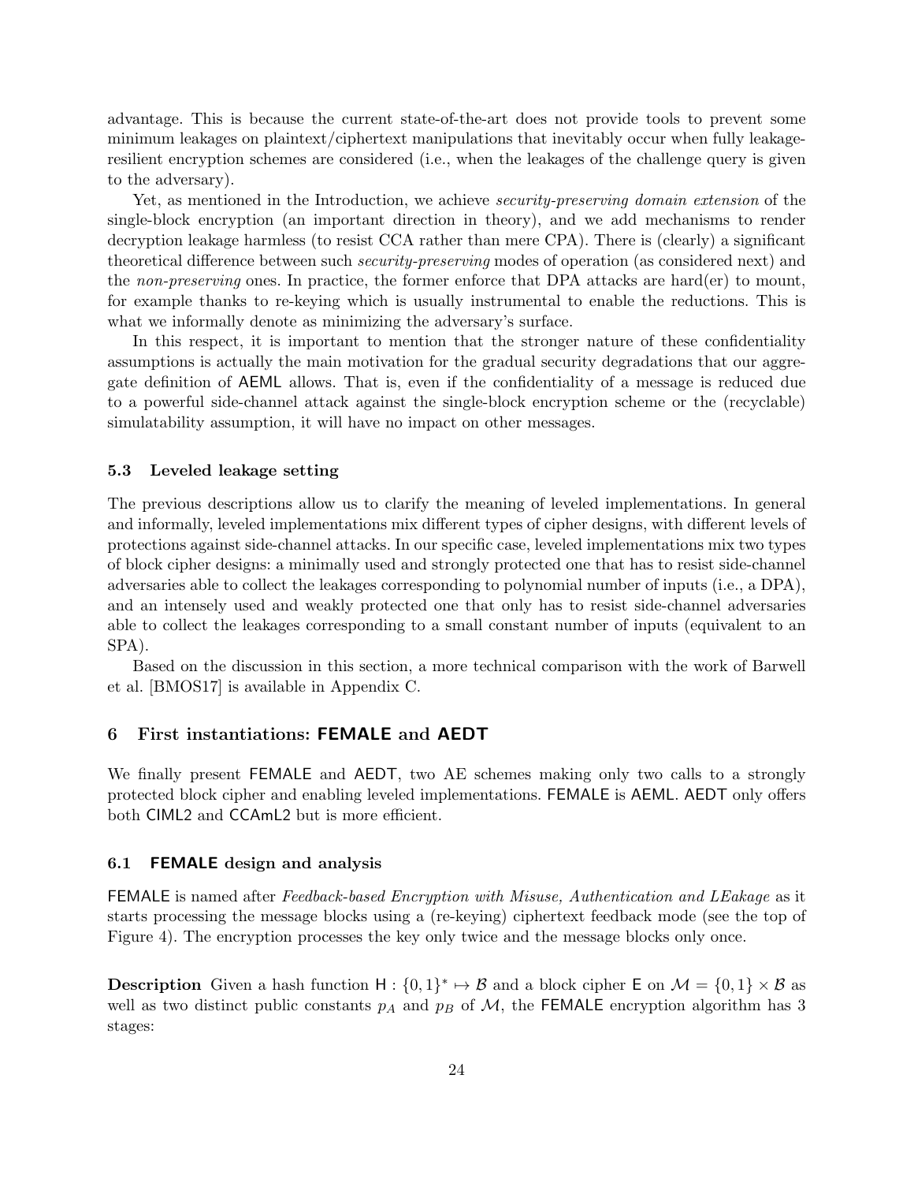advantage. This is because the current state-of-the-art does not provide tools to prevent some minimum leakages on plaintext/ciphertext manipulations that inevitably occur when fully leakage-resilient encryption schemes are considered (i.e., when the leakages of the challenge query is given to the adversary).

Yet, as mentioned in the Introduction, we achieve *security-preserving domain extension* of the single-block encryption (an important direction in theory), and we add mechanisms to render decryption leakage harmless (to resist CCA rather than mere CPA). There is (clearly) a significant theoretical difference between such *security-preserving* modes of operation (as considered next) and the *non-preserving* ones. In practice, the former enforce that DPA attacks are hard(er) to mount, for example thanks to re-keying which is usually instrumental to enable the reductions. This is what we informally denote as minimizing the adversary's surface.

In this respect, it is important to mention that the stronger nature of these confidentiality assumptions is actually the main motivation for the gradual security degradations that our aggregate definition of AEML allows. That is, even if the confidentiality of a message is reduced due to a powerful side-channel attack against the single-block encryption scheme or the (recyclable) simulatability assumption, it will have no impact on other messages.

### 5.3 Leveled leakage setting

The previous descriptions allow us to clarify the meaning of leveled implementations. In general and informally, leveled implementations mix different types of cipher designs, with different levels of protections against side-channel attacks. In our specific case, leveled implementations mix two types of block cipher designs: a minimally used and strongly protected one that has to resist side-channel adversaries able to collect the leakages corresponding to polynomial number of inputs (i.e., a DPA), and an intensely used and weakly protected one that only has to resist side-channel adversaries able to collect the leakages corresponding to a small constant number of inputs (equivalent to an SPA).

Based on the discussion in this section, a more technical comparison with the work of Barwell et al. [BMOS17] is available in Appendix C.

## 6 First instantiations: FEMALE and AEDT

We finally present FEMALE and AEDT, two AE schemes making only two calls to a strongly protected block cipher and enabling leveled implementations. FEMALE is AEML. AEDT only offers both CIML2 and CCAmL2 but is more efficient.

### 6.1 FEMALE design and analysis

FEMALE is named after *Feedback-based Encryption with Misuse, Authentication and LEakage* as it starts processing the message blocks using a (re-keying) ciphertext feedback mode (see the top of Figure 4). The encryption processes the key only twice and the message blocks only once.

**Description** Given a hash function $\mathsf{H} : \{0,1\}^* \mapsto \mathcal{B}$ and a block cipher $\mathsf{E}$ on $\mathcal{M} = \{0,1\} \times \mathcal{B}$ as well as two distinct public constants $p_A$ and $p_B$ of $\mathcal{M}$, the FEMALE encryption algorithm has 3 stages: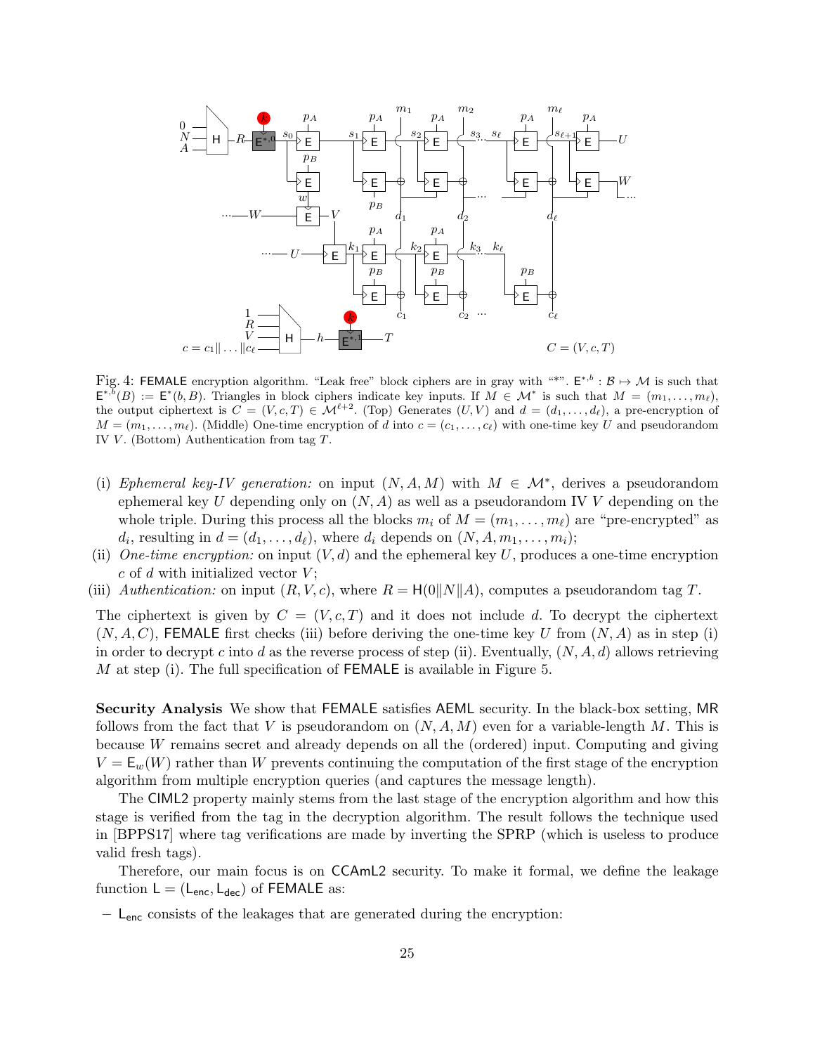Fig. 4: FEMALE encryption algorithm. "Leak free" block ciphers are in gray with "\*". $\mathsf{E}^{*,b} : \mathcal{B} \mapsto \mathcal{M}$ is such that $\mathsf{E}^{*,b}(B) := \mathsf{E}^{*}(b, B)$. Triangles in block ciphers indicate key inputs. If $M \in \mathcal{M}^*$ is such that $M = (m_1, \ldots, m_\ell)$, the output ciphertext is $C = (V, c, T) \in \mathcal{M}^{\ell+2}$. (Top) Generates $(U, V)$ and $d = (d_1, \ldots, d_\ell)$, a pre-encryption of $M = (m_1, \ldots, m_\ell)$. (Middle) One-time encryption of $d$ into $c = (c_1, \ldots, c_\ell)$ with one-time key $U$ and pseudorandom IV $V$. (Bottom) Authentication from tag $T$.

(i) *Ephemeral key-IV generation:* on input $(N, A, M)$ with $M \in \mathcal{M}^*$, derives a pseudorandom ephemeral key $U$ depending only on $(N, A)$ as well as a pseudorandom IV $V$ depending on the whole triple. During this process all the blocks $m_i$ of $M = (m_1, \ldots, m_\ell)$ are "pre-encrypted" as $d_i$, resulting in $d = (d_1, \ldots, d_\ell)$, where $d_i$ depends on $(N, A, m_1, \ldots, m_i)$;

(ii) *One-time encryption:* on input $(V, d)$ and the ephemeral key $U$, produces a one-time encryption $c$ of $d$ with initialized vector $V$;

(iii) *Authentication:* on input $(R, V, c)$, where $R = \mathsf{H}(0\|N\|A)$, computes a pseudorandom tag $T$.

The ciphertext is given by $C = (V, c, T)$ and it does not include $d$. To decrypt the ciphertext $(N, A, C)$, FEMALE first checks (iii) before deriving the one-time key $U$ from $(N, A)$ as in step (i) in order to decrypt $c$ into $d$ as the reverse process of step (ii). Eventually, $(N, A, d)$ allows retrieving $M$ at step (i). The full specification of FEMALE is available in Figure 5.

**Security Analysis** We show that FEMALE satisfies AEML security. In the black-box setting, MR follows from the fact that $V$ is pseudorandom on $(N, A, M)$ even for a variable-length $M$. This is because $W$ remains secret and already depends on all the (ordered) input. Computing and giving $V = \mathsf{E}_w(W)$ rather than $W$ prevents continuing the computation of the first stage of the encryption algorithm from multiple encryption queries (and captures the message length).

The CIML2 property mainly stems from the last stage of the encryption algorithm and how this stage is verified from the tag in the decryption algorithm. The result follows the technique used in [BPPS17] where tag verifications are made by inverting the SPRP (which is useless to produce valid fresh tags).

Therefore, our main focus is on CCAmL2 security. To make it formal, we define the leakage function $\mathsf{L} = (\mathsf{L}_{\mathsf{enc}}, \mathsf{L}_{\mathsf{dec}})$ of FEMALE as:

– $\mathsf{L}_{\mathsf{enc}}$ consists of the leakages that are generated during the encryption: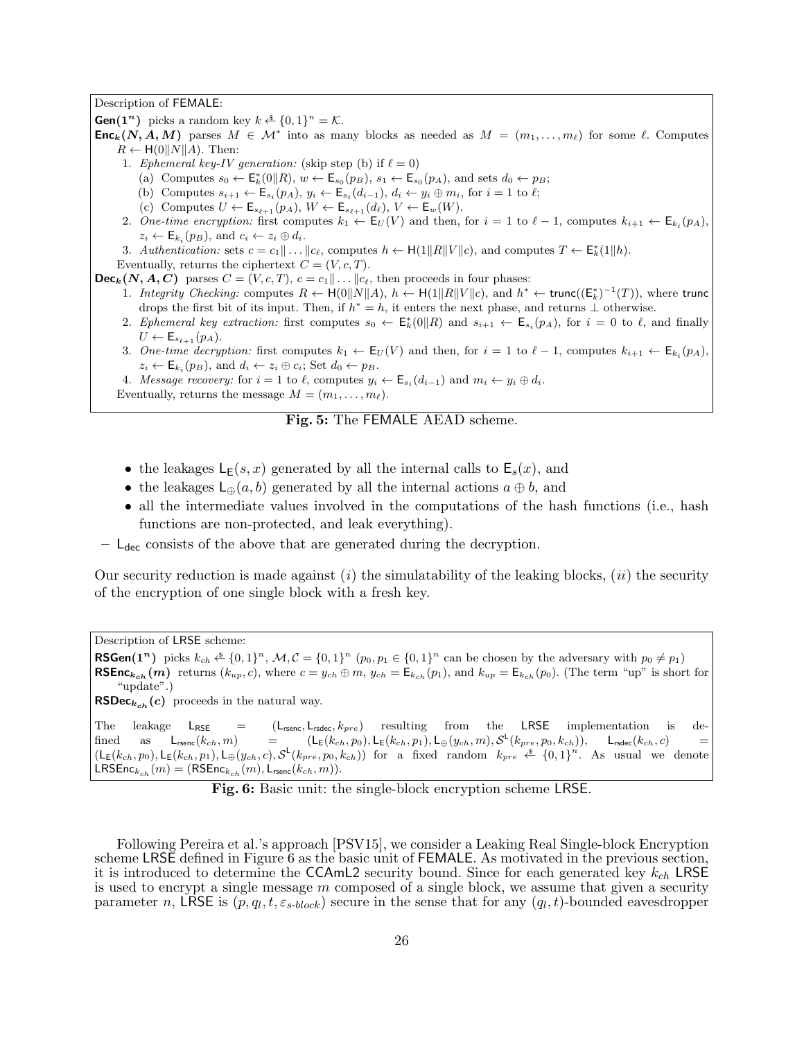Description of $\mathsf{FEMALE}$:

$\mathbf{Gen(1^n)}$ picks a random key $k \xleftarrow{\$} \{0,1\}^n = \mathcal{K}$.

$\mathbf{Enc}_k\mathbf{(N, A, M)}$ parses $M \in \mathcal{M}^*$ into as many blocks as needed as $M = (m_1, \ldots, m_\ell)$ for some $\ell$. Computes $R \leftarrow \mathsf{H}(0\|N\|A)$. Then:

1. *Ephemeral key-IV generation:* (skip step (b) if $\ell = 0$)
   (a) Computes $s_0 \leftarrow \mathsf{E}^*_k(0\|R)$, $w \leftarrow \mathsf{E}_{s_0}(p_B)$, $s_1 \leftarrow \mathsf{E}_{s_0}(p_A)$, and sets $d_0 \leftarrow p_B$;
   (b) Computes $s_{i+1} \leftarrow \mathsf{E}_{s_i}(p_A)$, $y_i \leftarrow \mathsf{E}_{s_i}(d_{i-1})$, $d_i \leftarrow y_i \oplus m_i$, for $i = 1$ to $\ell$;
   (c) Computes $U \leftarrow \mathsf{E}_{s_{\ell+1}}(p_A)$, $W \leftarrow \mathsf{E}_{s_{\ell+1}}(d_\ell)$, $V \leftarrow \mathsf{E}_w(W)$.
2. *One-time encryption:* first computes $k_1 \leftarrow \mathsf{E}_U(V)$ and then, for $i = 1$ to $\ell - 1$, computes $k_{i+1} \leftarrow \mathsf{E}_{k_i}(p_A)$, $z_i \leftarrow \mathsf{E}_{k_i}(p_B)$, and $c_i \leftarrow z_i \oplus d_i$.
3. *Authentication:* sets $c = c_1\|\ldots\|c_\ell$, computes $h \leftarrow \mathsf{H}(1\|R\|V\|c)$, and computes $T \leftarrow \mathsf{E}^*_k(1\|h)$.

Eventually, returns the ciphertext $C = (V, c, T)$.

$\mathbf{Dec}_k\mathbf{(N, A, C)}$ parses $C = (V, c, T)$, $c = c_1\|\ldots\|c_\ell$, then proceeds in four phases:

1. *Integrity Checking:* computes $R \leftarrow \mathsf{H}(0\|N\|A)$, $h \leftarrow \mathsf{H}(1\|R\|V\|c)$, and $h^* \leftarrow \mathsf{trunc}((\mathsf{E}^*_k)^{-1}(T))$, where $\mathsf{trunc}$ drops the first bit of its input. Then, if $h^* = h$, it enters the next phase, and returns $\perp$ otherwise.
2. *Ephemeral key extraction:* first computes $s_0 \leftarrow \mathsf{E}^*_k(0\|R)$ and $s_{i+1} \leftarrow \mathsf{E}_{s_i}(p_A)$, for $i = 0$ to $\ell$, and finally $U \leftarrow \mathsf{E}_{s_{\ell+1}}(p_A)$.
3. *One-time decryption:* first computes $k_1 \leftarrow \mathsf{E}_U(V)$ and then, for $i = 1$ to $\ell - 1$, computes $k_{i+1} \leftarrow \mathsf{E}_{k_i}(p_A)$, $z_i \leftarrow \mathsf{E}_{k_i}(p_B)$, and $d_i \leftarrow z_i \oplus c_i$; Set $d_0 \leftarrow p_B$.
4. *Message recovery:* for $i = 1$ to $\ell$, computes $y_i \leftarrow \mathsf{E}_{s_i}(d_{i-1})$ and $m_i \leftarrow y_i \oplus d_i$.

Eventually, returns the message $M = (m_1, \ldots, m_\ell)$.

**Fig. 5:** The $\mathsf{FEMALE}$ AEAD scheme.

- the leakages $\mathsf{L_E}(s, x)$ generated by all the internal calls to $\mathsf{E}_s(x)$, and
- the leakages $\mathsf{L}_\oplus(a, b)$ generated by all the internal actions $a \oplus b$, and
- all the intermediate values involved in the computations of the hash functions (i.e., hash functions are non-protected, and leak everything).

– $\mathsf{L_{dec}}$ consists of the above that are generated during the decryption.

Our security reduction is made against $(i)$ the simulatability of the leaking blocks, $(ii)$ the security of the encryption of one single block with a fresh key.

Description of $\mathsf{LRSE}$ scheme:

$\mathbf{RSGen(1^n)}$ picks $k_{ch} \xleftarrow{\$} \{0,1\}^n$, $\mathcal{M}, \mathcal{C} = \{0,1\}^n$ ($p_0, p_1 \in \{0,1\}^n$ can be chosen by the adversary with $p_0 \neq p_1$)

$\mathbf{RSEnc}_{k_{ch}}\mathbf{(m)}$ returns $(k_{up}, c)$, where $c = y_{ch} \oplus m$, $y_{ch} = \mathsf{E}_{k_{ch}}(p_1)$, and $k_{up} = \mathsf{E}_{k_{ch}}(p_0)$. (The term "up" is short for "update".)

$\mathbf{RSDec}_{k_{ch}}\mathbf{(c)}$ proceeds in the natural way.

The leakage $\mathsf{L_{RSE}} = (\mathsf{L_{rsenc}}, \mathsf{L_{rsdec}}, k_{pre})$ resulting from the $\mathsf{LRSE}$ implementation is defined as $\mathsf{L_{rsenc}}(k_{ch}, m) = (\mathsf{L_E}(k_{ch}, p_0), \mathsf{L_E}(k_{ch}, p_1), \mathsf{L}_\oplus(y_{ch}, m), \mathcal{S}^{\mathsf{L}}(k_{pre}, p_0, k_{ch}))$, $\mathsf{L_{rsdec}}(k_{ch}, c) = (\mathsf{L_E}(k_{ch}, p_0), \mathsf{L_E}(k_{ch}, p_1), \mathsf{L}_\oplus(y_{ch}, c), \mathcal{S}^{\mathsf{L}}(k_{pre}, p_0, k_{ch}))$ for a fixed random $k_{pre} \xleftarrow{\$} \{0,1\}^n$. As usual we denote $\mathsf{LRSEnc}_{k_{ch}}(m) = (\mathsf{RSEnc}_{k_{ch}}(m), \mathsf{L_{rsenc}}(k_{ch}, m))$.

**Fig. 6:** Basic unit: the single-block encryption scheme $\mathsf{LRSE}$.

Following Pereira et al.'s approach [PSV15], we consider a Leaking Real Single-block Encryption scheme $\mathsf{LRSE}$ defined in Figure 6 as the basic unit of $\mathsf{FEMALE}$. As motivated in the previous section, it is introduced to determine the $\mathsf{CCAmL2}$ security bound. Since for each generated key $k_{ch}$ $\mathsf{LRSE}$ is used to encrypt a single message $m$ composed of a single block, we assume that given a security parameter $n$, $\mathsf{LRSE}$ is $(p, q_l, t, \varepsilon_{s\text{-}block})$ secure in the sense that for any $(q_l, t)$-bounded eavesdropper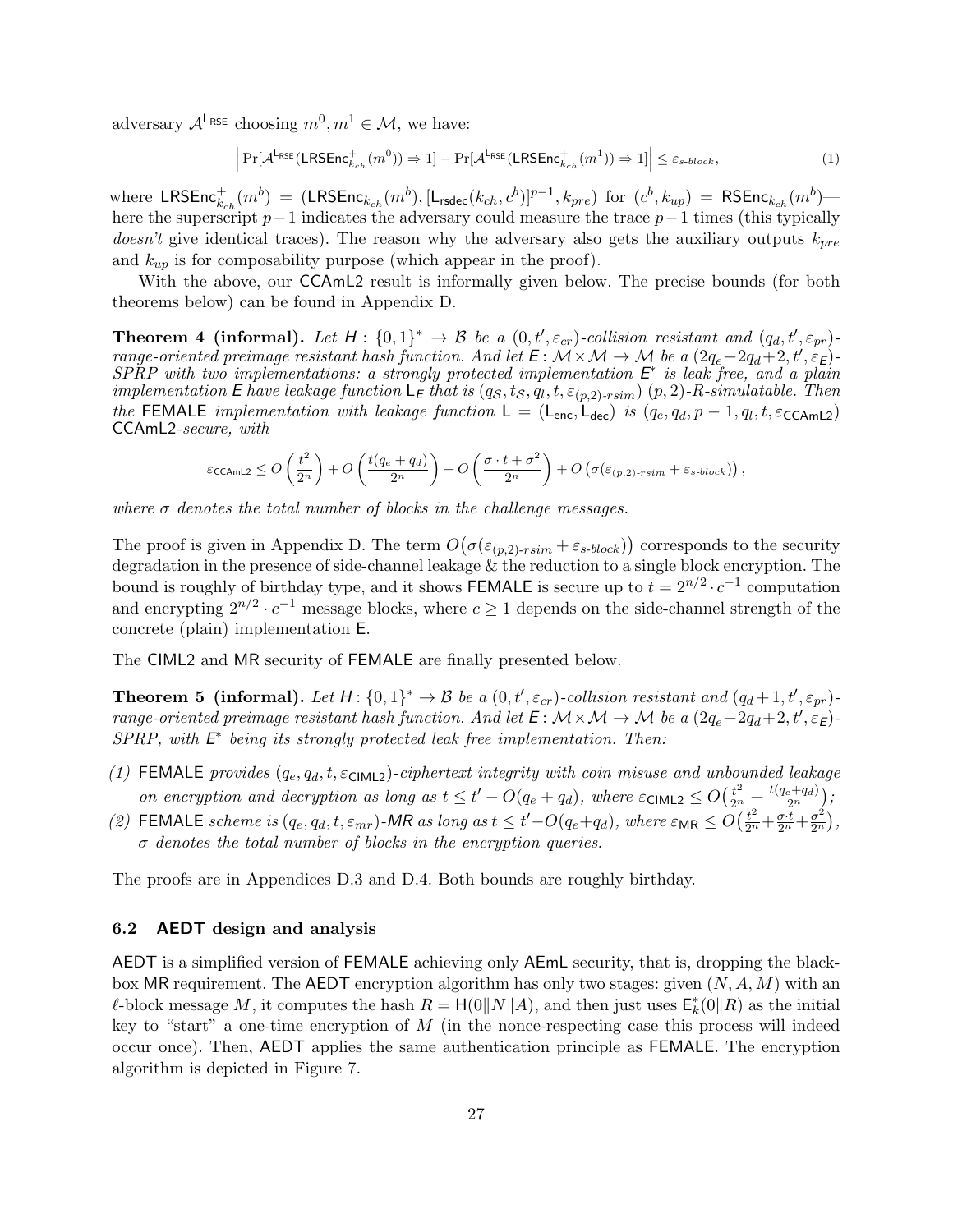adversary $\mathcal{A}^{\mathsf{L}_{\mathsf{RSE}}}$ choosing $m^0, m^1 \in \mathcal{M}$, we have:

$$\left| \Pr[\mathcal{A}^{\mathsf{L}_{\mathsf{RSE}}}(\mathsf{LRSEnc}^+_{k_{ch}}(m^0)) \Rightarrow 1] - \Pr[\mathcal{A}^{\mathsf{L}_{\mathsf{RSE}}}(\mathsf{LRSEnc}^+_{k_{ch}}(m^1)) \Rightarrow 1] \right| \leq \varepsilon_{s\text{-}block}, \tag{1}$$

where $\mathsf{LRSEnc}^+_{k_{ch}}(m^b) = (\mathsf{LRSEnc}_{k_{ch}}(m^b), [\mathsf{L}_{\mathsf{rsdec}}(k_{ch}, c^b)]^{p-1}, k_{pre})$ for $(c^b, k_{up}) = \mathsf{RSEnc}_{k_{ch}}(m^b)$—here the superscript $p-1$ indicates the adversary could measure the trace $p-1$ times (this typically *doesn't* give identical traces). The reason why the adversary also gets the auxiliary outputs $k_{pre}$ and $k_{up}$ is for composability purpose (which appear in the proof).

With the above, our CCAmL2 result is informally given below. The precise bounds (for both theorems below) can be found in Appendix D.

**Theorem 4 (informal).** *Let $\mathsf{H} : \{0,1\}^* \to \mathcal{B}$ be a $(0, t', \varepsilon_{cr})$-collision resistant and $(q_d, t', \varepsilon_{pr})$-range-oriented preimage resistant hash function. And let $\mathsf{E} : \mathcal{M} \times \mathcal{M} \to \mathcal{M}$ be a $(2q_e+2q_d+2, t', \varepsilon_{\mathsf{E}})$-SPRP with two implementations: a strongly protected implementation $\mathsf{E}^*$ is leak free, and a plain implementation $\mathsf{E}$ have leakage function $\mathsf{L}_{\mathsf{E}}$ that is $(q_{\mathcal{S}}, t_{\mathcal{S}}, q_l, t, \varepsilon_{(p,2)\text{-}rsim})$ $(p, 2)$-R-simulatable. Then the FEMALE implementation with leakage function $\mathsf{L} = (\mathsf{L}_{\mathsf{enc}}, \mathsf{L}_{\mathsf{dec}})$ is $(q_e, q_d, p-1, q_l, t, \varepsilon_{\mathsf{CCAmL2}})$ CCAmL2-secure, with*

$$\varepsilon_{\mathsf{CCAmL2}} \leq O\left(\frac{t^2}{2^n}\right) + O\left(\frac{t(q_e+q_d)}{2^n}\right) + O\left(\frac{\sigma \cdot t + \sigma^2}{2^n}\right) + O\left(\sigma(\varepsilon_{(p,2)\text{-}rsim} + \varepsilon_{s\text{-}block})\right),$$

*where $\sigma$ denotes the total number of blocks in the challenge messages.*

The proof is given in Appendix D. The term $O\big(\sigma(\varepsilon_{(p,2)\text{-}rsim} + \varepsilon_{s\text{-}block})\big)$ corresponds to the security degradation in the presence of side-channel leakage & the reduction to a single block encryption. The bound is roughly of birthday type, and it shows FEMALE is secure up to $t = 2^{n/2} \cdot c^{-1}$ computation and encrypting $2^{n/2} \cdot c^{-1}$ message blocks, where $c \geq 1$ depends on the side-channel strength of the concrete (plain) implementation $\mathsf{E}$.

The CIML2 and MR security of FEMALE are finally presented below.

**Theorem 5 (informal).** *Let $\mathsf{H} : \{0,1\}^* \to \mathcal{B}$ be a $(0, t', \varepsilon_{cr})$-collision resistant and $(q_d+1, t', \varepsilon_{pr})$-range-oriented preimage resistant hash function. And let $\mathsf{E} : \mathcal{M} \times \mathcal{M} \to \mathcal{M}$ be a $(2q_e+2q_d+2, t', \varepsilon_{\mathsf{E}})$-SPRP, with $\mathsf{E}^*$ being its strongly protected leak free implementation. Then:*

*(1)* FEMALE *provides $(q_e, q_d, t, \varepsilon_{\mathsf{CIML2}})$-ciphertext integrity with coin misuse and unbounded leakage on encryption and decryption as long as $t \leq t' - O(q_e + q_d)$, where $\varepsilon_{\mathsf{CIML2}} \leq O\big(\frac{t^2}{2^n} + \frac{t(q_e+q_d)}{2^n}\big)$;*

*(2)* FEMALE *scheme is $(q_e, q_d, t, \varepsilon_{mr})$-MR as long as $t \leq t' - O(q_e+q_d)$, where $\varepsilon_{\mathsf{MR}} \leq O\big(\frac{t^2}{2^n} + \frac{\sigma \cdot t}{2^n} + \frac{\sigma^2}{2^n}\big)$, $\sigma$ denotes the total number of blocks in the encryption queries.*

The proofs are in Appendices D.3 and D.4. Both bounds are roughly birthday.

### 6.2 AEDT design and analysis

AEDT is a simplified version of FEMALE achieving only AEmL security, that is, dropping the black-box MR requirement. The AEDT encryption algorithm has only two stages: given $(N, A, M)$ with an $\ell$-block message $M$, it computes the hash $R = \mathsf{H}(0\|N\|A)$, and then just uses $\mathsf{E}^*_k(0\|R)$ as the initial key to "start" a one-time encryption of $M$ (in the nonce-respecting case this process will indeed occur once). Then, AEDT applies the same authentication principle as FEMALE. The encryption algorithm is depicted in Figure 7.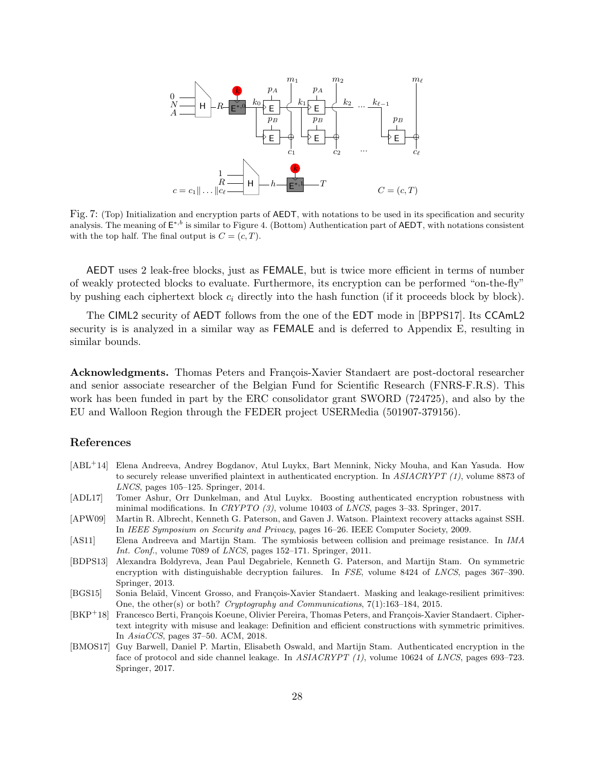Fig. 7: (Top) Initialization and encryption parts of AEDT, with notations to be used in its specification and security analysis. The meaning of $\mathsf{E}^{*,b}$ is similar to Figure 4. (Bottom) Authentication part of AEDT, with notations consistent with the top half. The final output is $C = (c, T)$.

AEDT uses 2 leak-free blocks, just as FEMALE, but is twice more efficient in terms of number of weakly protected blocks to evaluate. Furthermore, its encryption can be performed "on-the-fly" by pushing each ciphertext block $c_i$ directly into the hash function (if it proceeds block by block).

The CIML2 security of AEDT follows from the one of the EDT mode in [BPPS17]. Its CCAmL2 security is is analyzed in a similar way as FEMALE and is deferred to Appendix E, resulting in similar bounds.

**Acknowledgments.** Thomas Peters and François-Xavier Standaert are post-doctoral researcher and senior associate researcher of the Belgian Fund for Scientific Research (FNRS-F.R.S). This work has been funded in part by the ERC consolidator grant SWORD (724725), and also by the EU and Walloon Region through the FEDER project USERMedia (501907-379156).

## References

[ABL+14] Elena Andreeva, Andrey Bogdanov, Atul Luykx, Bart Mennink, Nicky Mouha, and Kan Yasuda. How to securely release unverified plaintext in authenticated encryption. In *ASIACRYPT (1)*, volume 8873 of *LNCS*, pages 105–125. Springer, 2014.

[ADL17] Tomer Ashur, Orr Dunkelman, and Atul Luykx. Boosting authenticated encryption robustness with minimal modifications. In *CRYPTO (3)*, volume 10403 of *LNCS*, pages 3–33. Springer, 2017.

[APW09] Martin R. Albrecht, Kenneth G. Paterson, and Gaven J. Watson. Plaintext recovery attacks against SSH. In *IEEE Symposium on Security and Privacy*, pages 16–26. IEEE Computer Society, 2009.

[AS11] Elena Andreeva and Martijn Stam. The symbiosis between collision and preimage resistance. In *IMA Int. Conf.*, volume 7089 of *LNCS*, pages 152–171. Springer, 2011.

[BDPS13] Alexandra Boldyreva, Jean Paul Degabriele, Kenneth G. Paterson, and Martijn Stam. On symmetric encryption with distinguishable decryption failures. In *FSE*, volume 8424 of *LNCS*, pages 367–390. Springer, 2013.

[BGS15] Sonia Belaïd, Vincent Grosso, and François-Xavier Standaert. Masking and leakage-resilient primitives: One, the other(s) or both? *Cryptography and Communications*, 7(1):163–184, 2015.

[BKP+18] Francesco Berti, François Koeune, Olivier Pereira, Thomas Peters, and François-Xavier Standaert. Ciphertext integrity with misuse and leakage: Definition and efficient constructions with symmetric primitives. In *AsiaCCS*, pages 37–50. ACM, 2018.

[BMOS17] Guy Barwell, Daniel P. Martin, Elisabeth Oswald, and Martijn Stam. Authenticated encryption in the face of protocol and side channel leakage. In *ASIACRYPT (1)*, volume 10624 of *LNCS*, pages 693–723. Springer, 2017.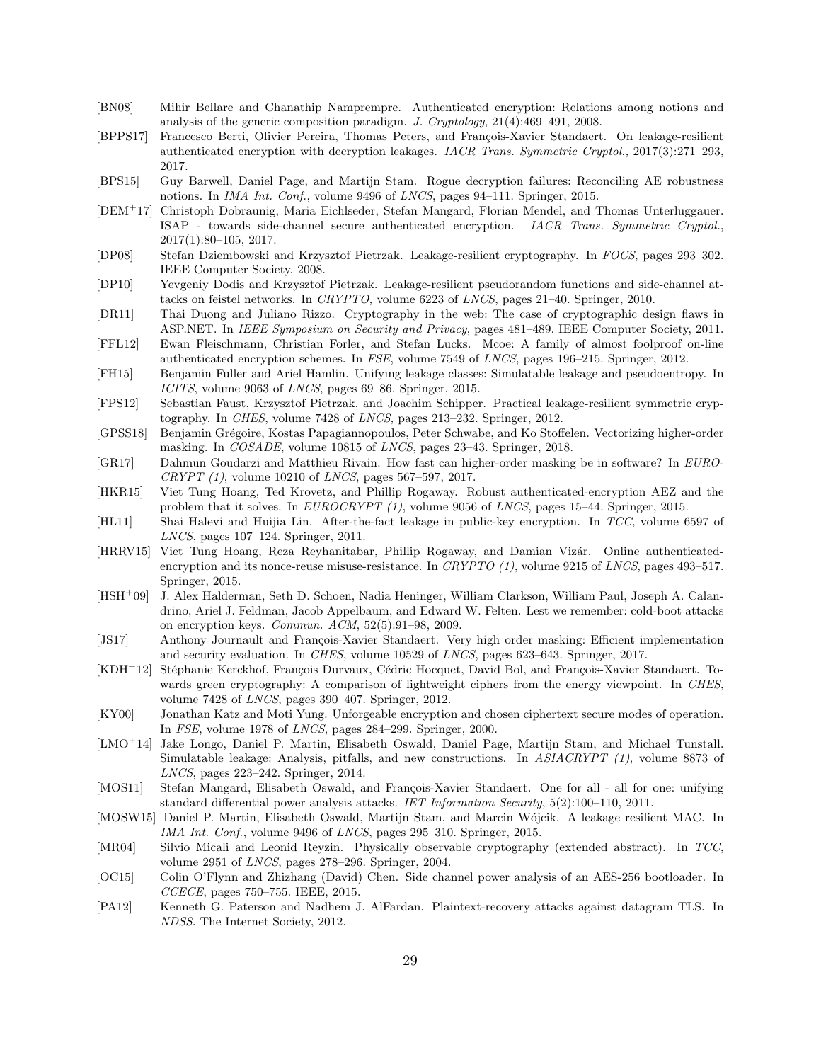- [BN08] Mihir Bellare and Chanathip Namprempre. Authenticated encryption: Relations among notions and analysis of the generic composition paradigm. *J. Cryptology*, 21(4):469–491, 2008.
- [BPPS17] Francesco Berti, Olivier Pereira, Thomas Peters, and François-Xavier Standaert. On leakage-resilient authenticated encryption with decryption leakages. *IACR Trans. Symmetric Cryptol.*, 2017(3):271–293, 2017.
- [BPS15] Guy Barwell, Daniel Page, and Martijn Stam. Rogue decryption failures: Reconciling AE robustness notions. In *IMA Int. Conf.*, volume 9496 of *LNCS*, pages 94–111. Springer, 2015.
- [DEM+17] Christoph Dobraunig, Maria Eichlseder, Stefan Mangard, Florian Mendel, and Thomas Unterluggauer. ISAP - towards side-channel secure authenticated encryption. *IACR Trans. Symmetric Cryptol.*, 2017(1):80–105, 2017.
- [DP08] Stefan Dziembowski and Krzysztof Pietrzak. Leakage-resilient cryptography. In *FOCS*, pages 293–302. IEEE Computer Society, 2008.
- [DP10] Yevgeniy Dodis and Krzysztof Pietrzak. Leakage-resilient pseudorandom functions and side-channel attacks on feistel networks. In *CRYPTO*, volume 6223 of *LNCS*, pages 21–40. Springer, 2010.
- [DR11] Thai Duong and Juliano Rizzo. Cryptography in the web: The case of cryptographic design flaws in ASP.NET. In *IEEE Symposium on Security and Privacy*, pages 481–489. IEEE Computer Society, 2011.
- [FFL12] Ewan Fleischmann, Christian Forler, and Stefan Lucks. Mcoe: A family of almost foolproof on-line authenticated encryption schemes. In *FSE*, volume 7549 of *LNCS*, pages 196–215. Springer, 2012.
- [FH15] Benjamin Fuller and Ariel Hamlin. Unifying leakage classes: Simulatable leakage and pseudoentropy. In *ICITS*, volume 9063 of *LNCS*, pages 69–86. Springer, 2015.
- [FPS12] Sebastian Faust, Krzysztof Pietrzak, and Joachim Schipper. Practical leakage-resilient symmetric cryptography. In *CHES*, volume 7428 of *LNCS*, pages 213–232. Springer, 2012.
- [GPSS18] Benjamin Grégoire, Kostas Papagiannopoulos, Peter Schwabe, and Ko Stoffelen. Vectorizing higher-order masking. In *COSADE*, volume 10815 of *LNCS*, pages 23–43. Springer, 2018.
- [GR17] Dahmun Goudarzi and Matthieu Rivain. How fast can higher-order masking be in software? In *EUROCRYPT (1)*, volume 10210 of *LNCS*, pages 567–597, 2017.
- [HKR15] Viet Tung Hoang, Ted Krovetz, and Phillip Rogaway. Robust authenticated-encryption AEZ and the problem that it solves. In *EUROCRYPT (1)*, volume 9056 of *LNCS*, pages 15–44. Springer, 2015.
- [HL11] Shai Halevi and Huijia Lin. After-the-fact leakage in public-key encryption. In *TCC*, volume 6597 of *LNCS*, pages 107–124. Springer, 2011.
- [HRRV15] Viet Tung Hoang, Reza Reyhanitabar, Phillip Rogaway, and Damian Vizár. Online authenticated-encryption and its nonce-reuse misuse-resistance. In *CRYPTO (1)*, volume 9215 of *LNCS*, pages 493–517. Springer, 2015.
- [HSH+09] J. Alex Halderman, Seth D. Schoen, Nadia Heninger, William Clarkson, William Paul, Joseph A. Calandrino, Ariel J. Feldman, Jacob Appelbaum, and Edward W. Felten. Lest we remember: cold-boot attacks on encryption keys. *Commun. ACM*, 52(5):91–98, 2009.
- [JS17] Anthony Journault and François-Xavier Standaert. Very high order masking: Efficient implementation and security evaluation. In *CHES*, volume 10529 of *LNCS*, pages 623–643. Springer, 2017.
- [KDH+12] Stéphanie Kerckhof, François Durvaux, Cédric Hocquet, David Bol, and François-Xavier Standaert. Towards green cryptography: A comparison of lightweight ciphers from the energy viewpoint. In *CHES*, volume 7428 of *LNCS*, pages 390–407. Springer, 2012.
- [KY00] Jonathan Katz and Moti Yung. Unforgeable encryption and chosen ciphertext secure modes of operation. In *FSE*, volume 1978 of *LNCS*, pages 284–299. Springer, 2000.
- [LMO+14] Jake Longo, Daniel P. Martin, Elisabeth Oswald, Daniel Page, Martijn Stam, and Michael Tunstall. Simulatable leakage: Analysis, pitfalls, and new constructions. In *ASIACRYPT (1)*, volume 8873 of *LNCS*, pages 223–242. Springer, 2014.
- [MOS11] Stefan Mangard, Elisabeth Oswald, and François-Xavier Standaert. One for all - all for one: unifying standard differential power analysis attacks. *IET Information Security*, 5(2):100–110, 2011.
- [MOSW15] Daniel P. Martin, Elisabeth Oswald, Martijn Stam, and Marcin Wójcik. A leakage resilient MAC. In *IMA Int. Conf.*, volume 9496 of *LNCS*, pages 295–310. Springer, 2015.
- [MR04] Silvio Micali and Leonid Reyzin. Physically observable cryptography (extended abstract). In *TCC*, volume 2951 of *LNCS*, pages 278–296. Springer, 2004.
- [OC15] Colin O'Flynn and Zhizhang (David) Chen. Side channel power analysis of an AES-256 bootloader. In *CCECE*, pages 750–755. IEEE, 2015.
- [PA12] Kenneth G. Paterson and Nadhem J. AlFardan. Plaintext-recovery attacks against datagram TLS. In *NDSS*. The Internet Society, 2012.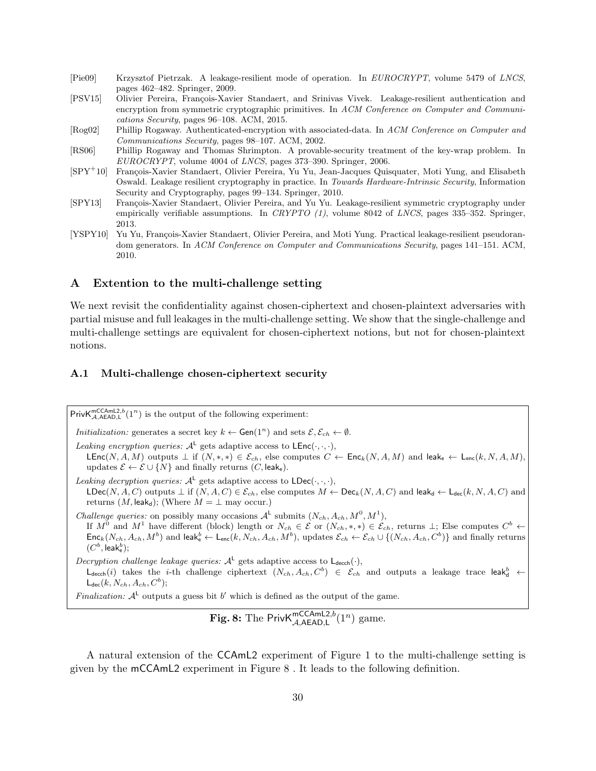[Pie09] Krzysztof Pietrzak. A leakage-resilient mode of operation. In *EUROCRYPT*, volume 5479 of *LNCS*, pages 462–482. Springer, 2009.

[PSV15] Olivier Pereira, François-Xavier Standaert, and Srinivas Vivek. Leakage-resilient authentication and encryption from symmetric cryptographic primitives. In *ACM Conference on Computer and Communications Security*, pages 96–108. ACM, 2015.

[Rog02] Phillip Rogaway. Authenticated-encryption with associated-data. In *ACM Conference on Computer and Communications Security*, pages 98–107. ACM, 2002.

[RS06] Phillip Rogaway and Thomas Shrimpton. A provable-security treatment of the key-wrap problem. In *EUROCRYPT*, volume 4004 of *LNCS*, pages 373–390. Springer, 2006.

[SPY+10] François-Xavier Standaert, Olivier Pereira, Yu Yu, Jean-Jacques Quisquater, Moti Yung, and Elisabeth Oswald. Leakage resilient cryptography in practice. In *Towards Hardware-Intrinsic Security*, Information Security and Cryptography, pages 99–134. Springer, 2010.

[SPY13] François-Xavier Standaert, Olivier Pereira, and Yu Yu. Leakage-resilient symmetric cryptography under empirically verifiable assumptions. In *CRYPTO (1)*, volume 8042 of *LNCS*, pages 335–352. Springer, 2013.

[YSPY10] Yu Yu, François-Xavier Standaert, Olivier Pereira, and Moti Yung. Practical leakage-resilient pseudorandom generators. In *ACM Conference on Computer and Communications Security*, pages 141–151. ACM, 2010.

## A Extention to the multi-challenge setting

We next revisit the confidentiality against chosen-ciphertext and chosen-plaintext adversaries with partial misuse and full leakages in the multi-challenge setting. We show that the single-challenge and multi-challenge settings are equivalent for chosen-ciphertext notions, but not for chosen-plaintext notions.

### A.1 Multi-challenge chosen-ciphertext security

$\mathsf{PrivK}^{\mathsf{mCCAmL2},b}_{\mathcal{A},\mathsf{AEAD},\mathsf{L}}(1^n)$ is the output of the following experiment:

*Initialization:* generates a secret key $k \leftarrow \mathsf{Gen}(1^n)$ and sets $\mathcal{E}, \mathcal{E}_{ch} \leftarrow \emptyset$.

*Leaking encryption queries:* $\mathcal{A}^{\mathsf{L}}$ gets adaptive access to $\mathsf{LEnc}(\cdot,\cdot,\cdot)$,
$\mathsf{LEnc}(N, A, M)$ outputs $\perp$ if $(N, *, *) \in \mathcal{E}_{ch}$, else computes $C \leftarrow \mathsf{Enc}_k(N, A, M)$ and $\mathsf{leak}_{\mathsf{e}} \leftarrow \mathsf{L}_{\mathsf{enc}}(k, N, A, M)$, updates $\mathcal{E} \leftarrow \mathcal{E} \cup \{N\}$ and finally returns $(C, \mathsf{leak}_{\mathsf{e}})$.

*Leaking decryption queries:* $\mathcal{A}^{\mathsf{L}}$ gets adaptive access to $\mathsf{LDec}(\cdot,\cdot,\cdot)$,
$\mathsf{LDec}(N, A, C)$ outputs $\perp$ if $(N, A, C) \in \mathcal{E}_{ch}$, else computes $M \leftarrow \mathsf{Dec}_k(N, A, C)$ and $\mathsf{leak}_{\mathsf{d}} \leftarrow \mathsf{L}_{\mathsf{dec}}(k, N, A, C)$ and returns $(M, \mathsf{leak}_{\mathsf{d}})$; (Where $M = \perp$ may occur.)

*Challenge queries:* on possibly many occasions $\mathcal{A}^{\mathsf{L}}$ submits $(N_{ch}, A_{ch}, M^0, M^1)$,
If $M^0$ and $M^1$ have different (block) length or $N_{ch} \in \mathcal{E}$ or $(N_{ch}, *, *) \in \mathcal{E}_{ch}$, returns $\perp$; Else computes $C^b \leftarrow \mathsf{Enc}_k(N_{ch}, A_{ch}, M^b)$ and $\mathsf{leak}^b_{\mathsf{e}} \leftarrow \mathsf{L}_{\mathsf{enc}}(k, N_{ch}, A_{ch}, M^b)$, updates $\mathcal{E}_{ch} \leftarrow \mathcal{E}_{ch} \cup \{(N_{ch}, A_{ch}, C^b)\}$ and finally returns $(C^b, \mathsf{leak}^b_{\mathsf{e}})$;

*Decryption challenge leakage queries:* $\mathcal{A}^{\mathsf{L}}$ gets adaptive access to $\mathsf{L}_{\mathsf{decch}}(\cdot)$,
$\mathsf{L}_{\mathsf{decch}}(i)$ takes the $i$-th challenge ciphertext $(N_{ch}, A_{ch}, C^b) \in \mathcal{E}_{ch}$ and outputs a leakage trace $\mathsf{leak}^b_{\mathsf{d}} \leftarrow \mathsf{L}_{\mathsf{dec}}(k, N_{ch}, A_{ch}, C^b)$;

*Finalization:* $\mathcal{A}^{\mathsf{L}}$ outputs a guess bit $b'$ which is defined as the output of the game.

**Fig. 8:** The $\mathsf{PrivK}^{\mathsf{mCCAmL2},b}_{\mathcal{A},\mathsf{AEAD},\mathsf{L}}(1^n)$ game.

A natural extension of the CCAmL2 experiment of Figure 1 to the multi-challenge setting is given by the mCCAmL2 experiment in Figure 8 . It leads to the following definition.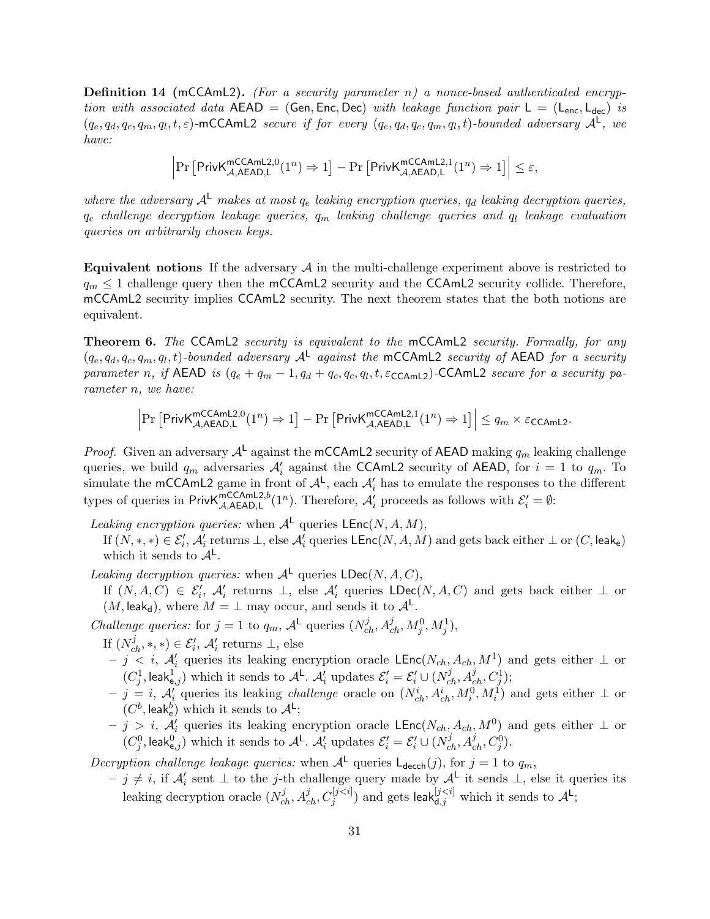**Definition 14 (mCCAmL2).** *(For a security parameter $n$) a nonce-based authenticated encryption with associated data $\mathsf{AEAD} = (\mathsf{Gen}, \mathsf{Enc}, \mathsf{Dec})$ with leakage function pair $\mathsf{L} = (\mathsf{L}_{\mathsf{enc}}, \mathsf{L}_{\mathsf{dec}})$ is $(q_e, q_d, q_c, q_m, q_l, t, \varepsilon)$-mCCAmL2 secure if for every $(q_e, q_d, q_c, q_m, q_l, t)$-bounded adversary $\mathcal{A}^{\mathsf{L}}$, we have:*

$$\left|\Pr\left[\mathsf{PrivK}^{\mathsf{mCCAmL2},0}_{\mathcal{A},\mathsf{AEAD},\mathsf{L}}(1^n) \Rightarrow 1\right] - \Pr\left[\mathsf{PrivK}^{\mathsf{mCCAmL2},1}_{\mathcal{A},\mathsf{AEAD},\mathsf{L}}(1^n) \Rightarrow 1\right]\right| \leq \varepsilon,$$

*where the adversary $\mathcal{A}^{\mathsf{L}}$ makes at most $q_e$ leaking encryption queries, $q_d$ leaking decryption queries, $q_c$ challenge decryption leakage queries, $q_m$ leaking challenge queries and $q_l$ leakage evaluation queries on arbitrarily chosen keys.*

**Equivalent notions** If the adversary $\mathcal{A}$ in the multi-challenge experiment above is restricted to $q_m \leq 1$ challenge query then the mCCAmL2 security and the CCAmL2 security collide. Therefore, mCCAmL2 security implies CCAmL2 security. The next theorem states that the both notions are equivalent.

**Theorem 6.** *The CCAmL2 security is equivalent to the mCCAmL2 security. Formally, for any $(q_e, q_d, q_c, q_m, q_l, t)$-bounded adversary $\mathcal{A}^{\mathsf{L}}$ against the mCCAmL2 security of AEAD for a security parameter $n$, if AEAD is $(q_e + q_m - 1, q_d + q_c, q_c, q_l, t, \varepsilon_{\mathsf{CCAmL2}})$-CCAmL2 secure for a security parameter $n$, we have:*

$$\left|\Pr\left[\mathsf{PrivK}^{\mathsf{mCCAmL2},0}_{\mathcal{A},\mathsf{AEAD},\mathsf{L}}(1^n) \Rightarrow 1\right] - \Pr\left[\mathsf{PrivK}^{\mathsf{mCCAmL2},1}_{\mathcal{A},\mathsf{AEAD},\mathsf{L}}(1^n) \Rightarrow 1\right]\right| \leq q_m \times \varepsilon_{\mathsf{CCAmL2}}.$$

*Proof.* Given an adversary $\mathcal{A}^{\mathsf{L}}$ against the mCCAmL2 security of AEAD making $q_m$ leaking challenge queries, we build $q_m$ adversaries $\mathcal{A}'_i$ against the CCAmL2 security of AEAD, for $i = 1$ to $q_m$. To simulate the mCCAmL2 game in front of $\mathcal{A}^{\mathsf{L}}$, each $\mathcal{A}'_i$ has to emulate the responses to the different types of queries in $\mathsf{PrivK}^{\mathsf{mCCAmL2},b}_{\mathcal{A},\mathsf{AEAD},\mathsf{L}}(1^n)$. Therefore, $\mathcal{A}'_i$ proceeds as follows with $\mathcal{E}'_i = \emptyset$:

*Leaking encryption queries:* when $\mathcal{A}^{\mathsf{L}}$ queries $\mathsf{LEnc}(N, A, M)$,
If $(N, *, *) \in \mathcal{E}'_i$, $\mathcal{A}'_i$ returns $\perp$, else $\mathcal{A}'_i$ queries $\mathsf{LEnc}(N, A, M)$ and gets back either $\perp$ or $(C, \mathsf{leak_e})$ which it sends to $\mathcal{A}^{\mathsf{L}}$.

*Leaking decryption queries:* when $\mathcal{A}^{\mathsf{L}}$ queries $\mathsf{LDec}(N, A, C)$,
If $(N, A, C) \in \mathcal{E}'_i$, $\mathcal{A}'_i$ returns $\perp$, else $\mathcal{A}'_i$ queries $\mathsf{LDec}(N, A, C)$ and gets back either $\perp$ or $(M, \mathsf{leak_d})$, where $M = \perp$ may occur, and sends it to $\mathcal{A}^{\mathsf{L}}$.

*Challenge queries:* for $j = 1$ to $q_m$, $\mathcal{A}^{\mathsf{L}}$ queries $(N^j_{ch}, A^j_{ch}, M^0_j, M^1_j)$,
If $(N^j_{ch}, *, *) \in \mathcal{E}'_i$, $\mathcal{A}'_i$ returns $\perp$, else

- $j < i$, $\mathcal{A}'_i$ queries its leaking encryption oracle $\mathsf{LEnc}(N_{ch}, A_{ch}, M^1)$ and gets either $\perp$ or $(C^1_j, \mathsf{leak}^1_{\mathsf{e},j})$ which it sends to $\mathcal{A}^{\mathsf{L}}$. $\mathcal{A}'_i$ updates $\mathcal{E}'_i = \mathcal{E}'_i \cup (N^j_{ch}, A^j_{ch}, C^1_j)$;
- $j = i$, $\mathcal{A}'_i$ queries its leaking *challenge* oracle on $(N^i_{ch}, A^i_{ch}, M^0_i, M^1_i)$ and gets either $\perp$ or $(C^b, \mathsf{leak}^b_{\mathsf{e}})$ which it sends to $\mathcal{A}^{\mathsf{L}}$;
- $j > i$, $\mathcal{A}'_i$ queries its leaking encryption oracle $\mathsf{LEnc}(N_{ch}, A_{ch}, M^0)$ and gets either $\perp$ or $(C^0_j, \mathsf{leak}^0_{\mathsf{e},j})$ which it sends to $\mathcal{A}^{\mathsf{L}}$. $\mathcal{A}'_i$ updates $\mathcal{E}'_i = \mathcal{E}'_i \cup (N^j_{ch}, A^j_{ch}, C^0_j)$.

*Decryption challenge leakage queries:* when $\mathcal{A}^{\mathsf{L}}$ queries $\mathsf{L}_{\mathsf{decch}}(j)$, for $j = 1$ to $q_m$,

- $j \neq i$, if $\mathcal{A}'_i$ sent $\perp$ to the $j$-th challenge query made by $\mathcal{A}^{\mathsf{L}}$ it sends $\perp$, else it queries its leaking decryption oracle $(N^j_{ch}, A^j_{ch}, C^{[j<i]}_j)$ and gets $\mathsf{leak}^{[j<i]}_{\mathsf{d},j}$ which it sends to $\mathcal{A}^{\mathsf{L}}$;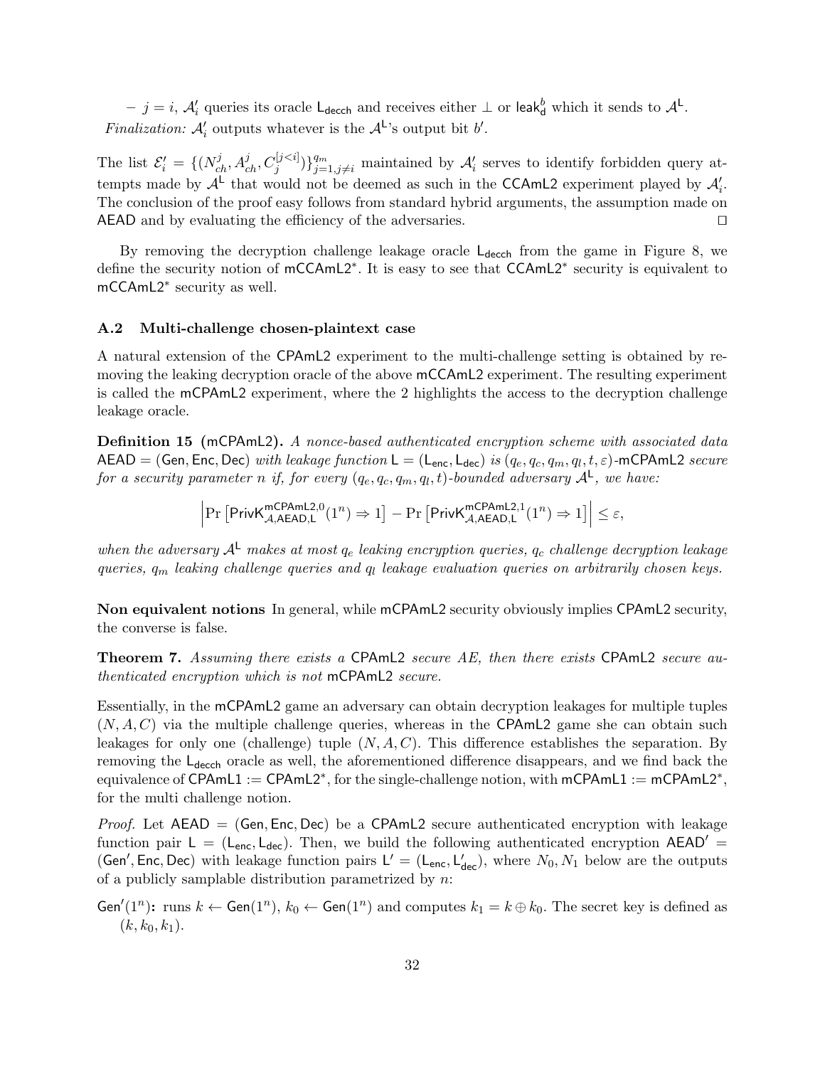– $j = i$, $\mathcal{A}'_i$ queries its oracle $\mathsf{L}_{\mathsf{decch}}$ and receives either $\bot$ or $\mathsf{leak}^b_{\mathsf{d}}$ which it sends to $\mathcal{A}^{\mathsf{L}}$.

*Finalization:* $\mathcal{A}'_i$ outputs whatever is the $\mathcal{A}^{\mathsf{L}}$'s output bit $b'$.

The list $\mathcal{E}'_i = \{(N^j_{ch}, A^j_{ch}, C^{[j<i]}_j)\}^{q_m}_{j=1, j \neq i}$ maintained by $\mathcal{A}'_i$ serves to identify forbidden query attempts made by $\mathcal{A}^{\mathsf{L}}$ that would not be deemed as such in the $\mathsf{CCAmL2}$ experiment played by $\mathcal{A}'_i$. The conclusion of the proof easy follows from standard hybrid arguments, the assumption made on $\mathsf{AEAD}$ and by evaluating the efficiency of the adversaries. □

By removing the decryption challenge leakage oracle $\mathsf{L}_{\mathsf{decch}}$ from the game in Figure 8, we define the security notion of $\mathsf{mCCAmL2}^*$. It is easy to see that $\mathsf{CCAmL2}^*$ security is equivalent to $\mathsf{mCCAmL2}^*$ security as well.

### A.2 Multi-challenge chosen-plaintext case

A natural extension of the $\mathsf{CPAmL2}$ experiment to the multi-challenge setting is obtained by removing the leaking decryption oracle of the above $\mathsf{mCCAmL2}$ experiment. The resulting experiment is called the $\mathsf{mCPAmL2}$ experiment, where the 2 highlights the access to the decryption challenge leakage oracle.

**Definition 15** ($\mathsf{mCPAmL2}$)**.** *A nonce-based authenticated encryption scheme with associated data $\mathsf{AEAD} = (\mathsf{Gen}, \mathsf{Enc}, \mathsf{Dec})$ with leakage function $\mathsf{L} = (\mathsf{L}_{\mathsf{enc}}, \mathsf{L}_{\mathsf{dec}})$ is $(q_e, q_c, q_m, q_l, t, \varepsilon)$-$\mathsf{mCPAmL2}$ secure for a security parameter $n$ if, for every $(q_e, q_c, q_m, q_l, t)$-bounded adversary $\mathcal{A}^{\mathsf{L}}$, we have:*

$$\left| \Pr\left[\mathsf{PrivK}^{\mathsf{mCPAmL2},0}_{\mathcal{A},\mathsf{AEAD},\mathsf{L}}(1^n) \Rightarrow 1\right] - \Pr\left[\mathsf{PrivK}^{\mathsf{mCPAmL2},1}_{\mathcal{A},\mathsf{AEAD},\mathsf{L}}(1^n) \Rightarrow 1\right] \right| \leq \varepsilon,$$

*when the adversary $\mathcal{A}^{\mathsf{L}}$ makes at most $q_e$ leaking encryption queries, $q_c$ challenge decryption leakage queries, $q_m$ leaking challenge queries and $q_l$ leakage evaluation queries on arbitrarily chosen keys.*

**Non equivalent notions** In general, while $\mathsf{mCPAmL2}$ security obviously implies $\mathsf{CPAmL2}$ security, the converse is false.

**Theorem 7.** *Assuming there exists a $\mathsf{CPAmL2}$ secure AE, then there exists $\mathsf{CPAmL2}$ secure authenticated encryption which is not $\mathsf{mCPAmL2}$ secure.*

Essentially, in the $\mathsf{mCPAmL2}$ game an adversary can obtain decryption leakages for multiple tuples $(N, A, C)$ via the multiple challenge queries, whereas in the $\mathsf{CPAmL2}$ game she can obtain such leakages for only one (challenge) tuple $(N, A, C)$. This difference establishes the separation. By removing the $\mathsf{L}_{\mathsf{decch}}$ oracle as well, the aforementioned difference disappears, and we find back the equivalence of $\mathsf{CPAmL1} := \mathsf{CPAmL2}^*$, for the single-challenge notion, with $\mathsf{mCPAmL1} := \mathsf{mCPAmL2}^*$, for the multi challenge notion.

*Proof.* Let $\mathsf{AEAD} = (\mathsf{Gen}, \mathsf{Enc}, \mathsf{Dec})$ be a $\mathsf{CPAmL2}$ secure authenticated encryption with leakage function pair $\mathsf{L} = (\mathsf{L}_{\mathsf{enc}}, \mathsf{L}_{\mathsf{dec}})$. Then, we build the following authenticated encryption $\mathsf{AEAD}' = (\mathsf{Gen}', \mathsf{Enc}, \mathsf{Dec})$ with leakage function pairs $\mathsf{L}' = (\mathsf{L}_{\mathsf{enc}}, \mathsf{L}'_{\mathsf{dec}})$, where $N_0, N_1$ below are the outputs of a publicly samplable distribution parametrized by $n$:

$\mathsf{Gen}'(1^n)$**:** runs $k \leftarrow \mathsf{Gen}(1^n)$, $k_0 \leftarrow \mathsf{Gen}(1^n)$ and computes $k_1 = k \oplus k_0$. The secret key is defined as $(k, k_0, k_1)$.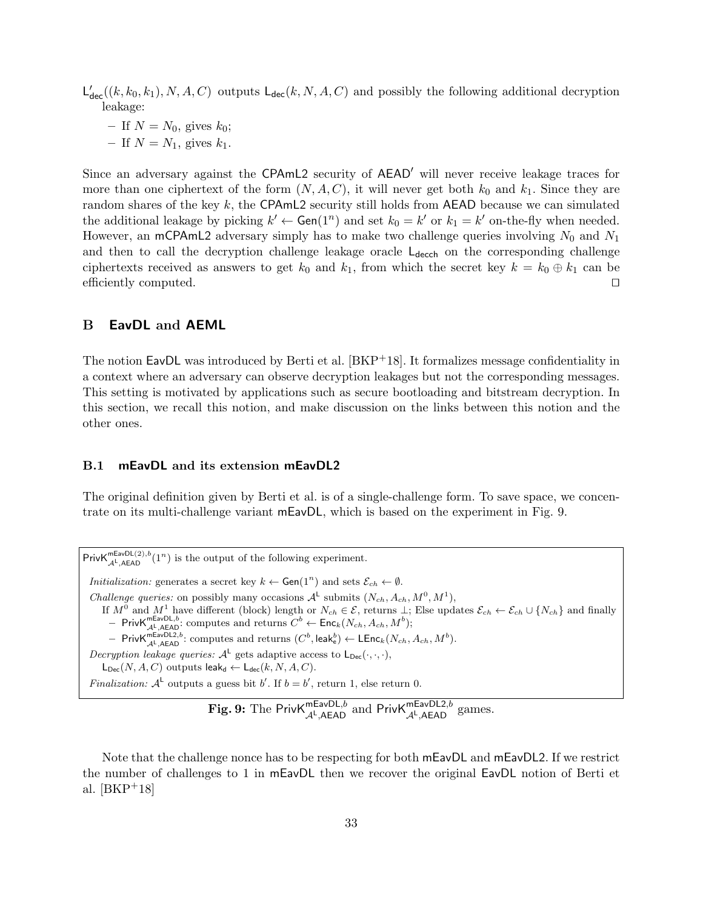$\mathsf{L}'_{\mathsf{dec}}((k, k_0, k_1), N, A, C)$ outputs $\mathsf{L}_{\mathsf{dec}}(k, N, A, C)$ and possibly the following additional decryption leakage:

- If $N = N_0$, gives $k_0$;
- If $N = N_1$, gives $k_1$.

Since an adversary against the CPAmL2 security of AEAD′ will never receive leakage traces for more than one ciphertext of the form $(N, A, C)$, it will never get both $k_0$ and $k_1$. Since they are random shares of the key $k$, the CPAmL2 security still holds from AEAD because we can simulated the additional leakage by picking $k' \leftarrow \mathsf{Gen}(1^n)$ and set $k_0 = k'$ or $k_1 = k'$ on-the-fly when needed. However, an mCPAmL2 adversary simply has to make two challenge queries involving $N_0$ and $N_1$ and then to call the decryption challenge leakage oracle $\mathsf{L}_{\mathsf{decch}}$ on the corresponding challenge ciphertexts received as answers to get $k_0$ and $k_1$, from which the secret key $k = k_0 \oplus k_1$ can be efficiently computed. □

## B EavDL and AEML

The notion EavDL was introduced by Berti et al. [BKP+18]. It formalizes message confidentiality in a context where an adversary can observe decryption leakages but not the corresponding messages. This setting is motivated by applications such as secure bootloading and bitstream decryption. In this section, we recall this notion, and make discussion on the links between this notion and the other ones.

### B.1 mEavDL and its extension mEavDL2

The original definition given by Berti et al. is of a single-challenge form. To save space, we concentrate on its multi-challenge variant mEavDL, which is based on the experiment in Fig. 9.

$\mathsf{PrivK}^{\mathsf{mEavDL(2)},b}_{\mathcal{A}^{\mathsf{L}},\mathsf{AEAD}}(1^n)$ is the output of the following experiment.

*Initialization:* generates a secret key $k \leftarrow \mathsf{Gen}(1^n)$ and sets $\mathcal{E}_{ch} \leftarrow \emptyset$.

*Challenge queries:* on possibly many occasions $\mathcal{A}^{\mathsf{L}}$ submits $(N_{ch}, A_{ch}, M^0, M^1)$,
If $M^0$ and $M^1$ have different (block) length or $N_{ch} \in \mathcal{E}$, returns $\perp$; Else updates $\mathcal{E}_{ch} \leftarrow \mathcal{E}_{ch} \cup \{N_{ch}\}$ and finally

- $\mathsf{PrivK}^{\mathsf{mEavDL},b}_{\mathcal{A}^{\mathsf{L}},\mathsf{AEAD}}$: computes and returns $C^b \leftarrow \mathsf{Enc}_k(N_{ch}, A_{ch}, M^b)$;
- $\mathsf{PrivK}^{\mathsf{mEavDL2},b}_{\mathcal{A}^{\mathsf{L}},\mathsf{AEAD}}$: computes and returns $(C^b, \mathsf{leak}^b_{\mathsf{e}}) \leftarrow \mathsf{LEnc}_k(N_{ch}, A_{ch}, M^b)$.

*Decryption leakage queries:* $\mathcal{A}^{\mathsf{L}}$ gets adaptive access to $\mathsf{L}_{\mathsf{Dec}}(\cdot,\cdot,\cdot)$,
$\mathsf{L}_{\mathsf{Dec}}(N, A, C)$ outputs $\mathsf{leak}_{\mathsf{d}} \leftarrow \mathsf{L}_{\mathsf{dec}}(k, N, A, C)$.

*Finalization:* $\mathcal{A}^{\mathsf{L}}$ outputs a guess bit $b'$. If $b = b'$, return 1, else return 0.

**Fig. 9:** The $\mathsf{PrivK}^{\mathsf{mEavDL},b}_{\mathcal{A}^{\mathsf{L}},\mathsf{AEAD}}$ and $\mathsf{PrivK}^{\mathsf{mEavDL2},b}_{\mathcal{A}^{\mathsf{L}},\mathsf{AEAD}}$ games.

Note that the challenge nonce has to be respecting for both mEavDL and mEavDL2. If we restrict the number of challenges to 1 in mEavDL then we recover the original EavDL notion of Berti et al. [BKP+18]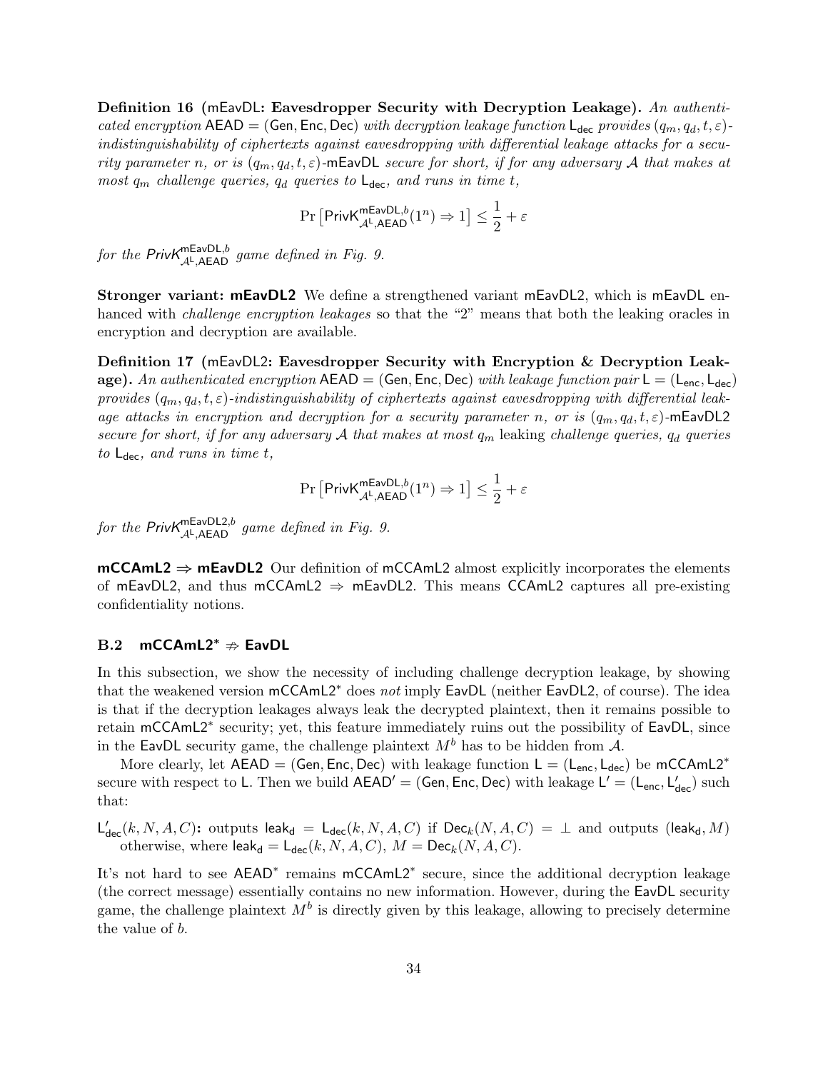**Definition 16** (mEavDL**: Eavesdropper Security with Decryption Leakage).** *An authenticated encryption* $\mathsf{AEAD} = (\mathsf{Gen}, \mathsf{Enc}, \mathsf{Dec})$ *with decryption leakage function* $\mathsf{L}_{\mathsf{dec}}$ *provides* $(q_m, q_d, t, \varepsilon)$*-indistinguishability of ciphertexts against eavesdropping with differential leakage attacks for a security parameter* $n$*, or is* $(q_m, q_d, t, \varepsilon)$-mEavDL *secure for short, if for any adversary* $\mathcal{A}$ *that makes at most* $q_m$ *challenge queries,* $q_d$ *queries to* $\mathsf{L}_{\mathsf{dec}}$*, and runs in time* $t$*,*

$$\Pr\left[\mathsf{PrivK}^{\mathsf{mEavDL},b}_{\mathcal{A}^{\mathsf{L}},\mathsf{AEAD}}(1^n) \Rightarrow 1\right] \leq \frac{1}{2} + \varepsilon$$

*for the* $\mathsf{PrivK}^{\mathsf{mEavDL},b}_{\mathcal{A}^{\mathsf{L}},\mathsf{AEAD}}$ *game defined in Fig. 9.*

**Stronger variant: mEavDL2** We define a strengthened variant mEavDL2, which is mEavDL enhanced with *challenge encryption leakages* so that the "2" means that both the leaking oracles in encryption and decryption are available.

**Definition 17** (mEavDL2**: Eavesdropper Security with Encryption & Decryption Leakage).** *An authenticated encryption* $\mathsf{AEAD} = (\mathsf{Gen}, \mathsf{Enc}, \mathsf{Dec})$ *with leakage function pair* $\mathsf{L} = (\mathsf{L}_{\mathsf{enc}}, \mathsf{L}_{\mathsf{dec}})$ *provides* $(q_m, q_d, t, \varepsilon)$*-indistinguishability of ciphertexts against eavesdropping with differential leakage attacks in encryption and decryption for a security parameter* $n$*, or is* $(q_m, q_d, t, \varepsilon)$-mEavDL2 *secure for short, if for any adversary* $\mathcal{A}$ *that makes at most* $q_m$ leaking *challenge queries,* $q_d$ *queries to* $\mathsf{L}_{\mathsf{dec}}$*, and runs in time* $t$*,*

$$\Pr\left[\mathsf{PrivK}^{\mathsf{mEavDL},b}_{\mathcal{A}^{\mathsf{L}},\mathsf{AEAD}}(1^n) \Rightarrow 1\right] \leq \frac{1}{2} + \varepsilon$$

*for the* $\mathsf{PrivK}^{\mathsf{mEavDL2},b}_{\mathcal{A}^{\mathsf{L}},\mathsf{AEAD}}$ *game defined in Fig. 9.*

**mCCAmL2 ⇒ mEavDL2** Our definition of mCCAmL2 almost explicitly incorporates the elements of mEavDL2, and thus mCCAmL2 ⇒ mEavDL2. This means CCAmL2 captures all pre-existing confidentiality notions.

### B.2 mCCAmL2* ⇏ EavDL

In this subsection, we show the necessity of including challenge decryption leakage, by showing that the weakened version mCCAmL2* does *not* imply EavDL (neither EavDL2, of course). The idea is that if the decryption leakages always leak the decrypted plaintext, then it remains possible to retain mCCAmL2* security; yet, this feature immediately ruins out the possibility of EavDL, since in the EavDL security game, the challenge plaintext $M^b$ has to be hidden from $\mathcal{A}$.

More clearly, let $\mathsf{AEAD} = (\mathsf{Gen}, \mathsf{Enc}, \mathsf{Dec})$ with leakage function $\mathsf{L} = (\mathsf{L}_{\mathsf{enc}}, \mathsf{L}_{\mathsf{dec}})$ be mCCAmL2* secure with respect to $\mathsf{L}$. Then we build $\mathsf{AEAD}' = (\mathsf{Gen}, \mathsf{Enc}, \mathsf{Dec})$ with leakage $\mathsf{L}' = (\mathsf{L}_{\mathsf{enc}}, \mathsf{L}'_{\mathsf{dec}})$ such that:

$\mathsf{L}'_{\mathsf{dec}}(k, N, A, C)$**:** outputs $\mathsf{leak_d} = \mathsf{L}_{\mathsf{dec}}(k, N, A, C)$ if $\mathsf{Dec}_k(N, A, C) = \perp$ and outputs $(\mathsf{leak_d}, M)$ otherwise, where $\mathsf{leak_d} = \mathsf{L}_{\mathsf{dec}}(k, N, A, C)$, $M = \mathsf{Dec}_k(N, A, C)$.

It's not hard to see $\mathsf{AEAD}^*$ remains mCCAmL2* secure, since the additional decryption leakage (the correct message) essentially contains no new information. However, during the EavDL security game, the challenge plaintext $M^b$ is directly given by this leakage, allowing to precisely determine the value of $b$.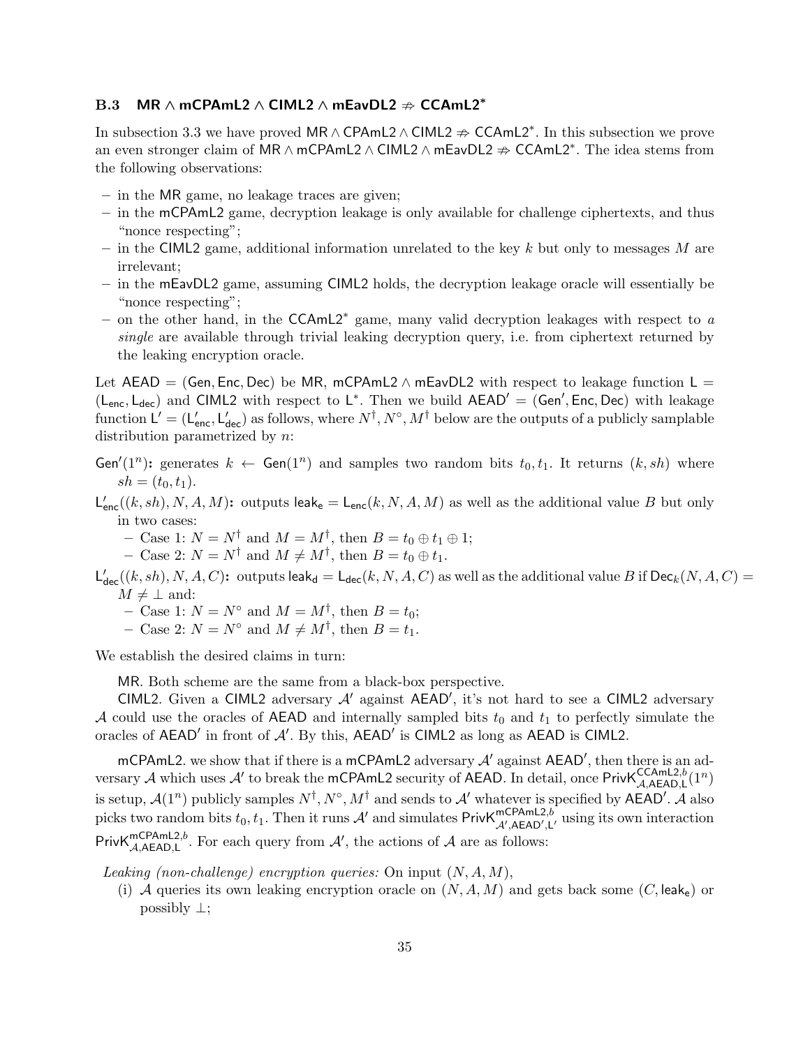### B.3 $\mathsf{MR} \wedge \mathsf{mCPAmL2} \wedge \mathsf{CIML2} \wedge \mathsf{mEavDL2} \not\Rightarrow \mathsf{CCAmL2}^*$

In subsection 3.3 we have proved $\mathsf{MR} \wedge \mathsf{CPAmL2} \wedge \mathsf{CIML2} \not\Rightarrow \mathsf{CCAmL2}^*$. In this subsection we prove an even stronger claim of $\mathsf{MR} \wedge \mathsf{mCPAmL2} \wedge \mathsf{CIML2} \wedge \mathsf{mEavDL2} \not\Rightarrow \mathsf{CCAmL2}^*$. The idea stems from the following observations:

- in the MR game, no leakage traces are given;
- in the mCPAmL2 game, decryption leakage is only available for challenge ciphertexts, and thus "nonce respecting";
- in the CIML2 game, additional information unrelated to the key $k$ but only to messages $M$ are irrelevant;
- in the mEavDL2 game, assuming CIML2 holds, the decryption leakage oracle will essentially be "nonce respecting";
- on the other hand, in the $\mathsf{CCAmL2}^*$ game, many valid decryption leakages with respect to *a single* are available through trivial leaking decryption query, i.e. from ciphertext returned by the leaking encryption oracle.

Let $\mathsf{AEAD} = (\mathsf{Gen}, \mathsf{Enc}, \mathsf{Dec})$ be MR, $\mathsf{mCPAmL2} \wedge \mathsf{mEavDL2}$ with respect to leakage function $\mathsf{L} = (\mathsf{L}_{\mathsf{enc}}, \mathsf{L}_{\mathsf{dec}})$ and CIML2 with respect to $\mathsf{L}^*$. Then we build $\mathsf{AEAD}' = (\mathsf{Gen}', \mathsf{Enc}, \mathsf{Dec})$ with leakage function $\mathsf{L}' = (\mathsf{L}'_{\mathsf{enc}}, \mathsf{L}'_{\mathsf{dec}})$ as follows, where $N^\dagger, N^\circ, M^\dagger$ below are the outputs of a publicly samplable distribution parametrized by $n$:

**$\mathsf{Gen}'(1^n)$:** generates $k \leftarrow \mathsf{Gen}(1^n)$ and samples two random bits $t_0, t_1$. It returns $(k, sh)$ where $sh = (t_0, t_1)$.

**$\mathsf{L}'_{\mathsf{enc}}((k, sh), N, A, M)$:** outputs $\mathsf{leak_e} = \mathsf{L}_{\mathsf{enc}}(k, N, A, M)$ as well as the additional value $B$ but only in two cases:
- Case 1: $N = N^\dagger$ and $M = M^\dagger$, then $B = t_0 \oplus t_1 \oplus 1$;
- Case 2: $N = N^\dagger$ and $M \neq M^\dagger$, then $B = t_0 \oplus t_1$.

**$\mathsf{L}'_{\mathsf{dec}}((k, sh), N, A, C)$:** outputs $\mathsf{leak_d} = \mathsf{L}_{\mathsf{dec}}(k, N, A, C)$ as well as the additional value $B$ if $\mathsf{Dec}_k(N, A, C) = M \neq \perp$ and:
- Case 1: $N = N^\circ$ and $M = M^\dagger$, then $B = t_0$;
- Case 2: $N = N^\circ$ and $M \neq M^\dagger$, then $B = t_1$.

We establish the desired claims in turn:

MR. Both scheme are the same from a black-box perspective.

CIML2. Given a CIML2 adversary $\mathcal{A}'$ against $\mathsf{AEAD}'$, it's not hard to see a CIML2 adversary $\mathcal{A}$ could use the oracles of AEAD and internally sampled bits $t_0$ and $t_1$ to perfectly simulate the oracles of $\mathsf{AEAD}'$ in front of $\mathcal{A}'$. By this, $\mathsf{AEAD}'$ is CIML2 as long as AEAD is CIML2.

mCPAmL2. we show that if there is a mCPAmL2 adversary $\mathcal{A}'$ against $\mathsf{AEAD}'$, then there is an adversary $\mathcal{A}$ which uses $\mathcal{A}'$ to break the mCPAmL2 security of AEAD. In detail, once $\mathsf{PrivK}^{\mathsf{CCAmL2},b}_{\mathcal{A},\mathsf{AEAD},\mathsf{L}}(1^n)$ is setup, $\mathcal{A}(1^n)$ publicly samples $N^\dagger, N^\circ, M^\dagger$ and sends to $\mathcal{A}'$ whatever is specified by $\mathsf{AEAD}'$. $\mathcal{A}$ also picks two random bits $t_0, t_1$. Then it runs $\mathcal{A}'$ and simulates $\mathsf{PrivK}^{\mathsf{mCPAmL2},b}_{\mathcal{A}',\mathsf{AEAD}',\mathsf{L}'}$ using its own interaction $\mathsf{PrivK}^{\mathsf{mCPAmL2},b}_{\mathcal{A},\mathsf{AEAD},\mathsf{L}}$. For each query from $\mathcal{A}'$, the actions of $\mathcal{A}$ are as follows:

*Leaking (non-challenge) encryption queries:* On input $(N, A, M)$,

(i) $\mathcal{A}$ queries its own leaking encryption oracle on $(N, A, M)$ and gets back some $(C, \mathsf{leak_e})$ or possibly $\perp$;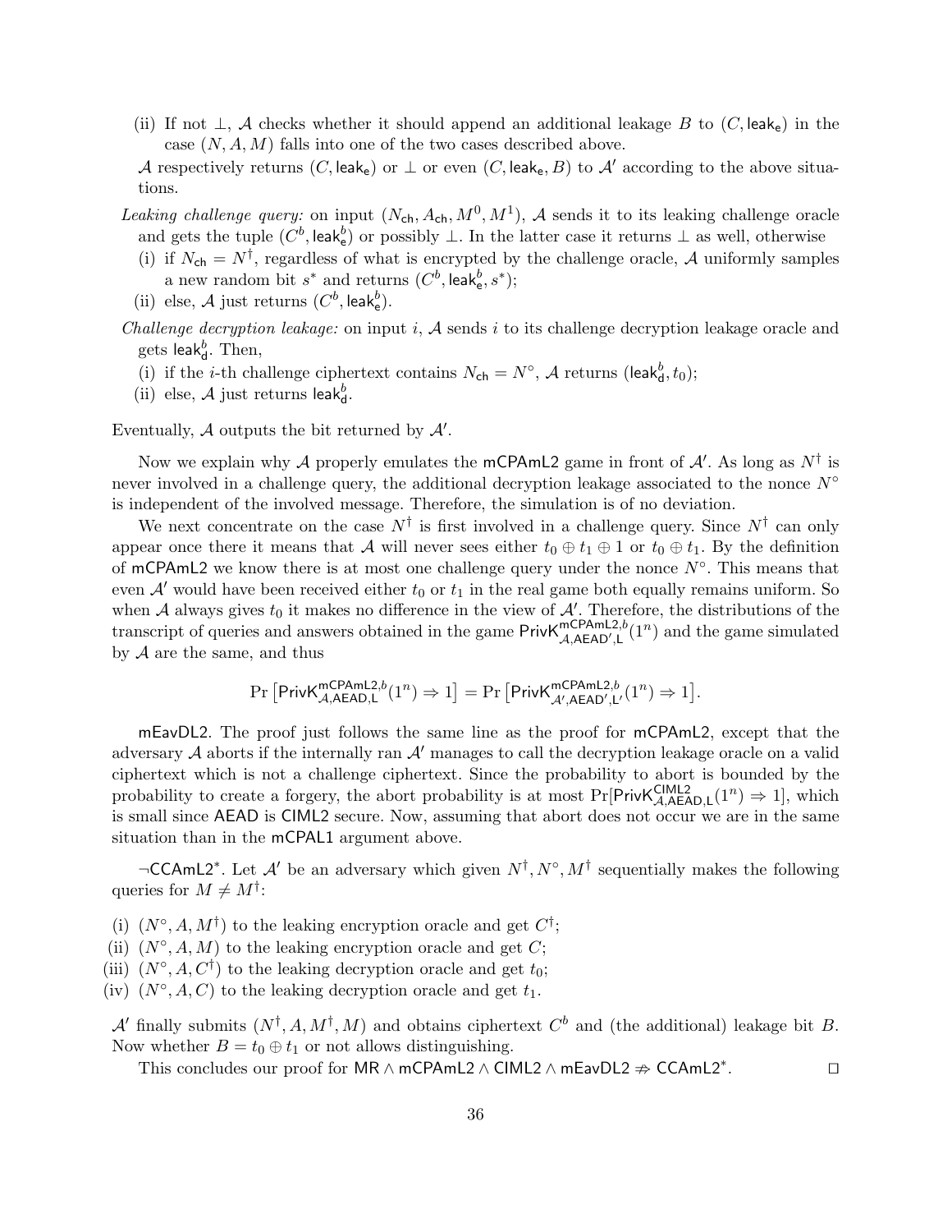(ii) If not $\perp$, $\mathcal{A}$ checks whether it should append an additional leakage $B$ to $(C, \mathsf{leak_e})$ in the case $(N, A, M)$ falls into one of the two cases described above.

$\mathcal{A}$ respectively returns $(C, \mathsf{leak_e})$ or $\perp$ or even $(C, \mathsf{leak_e}, B)$ to $\mathcal{A}'$ according to the above situations.

*Leaking challenge query:* on input $(N_{\mathsf{ch}}, A_{\mathsf{ch}}, M^0, M^1)$, $\mathcal{A}$ sends it to its leaking challenge oracle and gets the tuple $(C^b, \mathsf{leak}_\mathsf{e}^b)$ or possibly $\perp$. In the latter case it returns $\perp$ as well, otherwise

(i) if $N_{\mathsf{ch}} = N^\dagger$, regardless of what is encrypted by the challenge oracle, $\mathcal{A}$ uniformly samples a new random bit $s^*$ and returns $(C^b, \mathsf{leak}_\mathsf{e}^b, s^*)$;

(ii) else, $\mathcal{A}$ just returns $(C^b, \mathsf{leak}_\mathsf{e}^b)$.

*Challenge decryption leakage:* on input $i$, $\mathcal{A}$ sends $i$ to its challenge decryption leakage oracle and gets $\mathsf{leak}_\mathsf{d}^b$. Then,

(i) if the $i$-th challenge ciphertext contains $N_{\mathsf{ch}} = N^\circ$, $\mathcal{A}$ returns $(\mathsf{leak}_\mathsf{d}^b, t_0)$;

(ii) else, $\mathcal{A}$ just returns $\mathsf{leak}_\mathsf{d}^b$.

Eventually, $\mathcal{A}$ outputs the bit returned by $\mathcal{A}'$.

Now we explain why $\mathcal{A}$ properly emulates the mCPAmL2 game in front of $\mathcal{A}'$. As long as $N^\dagger$ is never involved in a challenge query, the additional decryption leakage associated to the nonce $N^\circ$ is independent of the involved message. Therefore, the simulation is of no deviation.

We next concentrate on the case $N^\dagger$ is first involved in a challenge query. Since $N^\dagger$ can only appear once there it means that $\mathcal{A}$ will never sees either $t_0 \oplus t_1 \oplus 1$ or $t_0 \oplus t_1$. By the definition of mCPAmL2 we know there is at most one challenge query under the nonce $N^\circ$. This means that even $\mathcal{A}'$ would have been received either $t_0$ or $t_1$ in the real game both equally remains uniform. So when $\mathcal{A}$ always gives $t_0$ it makes no difference in the view of $\mathcal{A}'$. Therefore, the distributions of the transcript of queries and answers obtained in the game $\mathsf{PrivK}^{\mathsf{mCPAmL2},b}_{\mathcal{A},\mathsf{AEAD}',\mathsf{L}}(1^n)$ and the game simulated by $\mathcal{A}$ are the same, and thus

$$\Pr\left[\mathsf{PrivK}^{\mathsf{mCPAmL2},b}_{\mathcal{A},\mathsf{AEAD},\mathsf{L}}(1^n) \Rightarrow 1\right] = \Pr\left[\mathsf{PrivK}^{\mathsf{mCPAmL2},b}_{\mathcal{A}',\mathsf{AEAD}',\mathsf{L}'}(1^n) \Rightarrow 1\right].$$

mEavDL2. The proof just follows the same line as the proof for mCPAmL2, except that the adversary $\mathcal{A}$ aborts if the internally ran $\mathcal{A}'$ manages to call the decryption leakage oracle on a valid ciphertext which is not a challenge ciphertext. Since the probability to abort is bounded by the probability to create a forgery, the abort probability is at most $\Pr[\mathsf{PrivK}^{\mathsf{CIML2}}_{\mathcal{A},\mathsf{AEAD},\mathsf{L}}(1^n) \Rightarrow 1]$, which is small since AEAD is CIML2 secure. Now, assuming that abort does not occur we are in the same situation than in the mCPAL1 argument above.

$\neg$CCAmL2*. Let $\mathcal{A}'$ be an adversary which given $N^\dagger, N^\circ, M^\dagger$ sequentially makes the following queries for $M \neq M^\dagger$:

(i) $(N^\circ, A, M^\dagger)$ to the leaking encryption oracle and get $C^\dagger$;

(ii) $(N^\circ, A, M)$ to the leaking encryption oracle and get $C$;

(iii) $(N^\circ, A, C^\dagger)$ to the leaking decryption oracle and get $t_0$;

(iv) $(N^\circ, A, C)$ to the leaking decryption oracle and get $t_1$.

$\mathcal{A}'$ finally submits $(N^\dagger, A, M^\dagger, M)$ and obtains ciphertext $C^b$ and (the additional) leakage bit $B$. Now whether $B = t_0 \oplus t_1$ or not allows distinguishing.

This concludes our proof for $\mathsf{MR} \wedge \mathsf{mCPAmL2} \wedge \mathsf{CIML2} \wedge \mathsf{mEavDL2} \not\Rightarrow \mathsf{CCAmL2}^*$. $\square$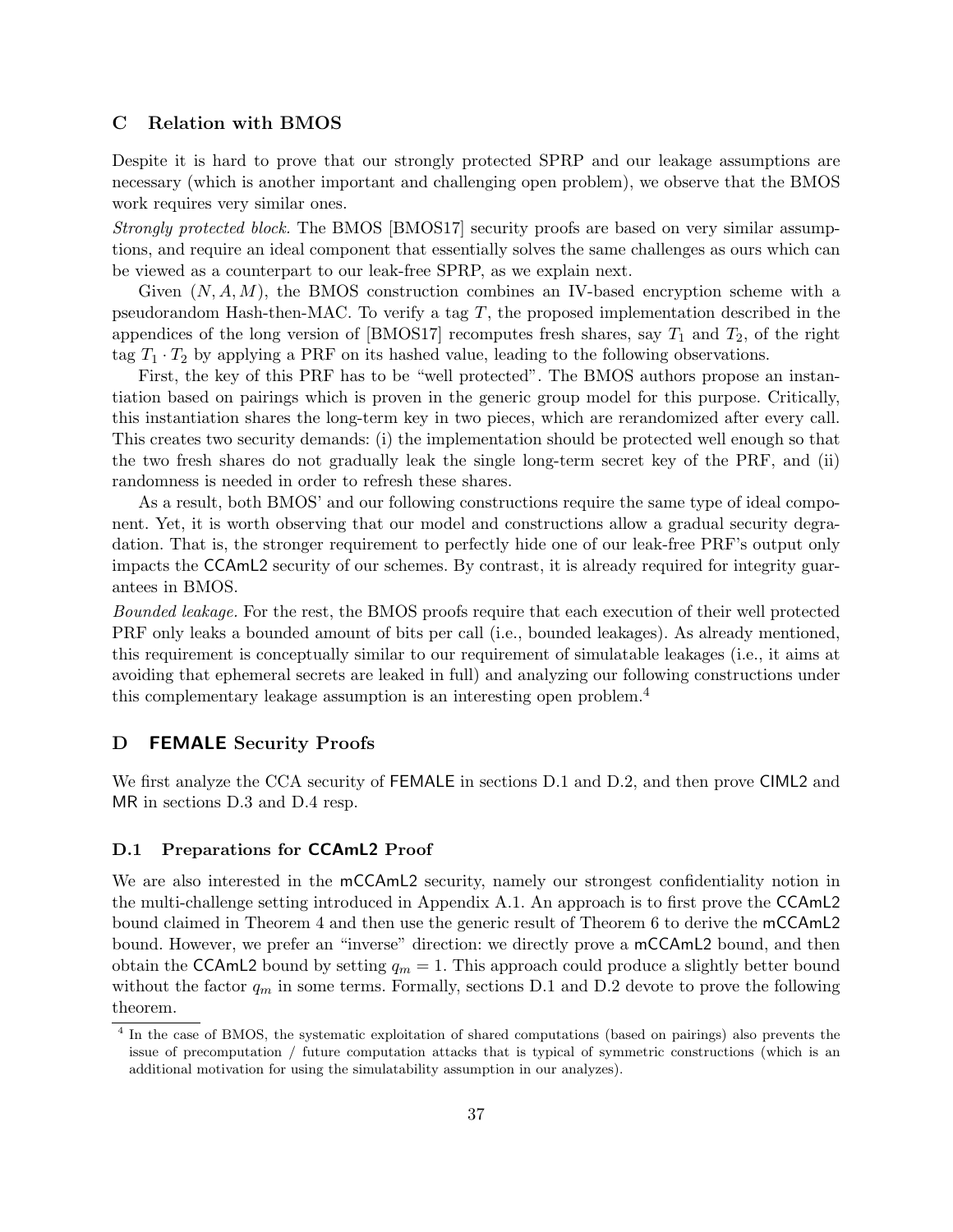## C Relation with BMOS

Despite it is hard to prove that our strongly protected SPRP and our leakage assumptions are necessary (which is another important and challenging open problem), we observe that the BMOS work requires very similar ones.

*Strongly protected block.* The BMOS [BMOS17] security proofs are based on very similar assumptions, and require an ideal component that essentially solves the same challenges as ours which can be viewed as a counterpart to our leak-free SPRP, as we explain next.

Given $(N, A, M)$, the BMOS construction combines an IV-based encryption scheme with a pseudorandom Hash-then-MAC. To verify a tag $T$, the proposed implementation described in the appendices of the long version of [BMOS17] recomputes fresh shares, say $T_1$ and $T_2$, of the right tag $T_1 \cdot T_2$ by applying a PRF on its hashed value, leading to the following observations.

First, the key of this PRF has to be "well protected". The BMOS authors propose an instantiation based on pairings which is proven in the generic group model for this purpose. Critically, this instantiation shares the long-term key in two pieces, which are rerandomized after every call. This creates two security demands: (i) the implementation should be protected well enough so that the two fresh shares do not gradually leak the single long-term secret key of the PRF, and (ii) randomness is needed in order to refresh these shares.

As a result, both BMOS' and our following constructions require the same type of ideal component. Yet, it is worth observing that our model and constructions allow a gradual security degradation. That is, the stronger requirement to perfectly hide one of our leak-free PRF's output only impacts the CCAmL2 security of our schemes. By contrast, it is already required for integrity guarantees in BMOS.

*Bounded leakage.* For the rest, the BMOS proofs require that each execution of their well protected PRF only leaks a bounded amount of bits per call (i.e., bounded leakages). As already mentioned, this requirement is conceptually similar to our requirement of simulatable leakages (i.e., it aims at avoiding that ephemeral secrets are leaked in full) and analyzing our following constructions under this complementary leakage assumption is an interesting open problem.[4]

## D FEMALE Security Proofs

We first analyze the CCA security of FEMALE in sections D.1 and D.2, and then prove CIML2 and MR in sections D.3 and D.4 resp.

### D.1 Preparations for CCAmL2 Proof

We are also interested in the mCCAmL2 security, namely our strongest confidentiality notion in the multi-challenge setting introduced in Appendix A.1. An approach is to first prove the CCAmL2 bound claimed in Theorem 4 and then use the generic result of Theorem 6 to derive the mCCAmL2 bound. However, we prefer an "inverse" direction: we directly prove a mCCAmL2 bound, and then obtain the CCAmL2 bound by setting $q_m = 1$. This approach could produce a slightly better bound without the factor $q_m$ in some terms. Formally, sections D.1 and D.2 devote to prove the following theorem.

[4] In the case of BMOS, the systematic exploitation of shared computations (based on pairings) also prevents the issue of precomputation / future computation attacks that is typical of symmetric constructions (which is an additional motivation for using the simulatability assumption in our analyzes).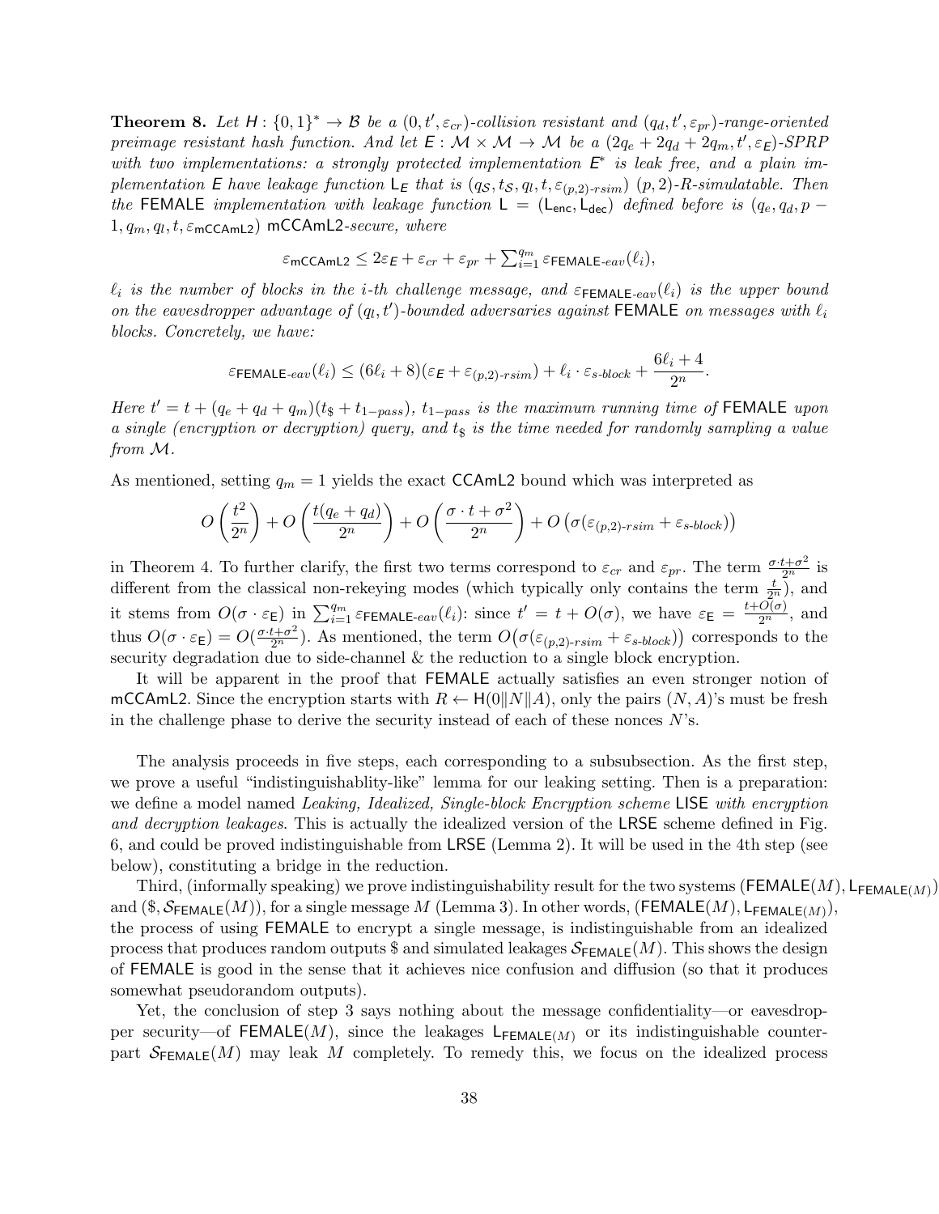**Theorem 8.** *Let $\mathsf{H} : \{0,1\}^* \to \mathcal{B}$ be a $(0, t', \varepsilon_{cr})$-collision resistant and $(q_d, t', \varepsilon_{pr})$-range-oriented preimage resistant hash function. And let $\mathsf{E} : \mathcal{M} \times \mathcal{M} \to \mathcal{M}$ be a $(2q_e + 2q_d + 2q_m, t', \varepsilon_{\mathsf{E}})$-SPRP with two implementations: a strongly protected implementation $\mathsf{E}^*$ is leak free, and a plain implementation $\mathsf{E}$ have leakage function $\mathsf{L}_{\mathsf{E}}$ that is $(q_{\mathcal{S}}, t_{\mathcal{S}}, q_l, t, \varepsilon_{(p,2)\text{-}rsim})$ $(p,2)$-R-simulatable. Then the* FEMALE *implementation with leakage function $\mathsf{L} = (\mathsf{L}_{\mathsf{enc}}, \mathsf{L}_{\mathsf{dec}})$ defined before is $(q_e, q_d, p-1, q_m, q_l, t, \varepsilon_{\mathsf{mCCAmL2}})$* mCCAmL2*-secure, where*

$$\varepsilon_{\mathsf{mCCAmL2}} \leq 2\varepsilon_{\mathsf{E}} + \varepsilon_{cr} + \varepsilon_{pr} + \textstyle\sum_{i=1}^{q_m} \varepsilon_{\mathsf{FEMALE}\text{-}eav}(\ell_i),$$

*$\ell_i$ is the number of blocks in the $i$-th challenge message, and $\varepsilon_{\mathsf{FEMALE}\text{-}eav}(\ell_i)$ is the upper bound on the eavesdropper advantage of $(q_l, t')$-bounded adversaries against* FEMALE *on messages with $\ell_i$ blocks. Concretely, we have:*

$$\varepsilon_{\mathsf{FEMALE}\text{-}eav}(\ell_i) \leq (6\ell_i + 8)(\varepsilon_{\mathsf{E}} + \varepsilon_{(p,2)\text{-}rsim}) + \ell_i \cdot \varepsilon_{s\text{-}block} + \frac{6\ell_i + 4}{2^n}.$$

*Here $t' = t + (q_e + q_d + q_m)(t_{\$} + t_{1-pass})$, $t_{1-pass}$ is the maximum running time of* FEMALE *upon a single (encryption or decryption) query, and $t_{\$}$ is the time needed for randomly sampling a value from $\mathcal{M}$.*

As mentioned, setting $q_m = 1$ yields the exact CCAmL2 bound which was interpreted as

$$O\left(\frac{t^2}{2^n}\right) + O\left(\frac{t(q_e + q_d)}{2^n}\right) + O\left(\frac{\sigma \cdot t + \sigma^2}{2^n}\right) + O\left(\sigma(\varepsilon_{(p,2)\text{-}rsim} + \varepsilon_{s\text{-}block})\right)$$

in Theorem 4. To further clarify, the first two terms correspond to $\varepsilon_{cr}$ and $\varepsilon_{pr}$. The term $\frac{\sigma \cdot t + \sigma^2}{2^n}$ is different from the classical non-rekeying modes (which typically only contains the term $\frac{t}{2^n}$), and it stems from $O(\sigma \cdot \varepsilon_{\mathsf{E}})$ in $\sum_{i=1}^{q_m} \varepsilon_{\mathsf{FEMALE}\text{-}eav}(\ell_i)$: since $t' = t + O(\sigma)$, we have $\varepsilon_{\mathsf{E}} = \frac{t + O(\sigma)}{2^n}$, and thus $O(\sigma \cdot \varepsilon_{\mathsf{E}}) = O(\frac{\sigma \cdot t + \sigma^2}{2^n})$. As mentioned, the term $O\big(\sigma(\varepsilon_{(p,2)\text{-}rsim} + \varepsilon_{s\text{-}block})\big)$ corresponds to the security degradation due to side-channel & the reduction to a single block encryption.

It will be apparent in the proof that FEMALE actually satisfies an even stronger notion of mCCAmL2. Since the encryption starts with $R \leftarrow \mathsf{H}(0\|N\|A)$, only the pairs $(N, A)$'s must be fresh in the challenge phase to derive the security instead of each of these nonces $N$'s.

The analysis proceeds in five steps, each corresponding to a subsubsection. As the first step, we prove a useful "indistinguishablity-like" lemma for our leaking setting. Then is a preparation: we define a model named *Leaking, Idealized, Single-block Encryption scheme* LISE *with encryption and decryption leakages*. This is actually the idealized version of the LRSE scheme defined in Fig. 6, and could be proved indistinguishable from LRSE (Lemma 2). It will be used in the 4th step (see below), constituting a bridge in the reduction.

Third, (informally speaking) we prove indistinguishability result for the two systems $(\mathsf{FEMALE}(M), \mathsf{L}_{\mathsf{FEMALE}(M)})$ and $(\$, \mathcal{S}_{\mathsf{FEMALE}}(M))$, for a single message $M$ (Lemma 3). In other words, $(\mathsf{FEMALE}(M), \mathsf{L}_{\mathsf{FEMALE}(M)})$, the process of using FEMALE to encrypt a single message, is indistinguishable from an idealized process that produces random outputs \$ and simulated leakages $\mathcal{S}_{\mathsf{FEMALE}}(M)$. This shows the design of FEMALE is good in the sense that it achieves nice confusion and diffusion (so that it produces somewhat pseudorandom outputs).

Yet, the conclusion of step 3 says nothing about the message confidentiality—or eavesdropper security—of $\mathsf{FEMALE}(M)$, since the leakages $\mathsf{L}_{\mathsf{FEMALE}(M)}$ or its indistinguishable counterpart $\mathcal{S}_{\mathsf{FEMALE}}(M)$ may leak $M$ completely. To remedy this, we focus on the idealized process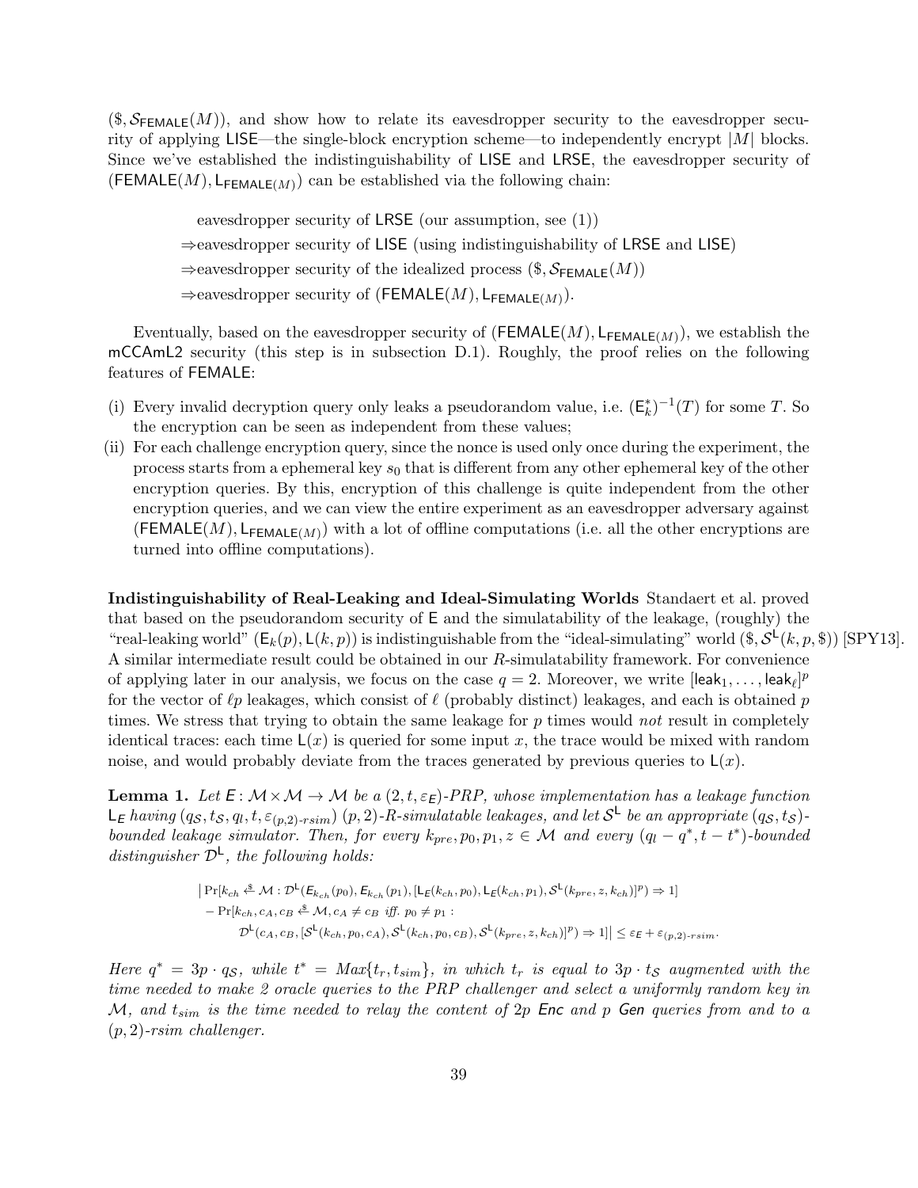$(\$, \mathcal{S}_{\mathsf{FEMALE}}(M))$, and show how to relate its eavesdropper security to the eavesdropper security of applying LISE—the single-block encryption scheme—to independently encrypt $|M|$ blocks. Since we've established the indistinguishability of LISE and LRSE, the eavesdropper security of $(\mathsf{FEMALE}(M), \mathsf{L}_{\mathsf{FEMALE}(M)})$ can be established via the following chain:

eavesdropper security of LRSE (our assumption, see (1))
$\Rightarrow$eavesdropper security of LISE (using indistinguishability of LRSE and LISE)
$\Rightarrow$eavesdropper security of the idealized process $(\$, \mathcal{S}_{\mathsf{FEMALE}}(M))$
$\Rightarrow$eavesdropper security of $(\mathsf{FEMALE}(M), \mathsf{L}_{\mathsf{FEMALE}(M)})$.

Eventually, based on the eavesdropper security of $(\mathsf{FEMALE}(M), \mathsf{L}_{\mathsf{FEMALE}(M)})$, we establish the mCCAmL2 security (this step is in subsection D.1). Roughly, the proof relies on the following features of FEMALE:

(i) Every invalid decryption query only leaks a pseudorandom value, i.e. $(\mathsf{E}_k^*)^{-1}(T)$ for some $T$. So the encryption can be seen as independent from these values;
(ii) For each challenge encryption query, since the nonce is used only once during the experiment, the process starts from a ephemeral key $s_0$ that is different from any other ephemeral key of the other encryption queries. By this, encryption of this challenge is quite independent from the other encryption queries, and we can view the entire experiment as an eavesdropper adversary against $(\mathsf{FEMALE}(M), \mathsf{L}_{\mathsf{FEMALE}(M)})$ with a lot of offline computations (i.e. all the other encryptions are turned into offline computations).

**Indistinguishability of Real-Leaking and Ideal-Simulating Worlds** Standaert et al. proved that based on the pseudorandom security of E and the simulatability of the leakage, (roughly) the "real-leaking world" $(\mathsf{E}_k(p), \mathsf{L}(k,p))$ is indistinguishable from the "ideal-simulating" world $(\$, \mathcal{S}^{\mathsf{L}}(k,p,\$))$ [SPY13]. A similar intermediate result could be obtained in our $R$-simulatability framework. For convenience of applying later in our analysis, we focus on the case $q = 2$. Moreover, we write $[\mathsf{leak}_1, \ldots, \mathsf{leak}_\ell]^p$ for the vector of $\ell p$ leakages, which consist of $\ell$ (probably distinct) leakages, and each is obtained $p$ times. We stress that trying to obtain the same leakage for $p$ times would *not* result in completely identical traces: each time $\mathsf{L}(x)$ is queried for some input $x$, the trace would be mixed with random noise, and would probably deviate from the traces generated by previous queries to $\mathsf{L}(x)$.

**Lemma 1.** *Let $\mathsf{E}: \mathcal{M} \times \mathcal{M} \to \mathcal{M}$ be a $(2, t, \varepsilon_{\mathsf{E}})$-PRP, whose implementation has a leakage function $\mathsf{L}_{\mathsf{E}}$ having $(q_{\mathcal{S}}, t_{\mathcal{S}}, q_l, t, \varepsilon_{(p,2)\text{-}rsim})$ $(p,2)$-R-simulatable leakages, and let $\mathcal{S}^{\mathsf{L}}$ be an appropriate $(q_{\mathcal{S}}, t_{\mathcal{S}})$-bounded leakage simulator. Then, for every $k_{pre}, p_0, p_1, z \in \mathcal{M}$ and every $(q_l - q^*, t - t^*)$-bounded distinguisher $\mathcal{D}^{\mathsf{L}}$, the following holds:*

$$\begin{aligned}
&\big|\Pr[k_{ch} \xleftarrow{\$} \mathcal{M} : \mathcal{D}^{\mathsf{L}}(\mathsf{E}_{k_{ch}}(p_0), \mathsf{E}_{k_{ch}}(p_1), [\mathsf{L}_{\mathsf{E}}(k_{ch}, p_0), \mathsf{L}_{\mathsf{E}}(k_{ch}, p_1), \mathcal{S}^{\mathsf{L}}(k_{pre}, z, k_{ch})]^p) \Rightarrow 1] \\
&- \Pr[k_{ch}, c_A, c_B \xleftarrow{\$} \mathcal{M}, c_A \neq c_B \text{ iff. } p_0 \neq p_1 : \\
&\qquad \mathcal{D}^{\mathsf{L}}(c_A, c_B, [\mathcal{S}^{\mathsf{L}}(k_{ch}, p_0, c_A), \mathcal{S}^{\mathsf{L}}(k_{ch}, p_0, c_B), \mathcal{S}^{\mathsf{L}}(k_{pre}, z, k_{ch})]^p) \Rightarrow 1]\big| \leq \varepsilon_{\mathsf{E}} + \varepsilon_{(p,2)\text{-}rsim}.
\end{aligned}$$

*Here $q^* = 3p \cdot q_{\mathcal{S}}$, while $t^* = Max\{t_r, t_{sim}\}$, in which $t_r$ is equal to $3p \cdot t_{\mathcal{S}}$ augmented with the time needed to make 2 oracle queries to the PRP challenger and select a uniformly random key in $\mathcal{M}$, and $t_{sim}$ is the time needed to relay the content of $2p$ Enc and $p$ Gen queries from and to a $(p,2)$-rsim challenger.*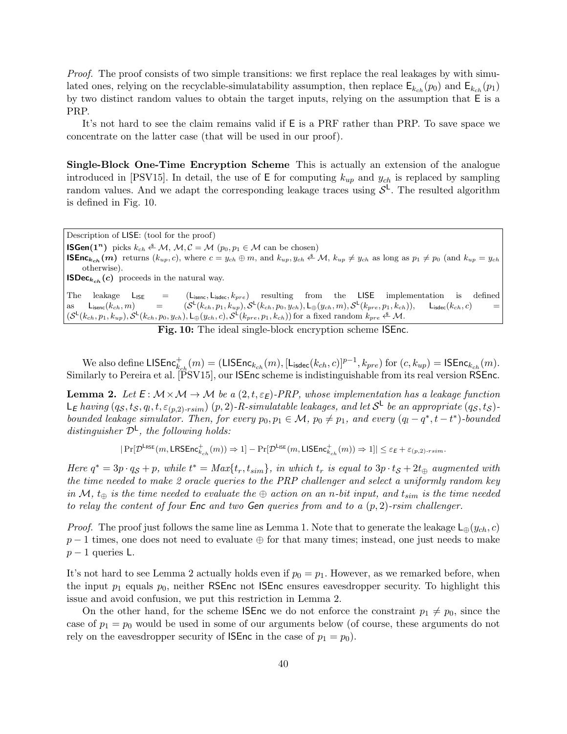*Proof.* The proof consists of two simple transitions: we first replace the real leakages by with simulated ones, relying on the recyclable-simulatability assumption, then replace $\mathsf{E}_{k_{ch}}(p_0)$ and $\mathsf{E}_{k_{ch}}(p_1)$ by two distinct random values to obtain the target inputs, relying on the assumption that $\mathsf{E}$ is a PRP.

It's not hard to see the claim remains valid if $\mathsf{E}$ is a PRF rather than PRP. To save space we concentrate on the latter case (that will be used in our proof).

**Single-Block One-Time Encryption Scheme** This is actually an extension of the analogue introduced in [PSV15]. In detail, the use of $\mathsf{E}$ for computing $k_{up}$ and $y_{ch}$ is replaced by sampling random values. And we adapt the corresponding leakage traces using $\mathcal{S}^{\mathsf{L}}$. The resulted algorithm is defined in Fig. 10.

Description of $\mathsf{LISE}$: (tool for the proof)

$\mathbf{ISGen(1^n)}$ picks $k_{ch} \xleftarrow{\$} \mathcal{M}$, $\mathcal{M}, \mathcal{C} = \mathcal{M}$ ($p_0, p_1 \in \mathcal{M}$ can be chosen)

$\mathbf{ISEnc}_{k_{ch}}\mathbf{(m)}$ returns $(k_{up}, c)$, where $c = y_{ch} \oplus m$, and $k_{up}, y_{ch} \xleftarrow{\$} \mathcal{M}$, $k_{up} \neq y_{ch}$ as long as $p_1 \neq p_0$ (and $k_{up} = y_{ch}$ otherwise).

$\mathbf{ISDec}_{k_{ch}}\mathbf{(c)}$ proceeds in the natural way.

The leakage $\mathsf{L}_{\mathsf{ISE}} = (\mathsf{L}_{\mathsf{isenc}}, \mathsf{L}_{\mathsf{isdec}}, k_{pre})$ resulting from the $\mathsf{LISE}$ implementation is defined as $\mathsf{L}_{\mathsf{isenc}}(k_{ch}, m) = (\mathcal{S}^{\mathsf{L}}(k_{ch}, p_1, k_{up}), \mathcal{S}^{\mathsf{L}}(k_{ch}, p_0, y_{ch}), \mathsf{L}_{\oplus}(y_{ch}, m), \mathcal{S}^{\mathsf{L}}(k_{pre}, p_1, k_{ch}))$, $\mathsf{L}_{\mathsf{isdec}}(k_{ch}, c) = (\mathcal{S}^{\mathsf{L}}(k_{ch}, p_1, k_{up}), \mathcal{S}^{\mathsf{L}}(k_{ch}, p_0, y_{ch}), \mathsf{L}_{\oplus}(y_{ch}, c), \mathcal{S}^{\mathsf{L}}(k_{pre}, p_1, k_{ch}))$ for a fixed random $k_{pre} \xleftarrow{\$} \mathcal{M}$.

**Fig. 10:** The ideal single-block encryption scheme $\mathsf{ISEnc}$.

We also define $\mathsf{LISEnc}^{+}_{k_{ch}}(m) = (\mathsf{LISEnc}_{k_{ch}}(m), [\mathsf{L}_{\mathsf{isdec}}(k_{ch}, c)]^{p-1}, k_{pre})$ for $(c, k_{up}) = \mathsf{ISEnc}_{k_{ch}}(m)$. Similarly to Pereira et al. [PSV15], our $\mathsf{ISEnc}$ scheme is indistinguishable from its real version $\mathsf{RSEnc}$.

**Lemma 2.** *Let $\mathsf{E}: \mathcal{M} \times \mathcal{M} \to \mathcal{M}$ be a $(2, t, \varepsilon_{\mathsf{E}})$-PRP, whose implementation has a leakage function $\mathsf{L}_{\mathsf{E}}$ having $(q_{\mathcal{S}}, t_{\mathcal{S}}, q_l, t, \varepsilon_{(p,2)\text{-}rsim})$ $(p, 2)$-R-simulatable leakages, and let $\mathcal{S}^{\mathsf{L}}$ be an appropriate $(q_{\mathcal{S}}, t_{\mathcal{S}})$-bounded leakage simulator. Then, for every $p_0, p_1 \in \mathcal{M}$, $p_0 \neq p_1$, and every $(q_l - q^*, t - t^*)$-bounded distinguisher $\mathcal{D}^{\mathsf{L}}$, the following holds:*

$$|\Pr[\mathcal{D}^{\mathsf{L}^{\mathsf{RSE}}}(m, \mathsf{LRSEnc}^{+}_{k_{ch}}(m)) \Rightarrow 1] - \Pr[\mathcal{D}^{\mathsf{L}^{\mathsf{ISE}}}(m, \mathsf{LISEnc}^{+}_{k_{ch}}(m)) \Rightarrow 1]| \leq \varepsilon_{\mathsf{E}} + \varepsilon_{(p,2)\text{-}rsim}.$$

*Here $q^* = 3p \cdot q_{\mathcal{S}} + p$, while $t^* = Max\{t_r, t_{sim}\}$, in which $t_r$ is equal to $3p \cdot t_{\mathcal{S}} + 2t_{\oplus}$ augmented with the time needed to make 2 oracle queries to the PRP challenger and select a uniformly random key in $\mathcal{M}$, $t_{\oplus}$ is the time needed to evaluate the $\oplus$ action on an $n$-bit input, and $t_{sim}$ is the time needed to relay the content of four Enc and two Gen queries from and to a $(p, 2)$-rsim challenger.*

*Proof.* The proof just follows the same line as Lemma 1. Note that to generate the leakage $\mathsf{L}_{\oplus}(y_{ch}, c)$ $p - 1$ times, one does not need to evaluate $\oplus$ for that many times; instead, one just needs to make $p - 1$ queries $\mathsf{L}$.

It's not hard to see Lemma 2 actually holds even if $p_0 = p_1$. However, as we remarked before, when the input $p_1$ equals $p_0$, neither $\mathsf{RSEnc}$ not $\mathsf{ISEnc}$ ensures eavesdropper security. To highlight this issue and avoid confusion, we put this restriction in Lemma 2.

On the other hand, for the scheme $\mathsf{ISEnc}$ we do not enforce the constraint $p_1 \neq p_0$, since the case of $p_1 = p_0$ would be used in some of our arguments below (of course, these arguments do not rely on the eavesdropper security of $\mathsf{ISEnc}$ in the case of $p_1 = p_0$).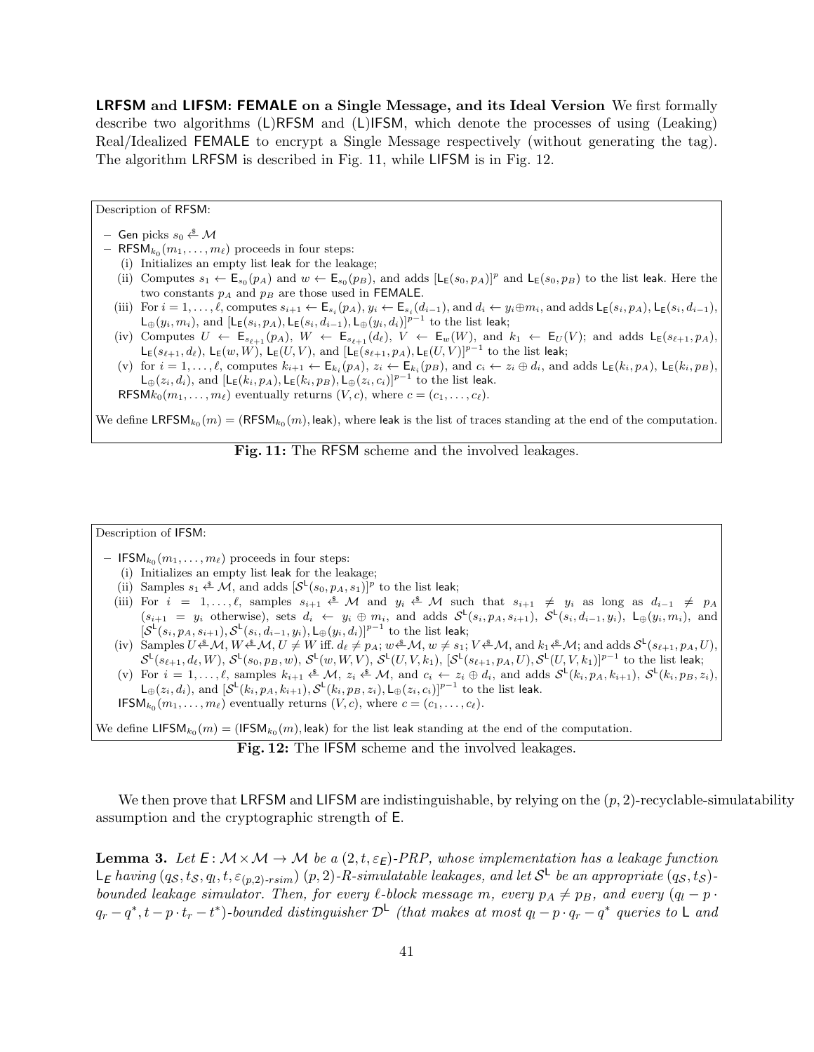**LRFSM and LIFSM: FEMALE on a Single Message, and its Ideal Version** We first formally describe two algorithms (L)RFSM and (L)IFSM, which denote the processes of using (Leaking) Real/Idealized FEMALE to encrypt a Single Message respectively (without generating the tag). The algorithm LRFSM is described in Fig. 11, while LIFSM is in Fig. 12.

Description of RFSM:

- Gen picks $s_0 \xleftarrow{\$} \mathcal{M}$
- $\mathsf{RFSM}_{k_0}(m_1, \ldots, m_\ell)$ proceeds in four steps:
  - (i) Initializes an empty list leak for the leakage;
  - (ii) Computes $s_1 \leftarrow \mathsf{E}_{s_0}(p_A)$ and $w \leftarrow \mathsf{E}_{s_0}(p_B)$, and adds $[\mathsf{L}_\mathsf{E}(s_0, p_A)]^p$ and $\mathsf{L}_\mathsf{E}(s_0, p_B)$ to the list leak. Here the two constants $p_A$ and $p_B$ are those used in FEMALE.
  - (iii) For $i = 1, \ldots, \ell$, computes $s_{i+1} \leftarrow \mathsf{E}_{s_i}(p_A)$, $y_i \leftarrow \mathsf{E}_{s_i}(d_{i-1})$, and $d_i \leftarrow y_i \oplus m_i$, and adds $\mathsf{L}_\mathsf{E}(s_i, p_A)$, $\mathsf{L}_\mathsf{E}(s_i, d_{i-1})$, $\mathsf{L}_\oplus(y_i, m_i)$, and $[\mathsf{L}_\mathsf{E}(s_i, p_A), \mathsf{L}_\mathsf{E}(s_i, d_{i-1}), \mathsf{L}_\oplus(y_i, d_i)]^{p-1}$ to the list leak;
  - (iv) Computes $U \leftarrow \mathsf{E}_{s_{\ell+1}}(p_A)$, $W \leftarrow \mathsf{E}_{s_{\ell+1}}(d_\ell)$, $V \leftarrow \mathsf{E}_w(W)$, and $k_1 \leftarrow \mathsf{E}_U(V)$; and adds $\mathsf{L}_\mathsf{E}(s_{\ell+1}, p_A)$, $\mathsf{L}_\mathsf{E}(s_{\ell+1}, d_\ell)$, $\mathsf{L}_\mathsf{E}(w, W)$, $\mathsf{L}_\mathsf{E}(U, V)$, and $[\mathsf{L}_\mathsf{E}(s_{\ell+1}, p_A), \mathsf{L}_\mathsf{E}(U, V)]^{p-1}$ to the list leak;
  - (v) for $i = 1, \ldots, \ell$, computes $k_{i+1} \leftarrow \mathsf{E}_{k_i}(p_A)$, $z_i \leftarrow \mathsf{E}_{k_i}(p_B)$, and $c_i \leftarrow z_i \oplus d_i$, and adds $\mathsf{L}_\mathsf{E}(k_i, p_A)$, $\mathsf{L}_\mathsf{E}(k_i, p_B)$, $\mathsf{L}_\oplus(z_i, d_i)$, and $[\mathsf{L}_\mathsf{E}(k_i, p_A), \mathsf{L}_\mathsf{E}(k_i, p_B), \mathsf{L}_\oplus(z_i, c_i)]^{p-1}$ to the list leak.

  $\mathsf{RFSM}k_0(m_1, \ldots, m_\ell)$ eventually returns $(V, c)$, where $c = (c_1, \ldots, c_\ell)$.

We define $\mathsf{LRFSM}_{k_0}(m) = (\mathsf{RFSM}_{k_0}(m), \mathsf{leak})$, where leak is the list of traces standing at the end of the computation.

**Fig. 11:** The RFSM scheme and the involved leakages.

Description of IFSM:

- $\mathsf{IFSM}_{k_0}(m_1, \ldots, m_\ell)$ proceeds in four steps:
  - (i) Initializes an empty list leak for the leakage;
  - (ii) Samples $s_1 \xleftarrow{\$} \mathcal{M}$, and adds $[\mathcal{S}^\mathsf{L}(s_0, p_A, s_1)]^p$ to the list leak;
  - (iii) For $i = 1, \ldots, \ell$, samples $s_{i+1} \xleftarrow{\$} \mathcal{M}$ and $y_i \xleftarrow{\$} \mathcal{M}$ such that $s_{i+1} \neq y_i$ as long as $d_{i-1} \neq p_A$ ($s_{i+1} = y_i$ otherwise), sets $d_i \leftarrow y_i \oplus m_i$, and adds $\mathcal{S}^\mathsf{L}(s_i, p_A, s_{i+1})$, $\mathcal{S}^\mathsf{L}(s_i, d_{i-1}, y_i)$, $\mathsf{L}_\oplus(y_i, m_i)$, and $[\mathcal{S}^\mathsf{L}(s_i, p_A, s_{i+1}), \mathcal{S}^\mathsf{L}(s_i, d_{i-1}, y_i), \mathsf{L}_\oplus(y_i, d_i)]^{p-1}$ to the list leak;
  - (iv) Samples $U \xleftarrow{\$} \mathcal{M}$, $W \xleftarrow{\$} \mathcal{M}$, $U \neq W$ iff. $d_\ell \neq p_A$; $w \xleftarrow{\$} \mathcal{M}$, $w \neq s_1$; $V \xleftarrow{\$} \mathcal{M}$, and $k_1 \xleftarrow{\$} \mathcal{M}$; and adds $\mathcal{S}^\mathsf{L}(s_{\ell+1}, p_A, U)$, $\mathcal{S}^\mathsf{L}(s_{\ell+1}, d_\ell, W)$, $\mathcal{S}^\mathsf{L}(s_0, p_B, w)$, $\mathcal{S}^\mathsf{L}(w, W, V)$, $\mathcal{S}^\mathsf{L}(U, V, k_1)$, $[\mathcal{S}^\mathsf{L}(s_{\ell+1}, p_A, U), \mathcal{S}^\mathsf{L}(U, V, k_1)]^{p-1}$ to the list leak;
  - (v) For $i = 1, \ldots, \ell$, samples $k_{i+1} \xleftarrow{\$} \mathcal{M}$, $z_i \xleftarrow{\$} \mathcal{M}$, and $c_i \leftarrow z_i \oplus d_i$, and adds $\mathcal{S}^\mathsf{L}(k_i, p_A, k_{i+1})$, $\mathcal{S}^\mathsf{L}(k_i, p_B, z_i)$, $\mathsf{L}_\oplus(z_i, d_i)$, and $[\mathcal{S}^\mathsf{L}(k_i, p_A, k_{i+1}), \mathcal{S}^\mathsf{L}(k_i, p_B, z_i), \mathsf{L}_\oplus(z_i, c_i)]^{p-1}$ to the list leak.

  $\mathsf{IFSM}_{k_0}(m_1, \ldots, m_\ell)$ eventually returns $(V, c)$, where $c = (c_1, \ldots, c_\ell)$.

We define $\mathsf{LIFSM}_{k_0}(m) = (\mathsf{IFSM}_{k_0}(m), \mathsf{leak})$ for the list leak standing at the end of the computation.

**Fig. 12:** The IFSM scheme and the involved leakages.

We then prove that LRFSM and LIFSM are indistinguishable, by relying on the $(p, 2)$-recyclable-simulatability assumption and the cryptographic strength of E.

**Lemma 3.** *Let $\mathsf{E} : \mathcal{M} \times \mathcal{M} \to \mathcal{M}$ be a $(2, t, \varepsilon_\mathsf{E})$-PRP, whose implementation has a leakage function $\mathsf{L}_\mathsf{E}$ having $(q_\mathcal{S}, t_\mathcal{S}, q_l, t, \varepsilon_{(p,2)\text{-}rsim})$ $(p, 2)$-R-simulatable leakages, and let $\mathcal{S}^\mathsf{L}$ be an appropriate $(q_\mathcal{S}, t_\mathcal{S})$-bounded leakage simulator. Then, for every $\ell$-block message $m$, every $p_A \neq p_B$, and every $(q_l - p \cdot q_r - q^*, t - p \cdot t_r - t^*)$-bounded distinguisher $\mathcal{D}^\mathsf{L}$ (that makes at most $q_l - p \cdot q_r - q^*$ queries to $\mathsf{L}$ and*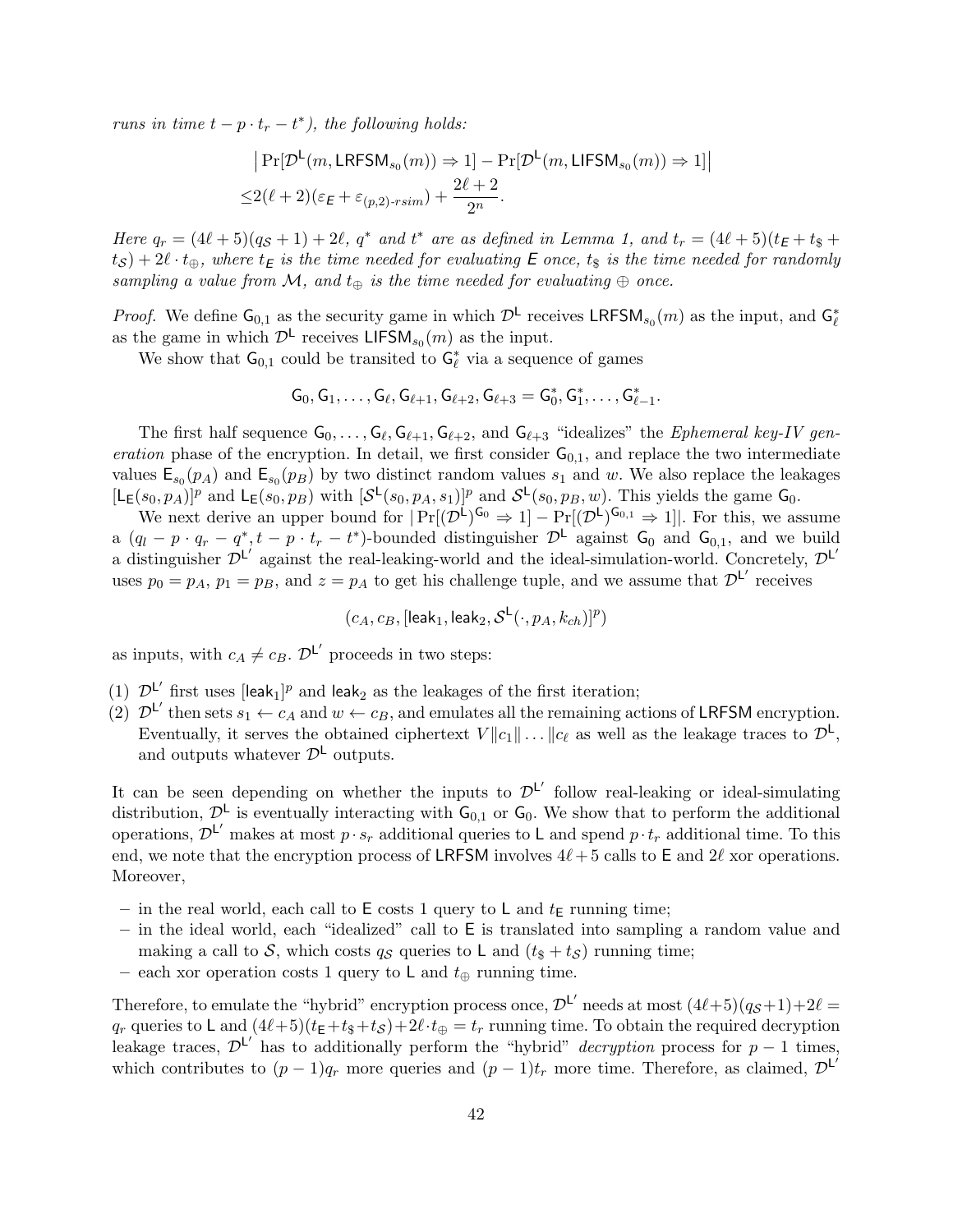*runs in time $t - p \cdot t_r - t^*$), the following holds:*

$$\begin{aligned}
&\left| \Pr[\mathcal{D}^{\mathsf{L}}(m, \mathsf{LRFSM}_{s_0}(m)) \Rightarrow 1] - \Pr[\mathcal{D}^{\mathsf{L}}(m, \mathsf{LIFSM}_{s_0}(m)) \Rightarrow 1] \right| \\
\leq & 2(\ell+2)(\varepsilon_{\mathsf{E}} + \varepsilon_{(p,2)\text{-}rsim}) + \frac{2\ell+2}{2^n}.
\end{aligned}$$

*Here $q_r = (4\ell+5)(q_{\mathcal{S}}+1) + 2\ell$, $q^*$ and $t^*$ are as defined in Lemma 1, and $t_r = (4\ell+5)(t_{\mathsf{E}} + t_{\$} + t_{\mathcal{S}}) + 2\ell \cdot t_{\oplus}$, where $t_{\mathsf{E}}$ is the time needed for evaluating $\mathsf{E}$ once, $t_{\$}$ is the time needed for randomly sampling a value from $\mathcal{M}$, and $t_{\oplus}$ is the time needed for evaluating $\oplus$ once.*

*Proof.* We define $\mathsf{G}_{0,1}$ as the security game in which $\mathcal{D}^{\mathsf{L}}$ receives $\mathsf{LRFSM}_{s_0}(m)$ as the input, and $\mathsf{G}^*_\ell$ as the game in which $\mathcal{D}^{\mathsf{L}}$ receives $\mathsf{LIFSM}_{s_0}(m)$ as the input.

We show that $\mathsf{G}_{0,1}$ could be transited to $\mathsf{G}^*_\ell$ via a sequence of games

$$\mathsf{G}_0, \mathsf{G}_1, \ldots, \mathsf{G}_\ell, \mathsf{G}_{\ell+1}, \mathsf{G}_{\ell+2}, \mathsf{G}_{\ell+3} = \mathsf{G}^*_0, \mathsf{G}^*_1, \ldots, \mathsf{G}^*_{\ell-1}.$$

The first half sequence $\mathsf{G}_0, \ldots, \mathsf{G}_\ell, \mathsf{G}_{\ell+1}, \mathsf{G}_{\ell+2}$, and $\mathsf{G}_{\ell+3}$ "idealizes" the *Ephemeral key-IV generation* phase of the encryption. In detail, we first consider $\mathsf{G}_{0,1}$, and replace the two intermediate values $\mathsf{E}_{s_0}(p_A)$ and $\mathsf{E}_{s_0}(p_B)$ by two distinct random values $s_1$ and $w$. We also replace the leakages $[\mathsf{L}_{\mathsf{E}}(s_0, p_A)]^p$ and $\mathsf{L}_{\mathsf{E}}(s_0, p_B)$ with $[\mathcal{S}^{\mathsf{L}}(s_0, p_A, s_1)]^p$ and $\mathcal{S}^{\mathsf{L}}(s_0, p_B, w)$. This yields the game $\mathsf{G}_0$.

We next derive an upper bound for $|\Pr[(\mathcal{D}^{\mathsf{L}})^{\mathsf{G}_0} \Rightarrow 1] - \Pr[(\mathcal{D}^{\mathsf{L}})^{\mathsf{G}_{0,1}} \Rightarrow 1]|$. For this, we assume a $(q_l - p \cdot q_r - q^*, t - p \cdot t_r - t^*)$-bounded distinguisher $\mathcal{D}^{\mathsf{L}}$ against $\mathsf{G}_0$ and $\mathsf{G}_{0,1}$, and we build a distinguisher $\mathcal{D}^{\mathsf{L}'}$ against the real-leaking-world and the ideal-simulation-world. Concretely, $\mathcal{D}^{\mathsf{L}'}$ uses $p_0 = p_A$, $p_1 = p_B$, and $z = p_A$ to get his challenge tuple, and we assume that $\mathcal{D}^{\mathsf{L}'}$ receives

$$(c_A, c_B, [\mathsf{leak}_1, \mathsf{leak}_2, \mathcal{S}^{\mathsf{L}}(\cdot, p_A, k_{ch})]^p)$$

as inputs, with $c_A \neq c_B$. $\mathcal{D}^{\mathsf{L}'}$ proceeds in two steps:

(1) $\mathcal{D}^{\mathsf{L}'}$ first uses $[\mathsf{leak}_1]^p$ and $\mathsf{leak}_2$ as the leakages of the first iteration;
(2) $\mathcal{D}^{\mathsf{L}'}$ then sets $s_1 \leftarrow c_A$ and $w \leftarrow c_B$, and emulates all the remaining actions of $\mathsf{LRFSM}$ encryption. Eventually, it serves the obtained ciphertext $V \| c_1 \| \ldots \| c_\ell$ as well as the leakage traces to $\mathcal{D}^{\mathsf{L}}$, and outputs whatever $\mathcal{D}^{\mathsf{L}}$ outputs.

It can be seen depending on whether the inputs to $\mathcal{D}^{\mathsf{L}'}$ follow real-leaking or ideal-simulating distribution, $\mathcal{D}^{\mathsf{L}}$ is eventually interacting with $\mathsf{G}_{0,1}$ or $\mathsf{G}_0$. We show that to perform the additional operations, $\mathcal{D}^{\mathsf{L}'}$ makes at most $p \cdot s_r$ additional queries to $\mathsf{L}$ and spend $p \cdot t_r$ additional time. To this end, we note that the encryption process of $\mathsf{LRFSM}$ involves $4\ell+5$ calls to $\mathsf{E}$ and $2\ell$ xor operations. Moreover,

- in the real world, each call to $\mathsf{E}$ costs 1 query to $\mathsf{L}$ and $t_{\mathsf{E}}$ running time;
- in the ideal world, each "idealized" call to $\mathsf{E}$ is translated into sampling a random value and making a call to $\mathcal{S}$, which costs $q_{\mathcal{S}}$ queries to $\mathsf{L}$ and $(t_{\$} + t_{\mathcal{S}})$ running time;
- each xor operation costs 1 query to $\mathsf{L}$ and $t_{\oplus}$ running time.

Therefore, to emulate the "hybrid" encryption process once, $\mathcal{D}^{\mathsf{L}'}$ needs at most $(4\ell+5)(q_{\mathcal{S}}+1)+2\ell = q_r$ queries to $\mathsf{L}$ and $(4\ell+5)(t_{\mathsf{E}}+t_{\$}+t_{\mathcal{S}})+2\ell \cdot t_{\oplus} = t_r$ running time. To obtain the required decryption leakage traces, $\mathcal{D}^{\mathsf{L}'}$ has to additionally perform the "hybrid" *decryption* process for $p-1$ times, which contributes to $(p-1)q_r$ more queries and $(p-1)t_r$ more time. Therefore, as claimed, $\mathcal{D}^{\mathsf{L}'}$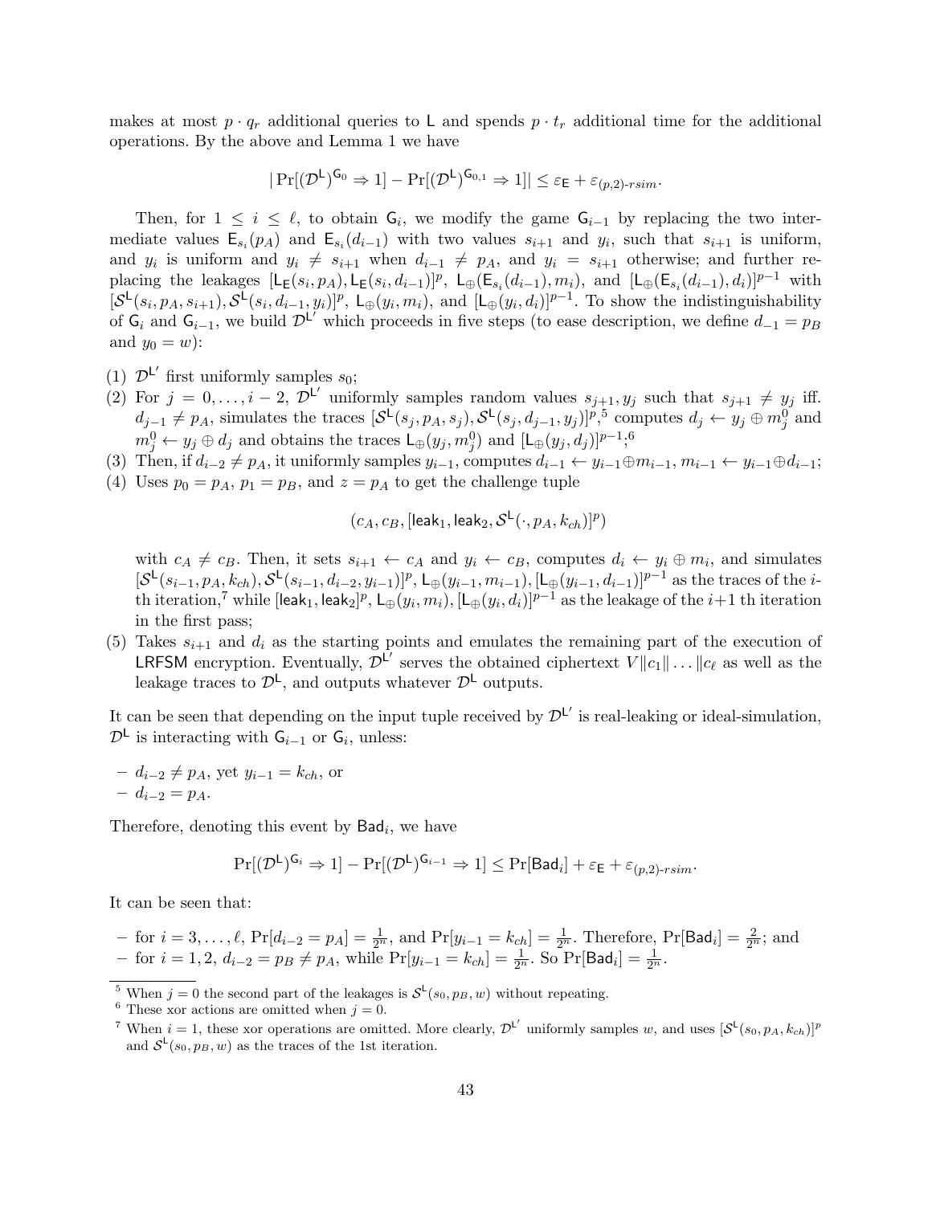makes at most $p \cdot q_r$ additional queries to $\mathsf{L}$ and spends $p \cdot t_r$ additional time for the additional operations. By the above and Lemma 1 we have

$$|\Pr[(\mathcal{D}^{\mathsf{L}})^{\mathsf{G}_0} \Rightarrow 1] - \Pr[(\mathcal{D}^{\mathsf{L}})^{\mathsf{G}_{0,1}} \Rightarrow 1]| \leq \varepsilon_{\mathsf{E}} + \varepsilon_{(p,2)\text{-}rsim}.$$

Then, for $1 \leq i \leq \ell$, to obtain $\mathsf{G}_i$, we modify the game $\mathsf{G}_{i-1}$ by replacing the two intermediate values $\mathsf{E}_{s_i}(p_A)$ and $\mathsf{E}_{s_i}(d_{i-1})$ with two values $s_{i+1}$ and $y_i$, such that $s_{i+1}$ is uniform, and $y_i$ is uniform and $y_i \neq s_{i+1}$ when $d_{i-1} \neq p_A$, and $y_i = s_{i+1}$ otherwise; and further replacing the leakages $[\mathsf{L}_{\mathsf{E}}(s_i, p_A), \mathsf{L}_{\mathsf{E}}(s_i, d_{i-1})]^p$, $\mathsf{L}_{\oplus}(\mathsf{E}_{s_i}(d_{i-1}), m_i)$, and $[\mathsf{L}_{\oplus}(\mathsf{E}_{s_i}(d_{i-1}), d_i)]^{p-1}$ with $[\mathcal{S}^{\mathsf{L}}(s_i, p_A, s_{i+1}), \mathcal{S}^{\mathsf{L}}(s_i, d_{i-1}, y_i)]^p$, $\mathsf{L}_{\oplus}(y_i, m_i)$, and $[\mathsf{L}_{\oplus}(y_i, d_i)]^{p-1}$. To show the indistinguishability of $\mathsf{G}_i$ and $\mathsf{G}_{i-1}$, we build $\mathcal{D}^{\mathsf{L}'}$ which proceeds in five steps (to ease description, we define $d_{-1} = p_B$ and $y_0 = w$):

(1) $\mathcal{D}^{\mathsf{L}'}$ first uniformly samples $s_0$;
(2) For $j = 0, \ldots, i-2$, $\mathcal{D}^{\mathsf{L}'}$ uniformly samples random values $s_{j+1}, y_j$ such that $s_{j+1} \neq y_j$ iff. $d_{j-1} \neq p_A$, simulates the traces $[\mathcal{S}^{\mathsf{L}}(s_j, p_A, s_j), \mathcal{S}^{\mathsf{L}}(s_j, d_{j-1}, y_j)]^p$,[5] computes $d_j \leftarrow y_j \oplus m_j^0$ and $m_j^0 \leftarrow y_j \oplus d_j$ and obtains the traces $\mathsf{L}_{\oplus}(y_j, m_j^0)$ and $[\mathsf{L}_{\oplus}(y_j, d_j)]^{p-1}$;[6]
(3) Then, if $d_{i-2} \neq p_A$, it uniformly samples $y_{i-1}$, computes $d_{i-1} \leftarrow y_{i-1} \oplus m_{i-1}$, $m_{i-1} \leftarrow y_{i-1} \oplus d_{i-1}$;
(4) Uses $p_0 = p_A$, $p_1 = p_B$, and $z = p_A$ to get the challenge tuple

$$(c_A, c_B, [\mathsf{leak}_1, \mathsf{leak}_2, \mathcal{S}^{\mathsf{L}}(\cdot, p_A, k_{ch})]^p)$$

with $c_A \neq c_B$. Then, it sets $s_{i+1} \leftarrow c_A$ and $y_i \leftarrow c_B$, computes $d_i \leftarrow y_i \oplus m_i$, and simulates $[\mathcal{S}^{\mathsf{L}}(s_{i-1}, p_A, k_{ch}), \mathcal{S}^{\mathsf{L}}(s_{i-1}, d_{i-2}, y_{i-1})]^p$, $\mathsf{L}_{\oplus}(y_{i-1}, m_{i-1})$, $[\mathsf{L}_{\oplus}(y_{i-1}, d_{i-1})]^{p-1}$ as the traces of the $i$-th iteration,[7] while $[\mathsf{leak}_1, \mathsf{leak}_2]^p$, $\mathsf{L}_{\oplus}(y_i, m_i)$, $[\mathsf{L}_{\oplus}(y_i, d_i)]^{p-1}$ as the leakage of the $i+1$ th iteration in the first pass;
(5) Takes $s_{i+1}$ and $d_i$ as the starting points and emulates the remaining part of the execution of $\mathsf{LRFSM}$ encryption. Eventually, $\mathcal{D}^{\mathsf{L}'}$ serves the obtained ciphertext $V \| c_1 \| \ldots \| c_\ell$ as well as the leakage traces to $\mathcal{D}^{\mathsf{L}}$, and outputs whatever $\mathcal{D}^{\mathsf{L}}$ outputs.

It can be seen that depending on the input tuple received by $\mathcal{D}^{\mathsf{L}'}$ is real-leaking or ideal-simulation, $\mathcal{D}^{\mathsf{L}}$ is interacting with $\mathsf{G}_{i-1}$ or $\mathsf{G}_i$, unless:

- $d_{i-2} \neq p_A$, yet $y_{i-1} = k_{ch}$, or
- $d_{i-2} = p_A$.

Therefore, denoting this event by $\mathsf{Bad}_i$, we have

$$\Pr[(\mathcal{D}^{\mathsf{L}})^{\mathsf{G}_i} \Rightarrow 1] - \Pr[(\mathcal{D}^{\mathsf{L}})^{\mathsf{G}_{i-1}} \Rightarrow 1] \leq \Pr[\mathsf{Bad}_i] + \varepsilon_{\mathsf{E}} + \varepsilon_{(p,2)\text{-}rsim}.$$

It can be seen that:

- for $i = 3, \ldots, \ell$, $\Pr[d_{i-2} = p_A] = \frac{1}{2^n}$, and $\Pr[y_{i-1} = k_{ch}] = \frac{1}{2^n}$. Therefore, $\Pr[\mathsf{Bad}_i] = \frac{2}{2^n}$; and
- for $i = 1, 2$, $d_{i-2} = p_B \neq p_A$, while $\Pr[y_{i-1} = k_{ch}] = \frac{1}{2^n}$. So $\Pr[\mathsf{Bad}_i] = \frac{1}{2^n}$.

---

[5] When $j = 0$ the second part of the leakages is $\mathcal{S}^{\mathsf{L}}(s_0, p_B, w)$ without repeating.

[6] These xor actions are omitted when $j = 0$.

[7] When $i = 1$, these xor operations are omitted. More clearly, $\mathcal{D}^{\mathsf{L}'}$ uniformly samples $w$, and uses $[\mathcal{S}^{\mathsf{L}}(s_0, p_A, k_{ch})]^p$ and $\mathcal{S}^{\mathsf{L}}(s_0, p_B, w)$ as the traces of the 1st iteration.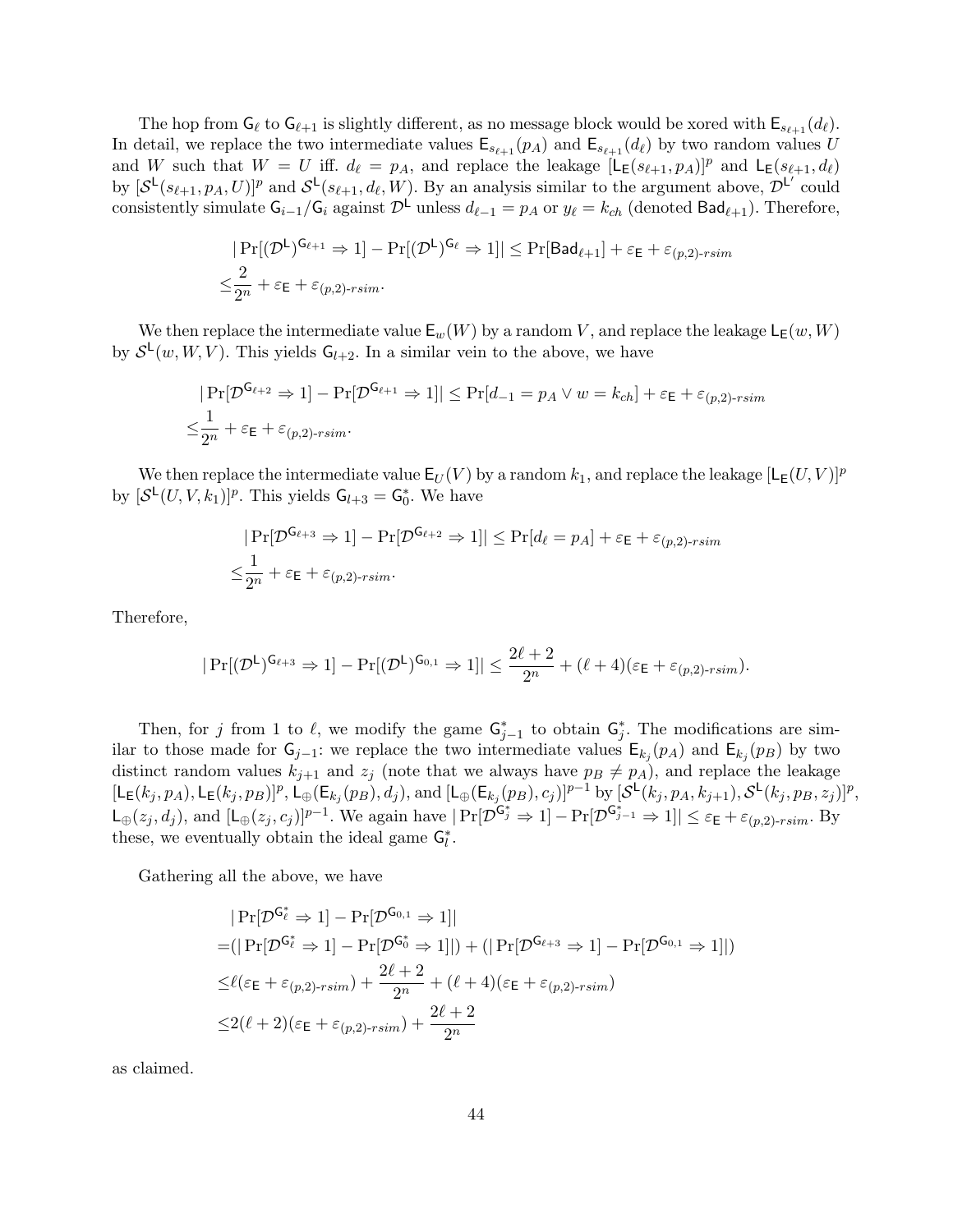The hop from $\mathsf{G}_\ell$ to $\mathsf{G}_{\ell+1}$ is slightly different, as no message block would be xored with $\mathsf{E}_{s_{\ell+1}}(d_\ell)$. In detail, we replace the two intermediate values $\mathsf{E}_{s_{\ell+1}}(p_A)$ and $\mathsf{E}_{s_{\ell+1}}(d_\ell)$ by two random values $U$ and $W$ such that $W = U$ iff. $d_\ell = p_A$, and replace the leakage $[\mathsf{L}_\mathsf{E}(s_{\ell+1}, p_A)]^p$ and $\mathsf{L}_\mathsf{E}(s_{\ell+1}, d_\ell)$ by $[\mathcal{S}^\mathsf{L}(s_{\ell+1}, p_A, U)]^p$ and $\mathcal{S}^\mathsf{L}(s_{\ell+1}, d_\ell, W)$. By an analysis similar to the argument above, $\mathcal{D}^{\mathsf{L}'}$ could consistently simulate $\mathsf{G}_{i-1}/\mathsf{G}_i$ against $\mathcal{D}^\mathsf{L}$ unless $d_{\ell-1} = p_A$ or $y_\ell = k_{ch}$ (denoted $\mathsf{Bad}_{\ell+1}$). Therefore,

$$
\begin{aligned}
&|\Pr[(\mathcal{D}^\mathsf{L})^{\mathsf{G}_{\ell+1}} \Rightarrow 1] - \Pr[(\mathcal{D}^\mathsf{L})^{\mathsf{G}_\ell} \Rightarrow 1]| \leq \Pr[\mathsf{Bad}_{\ell+1}] + \varepsilon_\mathsf{E} + \varepsilon_{(p,2)\text{-}rsim} \\
\leq &\frac{2}{2^n} + \varepsilon_\mathsf{E} + \varepsilon_{(p,2)\text{-}rsim}.
\end{aligned}
$$

We then replace the intermediate value $\mathsf{E}_w(W)$ by a random $V$, and replace the leakage $\mathsf{L}_\mathsf{E}(w, W)$ by $\mathcal{S}^\mathsf{L}(w, W, V)$. This yields $\mathsf{G}_{l+2}$. In a similar vein to the above, we have

$$
\begin{aligned}
&|\Pr[\mathcal{D}^{\mathsf{G}_{\ell+2}} \Rightarrow 1] - \Pr[\mathcal{D}^{\mathsf{G}_{\ell+1}} \Rightarrow 1]| \leq \Pr[d_{-1} = p_A \vee w = k_{ch}] + \varepsilon_\mathsf{E} + \varepsilon_{(p,2)\text{-}rsim} \\
\leq &\frac{1}{2^n} + \varepsilon_\mathsf{E} + \varepsilon_{(p,2)\text{-}rsim}.
\end{aligned}
$$

We then replace the intermediate value $\mathsf{E}_U(V)$ by a random $k_1$, and replace the leakage $[\mathsf{L}_\mathsf{E}(U, V)]^p$ by $[\mathcal{S}^\mathsf{L}(U, V, k_1)]^p$. This yields $\mathsf{G}_{l+3} = \mathsf{G}_0^*$. We have

$$
\begin{aligned}
&|\Pr[\mathcal{D}^{\mathsf{G}_{\ell+3}} \Rightarrow 1] - \Pr[\mathcal{D}^{\mathsf{G}_{\ell+2}} \Rightarrow 1]| \leq \Pr[d_\ell = p_A] + \varepsilon_\mathsf{E} + \varepsilon_{(p,2)\text{-}rsim} \\
\leq &\frac{1}{2^n} + \varepsilon_\mathsf{E} + \varepsilon_{(p,2)\text{-}rsim}.
\end{aligned}
$$

Therefore,

$$
|\Pr[(\mathcal{D}^\mathsf{L})^{\mathsf{G}_{\ell+3}} \Rightarrow 1] - \Pr[(\mathcal{D}^\mathsf{L})^{\mathsf{G}_{0,1}} \Rightarrow 1]| \leq \frac{2\ell+2}{2^n} + (\ell+4)(\varepsilon_\mathsf{E} + \varepsilon_{(p,2)\text{-}rsim}).
$$

Then, for $j$ from 1 to $\ell$, we modify the game $\mathsf{G}_{j-1}^*$ to obtain $\mathsf{G}_j^*$. The modifications are similar to those made for $\mathsf{G}_{j-1}$: we replace the two intermediate values $\mathsf{E}_{k_j}(p_A)$ and $\mathsf{E}_{k_j}(p_B)$ by two distinct random values $k_{j+1}$ and $z_j$ (note that we always have $p_B \neq p_A$), and replace the leakage $[\mathsf{L}_\mathsf{E}(k_j, p_A), \mathsf{L}_\mathsf{E}(k_j, p_B)]^p$, $\mathsf{L}_\oplus(\mathsf{E}_{k_j}(p_B), d_j)$, and $[\mathsf{L}_\oplus(\mathsf{E}_{k_j}(p_B), c_j)]^{p-1}$ by $[\mathcal{S}^\mathsf{L}(k_j, p_A, k_{j+1}), \mathcal{S}^\mathsf{L}(k_j, p_B, z_j)]^p$, $\mathsf{L}_\oplus(z_j, d_j)$, and $[\mathsf{L}_\oplus(z_j, c_j)]^{p-1}$. We again have $|\Pr[\mathcal{D}^{\mathsf{G}_j^*} \Rightarrow 1] - \Pr[\mathcal{D}^{\mathsf{G}_{j-1}^*} \Rightarrow 1]| \leq \varepsilon_\mathsf{E} + \varepsilon_{(p,2)\text{-}rsim}$. By these, we eventually obtain the ideal game $\mathsf{G}_l^*$.

Gathering all the above, we have

$$
\begin{aligned}
&|\Pr[\mathcal{D}^{\mathsf{G}_\ell^*} \Rightarrow 1] - \Pr[\mathcal{D}^{\mathsf{G}_{0,1}} \Rightarrow 1]| \\
=&(|\Pr[\mathcal{D}^{\mathsf{G}_\ell^*} \Rightarrow 1] - \Pr[\mathcal{D}^{\mathsf{G}_0^*} \Rightarrow 1]|) + (|\Pr[\mathcal{D}^{\mathsf{G}_{\ell+3}} \Rightarrow 1] - \Pr[\mathcal{D}^{\mathsf{G}_{0,1}} \Rightarrow 1]|) \\
\leq &\ell(\varepsilon_\mathsf{E} + \varepsilon_{(p,2)\text{-}rsim}) + \frac{2\ell+2}{2^n} + (\ell+4)(\varepsilon_\mathsf{E} + \varepsilon_{(p,2)\text{-}rsim}) \\
\leq &2(\ell+2)(\varepsilon_\mathsf{E} + \varepsilon_{(p,2)\text{-}rsim}) + \frac{2\ell+2}{2^n}
\end{aligned}
$$

as claimed.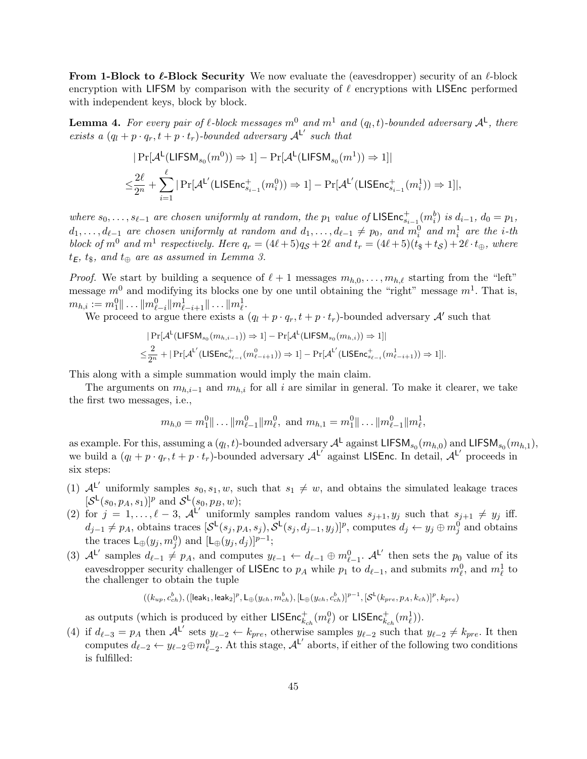**From 1-Block to $\ell$-Block Security** We now evaluate the (eavesdropper) security of an $\ell$-block encryption with $\mathsf{LIFSM}$ by comparison with the security of $\ell$ encryptions with $\mathsf{LISEnc}$ performed with independent keys, block by block.

**Lemma 4.** *For every pair of $\ell$-block messages $m^0$ and $m^1$ and $(q_l, t)$-bounded adversary $\mathcal{A}^{\mathsf{L}}$, there exists a $(q_l + p \cdot q_r, t + p \cdot t_r)$-bounded adversary $\mathcal{A}^{\mathsf{L}'}$ such that*

$$
\begin{aligned}
&|\Pr[\mathcal{A}^{\mathsf{L}}(\mathsf{LIFSM}_{s_0}(m^0)) \Rightarrow 1] - \Pr[\mathcal{A}^{\mathsf{L}}(\mathsf{LIFSM}_{s_0}(m^1)) \Rightarrow 1]| \\
\leq &\frac{2\ell}{2^n} + \sum_{i=1}^{\ell} |\Pr[\mathcal{A}^{\mathsf{L}'}(\mathsf{LISEnc}^{+}_{s_{i-1}}(m_i^0)) \Rightarrow 1] - \Pr[\mathcal{A}^{\mathsf{L}'}(\mathsf{LISEnc}^{+}_{s_{i-1}}(m_i^1)) \Rightarrow 1]|,
\end{aligned}
$$

*where $s_0, \ldots, s_{\ell-1}$ are chosen uniformly at random, the $p_1$ value of $\mathsf{LISEnc}^{+}_{s_{i-1}}(m_i^b)$ is $d_{i-1}$, $d_0 = p_1$, $d_1, \ldots, d_{\ell-1}$ are chosen uniformly at random and $d_1, \ldots, d_{\ell-1} \neq p_0$, and $m_i^0$ and $m_i^1$ are the $i$-th block of $m^0$ and $m^1$ respectively. Here $q_r = (4\ell+5)q_{\mathcal{S}} + 2\ell$ and $t_r = (4\ell+5)(t_\$ + t_{\mathcal{S}}) + 2\ell \cdot t_\oplus$, where $t_E$, $t_\$$, and $t_\oplus$ are as assumed in Lemma 3.*

*Proof.* We start by building a sequence of $\ell + 1$ messages $m_{h,0}, \ldots, m_{h,\ell}$ starting from the "left" message $m^0$ and modifying its blocks one by one until obtaining the "right" message $m^1$. That is, $m_{h,i} := m_1^0 \| \ldots \| m_{\ell-i}^0 \| m_{\ell-i+1}^1 \| \ldots \| m_\ell^1$.

We proceed to argue there exists a $(q_l + p \cdot q_r, t + p \cdot t_r)$-bounded adversary $\mathcal{A}'$ such that

$$
\begin{aligned}
&|\Pr[\mathcal{A}^{\mathsf{L}}(\mathsf{LIFSM}_{s_0}(m_{h,i-1})) \Rightarrow 1] - \Pr[\mathcal{A}^{\mathsf{L}}(\mathsf{LIFSM}_{s_0}(m_{h,i})) \Rightarrow 1]| \\
\leq &\frac{2}{2^n} + |\Pr[\mathcal{A}^{\mathsf{L}'}(\mathsf{LISEnc}^{+}_{s_{\ell-i}}(m_{\ell-i+1}^0)) \Rightarrow 1] - \Pr[\mathcal{A}^{\mathsf{L}'}(\mathsf{LISEnc}^{+}_{s_{\ell-i}}(m_{\ell-i+1}^1)) \Rightarrow 1]|.
\end{aligned}
$$

This along with a simple summation would imply the main claim.

The arguments on $m_{h,i-1}$ and $m_{h,i}$ for all $i$ are similar in general. To make it clearer, we take the first two messages, i.e.,

$$
m_{h,0} = m_1^0 \| \ldots \| m_{\ell-1}^0 \| m_\ell^0, \text{ and } m_{h,1} = m_1^0 \| \ldots \| m_{\ell-1}^0 \| m_\ell^1,
$$

as example. For this, assuming a $(q_l, t)$-bounded adversary $\mathcal{A}^{\mathsf{L}}$ against $\mathsf{LIFSM}_{s_0}(m_{h,0})$ and $\mathsf{LIFSM}_{s_0}(m_{h,1})$, we build a $(q_l + p \cdot q_r, t + p \cdot t_r)$-bounded adversary $\mathcal{A}^{\mathsf{L}'}$ against $\mathsf{LISEnc}$. In detail, $\mathcal{A}^{\mathsf{L}'}$ proceeds in six steps:

(1) $\mathcal{A}^{\mathsf{L}'}$ uniformly samples $s_0, s_1, w$, such that $s_1 \neq w$, and obtains the simulated leakage traces $[\mathcal{S}^{\mathsf{L}}(s_0, p_A, s_1)]^p$ and $\mathcal{S}^{\mathsf{L}}(s_0, p_B, w)$;

(2) for $j = 1, \ldots, \ell - 3$, $\mathcal{A}^{\mathsf{L}'}$ uniformly samples random values $s_{j+1}, y_j$ such that $s_{j+1} \neq y_j$ iff. $d_{j-1} \neq p_A$, obtains traces $[\mathcal{S}^{\mathsf{L}}(s_j, p_A, s_j), \mathcal{S}^{\mathsf{L}}(s_j, d_{j-1}, y_j)]^p$, computes $d_j \leftarrow y_j \oplus m_j^0$ and obtains the traces $\mathsf{L}_\oplus(y_j, m_j^0)$ and $[\mathsf{L}_\oplus(y_j, d_j)]^{p-1}$;

(3) $\mathcal{A}^{\mathsf{L}'}$ samples $d_{\ell-1} \neq p_A$, and computes $y_{\ell-1} \leftarrow d_{\ell-1} \oplus m_{\ell-1}^0$. $\mathcal{A}^{\mathsf{L}'}$ then sets the $p_0$ value of its eavesdropper security challenger of $\mathsf{LISEnc}$ to $p_A$ while $p_1$ to $d_{\ell-1}$, and submits $m_\ell^0$, and $m_\ell^1$ to the challenger to obtain the tuple

$$
((k_{up}, c_{ch}^b), ([\mathsf{leak}_1, \mathsf{leak}_2]^p, \mathsf{L}_\oplus(y_{ch}, m_{ch}^b), [\mathsf{L}_\oplus(y_{ch}, c_{ch}^b)]^{p-1}, [\mathcal{S}^{\mathsf{L}}(k_{pre}, p_A, k_{ch})]^p, k_{pre})
$$

as outputs (which is produced by either $\mathsf{LISEnc}^{+}_{k_{ch}}(m_\ell^0)$ or $\mathsf{LISEnc}^{+}_{k_{ch}}(m_\ell^1)$).

(4) if $d_{\ell-3} = p_A$ then $\mathcal{A}^{\mathsf{L}'}$ sets $y_{\ell-2} \leftarrow k_{pre}$, otherwise samples $y_{\ell-2}$ such that $y_{\ell-2} \neq k_{pre}$. It then computes $d_{\ell-2} \leftarrow y_{\ell-2} \oplus m_{\ell-2}^0$. At this stage, $\mathcal{A}^{\mathsf{L}'}$ aborts, if either of the following two conditions is fulfilled: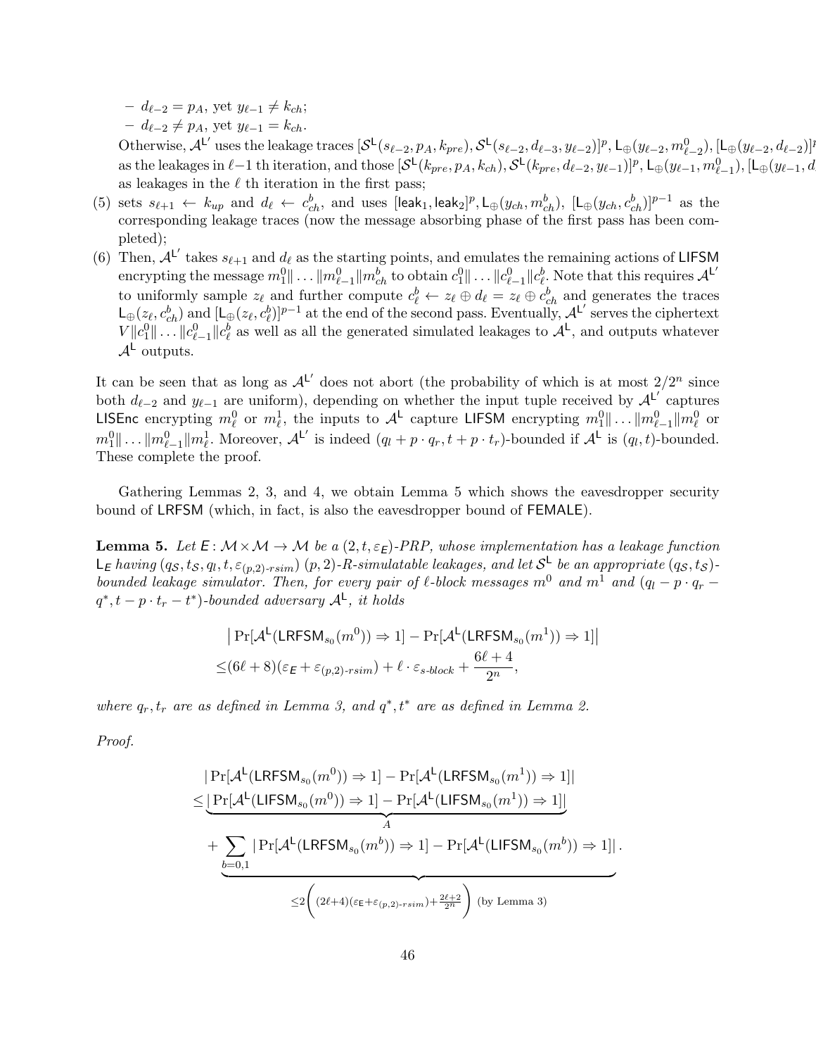– $d_{\ell-2} = p_A$, yet $y_{\ell-1} \neq k_{ch}$;

– $d_{\ell-2} \neq p_A$, yet $y_{\ell-1} = k_{ch}$.

Otherwise, $\mathcal{A}^{\mathsf{L}'}$ uses the leakage traces $[\mathcal{S}^{\mathsf{L}}(s_{\ell-2}, p_A, k_{pre}), \mathcal{S}^{\mathsf{L}}(s_{\ell-2}, d_{\ell-3}, y_{\ell-2})]^p, \mathsf{L}_{\oplus}(y_{\ell-2}, m^0_{\ell-2}), [\mathsf{L}_{\oplus}(y_{\ell-2}, d_{\ell-2})]^p$ as the leakages in $\ell-1$ th iteration, and those $[\mathcal{S}^{\mathsf{L}}(k_{pre}, p_A, k_{ch}), \mathcal{S}^{\mathsf{L}}(k_{pre}, d_{\ell-2}, y_{\ell-1})]^p, \mathsf{L}_{\oplus}(y_{\ell-1}, m^0_{\ell-1}), [\mathsf{L}_{\oplus}(y_{\ell-1}, d$ as leakages in the $\ell$ th iteration in the first pass;

(5) sets $s_{\ell+1} \leftarrow k_{up}$ and $d_\ell \leftarrow c^b_{ch}$, and uses $[\mathsf{leak}_1, \mathsf{leak}_2]^p, \mathsf{L}_{\oplus}(y_{ch}, m^b_{ch}),\ [\mathsf{L}_{\oplus}(y_{ch}, c^b_{ch})]^{p-1}$ as the corresponding leakage traces (now the message absorbing phase of the first pass has been completed);

(6) Then, $\mathcal{A}^{\mathsf{L}'}$ takes $s_{\ell+1}$ and $d_\ell$ as the starting points, and emulates the remaining actions of LIFSM encrypting the message $m^0_1\| \dots \|m^0_{\ell-1}\|m^b_{ch}$ to obtain $c^0_1\| \dots \|c^0_{\ell-1}\|c^b_\ell$. Note that this requires $\mathcal{A}^{\mathsf{L}'}$ to uniformly sample $z_\ell$ and further compute $c^b_\ell \leftarrow z_\ell \oplus d_\ell = z_\ell \oplus c^b_{ch}$ and generates the traces $\mathsf{L}_{\oplus}(z_\ell, c^b_{ch})$ and $[\mathsf{L}_{\oplus}(z_\ell, c^b_\ell)]^{p-1}$ at the end of the second pass. Eventually, $\mathcal{A}^{\mathsf{L}'}$ serves the ciphertext $V\|c^0_1\| \dots \|c^0_{\ell-1}\|c^b_\ell$ as well as all the generated simulated leakages to $\mathcal{A}^{\mathsf{L}}$, and outputs whatever $\mathcal{A}^{\mathsf{L}}$ outputs.

It can be seen that as long as $\mathcal{A}^{\mathsf{L}'}$ does not abort (the probability of which is at most $2/2^n$ since both $d_{\ell-2}$ and $y_{\ell-1}$ are uniform), depending on whether the input tuple received by $\mathcal{A}^{\mathsf{L}'}$ captures LISEnc encrypting $m^0_\ell$ or $m^1_\ell$, the inputs to $\mathcal{A}^{\mathsf{L}}$ capture LIFSM encrypting $m^0_1\| \dots \|m^0_{\ell-1}\|m^0_\ell$ or $m^0_1\| \dots \|m^0_{\ell-1}\|m^1_\ell$. Moreover, $\mathcal{A}^{\mathsf{L}'}$ is indeed $(q_l + p \cdot q_r, t + p \cdot t_r)$-bounded if $\mathcal{A}^{\mathsf{L}}$ is $(q_l, t)$-bounded. These complete the proof.

Gathering Lemmas 2, 3, and 4, we obtain Lemma 5 which shows the eavesdropper security bound of LRFSM (which, in fact, is also the eavesdropper bound of FEMALE).

**Lemma 5.** *Let $\mathsf{E}: \mathcal{M} \times \mathcal{M} \to \mathcal{M}$ be a $(2, t, \varepsilon_{\mathsf{E}})$-PRP, whose implementation has a leakage function $\mathsf{L}_{\mathsf{E}}$ having $(q_{\mathcal{S}}, t_{\mathcal{S}}, q_l, t, \varepsilon_{(p,2)\text{-}rsim})$ $(p, 2)$-R-simulatable leakages, and let $\mathcal{S}^{\mathsf{L}}$ be an appropriate $(q_{\mathcal{S}}, t_{\mathcal{S}})$-bounded leakage simulator. Then, for every pair of $\ell$-block messages $m^0$ and $m^1$ and $(q_l - p \cdot q_r - q^*, t - p \cdot t_r - t^*)$-bounded adversary $\mathcal{A}^{\mathsf{L}}$, it holds*

$$\begin{aligned}
&\left| \Pr[\mathcal{A}^{\mathsf{L}}(\mathsf{LRFSM}_{s_0}(m^0)) \Rightarrow 1] - \Pr[\mathcal{A}^{\mathsf{L}}(\mathsf{LRFSM}_{s_0}(m^1)) \Rightarrow 1] \right| \\
\leq & (6\ell + 8)(\varepsilon_{\mathsf{E}} + \varepsilon_{(p,2)\text{-}rsim}) + \ell \cdot \varepsilon_{s\text{-}block} + \frac{6\ell + 4}{2^n},
\end{aligned}$$

*where $q_r, t_r$ are as defined in Lemma 3, and $q^*, t^*$ are as defined in Lemma 2.*

*Proof.*

$$\begin{aligned}
&| \Pr[\mathcal{A}^{\mathsf{L}}(\mathsf{LRFSM}_{s_0}(m^0)) \Rightarrow 1] - \Pr[\mathcal{A}^{\mathsf{L}}(\mathsf{LRFSM}_{s_0}(m^1)) \Rightarrow 1] | \\
\leq & \underbrace{| \Pr[\mathcal{A}^{\mathsf{L}}(\mathsf{LIFSM}_{s_0}(m^0)) \Rightarrow 1] - \Pr[\mathcal{A}^{\mathsf{L}}(\mathsf{LIFSM}_{s_0}(m^1)) \Rightarrow 1] |}_{A} \\
& + \underbrace{\sum_{b=0,1} | \Pr[\mathcal{A}^{\mathsf{L}}(\mathsf{LRFSM}_{s_0}(m^b)) \Rightarrow 1] - \Pr[\mathcal{A}^{\mathsf{L}}(\mathsf{LIFSM}_{s_0}(m^b)) \Rightarrow 1] |}_{\leq 2\left( (2\ell+4)(\varepsilon_{\mathsf{E}} + \varepsilon_{(p,2)\text{-}rsim}) + \frac{2\ell+2}{2^n} \right) \text{ (by Lemma 3)}}.
\end{aligned}$$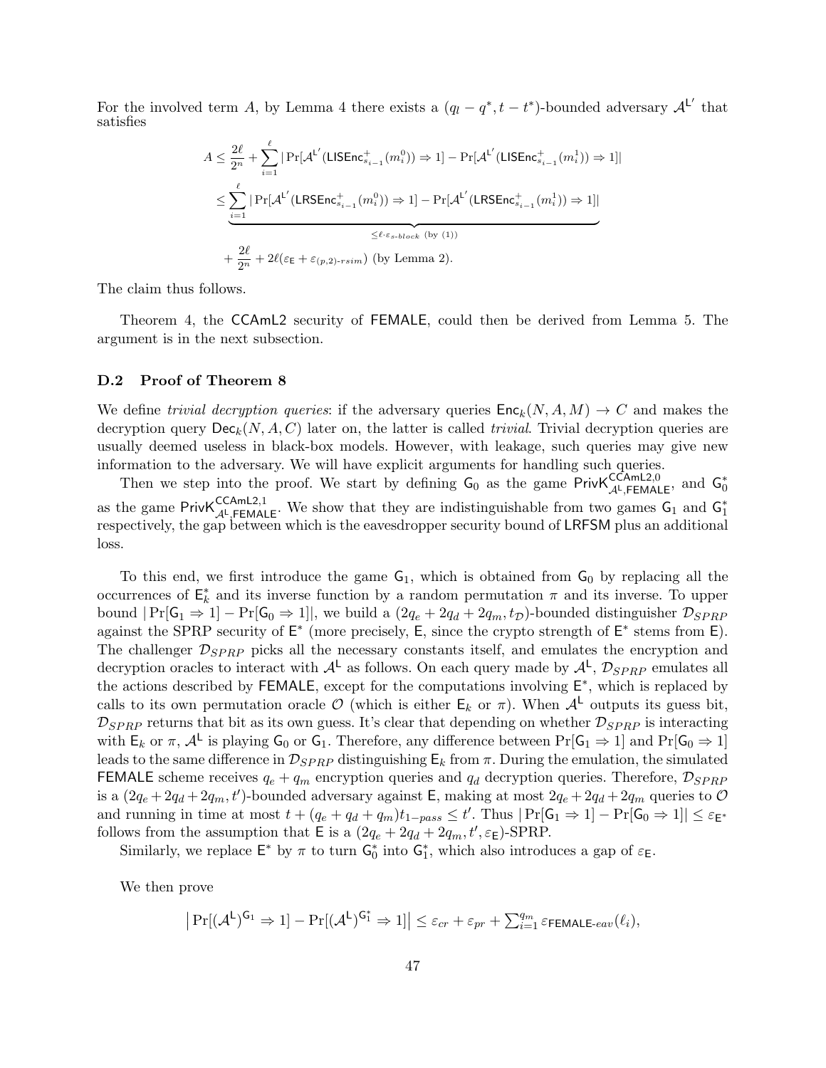For the involved term $A$, by Lemma 4 there exists a $(q_l - q^*, t - t^*)$-bounded adversary $\mathcal{A}^{\mathsf{L}'}$ that satisfies

$$
\begin{aligned}
A &\leq \frac{2\ell}{2^n} + \sum_{i=1}^{\ell} |\Pr[\mathcal{A}^{\mathsf{L}'}(\mathsf{LISEnc}^{+}_{s_{i-1}}(m_i^0)) \Rightarrow 1] - \Pr[\mathcal{A}^{\mathsf{L}'}(\mathsf{LISEnc}^{+}_{s_{i-1}}(m_i^1)) \Rightarrow 1]| \\
&\leq \underbrace{\sum_{i=1}^{\ell} |\Pr[\mathcal{A}^{\mathsf{L}'}(\mathsf{LRSEnc}^{+}_{s_{i-1}}(m_i^0)) \Rightarrow 1] - \Pr[\mathcal{A}^{\mathsf{L}'}(\mathsf{LRSEnc}^{+}_{s_{i-1}}(m_i^1)) \Rightarrow 1]|}_{\leq \ell \cdot \varepsilon_{s\text{-}block} \text{ (by (1))}} \\
&\quad + \frac{2\ell}{2^n} + 2\ell(\varepsilon_{\mathsf{E}} + \varepsilon_{(p,2)\text{-}rsim}) \text{ (by Lemma 2).}
\end{aligned}
$$

The claim thus follows.

Theorem 4, the CCAmL2 security of FEMALE, could then be derived from Lemma 5. The argument is in the next subsection.

### D.2 Proof of Theorem 8

We define *trivial decryption queries*: if the adversary queries $\mathsf{Enc}_k(N, A, M) \to C$ and makes the decryption query $\mathsf{Dec}_k(N, A, C)$ later on, the latter is called *trivial*. Trivial decryption queries are usually deemed useless in black-box models. However, with leakage, such queries may give new information to the adversary. We will have explicit arguments for handling such queries.

Then we step into the proof. We start by defining $\mathsf{G}_0$ as the game $\mathsf{PrivK}^{\mathsf{CCAmL2},0}_{\mathcal{A}^{\mathsf{L}},\mathsf{FEMALE}}$, and $\mathsf{G}_0^*$ as the game $\mathsf{PrivK}^{\mathsf{CCAmL2},1}_{\mathcal{A}^{\mathsf{L}},\mathsf{FEMALE}}$. We show that they are indistinguishable from two games $\mathsf{G}_1$ and $\mathsf{G}_1^*$ respectively, the gap between which is the eavesdropper security bound of LRFSM plus an additional loss.

To this end, we first introduce the game $\mathsf{G}_1$, which is obtained from $\mathsf{G}_0$ by replacing all the occurrences of $\mathsf{E}_k^*$ and its inverse function by a random permutation $\pi$ and its inverse. To upper bound $|\Pr[\mathsf{G}_1 \Rightarrow 1] - \Pr[\mathsf{G}_0 \Rightarrow 1]|$, we build a $(2q_e + 2q_d + 2q_m, t_{\mathcal{D}})$-bounded distinguisher $\mathcal{D}_{SPRP}$ against the SPRP security of $\mathsf{E}^*$ (more precisely, $\mathsf{E}$, since the crypto strength of $\mathsf{E}^*$ stems from $\mathsf{E}$). The challenger $\mathcal{D}_{SPRP}$ picks all the necessary constants itself, and emulates the encryption and decryption oracles to interact with $\mathcal{A}^{\mathsf{L}}$ as follows. On each query made by $\mathcal{A}^{\mathsf{L}}$, $\mathcal{D}_{SPRP}$ emulates all the actions described by FEMALE, except for the computations involving $\mathsf{E}^*$, which is replaced by calls to its own permutation oracle $\mathcal{O}$ (which is either $\mathsf{E}_k$ or $\pi$). When $\mathcal{A}^{\mathsf{L}}$ outputs its guess bit, $\mathcal{D}_{SPRP}$ returns that bit as its own guess. It's clear that depending on whether $\mathcal{D}_{SPRP}$ is interacting with $\mathsf{E}_k$ or $\pi$, $\mathcal{A}^{\mathsf{L}}$ is playing $\mathsf{G}_0$ or $\mathsf{G}_1$. Therefore, any difference between $\Pr[\mathsf{G}_1 \Rightarrow 1]$ and $\Pr[\mathsf{G}_0 \Rightarrow 1]$ leads to the same difference in $\mathcal{D}_{SPRP}$ distinguishing $\mathsf{E}_k$ from $\pi$. During the emulation, the simulated FEMALE scheme receives $q_e + q_m$ encryption queries and $q_d$ decryption queries. Therefore, $\mathcal{D}_{SPRP}$ is a $(2q_e + 2q_d + 2q_m, t')$-bounded adversary against $\mathsf{E}$, making at most $2q_e + 2q_d + 2q_m$ queries to $\mathcal{O}$ and running in time at most $t + (q_e + q_d + q_m)t_{1-pass} \leq t'$. Thus $|\Pr[\mathsf{G}_1 \Rightarrow 1] - \Pr[\mathsf{G}_0 \Rightarrow 1]| \leq \varepsilon_{\mathsf{E}^*}$ follows from the assumption that $\mathsf{E}$ is a $(2q_e + 2q_d + 2q_m, t', \varepsilon_{\mathsf{E}})$-SPRP.

Similarly, we replace $\mathsf{E}^*$ by $\pi$ to turn $\mathsf{G}_0^*$ into $\mathsf{G}_1^*$, which also introduces a gap of $\varepsilon_{\mathsf{E}}$.

We then prove

$$
\left|\Pr[(\mathcal{A}^{\mathsf{L}})^{\mathsf{G}_1} \Rightarrow 1] - \Pr[(\mathcal{A}^{\mathsf{L}})^{\mathsf{G}_1^*} \Rightarrow 1]\right| \leq \varepsilon_{cr} + \varepsilon_{pr} + \textstyle\sum_{i=1}^{q_m} \varepsilon_{\mathsf{FEMALE}\text{-}eav}(\ell_i),
$$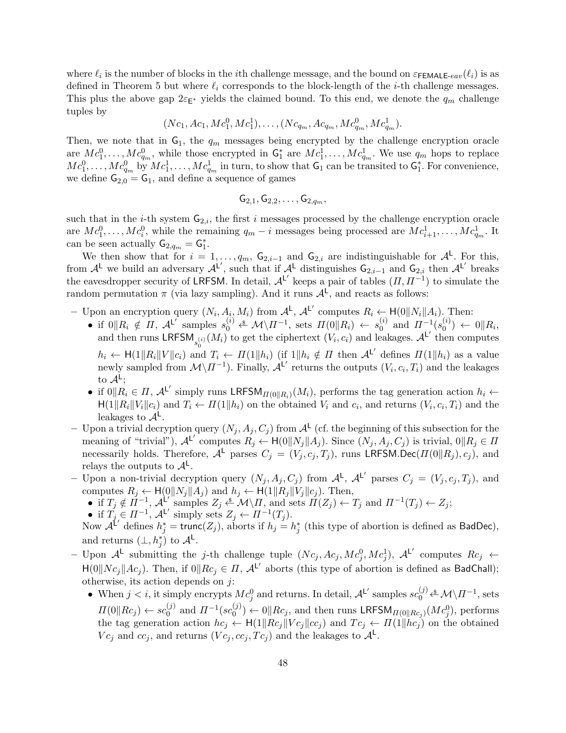where $\ell_i$ is the number of blocks in the $i$th challenge message, and the bound on $\varepsilon_{\mathsf{FEMALE}\text{-}eav}(\ell_i)$ is as defined in Theorem 5 but where $\ell_i$ corresponds to the block-length of the $i$-th challenge messages. This plus the above gap $2\varepsilon_{\mathsf{E}^*}$ yields the claimed bound. To this end, we denote the $q_m$ challenge tuples by

$$(Nc_1, Ac_1, Mc_1^0, Mc_1^1), \ldots, (Nc_{q_m}, Ac_{q_m}, Mc_{q_m}^0, Mc_{q_m}^1).$$

Then, we note that in $\mathsf{G}_1$, the $q_m$ messages being encrypted by the challenge encryption oracle are $Mc_1^0, \ldots, Mc_{q_m}^0$, while those encrypted in $\mathsf{G}_1^*$ are $Mc_1^1, \ldots, Mc_{q_m}^1$. We use $q_m$ hops to replace $Mc_1^0, \ldots, Mc_{q_m}^0$ by $Mc_1^1, \ldots, Mc_{q_m}^1$ in turn, to show that $\mathsf{G}_1$ can be transited to $\mathsf{G}_1^*$. For convenience, we define $\mathsf{G}_{2,0} = \mathsf{G}_1$, and define a sequence of games

$$\mathsf{G}_{2,1}, \mathsf{G}_{2,2}, \ldots, \mathsf{G}_{2,q_m},$$

such that in the $i$-th system $\mathsf{G}_{2,i}$, the first $i$ messages processed by the challenge encryption oracle are $Mc_1^0, \ldots, Mc_i^0$, while the remaining $q_m - i$ messages being processed are $Mc_{i+1}^1, \ldots, Mc_{q_m}^1$. It can be seen actually $\mathsf{G}_{2,q_m} = \mathsf{G}_1^*$.

We then show that for $i = 1, \ldots, q_m$, $\mathsf{G}_{2,i-1}$ and $\mathsf{G}_{2,i}$ are indistinguishable for $\mathcal{A}^{\mathsf{L}}$. For this, from $\mathcal{A}^{\mathsf{L}}$ we build an adversary $\mathcal{A}^{\mathsf{L}'}$, such that if $\mathcal{A}^{\mathsf{L}}$ distinguishes $\mathsf{G}_{2,i-1}$ and $\mathsf{G}_{2,i}$ then $\mathcal{A}^{\mathsf{L}'}$ breaks the eavesdropper security of $\mathsf{LRFSM}$. In detail, $\mathcal{A}^{\mathsf{L}'}$ keeps a pair of tables $(\Pi, \Pi^{-1})$ to simulate the random permutation $\pi$ (via lazy sampling). And it runs $\mathcal{A}^{\mathsf{L}}$, and reacts as follows:

- Upon an encryption query $(N_i, A_i, M_i)$ from $\mathcal{A}^{\mathsf{L}}$, $\mathcal{A}^{\mathsf{L}'}$ computes $R_i \leftarrow \mathsf{H}(0\|N_i\|A_i)$. Then:
  - if $0\|R_i \notin \Pi$, $\mathcal{A}^{\mathsf{L}'}$ samples $s_0^{(i)} \stackrel{\$}{\leftarrow} \mathcal{M}\backslash\Pi^{-1}$, sets $\Pi(0\|R_i) \leftarrow s_0^{(i)}$ and $\Pi^{-1}(s_0^{(i)}) \leftarrow 0\|R_i$, and then runs $\mathsf{LRFSM}_{s_0^{(i)}}(M_i)$ to get the ciphertext $(V_i, c_i)$ and leakages. $\mathcal{A}^{\mathsf{L}'}$ then computes $h_i \leftarrow \mathsf{H}(1\|R_i\|V\|c_i)$ and $T_i \leftarrow \Pi(1\|h_i)$ (if $1\|h_i \notin \Pi$ then $\mathcal{A}^{\mathsf{L}'}$ defines $\Pi(1\|h_i)$ as a value newly sampled from $\mathcal{M}\backslash\Pi^{-1}$). Finally, $\mathcal{A}^{\mathsf{L}'}$ returns the outputs $(V_i, c_i, T_i)$ and the leakages to $\mathcal{A}^{\mathsf{L}}$;
  - if $0\|R_i \in \Pi$, $\mathcal{A}^{\mathsf{L}'}$ simply runs $\mathsf{LRFSM}_{\Pi(0\|R_i)}(M_i)$, performs the tag generation action $h_i \leftarrow \mathsf{H}(1\|R_i\|V_i\|c_i)$ and $T_i \leftarrow \Pi(1\|h_i)$ on the obtained $V_i$ and $c_i$, and returns $(V_i, c_i, T_i)$ and the leakages to $\mathcal{A}^{\mathsf{L}}$.
- Upon a trivial decryption query $(N_j, A_j, C_j)$ from $\mathcal{A}^{\mathsf{L}}$ (cf. the beginning of this subsection for the meaning of "trivial"), $\mathcal{A}^{\mathsf{L}'}$ computes $R_j \leftarrow \mathsf{H}(0\|N_j\|A_j)$. Since $(N_j, A_j, C_j)$ is trivial, $0\|R_j \in \Pi$ necessarily holds. Therefore, $\mathcal{A}^{\mathsf{L}}$ parses $C_j = (V_j, c_j, T_j)$, runs $\mathsf{LRFSM.Dec}(\Pi(0\|R_j), c_j)$, and relays the outputs to $\mathcal{A}^{\mathsf{L}}$.
- Upon a non-trivial decryption query $(N_j, A_j, C_j)$ from $\mathcal{A}^{\mathsf{L}}$, $\mathcal{A}^{\mathsf{L}'}$ parses $C_j = (V_j, c_j, T_j)$, and computes $R_j \leftarrow \mathsf{H}(0\|N_j\|A_j)$ and $h_j \leftarrow \mathsf{H}(1\|R_j\|V_j\|c_j)$. Then,
  - if $T_j \notin \Pi^{-1}$, $\mathcal{A}^{\mathsf{L}'}$ samples $Z_j \stackrel{\$}{\leftarrow} \mathcal{M}\backslash\Pi$, and sets $\Pi(Z_j) \leftarrow T_j$ and $\Pi^{-1}(T_j) \leftarrow Z_j$;
  - if $T_j \in \Pi^{-1}$, $\mathcal{A}^{\mathsf{L}'}$ simply sets $Z_j \leftarrow \Pi^{-1}(T_j)$.

  Now $\mathcal{A}^{\mathsf{L}'}$ defines $h_j^* = \mathsf{trunc}(Z_j)$, aborts if $h_j = h_j^*$ (this type of abortion is defined as $\mathsf{BadDec}$), and returns $(\perp, h_j^*)$ to $\mathcal{A}^{\mathsf{L}}$.
- Upon $\mathcal{A}^{\mathsf{L}}$ submitting the $j$-th challenge tuple $(Nc_j, Ac_j, Mc_j^0, Mc_j^1)$, $\mathcal{A}^{\mathsf{L}'}$ computes $Rc_j \leftarrow \mathsf{H}(0\|Nc_j\|Ac_j)$. Then, if $0\|Rc_j \in \Pi$, $\mathcal{A}^{\mathsf{L}'}$ aborts (this type of abortion is defined as $\mathsf{BadChall}$); otherwise, its action depends on $j$:
  - When $j < i$, it simply encrypts $Mc_j^0$ and returns. In detail, $\mathcal{A}^{\mathsf{L}'}$ samples $sc_0^{(j)} \stackrel{\$}{\leftarrow} \mathcal{M}\backslash\Pi^{-1}$, sets $\Pi(0\|Rc_j) \leftarrow sc_0^{(j)}$ and $\Pi^{-1}(sc_0^{(j)}) \leftarrow 0\|Rc_j$, and then runs $\mathsf{LRFSM}_{\Pi(0\|Rc_j)}(Mc_j^0)$, performs the tag generation action $hc_j \leftarrow \mathsf{H}(1\|Rc_j\|Vc_j\|cc_j)$ and $Tc_j \leftarrow \Pi(1\|hc_j)$ on the obtained $Vc_j$ and $cc_j$, and returns $(Vc_j, cc_j, Tc_j)$ and the leakages to $\mathcal{A}^{\mathsf{L}}$.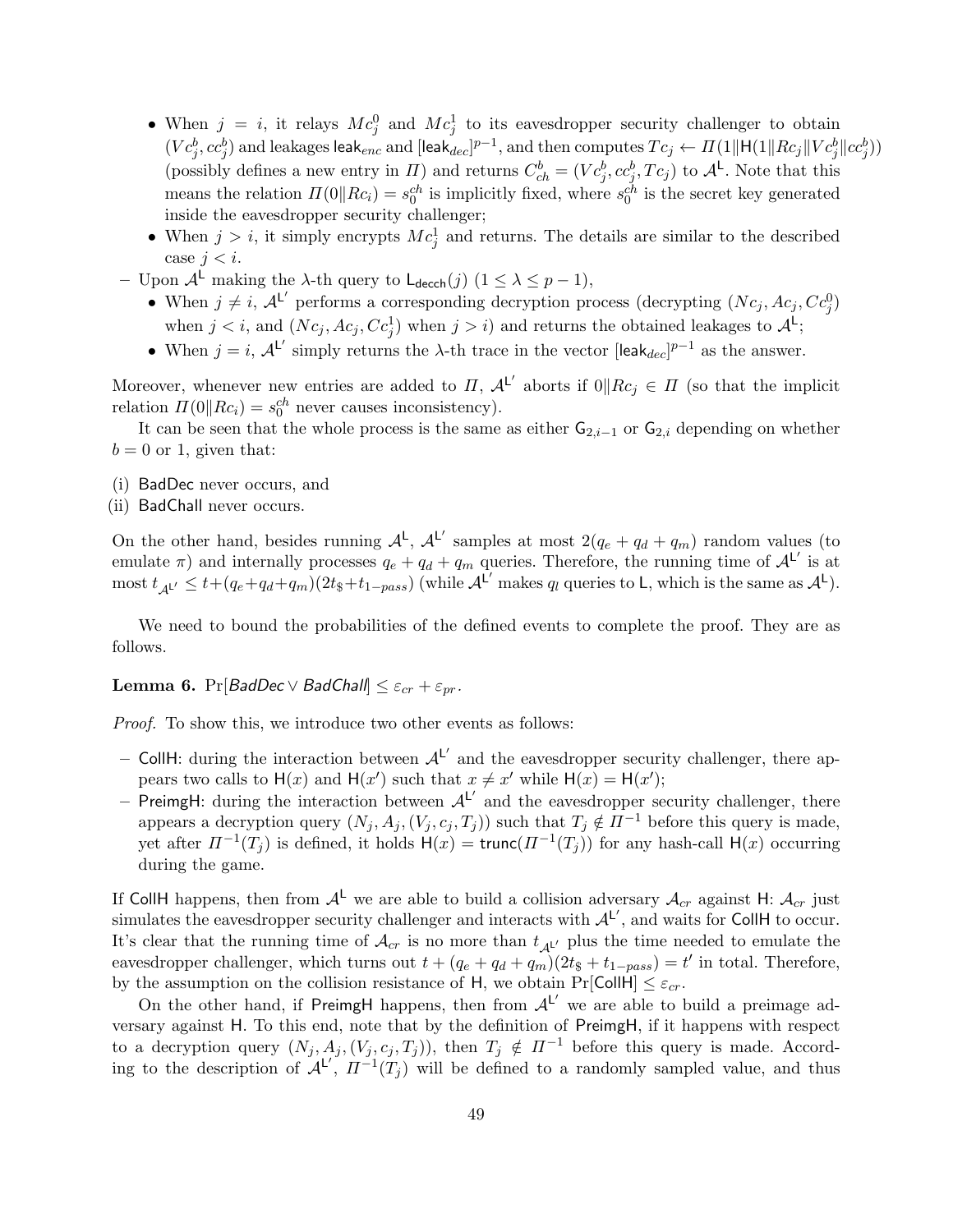- When $j = i$, it relays $Mc_j^0$ and $Mc_j^1$ to its eavesdropper security challenger to obtain $(Vc_j^b, cc_j^b)$ and leakages $\mathsf{leak}_{enc}$ and $[\mathsf{leak}_{dec}]^{p-1}$, and then computes $Tc_j \leftarrow \Pi(1\|\mathsf{H}(1\|Rc_j\|Vc_j^b\|cc_j^b))$ (possibly defines a new entry in $\Pi$) and returns $C_{ch}^b = (Vc_j^b, cc_j^b, Tc_j)$ to $\mathcal{A}^{\mathsf{L}}$. Note that this means the relation $\Pi(0\|Rc_i) = s_0^{ch}$ is implicitly fixed, where $s_0^{ch}$ is the secret key generated inside the eavesdropper security challenger;
  - When $j > i$, it simply encrypts $Mc_j^1$ and returns. The details are similar to the described case $j < i$.
- Upon $\mathcal{A}^{\mathsf{L}}$ making the $\lambda$-th query to $\mathsf{L}_{\mathsf{decch}}(j)$ $(1 \leq \lambda \leq p-1)$,
  - When $j \neq i$, $\mathcal{A}^{\mathsf{L}'}$ performs a corresponding decryption process (decrypting $(Nc_j, Ac_j, Cc_j^0)$ when $j < i$, and $(Nc_j, Ac_j, Cc_j^1)$ when $j > i$) and returns the obtained leakages to $\mathcal{A}^{\mathsf{L}}$;
  - When $j = i$, $\mathcal{A}^{\mathsf{L}'}$ simply returns the $\lambda$-th trace in the vector $[\mathsf{leak}_{dec}]^{p-1}$ as the answer.

Moreover, whenever new entries are added to $\Pi$, $\mathcal{A}^{\mathsf{L}'}$ aborts if $0\|Rc_j \in \Pi$ (so that the implicit relation $\Pi(0\|Rc_i) = s_0^{ch}$ never causes inconsistency).

It can be seen that the whole process is the same as either $\mathsf{G}_{2,i-1}$ or $\mathsf{G}_{2,i}$ depending on whether $b = 0$ or $1$, given that:

(i) $\mathsf{BadDec}$ never occurs, and
(ii) $\mathsf{BadChall}$ never occurs.

On the other hand, besides running $\mathcal{A}^{\mathsf{L}}$, $\mathcal{A}^{\mathsf{L}'}$ samples at most $2(q_e + q_d + q_m)$ random values (to emulate $\pi$) and internally processes $q_e + q_d + q_m$ queries. Therefore, the running time of $\mathcal{A}^{\mathsf{L}'}$ is at most $t_{\mathcal{A}^{\mathsf{L}'}} \leq t + (q_e + q_d + q_m)(2t_\$ + t_{1-pass})$ (while $\mathcal{A}^{\mathsf{L}'}$ makes $q_l$ queries to $\mathsf{L}$, which is the same as $\mathcal{A}^{\mathsf{L}}$).

We need to bound the probabilities of the defined events to complete the proof. They are as follows.

**Lemma 6.** $\Pr[\mathit{BadDec} \vee \mathit{BadChall}] \leq \varepsilon_{cr} + \varepsilon_{pr}$.

*Proof.* To show this, we introduce two other events as follows:

- $\mathsf{CollH}$: during the interaction between $\mathcal{A}^{\mathsf{L}'}$ and the eavesdropper security challenger, there appears two calls to $\mathsf{H}(x)$ and $\mathsf{H}(x')$ such that $x \neq x'$ while $\mathsf{H}(x) = \mathsf{H}(x')$;
- $\mathsf{PreimgH}$: during the interaction between $\mathcal{A}^{\mathsf{L}'}$ and the eavesdropper security challenger, there appears a decryption query $(N_j, A_j, (V_j, c_j, T_j))$ such that $T_j \notin \Pi^{-1}$ before this query is made, yet after $\Pi^{-1}(T_j)$ is defined, it holds $\mathsf{H}(x) = \mathsf{trunc}(\Pi^{-1}(T_j))$ for any hash-call $\mathsf{H}(x)$ occurring during the game.

If $\mathsf{CollH}$ happens, then from $\mathcal{A}^{\mathsf{L}}$ we are able to build a collision adversary $\mathcal{A}_{cr}$ against $\mathsf{H}$: $\mathcal{A}_{cr}$ just simulates the eavesdropper security challenger and interacts with $\mathcal{A}^{\mathsf{L}'}$, and waits for $\mathsf{CollH}$ to occur. It's clear that the running time of $\mathcal{A}_{cr}$ is no more than $t_{\mathcal{A}^{\mathsf{L}'}}$ plus the time needed to emulate the eavesdropper challenger, which turns out $t + (q_e + q_d + q_m)(2t_\$ + t_{1-pass}) = t'$ in total. Therefore, by the assumption on the collision resistance of $\mathsf{H}$, we obtain $\Pr[\mathsf{CollH}] \leq \varepsilon_{cr}$.

On the other hand, if $\mathsf{PreimgH}$ happens, then from $\mathcal{A}^{\mathsf{L}'}$ we are able to build a preimage adversary against $\mathsf{H}$. To this end, note that by the definition of $\mathsf{PreimgH}$, if it happens with respect to a decryption query $(N_j, A_j, (V_j, c_j, T_j))$, then $T_j \notin \Pi^{-1}$ before this query is made. According to the description of $\mathcal{A}^{\mathsf{L}'}$, $\Pi^{-1}(T_j)$ will be defined to a randomly sampled value, and thus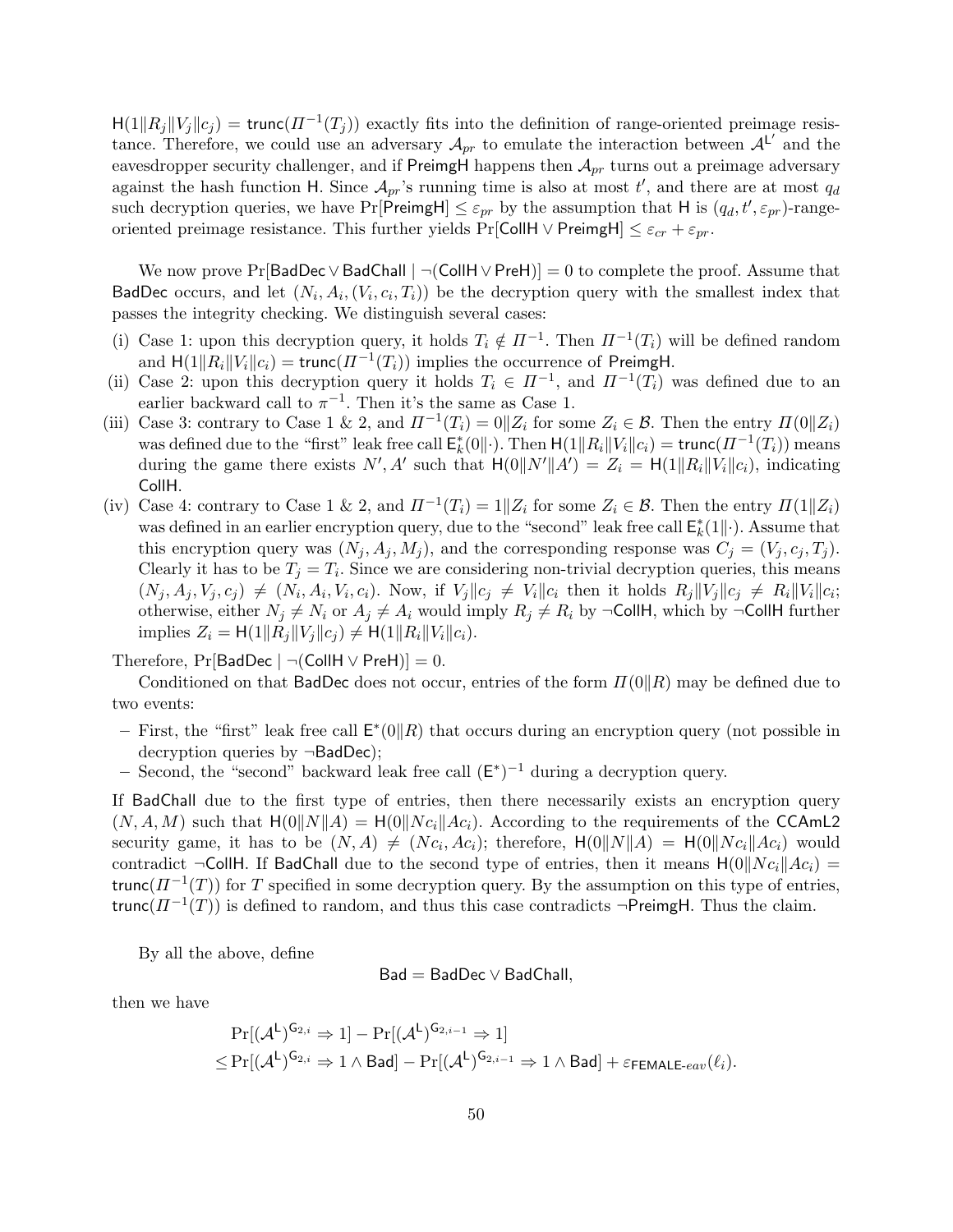$\mathsf{H}(1\|R_j\|V_j\|c_j) = \mathsf{trunc}(\Pi^{-1}(T_j))$ exactly fits into the definition of range-oriented preimage resistance. Therefore, we could use an adversary $\mathcal{A}_{pr}$ to emulate the interaction between $\mathcal{A}^{\mathsf{L}'}$ and the eavesdropper security challenger, and if $\mathsf{PreimgH}$ happens then $\mathcal{A}_{pr}$ turns out a preimage adversary against the hash function $\mathsf{H}$. Since $\mathcal{A}_{pr}$'s running time is also at most $t'$, and there are at most $q_d$ such decryption queries, we have $\Pr[\mathsf{PreimgH}] \le \varepsilon_{pr}$ by the assumption that $\mathsf{H}$ is $(q_d, t', \varepsilon_{pr})$-range-oriented preimage resistance. This further yields $\Pr[\mathsf{CollH} \vee \mathsf{PreimgH}] \le \varepsilon_{cr} + \varepsilon_{pr}$.

We now prove $\Pr[\mathsf{BadDec} \vee \mathsf{BadChall} \mid \neg(\mathsf{CollH} \vee \mathsf{PreH})] = 0$ to complete the proof. Assume that $\mathsf{BadDec}$ occurs, and let $(N_i, A_i, (V_i, c_i, T_i))$ be the decryption query with the smallest index that passes the integrity checking. We distinguish several cases:

(i) Case 1: upon this decryption query, it holds $T_i \notin \Pi^{-1}$. Then $\Pi^{-1}(T_i)$ will be defined random and $\mathsf{H}(1\|R_i\|V_i\|c_i) = \mathsf{trunc}(\Pi^{-1}(T_i))$ implies the occurrence of $\mathsf{PreimgH}$.

(ii) Case 2: upon this decryption query it holds $T_i \in \Pi^{-1}$, and $\Pi^{-1}(T_i)$ was defined due to an earlier backward call to $\pi^{-1}$. Then it's the same as Case 1.

(iii) Case 3: contrary to Case 1 & 2, and $\Pi^{-1}(T_i) = 0\|Z_i$ for some $Z_i \in \mathcal{B}$. Then the entry $\Pi(0\|Z_i)$ was defined due to the "first" leak free call $\mathsf{E}_k^*(0\|\cdot)$. Then $\mathsf{H}(1\|R_i\|V_i\|c_i) = \mathsf{trunc}(\Pi^{-1}(T_i))$ means during the game there exists $N', A'$ such that $\mathsf{H}(0\|N'\|A') = Z_i = \mathsf{H}(1\|R_i\|V_i\|c_i)$, indicating $\mathsf{CollH}$.

(iv) Case 4: contrary to Case 1 & 2, and $\Pi^{-1}(T_i) = 1\|Z_i$ for some $Z_i \in \mathcal{B}$. Then the entry $\Pi(1\|Z_i)$ was defined in an earlier encryption query, due to the "second" leak free call $\mathsf{E}_k^*(1\|\cdot)$. Assume that this encryption query was $(N_j, A_j, M_j)$, and the corresponding response was $C_j = (V_j, c_j, T_j)$. Clearly it has to be $T_j = T_i$. Since we are considering non-trivial decryption queries, this means $(N_j, A_j, V_j, c_j) \ne (N_i, A_i, V_i, c_i)$. Now, if $V_j\|c_j \ne V_i\|c_i$ then it holds $R_j\|V_j\|c_j \ne R_i\|V_i\|c_i$; otherwise, either $N_j \ne N_i$ or $A_j \ne A_i$ would imply $R_j \ne R_i$ by $\neg\mathsf{CollH}$, which by $\neg\mathsf{CollH}$ further implies $Z_i = \mathsf{H}(1\|R_j\|V_j\|c_j) \ne \mathsf{H}(1\|R_i\|V_i\|c_i)$.

Therefore, $\Pr[\mathsf{BadDec} \mid \neg(\mathsf{CollH} \vee \mathsf{PreH})] = 0$.

Conditioned on that $\mathsf{BadDec}$ does not occur, entries of the form $\Pi(0\|R)$ may be defined due to two events:

- First, the "first" leak free call $\mathsf{E}^*(0\|R)$ that occurs during an encryption query (not possible in decryption queries by $\neg\mathsf{BadDec}$);
- Second, the "second" backward leak free call $(\mathsf{E}^*)^{-1}$ during a decryption query.

If $\mathsf{BadChall}$ due to the first type of entries, then there necessarily exists an encryption query $(N, A, M)$ such that $\mathsf{H}(0\|N\|A) = \mathsf{H}(0\|Nc_i\|Ac_i)$. According to the requirements of the $\mathsf{CCAmL2}$ security game, it has to be $(N, A) \ne (Nc_i, Ac_i)$; therefore, $\mathsf{H}(0\|N\|A) = \mathsf{H}(0\|Nc_i\|Ac_i)$ would contradict $\neg\mathsf{CollH}$. If $\mathsf{BadChall}$ due to the second type of entries, then it means $\mathsf{H}(0\|Nc_i\|Ac_i) = \mathsf{trunc}(\Pi^{-1}(T))$ for $T$ specified in some decryption query. By the assumption on this type of entries, $\mathsf{trunc}(\Pi^{-1}(T))$ is defined to random, and thus this case contradicts $\neg\mathsf{PreimgH}$. Thus the claim.

By all the above, define

$$\mathsf{Bad} = \mathsf{BadDec} \vee \mathsf{BadChall},$$

then we have

$$\begin{aligned}
&\Pr[(\mathcal{A}^{\mathsf{L}})^{\mathsf{G}_{2,i}} \Rightarrow 1] - \Pr[(\mathcal{A}^{\mathsf{L}})^{\mathsf{G}_{2,i-1}} \Rightarrow 1] \\
\le &\Pr[(\mathcal{A}^{\mathsf{L}})^{\mathsf{G}_{2,i}} \Rightarrow 1 \wedge \mathsf{Bad}] - \Pr[(\mathcal{A}^{\mathsf{L}})^{\mathsf{G}_{2,i-1}} \Rightarrow 1 \wedge \mathsf{Bad}] + \varepsilon_{\mathsf{FEMALE}\text{-}eav}(\ell_i).
\end{aligned}$$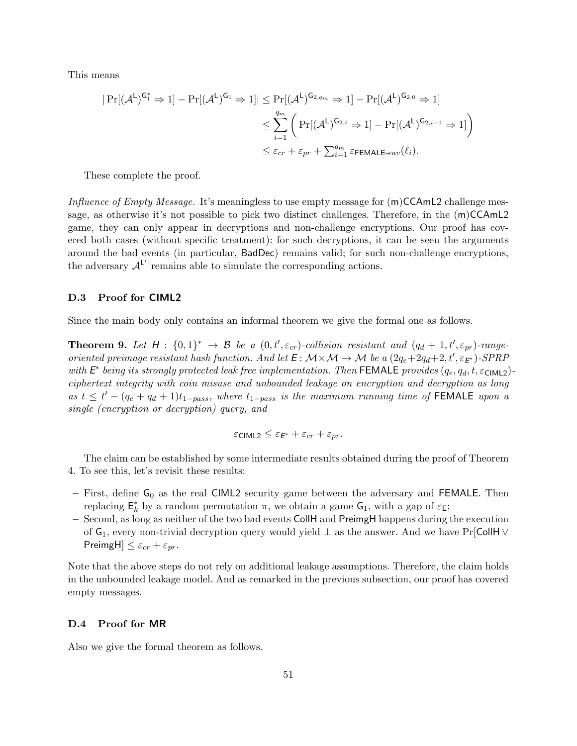This means

$$
\begin{aligned}
|\Pr[(\mathcal{A}^{\mathsf{L}})^{\mathsf{G}_1^*} \Rightarrow 1] - \Pr[(\mathcal{A}^{\mathsf{L}})^{\mathsf{G}_1} \Rightarrow 1]| &\le \Pr[(\mathcal{A}^{\mathsf{L}})^{\mathsf{G}_{2,q_m}} \Rightarrow 1] - \Pr[(\mathcal{A}^{\mathsf{L}})^{\mathsf{G}_{2,0}} \Rightarrow 1] \\
&\le \sum_{i=1}^{q_m} \bigg( \Pr[(\mathcal{A}^{\mathsf{L}})^{\mathsf{G}_{2,i}} \Rightarrow 1] - \Pr[(\mathcal{A}^{\mathsf{L}})^{\mathsf{G}_{2,i-1}} \Rightarrow 1] \bigg) \\
&\le \varepsilon_{cr} + \varepsilon_{pr} + \textstyle\sum_{i=1}^{q_m} \varepsilon_{\mathsf{FEMALE}\text{-}eav}(\ell_i).
\end{aligned}
$$

These complete the proof.

*Influence of Empty Message.* It's meaningless to use empty message for (m)CCAmL2 challenge message, as otherwise it's not possible to pick two distinct challenges. Therefore, in the (m)CCAmL2 game, they can only appear in decryptions and non-challenge encryptions. Our proof has covered both cases (without specific treatment): for such decryptions, it can be seen the arguments around the bad events (in particular, BadDec) remains valid; for such non-challenge encryptions, the adversary $\mathcal{A}^{\mathsf{L}'}$ remains able to simulate the corresponding actions.

### D.3 Proof for CIML2

Since the main body only contains an informal theorem we give the formal one as follows.

**Theorem 9.** *Let $H : \{0,1\}^* \rightarrow \mathcal{B}$ be a $(0, t', \varepsilon_{cr})$-collision resistant and $(q_d + 1, t', \varepsilon_{pr})$-range-oriented preimage resistant hash function. And let $E : \mathcal{M} \times \mathcal{M} \rightarrow \mathcal{M}$ be a $(2q_e + 2q_d + 2, t', \varepsilon_{E^*})$-SPRP with $E^*$ being its strongly protected leak free implementation. Then FEMALE provides $(q_e, q_d, t, \varepsilon_{\mathsf{CIML2}})$-ciphertext integrity with coin misuse and unbounded leakage on encryption and decryption as long as $t \le t' - (q_e + q_d + 1)t_{1-pass}$, where $t_{1-pass}$ is the maximum running time of FEMALE upon a single (encryption or decryption) query, and*

$$\varepsilon_{\mathsf{CIML2}} \le \varepsilon_{E^*} + \varepsilon_{cr} + \varepsilon_{pr}.$$

The claim can be established by some intermediate results obtained during the proof of Theorem 4. To see this, let's revisit these results:

- First, define $\mathsf{G}_0$ as the real CIML2 security game between the adversary and FEMALE. Then replacing $\mathsf{E}_k^*$ by a random permutation $\pi$, we obtain a game $\mathsf{G}_1$, with a gap of $\varepsilon_{\mathsf{E}}$;
- Second, as long as neither of the two bad events CollH and PreimgH happens during the execution of $\mathsf{G}_1$, every non-trivial decryption query would yield $\perp$ as the answer. And we have $\Pr[\mathsf{CollH} \vee \mathsf{PreimgH}] \le \varepsilon_{cr} + \varepsilon_{pr}$.

Note that the above steps do not rely on additional leakage assumptions. Therefore, the claim holds in the unbounded leakage model. And as remarked in the previous subsection, our proof has covered empty messages.

### D.4 Proof for MR

Also we give the formal theorem as follows.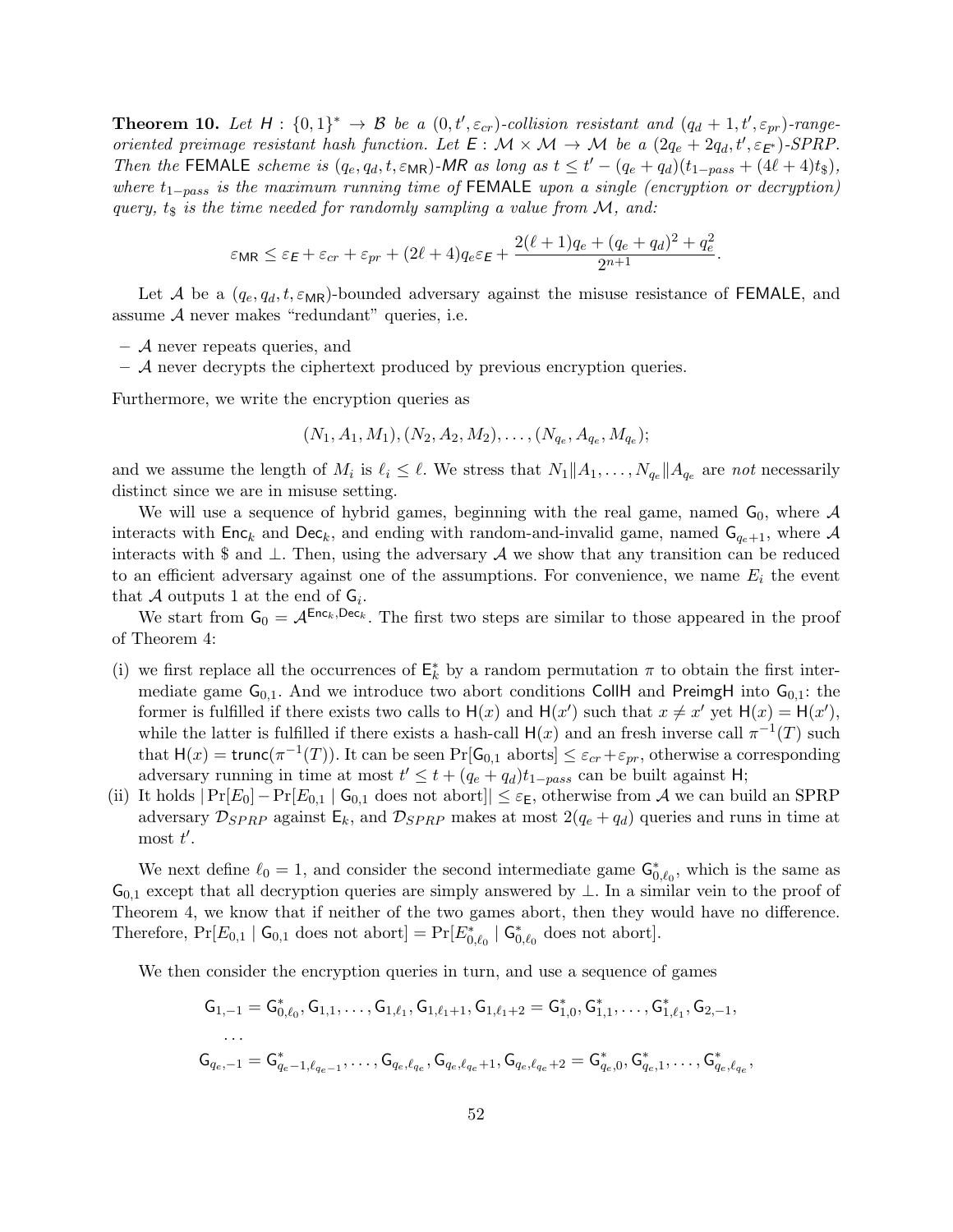**Theorem 10.** *Let $\mathsf{H} : \{0,1\}^* \to \mathcal{B}$ be a $(0, t', \varepsilon_{cr})$-collision resistant and $(q_d + 1, t', \varepsilon_{pr})$-range-oriented preimage resistant hash function. Let $\mathsf{E} : \mathcal{M} \times \mathcal{M} \to \mathcal{M}$ be a $(2q_e + 2q_d, t', \varepsilon_{\mathsf{E}^*})$-SPRP. Then the* FEMALE *scheme is $(q_e, q_d, t, \varepsilon_{\mathsf{MR}})$-MR as long as $t \le t' - (q_e + q_d)(t_{1-pass} + (4\ell + 4)t_\$)$, where $t_{1-pass}$ is the maximum running time of* FEMALE *upon a single (encryption or decryption) query, $t_\$$ is the time needed for randomly sampling a value from $\mathcal{M}$, and:*

$$\varepsilon_{\mathsf{MR}} \le \varepsilon_{\mathsf{E}} + \varepsilon_{cr} + \varepsilon_{pr} + (2\ell + 4)q_e\varepsilon_{\mathsf{E}} + \frac{2(\ell + 1)q_e + (q_e + q_d)^2 + q_e^2}{2^{n+1}}.$$

Let $\mathcal{A}$ be a $(q_e, q_d, t, \varepsilon_{\mathsf{MR}})$-bounded adversary against the misuse resistance of FEMALE, and assume $\mathcal{A}$ never makes "redundant" queries, i.e.

- $\mathcal{A}$ never repeats queries, and
- $\mathcal{A}$ never decrypts the ciphertext produced by previous encryption queries.

Furthermore, we write the encryption queries as

$$(N_1, A_1, M_1), (N_2, A_2, M_2), \ldots, (N_{q_e}, A_{q_e}, M_{q_e});$$

and we assume the length of $M_i$ is $\ell_i \le \ell$. We stress that $N_1\|A_1, \ldots, N_{q_e}\|A_{q_e}$ are *not* necessarily distinct since we are in misuse setting.

We will use a sequence of hybrid games, beginning with the real game, named $\mathsf{G}_0$, where $\mathcal{A}$ interacts with $\mathsf{Enc}_k$ and $\mathsf{Dec}_k$, and ending with random-and-invalid game, named $\mathsf{G}_{q_e+1}$, where $\mathcal{A}$ interacts with \$ and $\perp$. Then, using the adversary $\mathcal{A}$ we show that any transition can be reduced to an efficient adversary against one of the assumptions. For convenience, we name $E_i$ the event that $\mathcal{A}$ outputs 1 at the end of $\mathsf{G}_i$.

We start from $\mathsf{G}_0 = \mathcal{A}^{\mathsf{Enc}_k,\mathsf{Dec}_k}$. The first two steps are similar to those appeared in the proof of Theorem 4:

(i) we first replace all the occurrences of $\mathsf{E}_k^*$ by a random permutation $\pi$ to obtain the first intermediate game $\mathsf{G}_{0,1}$. And we introduce two abort conditions CollH and PreimgH into $\mathsf{G}_{0,1}$: the former is fulfilled if there exists two calls to $\mathsf{H}(x)$ and $\mathsf{H}(x')$ such that $x \ne x'$ yet $\mathsf{H}(x) = \mathsf{H}(x')$, while the latter is fulfilled if there exists a hash-call $\mathsf{H}(x)$ and an fresh inverse call $\pi^{-1}(T)$ such that $\mathsf{H}(x) = \mathsf{trunc}(\pi^{-1}(T))$. It can be seen $\Pr[\mathsf{G}_{0,1} \text{ aborts}] \le \varepsilon_{cr} + \varepsilon_{pr}$, otherwise a corresponding adversary running in time at most $t' \le t + (q_e + q_d)t_{1-pass}$ can be built against $\mathsf{H}$;

(ii) It holds $|\Pr[E_0] - \Pr[E_{0,1} \mid \mathsf{G}_{0,1} \text{ does not abort}]| \le \varepsilon_{\mathsf{E}}$, otherwise from $\mathcal{A}$ we can build an SPRP adversary $\mathcal{D}_{SPRP}$ against $\mathsf{E}_k$, and $\mathcal{D}_{SPRP}$ makes at most $2(q_e + q_d)$ queries and runs in time at most $t'$.

We next define $\ell_0 = 1$, and consider the second intermediate game $\mathsf{G}_{0,\ell_0}^*$, which is the same as $\mathsf{G}_{0,1}$ except that all decryption queries are simply answered by $\perp$. In a similar vein to the proof of Theorem 4, we know that if neither of the two games abort, then they would have no difference. Therefore, $\Pr[E_{0,1} \mid \mathsf{G}_{0,1} \text{ does not abort}] = \Pr[E_{0,\ell_0}^* \mid \mathsf{G}_{0,\ell_0}^* \text{ does not abort}]$.

We then consider the encryption queries in turn, and use a sequence of games

$$\mathsf{G}_{1,-1} = \mathsf{G}_{0,\ell_0}^*, \mathsf{G}_{1,1}, \ldots, \mathsf{G}_{1,\ell_1}, \mathsf{G}_{1,\ell_1+1}, \mathsf{G}_{1,\ell_1+2} = \mathsf{G}_{1,0}^*, \mathsf{G}_{1,1}^*, \ldots, \mathsf{G}_{1,\ell_1}^*, \mathsf{G}_{2,-1},$$

$$\ldots$$

$$\mathsf{G}_{q_e,-1} = \mathsf{G}_{q_e-1,\ell_{q_e-1}}^*, \ldots, \mathsf{G}_{q_e,\ell_{q_e}}, \mathsf{G}_{q_e,\ell_{q_e}+1}, \mathsf{G}_{q_e,\ell_{q_e}+2} = \mathsf{G}_{q_e,0}^*, \mathsf{G}_{q_e,1}^*, \ldots, \mathsf{G}_{q_e,\ell_{q_e}}^*,$$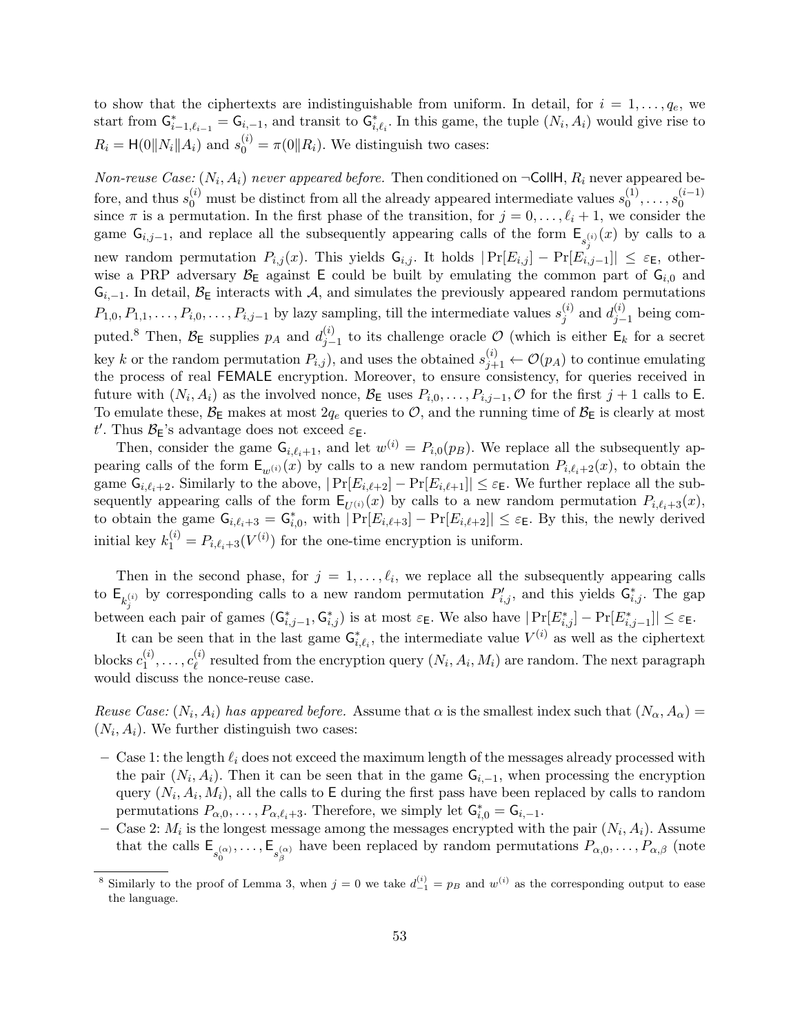to show that the ciphertexts are indistinguishable from uniform. In detail, for $i = 1, \ldots, q_e$, we start from $\mathsf{G}^*_{i-1,\ell_{i-1}} = \mathsf{G}_{i,-1}$, and transit to $\mathsf{G}^*_{i,\ell_i}$. In this game, the tuple $(N_i, A_i)$ would give rise to $R_i = \mathsf{H}(0\|N_i\|A_i)$ and $s_0^{(i)} = \pi(0\|R_i)$. We distinguish two cases:

*Non-reuse Case: $(N_i, A_i)$ never appeared before.* Then conditioned on $\neg\mathsf{CollH}$, $R_i$ never appeared before, and thus $s_0^{(i)}$ must be distinct from all the already appeared intermediate values $s_0^{(1)}, \ldots, s_0^{(i-1)}$ since $\pi$ is a permutation. In the first phase of the transition, for $j = 0, \ldots, \ell_i + 1$, we consider the game $\mathsf{G}_{i,j-1}$, and replace all the subsequently appearing calls of the form $\mathsf{E}_{s_j^{(i)}}(x)$ by calls to a new random permutation $P_{i,j}(x)$. This yields $\mathsf{G}_{i,j}$. It holds $|\Pr[E_{i,j}] - \Pr[E_{i,j-1}]| \leq \varepsilon_{\mathsf{E}}$, otherwise a PRP adversary $\mathcal{B}_{\mathsf{E}}$ against $\mathsf{E}$ could be built by emulating the common part of $\mathsf{G}_{i,0}$ and $\mathsf{G}_{i,-1}$. In detail, $\mathcal{B}_{\mathsf{E}}$ interacts with $\mathcal{A}$, and simulates the previously appeared random permutations $P_{1,0}, P_{1,1}, \ldots, P_{i,0}, \ldots, P_{i,j-1}$ by lazy sampling, till the intermediate values $s_j^{(i)}$ and $d_{j-1}^{(i)}$ being computed.[8] Then, $\mathcal{B}_{\mathsf{E}}$ supplies $p_A$ and $d_{j-1}^{(i)}$ to its challenge oracle $\mathcal{O}$ (which is either $\mathsf{E}_k$ for a secret key $k$ or the random permutation $P_{i,j}$), and uses the obtained $s_{j+1}^{(i)} \leftarrow \mathcal{O}(p_A)$ to continue emulating the process of real FEMALE encryption. Moreover, to ensure consistency, for queries received in future with $(N_i, A_i)$ as the involved nonce, $\mathcal{B}_{\mathsf{E}}$ uses $P_{i,0}, \ldots, P_{i,j-1}, \mathcal{O}$ for the first $j+1$ calls to $\mathsf{E}$. To emulate these, $\mathcal{B}_{\mathsf{E}}$ makes at most $2q_e$ queries to $\mathcal{O}$, and the running time of $\mathcal{B}_{\mathsf{E}}$ is clearly at most $t'$. Thus $\mathcal{B}_{\mathsf{E}}$'s advantage does not exceed $\varepsilon_{\mathsf{E}}$.

Then, consider the game $\mathsf{G}_{i,\ell_i+1}$, and let $w^{(i)} = P_{i,0}(p_B)$. We replace all the subsequently appearing calls of the form $\mathsf{E}_{w^{(i)}}(x)$ by calls to a new random permutation $P_{i,\ell_i+2}(x)$, to obtain the game $\mathsf{G}_{i,\ell_i+2}$. Similarly to the above, $|\Pr[E_{i,\ell+2}] - \Pr[E_{i,\ell+1}]| \leq \varepsilon_{\mathsf{E}}$. We further replace all the subsequently appearing calls of the form $\mathsf{E}_{U^{(i)}}(x)$ by calls to a new random permutation $P_{i,\ell_i+3}(x)$, to obtain the game $\mathsf{G}_{i,\ell_i+3} = \mathsf{G}^*_{i,0}$, with $|\Pr[E_{i,\ell+3}] - \Pr[E_{i,\ell+2}]| \leq \varepsilon_{\mathsf{E}}$. By this, the newly derived initial key $k_1^{(i)} = P_{i,\ell_i+3}(V^{(i)})$ for the one-time encryption is uniform.

Then in the second phase, for $j = 1, \ldots, \ell_i$, we replace all the subsequently appearing calls to $\mathsf{E}_{k_j^{(i)}}$ by corresponding calls to a new random permutation $P'_{i,j}$, and this yields $\mathsf{G}^*_{i,j}$. The gap between each pair of games $(\mathsf{G}^*_{i,j-1}, \mathsf{G}^*_{i,j})$ is at most $\varepsilon_{\mathsf{E}}$. We also have $|\Pr[E^*_{i,j}] - \Pr[E^*_{i,j-1}]| \leq \varepsilon_{\mathsf{E}}$.

It can be seen that in the last game $\mathsf{G}^*_{i,\ell_i}$, the intermediate value $V^{(i)}$ as well as the ciphertext blocks $c_1^{(i)}, \ldots, c_\ell^{(i)}$ resulted from the encryption query $(N_i, A_i, M_i)$ are random. The next paragraph would discuss the nonce-reuse case.

*Reuse Case: $(N_i, A_i)$ has appeared before.* Assume that $\alpha$ is the smallest index such that $(N_\alpha, A_\alpha) = (N_i, A_i)$. We further distinguish two cases:

- Case 1: the length $\ell_i$ does not exceed the maximum length of the messages already processed with the pair $(N_i, A_i)$. Then it can be seen that in the game $\mathsf{G}_{i,-1}$, when processing the encryption query $(N_i, A_i, M_i)$, all the calls to $\mathsf{E}$ during the first pass have been replaced by calls to random permutations $P_{\alpha,0}, \ldots, P_{\alpha,\ell_i+3}$. Therefore, we simply let $\mathsf{G}^*_{i,0} = \mathsf{G}_{i,-1}$.
- Case 2: $M_i$ is the longest message among the messages encrypted with the pair $(N_i, A_i)$. Assume that the calls $\mathsf{E}_{s_0^{(\alpha)}}, \ldots, \mathsf{E}_{s_\beta^{(\alpha)}}$ have been replaced by random permutations $P_{\alpha,0}, \ldots, P_{\alpha,\beta}$ (note

[8] Similarly to the proof of Lemma 3, when $j = 0$ we take $d_{-1}^{(i)} = p_B$ and $w^{(i)}$ as the corresponding output to ease the language.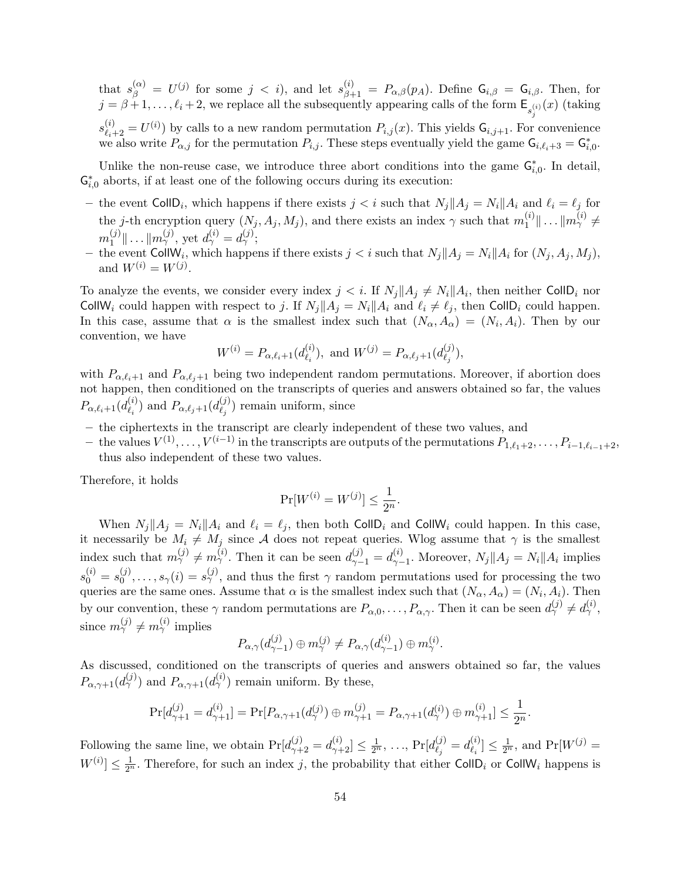that $s_\beta^{(\alpha)} = U^{(j)}$ for some $j < i$), and let $s_{\beta+1}^{(i)} = P_{\alpha,\beta}(p_A)$. Define $\mathsf{G}_{i,\beta} = \mathsf{G}_{i,\beta}$. Then, for $j = \beta+1, \ldots, \ell_i+2$, we replace all the subsequently appearing calls of the form $\mathsf{E}_{s_j^{(i)}}(x)$ (taking $s_{\ell_i+2}^{(i)} = U^{(i)}$) by calls to a new random permutation $P_{i,j}(x)$. This yields $\mathsf{G}_{i,j+1}$. For convenience we also write $P_{\alpha,j}$ for the permutation $P_{i,j}$. These steps eventually yield the game $\mathsf{G}_{i,\ell_i+3} = \mathsf{G}_{i,0}^*$.

Unlike the non-reuse case, we introduce three abort conditions into the game $\mathsf{G}_{i,0}^*$. In detail, $\mathsf{G}_{i,0}^*$ aborts, if at least one of the following occurs during its execution:

- the event $\mathsf{CollD}_i$, which happens if there exists $j < i$ such that $N_j\|A_j = N_i\|A_i$ and $\ell_i = \ell_j$ for the $j$-th encryption query $(N_j, A_j, M_j)$, and there exists an index $\gamma$ such that $m_1^{(i)}\|\ldots\|m_\gamma^{(i)} \neq m_1^{(j)}\|\ldots\|m_\gamma^{(j)}$, yet $d_\gamma^{(i)} = d_\gamma^{(j)}$;
- the event $\mathsf{CollW}_i$, which happens if there exists $j < i$ such that $N_j\|A_j = N_i\|A_i$ for $(N_j, A_j, M_j)$, and $W^{(i)} = W^{(j)}$.

To analyze the events, we consider every index $j < i$. If $N_j\|A_j \neq N_i\|A_i$, then neither $\mathsf{CollD}_i$ nor $\mathsf{CollW}_i$ could happen with respect to $j$. If $N_j\|A_j = N_i\|A_i$ and $\ell_i \neq \ell_j$, then $\mathsf{CollD}_i$ could happen. In this case, assume that $\alpha$ is the smallest index such that $(N_\alpha, A_\alpha) = (N_i, A_i)$. Then by our convention, we have

$$W^{(i)} = P_{\alpha,\ell_i+1}(d_{\ell_i}^{(i)}), \text{ and } W^{(j)} = P_{\alpha,\ell_j+1}(d_{\ell_j}^{(j)}),$$

with $P_{\alpha,\ell_i+1}$ and $P_{\alpha,\ell_j+1}$ being two independent random permutations. Moreover, if abortion does not happen, then conditioned on the transcripts of queries and answers obtained so far, the values $P_{\alpha,\ell_i+1}(d_{\ell_i}^{(i)})$ and $P_{\alpha,\ell_j+1}(d_{\ell_j}^{(j)})$ remain uniform, since

- the ciphertexts in the transcript are clearly independent of these two values, and
- the values $V^{(1)}, \ldots, V^{(i-1)}$ in the transcripts are outputs of the permutations $P_{1,\ell_1+2}, \ldots, P_{i-1,\ell_{i-1}+2}$, thus also independent of these two values.

Therefore, it holds

$$\Pr[W^{(i)} = W^{(j)}] \leq \frac{1}{2^n}.$$

When $N_j\|A_j = N_i\|A_i$ and $\ell_i = \ell_j$, then both $\mathsf{CollD}_i$ and $\mathsf{CollW}_i$ could happen. In this case, it necessarily be $M_i \neq M_j$ since $\mathcal{A}$ does not repeat queries. Wlog assume that $\gamma$ is the smallest index such that $m_\gamma^{(j)} \neq m_\gamma^{(i)}$. Then it can be seen $d_{\gamma-1}^{(j)} = d_{\gamma-1}^{(i)}$. Moreover, $N_j\|A_j = N_i\|A_i$ implies $s_0^{(i)} = s_0^{(j)}, \ldots, s_\gamma(i) = s_\gamma^{(j)}$, and thus the first $\gamma$ random permutations used for processing the two queries are the same ones. Assume that $\alpha$ is the smallest index such that $(N_\alpha, A_\alpha) = (N_i, A_i)$. Then by our convention, these $\gamma$ random permutations are $P_{\alpha,0}, \ldots, P_{\alpha,\gamma}$. Then it can be seen $d_\gamma^{(j)} \neq d_\gamma^{(i)}$, since $m_\gamma^{(j)} \neq m_\gamma^{(i)}$ implies

$$P_{\alpha,\gamma}(d_{\gamma-1}^{(j)}) \oplus m_\gamma^{(j)} \neq P_{\alpha,\gamma}(d_{\gamma-1}^{(i)}) \oplus m_\gamma^{(i)}.$$

As discussed, conditioned on the transcripts of queries and answers obtained so far, the values $P_{\alpha,\gamma+1}(d_\gamma^{(j)})$ and $P_{\alpha,\gamma+1}(d_\gamma^{(i)})$ remain uniform. By these,

$$\Pr[d_{\gamma+1}^{(j)} = d_{\gamma+1}^{(i)}] = \Pr[P_{\alpha,\gamma+1}(d_\gamma^{(j)}) \oplus m_{\gamma+1}^{(j)} = P_{\alpha,\gamma+1}(d_\gamma^{(i)}) \oplus m_{\gamma+1}^{(i)}] \leq \frac{1}{2^n}.$$

Following the same line, we obtain $\Pr[d_{\gamma+2}^{(j)} = d_{\gamma+2}^{(i)}] \leq \frac{1}{2^n}$, ..., $\Pr[d_{\ell_j}^{(j)} = d_{\ell_i}^{(i)}] \leq \frac{1}{2^n}$, and $\Pr[W^{(j)} = W^{(i)}] \leq \frac{1}{2^n}$. Therefore, for such an index $j$, the probability that either $\mathsf{CollD}_i$ or $\mathsf{CollW}_i$ happens is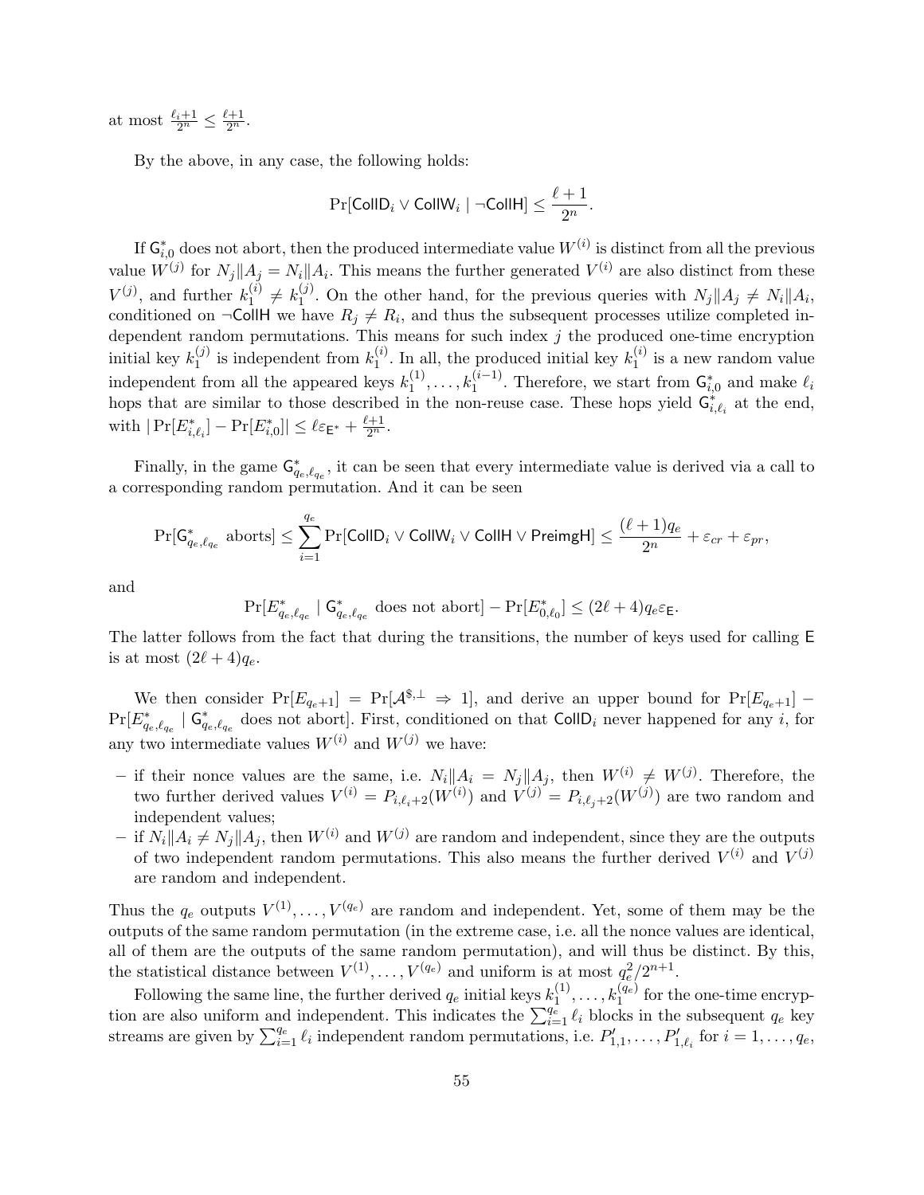at most $\frac{\ell_i+1}{2^n} \leq \frac{\ell+1}{2^n}$.

By the above, in any case, the following holds:

$$\Pr[\mathsf{CollD}_i \vee \mathsf{CollW}_i \mid \neg\mathsf{CollH}] \leq \frac{\ell+1}{2^n}.$$

If $\mathsf{G}^*_{i,0}$ does not abort, then the produced intermediate value $W^{(i)}$ is distinct from all the previous value $W^{(j)}$ for $N_j \| A_j = N_i \| A_i$. This means the further generated $V^{(i)}$ are also distinct from these $V^{(j)}$, and further $k_1^{(i)} \neq k_1^{(j)}$. On the other hand, for the previous queries with $N_j \| A_j \neq N_i \| A_i$, conditioned on $\neg\mathsf{CollH}$ we have $R_j \neq R_i$, and thus the subsequent processes utilize completed independent random permutations. This means for such index $j$ the produced one-time encryption initial key $k_1^{(j)}$ is independent from $k_1^{(i)}$. In all, the produced initial key $k_1^{(i)}$ is a new random value independent from all the appeared keys $k_1^{(1)}, \ldots, k_1^{(i-1)}$. Therefore, we start from $\mathsf{G}^*_{i,0}$ and make $\ell_i$ hops that are similar to those described in the non-reuse case. These hops yield $\mathsf{G}^*_{i,\ell_i}$ at the end, with $|\Pr[E^*_{i,\ell_i}] - \Pr[E^*_{i,0}]| \leq \ell\varepsilon_{\mathsf{E}^*} + \frac{\ell+1}{2^n}$.

Finally, in the game $\mathsf{G}^*_{q_e,\ell_{q_e}}$, it can be seen that every intermediate value is derived via a call to a corresponding random permutation. And it can be seen

$$\Pr[\mathsf{G}^*_{q_e,\ell_{q_e}} \text{ aborts}] \leq \sum_{i=1}^{q_e} \Pr[\mathsf{CollD}_i \vee \mathsf{CollW}_i \vee \mathsf{CollH} \vee \mathsf{PreimgH}] \leq \frac{(\ell+1)q_e}{2^n} + \varepsilon_{cr} + \varepsilon_{pr},$$

and

$$\Pr[E^*_{q_e,\ell_{q_e}} \mid \mathsf{G}^*_{q_e,\ell_{q_e}} \text{ does not abort}] - \Pr[E^*_{0,\ell_0}] \leq (2\ell+4)q_e\varepsilon_{\mathsf{E}}.$$

The latter follows from the fact that during the transitions, the number of keys used for calling $\mathsf{E}$ is at most $(2\ell+4)q_e$.

We then consider $\Pr[E_{q_e+1}] = \Pr[\mathcal{A}^{\$,\perp} \Rightarrow 1]$, and derive an upper bound for $\Pr[E_{q_e+1}] - \Pr[E^*_{q_e,\ell_{q_e}} \mid \mathsf{G}^*_{q_e,\ell_{q_e}} \text{ does not abort}]$. First, conditioned on that $\mathsf{CollD}_i$ never happened for any $i$, for any two intermediate values $W^{(i)}$ and $W^{(j)}$ we have:

- if their nonce values are the same, i.e. $N_i \| A_i = N_j \| A_j$, then $W^{(i)} \neq W^{(j)}$. Therefore, the two further derived values $V^{(i)} = P_{i,\ell_i+2}(W^{(i)})$ and $V^{(j)} = P_{i,\ell_j+2}(W^{(j)})$ are two random and independent values;
- if $N_i \| A_i \neq N_j \| A_j$, then $W^{(i)}$ and $W^{(j)}$ are random and independent, since they are the outputs of two independent random permutations. This also means the further derived $V^{(i)}$ and $V^{(j)}$ are random and independent.

Thus the $q_e$ outputs $V^{(1)}, \ldots, V^{(q_e)}$ are random and independent. Yet, some of them may be the outputs of the same random permutation (in the extreme case, i.e. all the nonce values are identical, all of them are the outputs of the same random permutation), and will thus be distinct. By this, the statistical distance between $V^{(1)}, \ldots, V^{(q_e)}$ and uniform is at most $q_e^2/2^{n+1}$.

Following the same line, the further derived $q_e$ initial keys $k_1^{(1)}, \ldots, k_1^{(q_e)}$ for the one-time encryption are also uniform and independent. This indicates the $\sum_{i=1}^{q_e} \ell_i$ blocks in the subsequent $q_e$ key streams are given by $\sum_{i=1}^{q_e} \ell_i$ independent random permutations, i.e. $P'_{1,1}, \ldots, P'_{1,\ell_i}$ for $i = 1, \ldots, q_e$,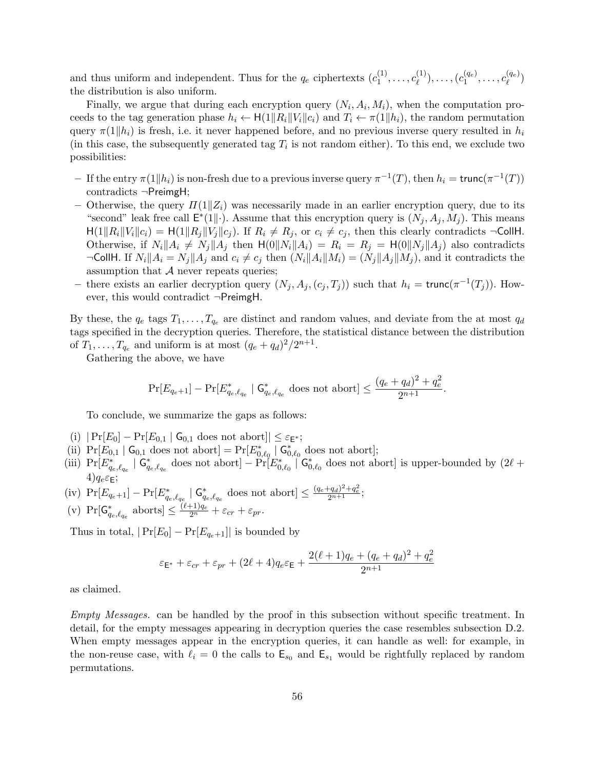and thus uniform and independent. Thus for the $q_e$ ciphertexts $(c_1^{(1)}, \ldots, c_\ell^{(1)}), \ldots, (c_1^{(q_e)}, \ldots, c_\ell^{(q_e)})$ the distribution is also uniform.

Finally, we argue that during each encryption query $(N_i, A_i, M_i)$, when the computation proceeds to the tag generation phase $h_i \leftarrow \mathsf{H}(1\|R_i\|V_i\|c_i)$ and $T_i \leftarrow \pi(1\|h_i)$, the random permutation query $\pi(1\|h_i)$ is fresh, i.e. it never happened before, and no previous inverse query resulted in $h_i$ (in this case, the subsequently generated tag $T_i$ is not random either). To this end, we exclude two possibilities:

- If the entry $\pi(1\|h_i)$ is non-fresh due to a previous inverse query $\pi^{-1}(T)$, then $h_i = \mathsf{trunc}(\pi^{-1}(T))$ contradicts $\neg\mathsf{PreimgH}$;
- Otherwise, the query $\Pi(1\|Z_i)$ was necessarily made in an earlier encryption query, due to its "second" leak free call $\mathsf{E}^*(1\|\cdot)$. Assume that this encryption query is $(N_j, A_j, M_j)$. This means $\mathsf{H}(1\|R_i\|V_i\|c_i) = \mathsf{H}(1\|R_j\|V_j\|c_j)$. If $R_i \neq R_j$, or $c_i \neq c_j$, then this clearly contradicts $\neg\mathsf{CollH}$. Otherwise, if $N_i\|A_i \neq N_j\|A_j$ then $\mathsf{H}(0\|N_i\|A_i) = R_i = R_j = \mathsf{H}(0\|N_j\|A_j)$ also contradicts $\neg\mathsf{CollH}$. If $N_i\|A_i = N_j\|A_j$ and $c_i \neq c_j$ then $(N_i\|A_i\|M_i) = (N_j\|A_j\|M_j)$, and it contradicts the assumption that $\mathcal{A}$ never repeats queries;
- there exists an earlier decryption query $(N_j, A_j, (c_j, T_j))$ such that $h_i = \mathsf{trunc}(\pi^{-1}(T_j))$. However, this would contradict $\neg\mathsf{PreimgH}$.

By these, the $q_e$ tags $T_1, \ldots, T_{q_e}$ are distinct and random values, and deviate from the at most $q_d$ tags specified in the decryption queries. Therefore, the statistical distance between the distribution of $T_1, \ldots, T_{q_e}$ and uniform is at most $(q_e + q_d)^2/2^{n+1}$.

Gathering the above, we have

$$\Pr[E_{q_e+1}] - \Pr[E^*_{q_e,\ell_{q_e}} \mid \mathsf{G}^*_{q_e,\ell_{q_e}} \text{ does not abort}] \leq \frac{(q_e + q_d)^2 + q_e^2}{2^{n+1}}.$$

To conclude, we summarize the gaps as follows:

(i) $|\Pr[E_0] - \Pr[E_{0,1} \mid \mathsf{G}_{0,1} \text{ does not abort}]| \leq \varepsilon_{\mathsf{E}^*}$;
(ii) $\Pr[E_{0,1} \mid \mathsf{G}_{0,1} \text{ does not abort}] = \Pr[E^*_{0,\ell_0} \mid \mathsf{G}^*_{0,\ell_0} \text{ does not abort}]$;
(iii) $\Pr[E^*_{q_e,\ell_{q_e}} \mid \mathsf{G}^*_{q_e,\ell_{q_e}} \text{ does not abort}] - \Pr[E^*_{0,\ell_0} \mid \mathsf{G}^*_{0,\ell_0} \text{ does not abort}]$ is upper-bounded by $(2\ell + 4)q_e\varepsilon_{\mathsf{E}}$;
(iv) $\Pr[E_{q_e+1}] - \Pr[E^*_{q_e,\ell_{q_e}} \mid \mathsf{G}^*_{q_e,\ell_{q_e}} \text{ does not abort}] \leq \frac{(q_e+q_d)^2+q_e^2}{2^{n+1}}$;
(v) $\Pr[\mathsf{G}^*_{q_e,\ell_{q_e}} \text{ aborts}] \leq \frac{(\ell+1)q_e}{2^n} + \varepsilon_{cr} + \varepsilon_{pr}$.

Thus in total, $|\Pr[E_0] - \Pr[E_{q_e+1}]|$ is bounded by

$$\varepsilon_{\mathsf{E}^*} + \varepsilon_{cr} + \varepsilon_{pr} + (2\ell + 4)q_e\varepsilon_{\mathsf{E}} + \frac{2(\ell+1)q_e + (q_e + q_d)^2 + q_e^2}{2^{n+1}}$$

as claimed.

*Empty Messages.* can be handled by the proof in this subsection without specific treatment. In detail, for the empty messages appearing in decryption queries the case resembles subsection D.2. When empty messages appear in the encryption queries, it can handle as well: for example, in the non-reuse case, with $\ell_i = 0$ the calls to $\mathsf{E}_{s_0}$ and $\mathsf{E}_{s_1}$ would be rightfully replaced by random permutations.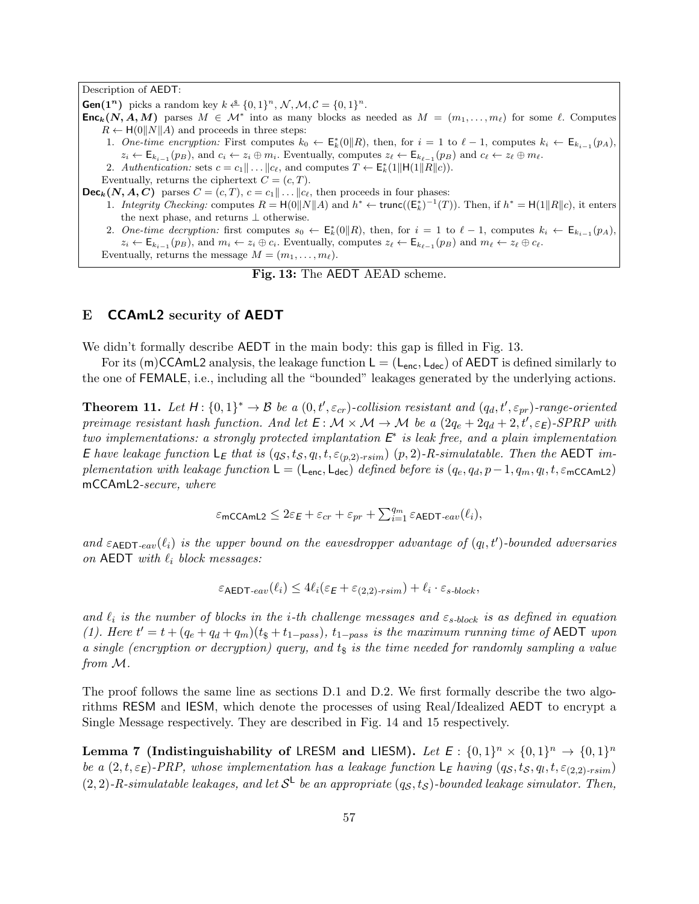Description of AEDT:

**Gen**$(1^n)$ picks a random key $k \xleftarrow{\$} \{0,1\}^n$, $\mathcal{N}, \mathcal{M}, \mathcal{C} = \{0,1\}^n$.

**Enc**$_k(N, A, M)$ parses $M \in \mathcal{M}^*$ into as many blocks as needed as $M = (m_1, \ldots, m_\ell)$ for some $\ell$. Computes $R \leftarrow \mathsf{H}(0\|N\|A)$ and proceeds in three steps:

1. *One-time encryption:* First computes $k_0 \leftarrow \mathsf{E}^*_k(0\|R)$, then, for $i = 1$ to $\ell - 1$, computes $k_i \leftarrow \mathsf{E}_{k_{i-1}}(p_A)$, $z_i \leftarrow \mathsf{E}_{k_{i-1}}(p_B)$, and $c_i \leftarrow z_i \oplus m_i$. Eventually, computes $z_\ell \leftarrow \mathsf{E}_{k_{\ell-1}}(p_B)$ and $c_\ell \leftarrow z_\ell \oplus m_\ell$.
2. *Authentication:* sets $c = c_1\| \ldots \|c_\ell$, and computes $T \leftarrow \mathsf{E}^*_k(1\|\mathsf{H}(1\|R\|c))$.

Eventually, returns the ciphertext $C = (c, T)$.

**Dec**$_k(N, A, C)$ parses $C = (c, T)$, $c = c_1\| \ldots \|c_\ell$, then proceeds in four phases:

1. *Integrity Checking:* computes $R = \mathsf{H}(0\|N\|A)$ and $h^* \leftarrow \mathsf{trunc}((\mathsf{E}^*_k)^{-1}(T))$. Then, if $h^* = \mathsf{H}(1\|R\|c)$, it enters the next phase, and returns $\perp$ otherwise.
2. *One-time decryption:* first computes $s_0 \leftarrow \mathsf{E}^*_k(0\|R)$, then, for $i = 1$ to $\ell - 1$, computes $k_i \leftarrow \mathsf{E}_{k_{i-1}}(p_A)$, $z_i \leftarrow \mathsf{E}_{k_{i-1}}(p_B)$, and $m_i \leftarrow z_i \oplus c_i$. Eventually, computes $z_\ell \leftarrow \mathsf{E}_{k_{\ell-1}}(p_B)$ and $m_\ell \leftarrow z_\ell \oplus c_\ell$.

Eventually, returns the message $M = (m_1, \ldots, m_\ell)$.

**Fig. 13:** The AEDT AEAD scheme.

## E CCAmL2 security of AEDT

We didn't formally describe AEDT in the main body: this gap is filled in Fig. 13.

For its (m)CCAmL2 analysis, the leakage function $\mathsf{L} = (\mathsf{L}_{\mathsf{enc}}, \mathsf{L}_{\mathsf{dec}})$ of AEDT is defined similarly to the one of FEMALE, i.e., including all the "bounded" leakages generated by the underlying actions.

**Theorem 11.** *Let $H: \{0,1\}^* \to \mathcal{B}$ be a $(0, t', \varepsilon_{cr})$-collision resistant and $(q_d, t', \varepsilon_{pr})$-range-oriented preimage resistant hash function. And let $E: \mathcal{M} \times \mathcal{M} \to \mathcal{M}$ be a $(2q_e + 2q_d + 2, t', \varepsilon_E)$-SPRP with two implementations: a strongly protected implantation $E^*$ is leak free, and a plain implementation $E$ have leakage function $\mathsf{L}_E$ that is $(q_\mathcal{S}, t_\mathcal{S}, q_l, t, \varepsilon_{(p,2)\text{-}rsim})$ $(p,2)$-R-simulatable. Then the AEDT implementation with leakage function $\mathsf{L} = (\mathsf{L}_{\mathsf{enc}}, \mathsf{L}_{\mathsf{dec}})$ defined before is $(q_e, q_d, p-1, q_m, q_l, t, \varepsilon_{\mathsf{mCCAmL2}})$ mCCAmL2-secure, where*

$$\varepsilon_{\mathsf{mCCAmL2}} \leq 2\varepsilon_E + \varepsilon_{cr} + \varepsilon_{pr} + \textstyle\sum_{i=1}^{q_m} \varepsilon_{\mathsf{AEDT}\text{-}eav}(\ell_i),$$

*and $\varepsilon_{\mathsf{AEDT}\text{-}eav}(\ell_i)$ is the upper bound on the eavesdropper advantage of $(q_l, t')$-bounded adversaries on AEDT with $\ell_i$ block messages:*

$$\varepsilon_{\mathsf{AEDT}\text{-}eav}(\ell_i) \leq 4\ell_i(\varepsilon_E + \varepsilon_{(2,2)\text{-}rsim}) + \ell_i \cdot \varepsilon_{s\text{-}block},$$

*and $\ell_i$ is the number of blocks in the $i$-th challenge messages and $\varepsilon_{s\text{-}block}$ is as defined in equation (1). Here $t' = t + (q_e + q_d + q_m)(t_\$ + t_{1-pass})$, $t_{1-pass}$ is the maximum running time of AEDT upon a single (encryption or decryption) query, and $t_\$$ is the time needed for randomly sampling a value from $\mathcal{M}$.*

The proof follows the same line as sections D.1 and D.2. We first formally describe the two algorithms RESM and IESM, which denote the processes of using Real/Idealized AEDT to encrypt a Single Message respectively. They are described in Fig. 14 and 15 respectively.

**Lemma 7 (Indistinguishability of LRESM and LIESM).** *Let $E: \{0,1\}^n \times \{0,1\}^n \to \{0,1\}^n$ be a $(2, t, \varepsilon_E)$-PRP, whose implementation has a leakage function $\mathsf{L}_E$ having $(q_\mathcal{S}, t_\mathcal{S}, q_l, t, \varepsilon_{(2,2)\text{-}rsim})$ $(2,2)$-R-simulatable leakages, and let $\mathcal{S}^{\mathsf{L}}$ be an appropriate $(q_\mathcal{S}, t_\mathcal{S})$-bounded leakage simulator. Then,*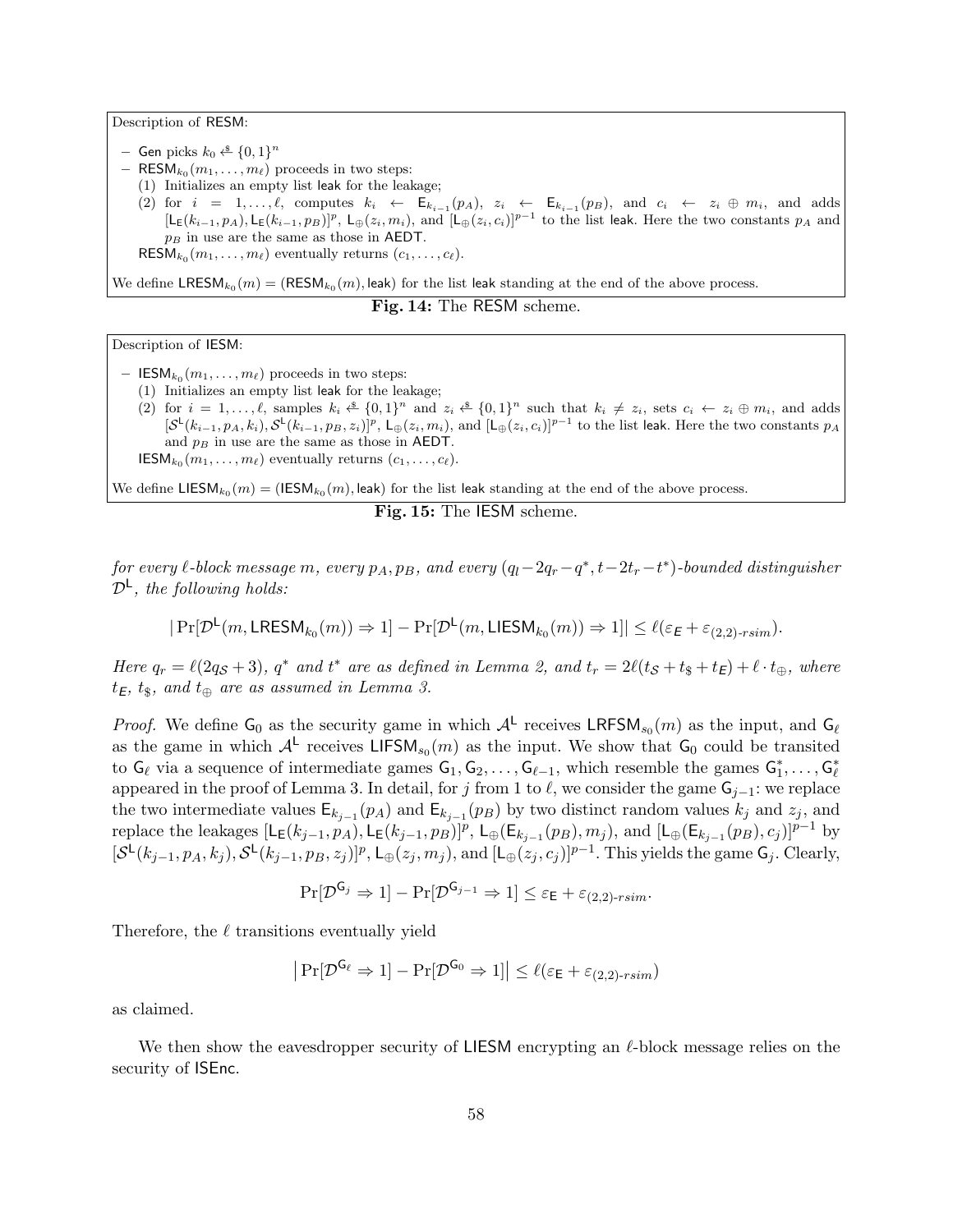Description of RESM:

- Gen picks $k_0 \xleftarrow{\$} \{0,1\}^n$
- $\mathsf{RESM}_{k_0}(m_1, \ldots, m_\ell)$ proceeds in two steps:
  (1) Initializes an empty list leak for the leakage;
  (2) for $i = 1, \ldots, \ell$, computes $k_i \leftarrow \mathsf{E}_{k_{i-1}}(p_A)$, $z_i \leftarrow \mathsf{E}_{k_{i-1}}(p_B)$, and $c_i \leftarrow z_i \oplus m_i$, and adds $[\mathsf{L}_\mathsf{E}(k_{i-1}, p_A), \mathsf{L}_\mathsf{E}(k_{i-1}, p_B)]^p$, $\mathsf{L}_\oplus(z_i, m_i)$, and $[\mathsf{L}_\oplus(z_i, c_i)]^{p-1}$ to the list leak. Here the two constants $p_A$ and $p_B$ in use are the same as those in AEDT.

  $\mathsf{RESM}_{k_0}(m_1, \ldots, m_\ell)$ eventually returns $(c_1, \ldots, c_\ell)$.

We define $\mathsf{LRESM}_{k_0}(m) = (\mathsf{RESM}_{k_0}(m), \mathsf{leak})$ for the list leak standing at the end of the above process.

**Fig. 14:** The RESM scheme.

Description of IESM:

- $\mathsf{IESM}_{k_0}(m_1, \ldots, m_\ell)$ proceeds in two steps:
  (1) Initializes an empty list leak for the leakage;
  (2) for $i = 1, \ldots, \ell$, samples $k_i \xleftarrow{\$} \{0,1\}^n$ and $z_i \xleftarrow{\$} \{0,1\}^n$ such that $k_i \neq z_i$, sets $c_i \leftarrow z_i \oplus m_i$, and adds $[\mathcal{S}^\mathsf{L}(k_{i-1}, p_A, k_i), \mathcal{S}^\mathsf{L}(k_{i-1}, p_B, z_i)]^p$, $\mathsf{L}_\oplus(z_i, m_i)$, and $[\mathsf{L}_\oplus(z_i, c_i)]^{p-1}$ to the list leak. Here the two constants $p_A$ and $p_B$ in use are the same as those in AEDT.

  $\mathsf{IESM}_{k_0}(m_1, \ldots, m_\ell)$ eventually returns $(c_1, \ldots, c_\ell)$.

We define $\mathsf{LIESM}_{k_0}(m) = (\mathsf{IESM}_{k_0}(m), \mathsf{leak})$ for the list leak standing at the end of the above process.

**Fig. 15:** The IESM scheme.

*for every $\ell$-block message $m$, every $p_A, p_B$, and every $(q_l - 2q_r - q^*, t - 2t_r - t^*)$-bounded distinguisher $\mathcal{D}^\mathsf{L}$, the following holds:*

$$|\Pr[\mathcal{D}^\mathsf{L}(m, \mathsf{LRESM}_{k_0}(m)) \Rightarrow 1] - \Pr[\mathcal{D}^\mathsf{L}(m, \mathsf{LIESM}_{k_0}(m)) \Rightarrow 1]| \leq \ell(\varepsilon_E + \varepsilon_{(2,2)\text{-}rsim}).$$

*Here $q_r = \ell(2q_\mathcal{S} + 3)$, $q^*$ and $t^*$ are as defined in Lemma 2, and $t_r = 2\ell(t_\mathcal{S} + t_\$ + t_E) + \ell \cdot t_\oplus$, where $t_E$, $t_\$$, and $t_\oplus$ are as assumed in Lemma 3.*

*Proof.* We define $\mathsf{G}_0$ as the security game in which $\mathcal{A}^\mathsf{L}$ receives $\mathsf{LRFSM}_{s_0}(m)$ as the input, and $\mathsf{G}_\ell$ as the game in which $\mathcal{A}^\mathsf{L}$ receives $\mathsf{LIFSM}_{s_0}(m)$ as the input. We show that $\mathsf{G}_0$ could be transited to $\mathsf{G}_\ell$ via a sequence of intermediate games $\mathsf{G}_1, \mathsf{G}_2, \ldots, \mathsf{G}_{\ell-1}$, which resemble the games $\mathsf{G}_1^*, \ldots, \mathsf{G}_\ell^*$ appeared in the proof of Lemma 3. In detail, for $j$ from 1 to $\ell$, we consider the game $\mathsf{G}_{j-1}$: we replace the two intermediate values $\mathsf{E}_{k_{j-1}}(p_A)$ and $\mathsf{E}_{k_{j-1}}(p_B)$ by two distinct random values $k_j$ and $z_j$, and replace the leakages $[\mathsf{L}_\mathsf{E}(k_{j-1}, p_A), \mathsf{L}_\mathsf{E}(k_{j-1}, p_B)]^p$, $\mathsf{L}_\oplus(\mathsf{E}_{k_{j-1}}(p_B), m_j)$, and $[\mathsf{L}_\oplus(\mathsf{E}_{k_{j-1}}(p_B), c_j)]^{p-1}$ by $[\mathcal{S}^\mathsf{L}(k_{j-1}, p_A, k_j), \mathcal{S}^\mathsf{L}(k_{j-1}, p_B, z_j)]^p$, $\mathsf{L}_\oplus(z_j, m_j)$, and $[\mathsf{L}_\oplus(z_j, c_j)]^{p-1}$. This yields the game $\mathsf{G}_j$. Clearly,

$$\Pr[\mathcal{D}^{\mathsf{G}_j} \Rightarrow 1] - \Pr[\mathcal{D}^{\mathsf{G}_{j-1}} \Rightarrow 1] \leq \varepsilon_\mathsf{E} + \varepsilon_{(2,2)\text{-}rsim}.$$

Therefore, the $\ell$ transitions eventually yield

$$\left|\Pr[\mathcal{D}^{\mathsf{G}_\ell} \Rightarrow 1] - \Pr[\mathcal{D}^{\mathsf{G}_0} \Rightarrow 1]\right| \leq \ell(\varepsilon_\mathsf{E} + \varepsilon_{(2,2)\text{-}rsim})$$

as claimed.

We then show the eavesdropper security of LIESM encrypting an $\ell$-block message relies on the security of ISEnc.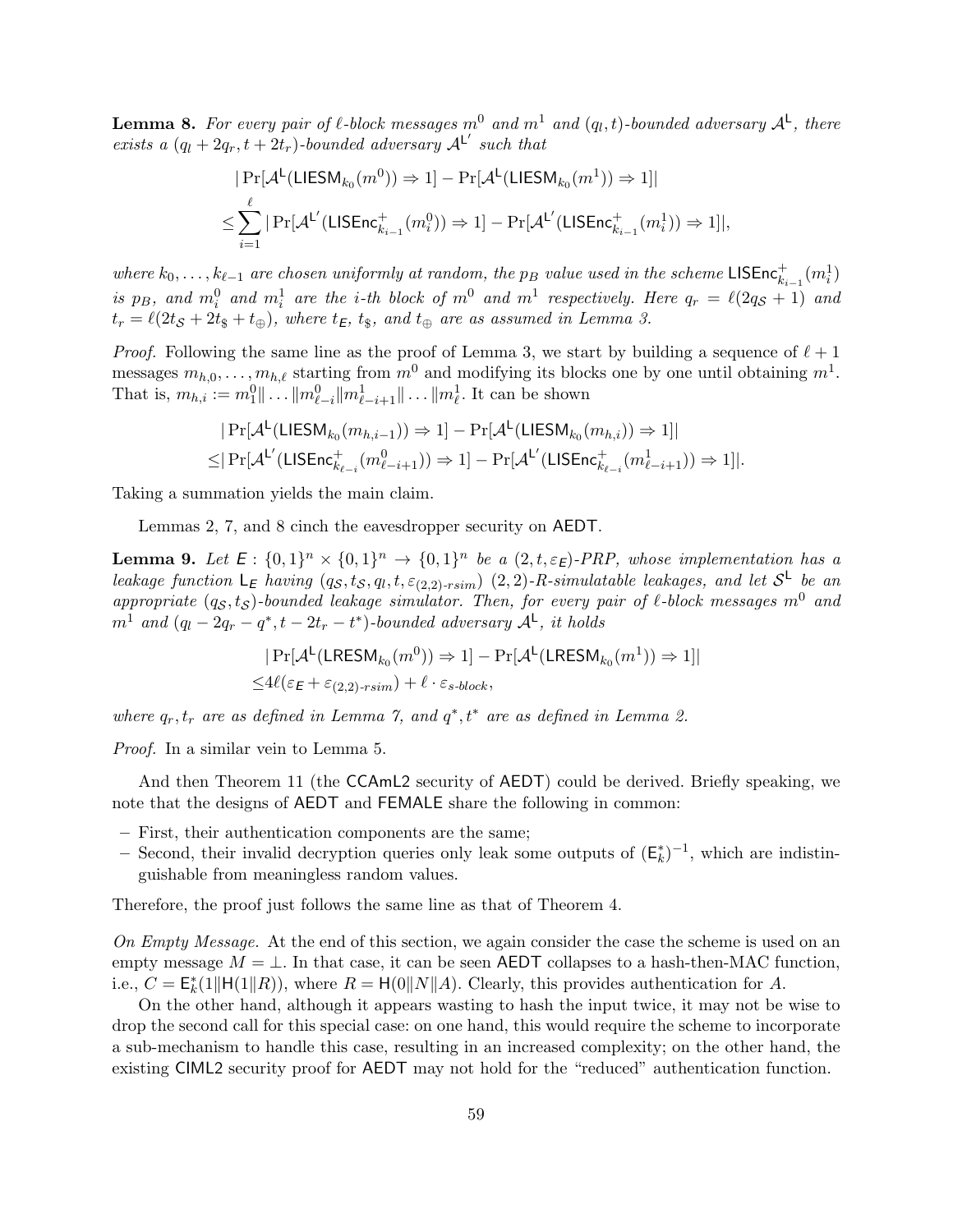**Lemma 8.** *For every pair of $\ell$-block messages $m^0$ and $m^1$ and $(q_l, t)$-bounded adversary $\mathcal{A}^{\mathsf{L}}$, there exists a $(q_l + 2q_r, t + 2t_r)$-bounded adversary $\mathcal{A}^{\mathsf{L}'}$ such that*

$$\begin{aligned}
&|\Pr[\mathcal{A}^{\mathsf{L}}(\mathsf{LIESM}_{k_0}(m^0)) \Rightarrow 1] - \Pr[\mathcal{A}^{\mathsf{L}}(\mathsf{LIESM}_{k_0}(m^1)) \Rightarrow 1]| \\
\leq &\sum_{i=1}^{\ell} |\Pr[\mathcal{A}^{\mathsf{L}'}(\mathsf{LISEnc}^{+}_{k_{i-1}}(m_i^0)) \Rightarrow 1] - \Pr[\mathcal{A}^{\mathsf{L}'}(\mathsf{LISEnc}^{+}_{k_{i-1}}(m_i^1)) \Rightarrow 1]|,
\end{aligned}$$

*where $k_0, \ldots, k_{\ell-1}$ are chosen uniformly at random, the $p_B$ value used in the scheme $\mathsf{LISEnc}^{+}_{k_{i-1}}(m_i^1)$ is $p_B$, and $m_i^0$ and $m_i^1$ are the $i$-th block of $m^0$ and $m^1$ respectively. Here $q_r = \ell(2q_{\mathcal{S}} + 1)$ and $t_r = \ell(2t_{\mathcal{S}} + 2t_{\$} + t_{\oplus})$, where $t_{\mathsf{E}}$, $t_{\$}$, and $t_{\oplus}$ are as assumed in Lemma 3.*

*Proof.* Following the same line as the proof of Lemma 3, we start by building a sequence of $\ell + 1$ messages $m_{h,0}, \ldots, m_{h,\ell}$ starting from $m^0$ and modifying its blocks one by one until obtaining $m^1$. That is, $m_{h,i} := m_1^0 \| \ldots \| m_{\ell-i}^0 \| m_{\ell-i+1}^1 \| \ldots \| m_\ell^1$. It can be shown

$$\begin{aligned}
&|\Pr[\mathcal{A}^{\mathsf{L}}(\mathsf{LIESM}_{k_0}(m_{h,i-1})) \Rightarrow 1] - \Pr[\mathcal{A}^{\mathsf{L}}(\mathsf{LIESM}_{k_0}(m_{h,i})) \Rightarrow 1]| \\
\leq &|\Pr[\mathcal{A}^{\mathsf{L}'}(\mathsf{LISEnc}^{+}_{k_{\ell-i}}(m_{\ell-i+1}^0)) \Rightarrow 1] - \Pr[\mathcal{A}^{\mathsf{L}'}(\mathsf{LISEnc}^{+}_{k_{\ell-i}}(m_{\ell-i+1}^1)) \Rightarrow 1]|.
\end{aligned}$$

Taking a summation yields the main claim.

Lemmas 2, 7, and 8 cinch the eavesdropper security on $\mathsf{AEDT}$.

**Lemma 9.** *Let $\mathsf{E} : \{0,1\}^n \times \{0,1\}^n \to \{0,1\}^n$ be a $(2, t, \varepsilon_{\mathsf{E}})$-PRP, whose implementation has a leakage function $\mathsf{L}_{\mathsf{E}}$ having $(q_{\mathcal{S}}, t_{\mathcal{S}}, q_l, t, \varepsilon_{(2,2)\text{-}rsim})$ $(2,2)$-$R$-simulatable leakages, and let $\mathcal{S}^{\mathsf{L}}$ be an appropriate $(q_{\mathcal{S}}, t_{\mathcal{S}})$-bounded leakage simulator. Then, for every pair of $\ell$-block messages $m^0$ and $m^1$ and $(q_l - 2q_r - q^*, t - 2t_r - t^*)$-bounded adversary $\mathcal{A}^{\mathsf{L}}$, it holds*

$$\begin{aligned}
&|\Pr[\mathcal{A}^{\mathsf{L}}(\mathsf{LRESM}_{k_0}(m^0)) \Rightarrow 1] - \Pr[\mathcal{A}^{\mathsf{L}}(\mathsf{LRESM}_{k_0}(m^1)) \Rightarrow 1]| \\
\leq &4\ell(\varepsilon_{\mathsf{E}} + \varepsilon_{(2,2)\text{-}rsim}) + \ell \cdot \varepsilon_{s\text{-}block},
\end{aligned}$$

*where $q_r, t_r$ are as defined in Lemma 7, and $q^*, t^*$ are as defined in Lemma 2.*

*Proof.* In a similar vein to Lemma 5.

And then Theorem 11 (the $\mathsf{CCAmL2}$ security of $\mathsf{AEDT}$) could be derived. Briefly speaking, we note that the designs of $\mathsf{AEDT}$ and $\mathsf{FEMALE}$ share the following in common:

- First, their authentication components are the same;
- Second, their invalid decryption queries only leak some outputs of $(\mathsf{E}_k^*)^{-1}$, which are indistinguishable from meaningless random values.

Therefore, the proof just follows the same line as that of Theorem 4.

*On Empty Message.* At the end of this section, we again consider the case the scheme is used on an empty message $M = \perp$. In that case, it can be seen $\mathsf{AEDT}$ collapses to a hash-then-MAC function, i.e., $C = \mathsf{E}_k^*(1 \| \mathsf{H}(1 \| R))$, where $R = \mathsf{H}(0 \| N \| A)$. Clearly, this provides authentication for $A$.

On the other hand, although it appears wasting to hash the input twice, it may not be wise to drop the second call for this special case: on one hand, this would require the scheme to incorporate a sub-mechanism to handle this case, resulting in an increased complexity; on the other hand, the existing $\mathsf{CIML2}$ security proof for $\mathsf{AEDT}$ may not hold for the "reduced" authentication function.